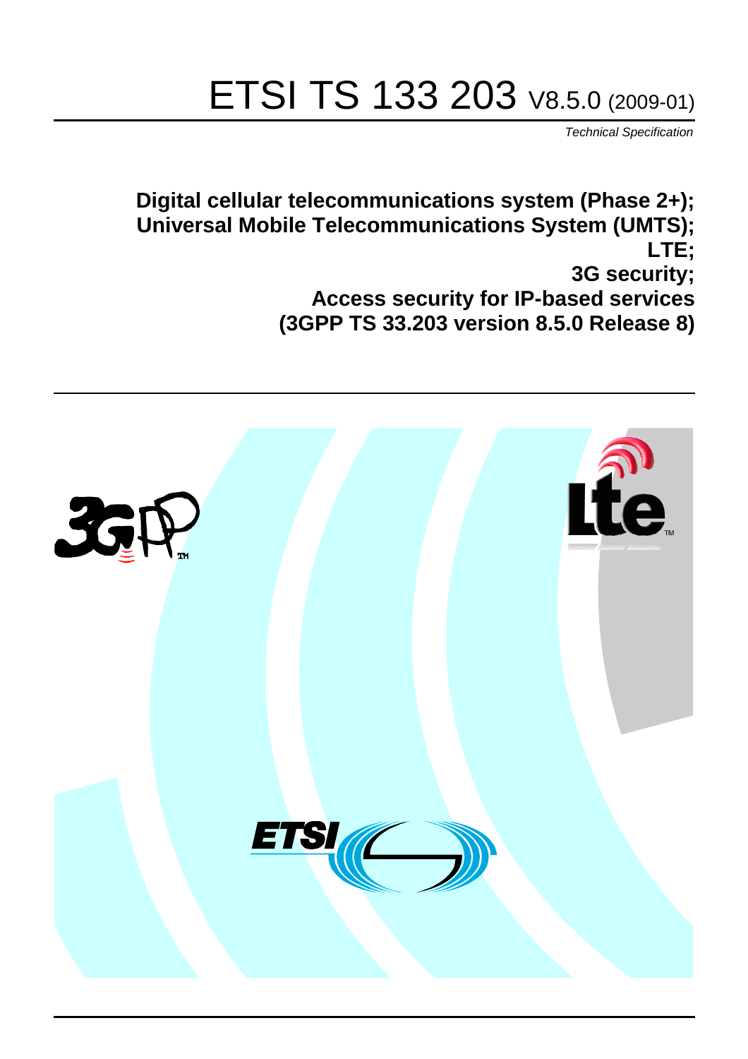# ETSI TS 133 203 V8.5.0 (2009-01)

*Technical Specification*

**Digital cellular telecommunications system (Phase 2+);**
**Universal Mobile Telecommunications System (UMTS);**
**LTE;**
**3G security;**
**Access security for IP-based services**
**(3GPP TS 33.203 version 8.5.0 Release 8)**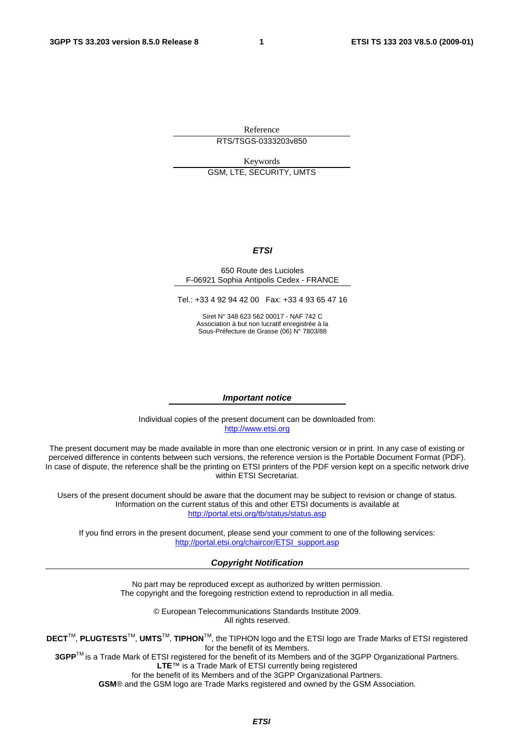Reference

RTS/TSGS-0333203v850

Keywords

GSM, LTE, SECURITY, UMTS

***ETSI***

650 Route des Lucioles
F-06921 Sophia Antipolis Cedex - FRANCE

Tel.: +33 4 92 94 42 00 Fax: +33 4 93 65 47 16

Siret N° 348 623 562 00017 - NAF 742 C
Association à but non lucratif enregistrée à la
Sous-Préfecture de Grasse (06) N° 7803/88

***Important notice***

Individual copies of the present document can be downloaded from:
http://www.etsi.org

The present document may be made available in more than one electronic version or in print. In any case of existing or perceived difference in contents between such versions, the reference version is the Portable Document Format (PDF). In case of dispute, the reference shall be the printing on ETSI printers of the PDF version kept on a specific network drive within ETSI Secretariat.

Users of the present document should be aware that the document may be subject to revision or change of status. Information on the current status of this and other ETSI documents is available at
http://portal.etsi.org/tb/status/status.asp

If you find errors in the present document, please send your comment to one of the following services:
http://portal.etsi.org/chaircor/ETSI_support.asp

***Copyright Notification***

No part may be reproduced except as authorized by written permission.
The copyright and the foregoing restriction extend to reproduction in all media.

© European Telecommunications Standards Institute 2009.
All rights reserved.

**DECT**™, **PLUGTESTS**™, **UMTS**™, **TIPHON**™, the TIPHON logo and the ETSI logo are Trade Marks of ETSI registered for the benefit of its Members.
**3GPP**™ is a Trade Mark of ETSI registered for the benefit of its Members and of the 3GPP Organizational Partners.
**LTE**™ is a Trade Mark of ETSI currently being registered
for the benefit of its Members and of the 3GPP Organizational Partners.
**GSM**® and the GSM logo are Trade Marks registered and owned by the GSM Association.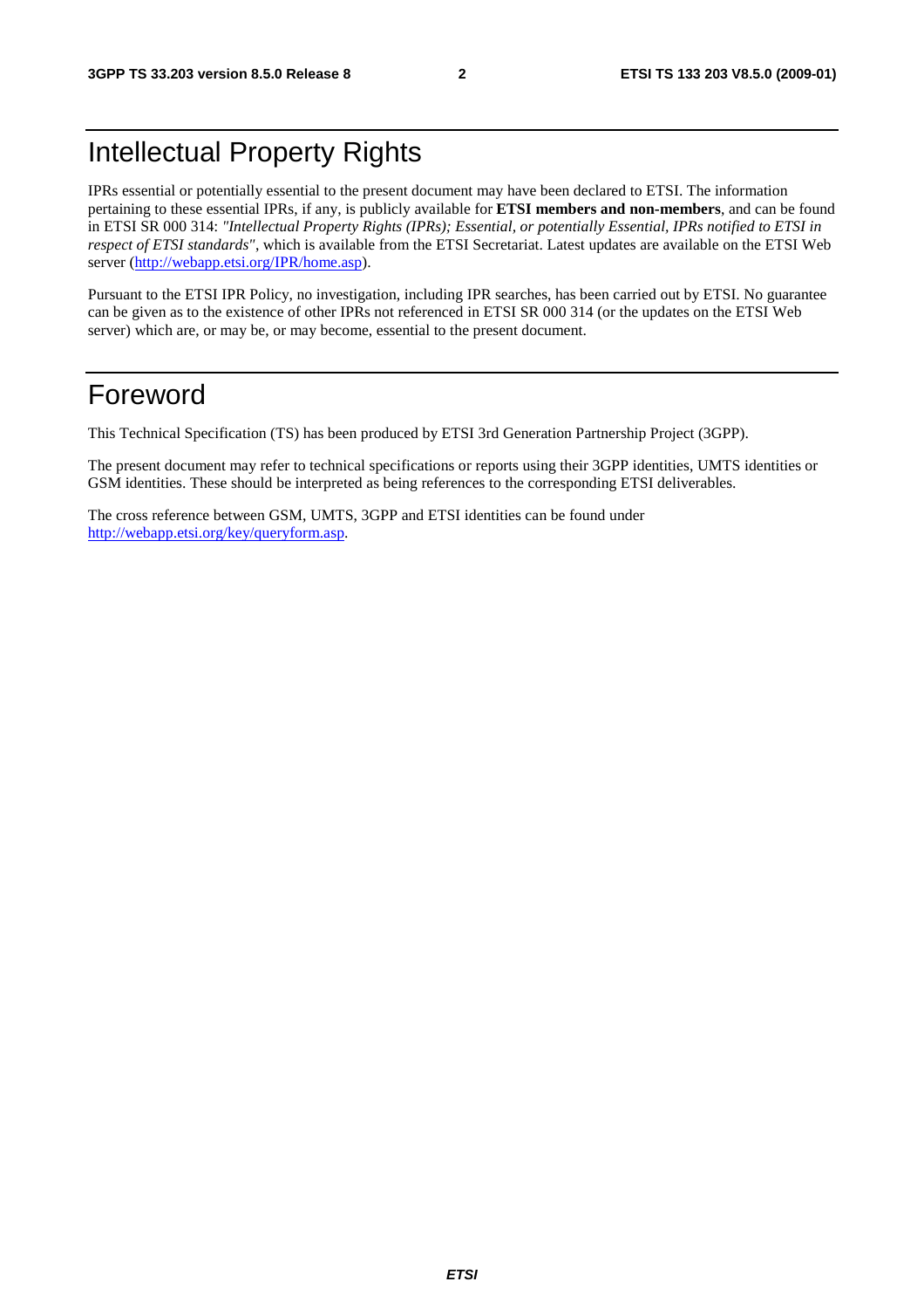# Intellectual Property Rights

IPRs essential or potentially essential to the present document may have been declared to ETSI. The information pertaining to these essential IPRs, if any, is publicly available for **ETSI members and non-members**, and can be found in ETSI SR 000 314: *"Intellectual Property Rights (IPRs); Essential, or potentially Essential, IPRs notified to ETSI in respect of ETSI standards"*, which is available from the ETSI Secretariat. Latest updates are available on the ETSI Web server (http://webapp.etsi.org/IPR/home.asp).

Pursuant to the ETSI IPR Policy, no investigation, including IPR searches, has been carried out by ETSI. No guarantee can be given as to the existence of other IPRs not referenced in ETSI SR 000 314 (or the updates on the ETSI Web server) which are, or may be, or may become, essential to the present document.

# Foreword

This Technical Specification (TS) has been produced by ETSI 3rd Generation Partnership Project (3GPP).

The present document may refer to technical specifications or reports using their 3GPP identities, UMTS identities or GSM identities. These should be interpreted as being references to the corresponding ETSI deliverables.

The cross reference between GSM, UMTS, 3GPP and ETSI identities can be found under http://webapp.etsi.org/key/queryform.asp.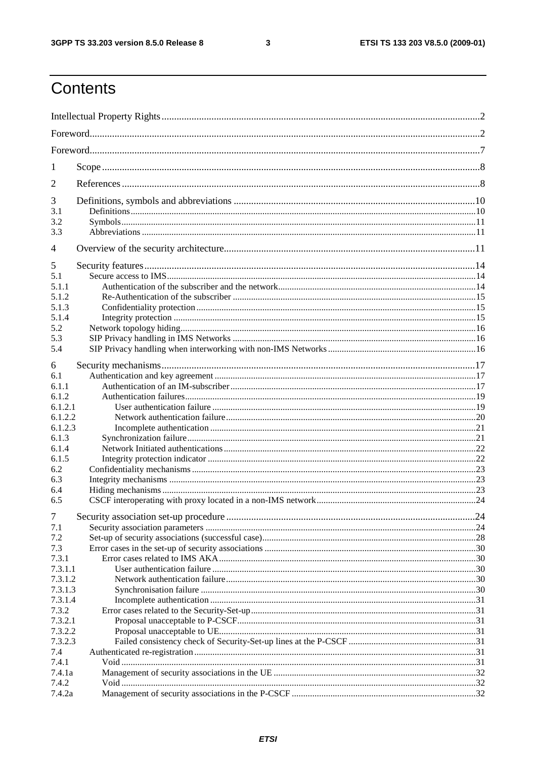# Contents

Intellectual Property Rights ... 2
Foreword ... 2
Foreword ... 7
1 Scope ... 8
2 References ... 8
3 Definitions, symbols and abbreviations ... 10
3.1 Definitions ... 10
3.2 Symbols ... 11
3.3 Abbreviations ... 11
4 Overview of the security architecture ... 11
5 Security features ... 14
5.1 Secure access to IMS ... 14
5.1.1 Authentication of the subscriber and the network ... 14
5.1.2 Re-Authentication of the subscriber ... 15
5.1.3 Confidentiality protection ... 15
5.1.4 Integrity protection ... 15
5.2 Network topology hiding ... 16
5.3 SIP Privacy handling in IMS Networks ... 16
5.4 SIP Privacy handling when interworking with non-IMS Networks ... 16
6 Security mechanisms ... 17
6.1 Authentication and key agreement ... 17
6.1.1 Authentication of an IM-subscriber ... 17
6.1.2 Authentication failures ... 19
6.1.2.1 User authentication failure ... 19
6.1.2.2 Network authentication failure ... 20
6.1.2.3 Incomplete authentication ... 21
6.1.3 Synchronization failure ... 21
6.1.4 Network Initiated authentications ... 22
6.1.5 Integrity protection indicator ... 22
6.2 Confidentiality mechanisms ... 23
6.3 Integrity mechanisms ... 23
6.4 Hiding mechanisms ... 23
6.5 CSCF interoperating with proxy located in a non-IMS network ... 24
7 Security association set-up procedure ... 24
7.1 Security association parameters ... 24
7.2 Set-up of security associations (successful case) ... 28
7.3 Error cases in the set-up of security associations ... 30
7.3.1 Error cases related to IMS AKA ... 30
7.3.1.1 User authentication failure ... 30
7.3.1.2 Network authentication failure ... 30
7.3.1.3 Synchronisation failure ... 30
7.3.1.4 Incomplete authentication ... 31
7.3.2 Error cases related to the Security-Set-up ... 31
7.3.2.1 Proposal unacceptable to P-CSCF ... 31
7.3.2.2 Proposal unacceptable to UE ... 31
7.3.2.3 Failed consistency check of Security-Set-up lines at the P-CSCF ... 31
7.4 Authenticated re-registration ... 31
7.4.1 Void ... 31
7.4.1a Management of security associations in the UE ... 32
7.4.2 Void ... 32
7.4.2a Management of security associations in the P-CSCF ... 32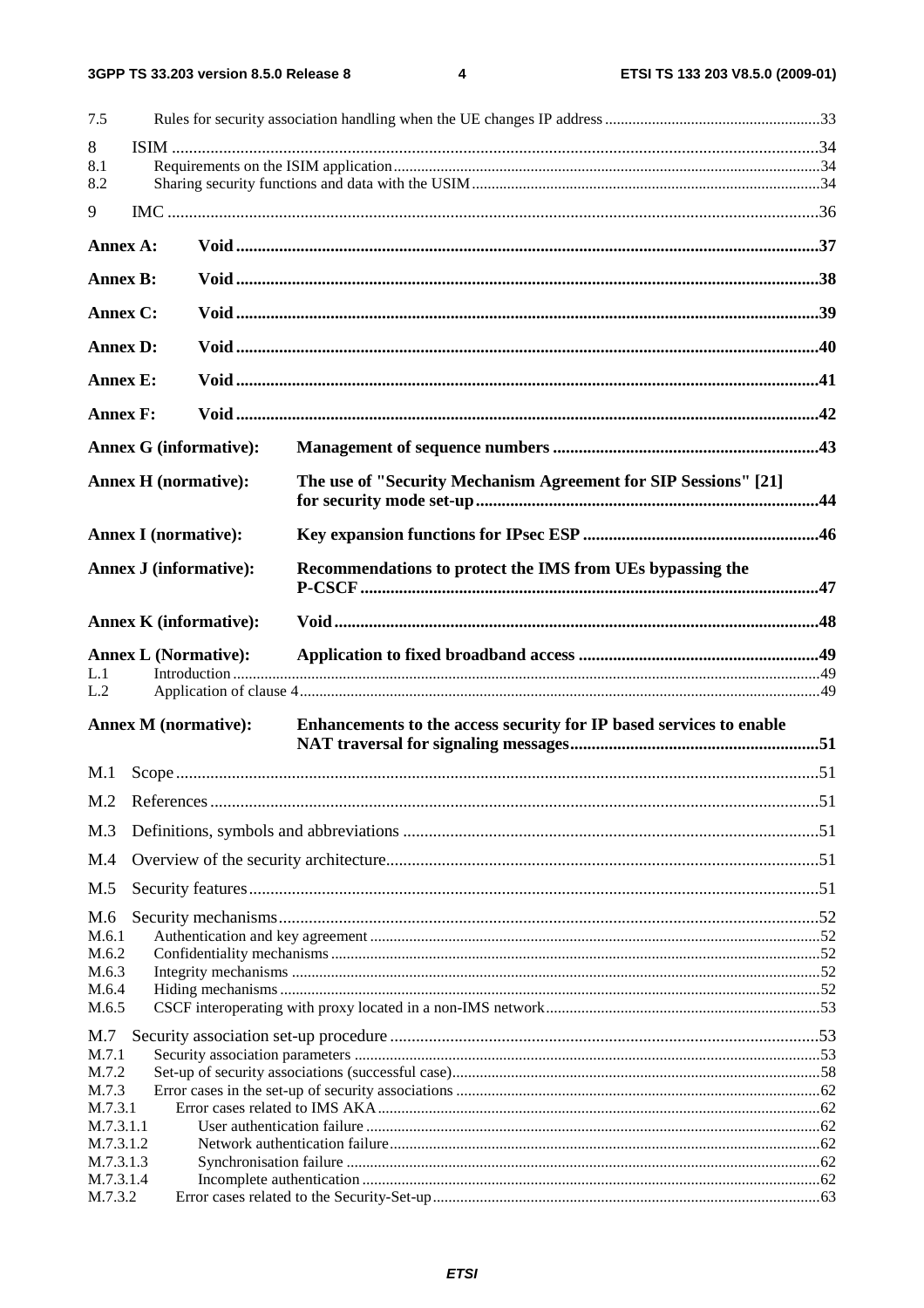7.5 Rules for security association handling when the UE changes IP address .......................................................33

8 ISIM .......................................................................................................................................................34
8.1 Requirements on the ISIM application.............................................................................................................34
8.2 Sharing security functions and data with the USIM.........................................................................................34

9 IMC .........................................................................................................................................................36

**Annex A: Void .......................................................................................................................................37**

**Annex B: Void .......................................................................................................................................38**

**Annex C: Void .......................................................................................................................................39**

**Annex D: Void .......................................................................................................................................40**

**Annex E: Void .......................................................................................................................................41**

**Annex F: Void .......................................................................................................................................42**

**Annex G (informative): Management of sequence numbers ..............................................................43**

**Annex H (normative): The use of "Security Mechanism Agreement for SIP Sessions" [21] for security mode set-up...............................................................................44**

**Annex I (normative): Key expansion functions for IPsec ESP .......................................................46**

**Annex J (informative): Recommendations to protect the IMS from UEs bypassing the P-CSCF..........................................................................................................47**

**Annex K (informative): Void .................................................................................................................48**

**Annex L (Normative): Application to fixed broadband access .......................................................49**

L.1 Introduction.....................................................................................................................................................49
L.2 Application of clause 4....................................................................................................................................49

**Annex M (normative): Enhancements to the access security for IP based services to enable NAT traversal for signaling messages...........................................................51**

M.1 Scope.....................................................................................................................................................51

M.2 References.............................................................................................................................................51

M.3 Definitions, symbols and abbreviations ................................................................................................51

M.4 Overview of the security architecture....................................................................................................51

M.5 Security features....................................................................................................................................51

M.6 Security mechanisms.............................................................................................................................52
M.6.1 Authentication and key agreement ..................................................................................................................52
M.6.2 Confidentiality mechanisms ............................................................................................................................52
M.6.3 Integrity mechanisms ......................................................................................................................................52
M.6.4 Hiding mechanisms .........................................................................................................................................52
M.6.5 CSCF interoperating with proxy located in a non-IMS network......................................................................53

M.7 Security association set-up procedure ...................................................................................................53
M.7.1 Security association parameters ......................................................................................................................53
M.7.2 Set-up of security associations (successful case).............................................................................................58
M.7.3 Error cases in the set-up of security associations ............................................................................................62
M.7.3.1 Error cases related to IMS AKA................................................................................................................62
M.7.3.1.1 User authentication failure ...................................................................................................................62
M.7.3.1.2 Network authentication failure.............................................................................................................62
M.7.3.1.3 Synchronisation failure ........................................................................................................................62
M.7.3.1.4 Incomplete authentication ....................................................................................................................62
M.7.3.2 Error cases related to the Security-Set-up..................................................................................................63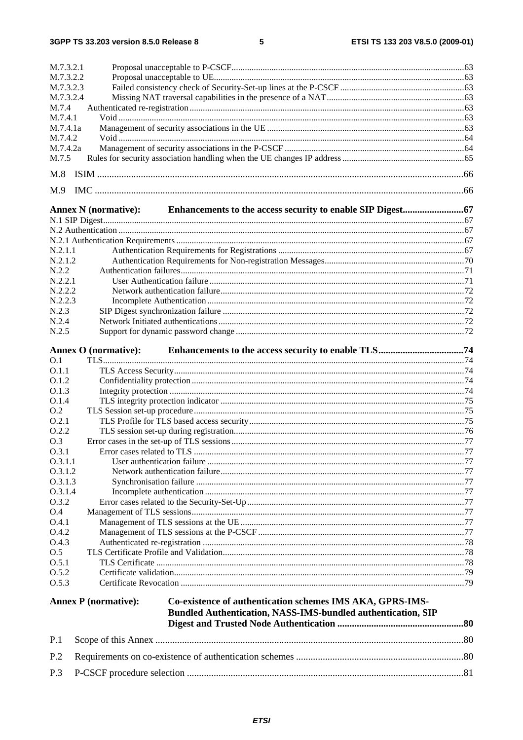M.7.3.2.1 Proposal unacceptable to P-CSCF ..... 63
M.7.3.2.2 Proposal unacceptable to UE ..... 63
M.7.3.2.3 Failed consistency check of Security-Set-up lines at the P-CSCF ..... 63
M.7.3.2.4 Missing NAT traversal capabilities in the presence of a NAT ..... 63
M.7.4 Authenticated re-registration ..... 63
M.7.4.1 Void ..... 63
M.7.4.1a Management of security associations in the UE ..... 63
M.7.4.2 Void ..... 64
M.7.4.2a Management of security associations in the P-CSCF ..... 64
M.7.5 Rules for security association handling when the UE changes IP address ..... 65

M.8 ISIM ..... 66

M.9 IMC ..... 66

**Annex N (normative): Enhancements to the access security to enable SIP Digest ..... 67**

N.1 SIP Digest ..... 67
N.2 Authentication ..... 67
N.2.1 Authentication Requirements ..... 67
N.2.1.1 Authentication Requirements for Registrations ..... 67
N.2.1.2 Authentication Requirements for Non-registration Messages ..... 70
N.2.2 Authentication failures ..... 71
N.2.2.1 User Authentication failure ..... 71
N.2.2.2 Network authentication failure ..... 72
N.2.2.3 Incomplete Authentication ..... 72
N.2.3 SIP Digest synchronization failure ..... 72
N.2.4 Network Initiated authentications ..... 72
N.2.5 Support for dynamic password change ..... 72

**Annex O (normative): Enhancements to the access security to enable TLS ..... 74**

O.1 TLS ..... 74
O.1.1 TLS Access Security ..... 74
O.1.2 Confidentiality protection ..... 74
O.1.3 Integrity protection ..... 74
O.1.4 TLS integrity protection indicator ..... 75
O.2 TLS Session set-up procedure ..... 75
O.2.1 TLS Profile for TLS based access security ..... 75
O.2.2 TLS session set-up during registration ..... 76
O.3 Error cases in the set-up of TLS sessions ..... 77
O.3.1 Error cases related to TLS ..... 77
O.3.1.1 User authentication failure ..... 77
O.3.1.2 Network authentication failure ..... 77
O.3.1.3 Synchronisation failure ..... 77
O.3.1.4 Incomplete authentication ..... 77
O.3.2 Error cases related to the Security-Set-Up ..... 77
O.4 Management of TLS sessions ..... 77
O.4.1 Management of TLS sessions at the UE ..... 77
O.4.2 Management of TLS sessions at the P-CSCF ..... 77
O.4.3 Authenticated re-registration ..... 78
O.5 TLS Certificate Profile and Validation ..... 78
O.5.1 TLS Certificate ..... 78
O.5.2 Certificate validation ..... 79
O.5.3 Certificate Revocation ..... 79

**Annex P (normative): Co-existence of authentication schemes IMS AKA, GPRS-IMS-Bundled Authentication, NASS-IMS-bundled authentication, SIP Digest and Trusted Node Authentication ..... 80**

P.1 Scope of this Annex ..... 80

P.2 Requirements on co-existence of authentication schemes ..... 80

P.3 P-CSCF procedure selection ..... 81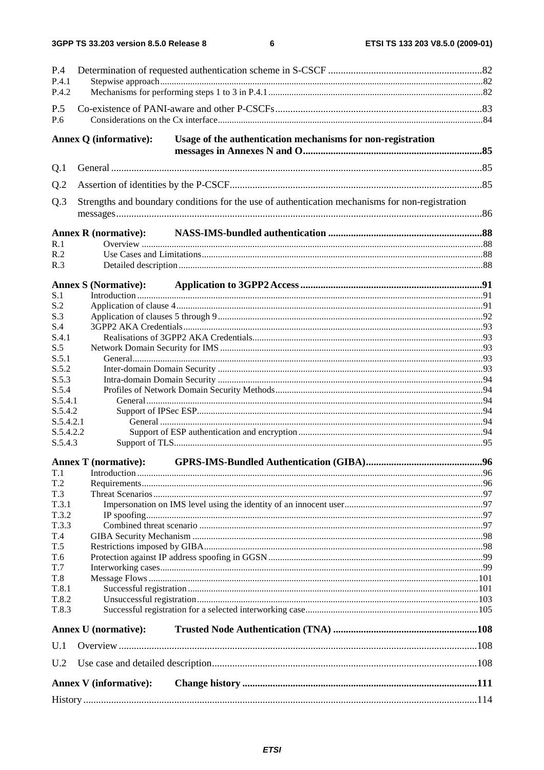P.4 Determination of requested authentication scheme in S-CSCF ............................................................82
P.4.1 Stepwise approach ............................................................................................................................................82
P.4.2 Mechanisms for performing steps 1 to 3 in P.4.1 ............................................................................................82

P.5 Co-existence of PANI-aware and other P-CSCFs .................................................................................83
P.6 Considerations on the Cx interface ...................................................................................................................84

**Annex Q (informative): Usage of the authentication mechanisms for non-registration messages in Annexes N and O ......................................................................85**

Q.1 General ..................................................................................................................................................85

Q.2 Assertion of identities by the P-CSCF ...................................................................................................85

Q.3 Strengths and boundary conditions for the use of authentication mechanisms for non-registration messages ................................................................................................................................................86

**Annex R (normative): NASS-IMS-bundled authentication .............................................................88**
R.1 Overview ...........................................................................................................................................................88
R.2 Use Cases and Limitations ................................................................................................................................88
R.3 Detailed description ..........................................................................................................................................88

**Annex S (Normative): Application to 3GPP2 Access ........................................................................91**
S.1 Introduction .......................................................................................................................................................91
S.2 Application of clause 4 ......................................................................................................................................91
S.3 Application of clauses 5 through 9 ....................................................................................................................92
S.4 3GPP2 AKA Credentials ...................................................................................................................................93
S.4.1 Realisations of 3GPP2 AKA Credentials ....................................................................................................93
S.5 Network Domain Security for IMS ....................................................................................................................93
S.5.1 General .........................................................................................................................................................93
S.5.2 Inter-domain Domain Security .....................................................................................................................93
S.5.3 Intra-domain Domain Security .....................................................................................................................94
S.5.4 Profiles of Network Domain Security Methods ............................................................................................94
S.5.4.1 General ...................................................................................................................................................94
S.5.4.2 Support of IPSec ESP .............................................................................................................................94
S.5.4.2.1 General ..............................................................................................................................................94
S.5.4.2.2 Support of ESP authentication and encryption .................................................................................94
S.5.4.3 Support of TLS .......................................................................................................................................95

**Annex T (normative): GPRS-IMS-Bundled Authentication (GIBA) ..............................................96**
T.1 Introduction .......................................................................................................................................................96
T.2 Requirements .....................................................................................................................................................96
T.3 Threat Scenarios ................................................................................................................................................97
T.3.1 Impersonation on IMS level using the identity of an innocent user .............................................................97
T.3.2 IP spoofing ...................................................................................................................................................97
T.3.3 Combined threat scenario ............................................................................................................................97
T.4 GIBA Security Mechanism ................................................................................................................................98
T.5 Restrictions imposed by GIBA ..........................................................................................................................98
T.6 Protection against IP address spoofing in GGSN ..............................................................................................99
T.7 Interworking cases .............................................................................................................................................99
T.8 Message Flows .................................................................................................................................................101
T.8.1 Successful registration ...............................................................................................................................101
T.8.2 Unsuccessful registration ...........................................................................................................................103
T.8.3 Successful registration for a selected interworking case ............................................................................105

**Annex U (normative): Trusted Node Authentication (TNA) .........................................................108**

U.1 Overview ..............................................................................................................................................108

U.2 Use case and detailed description ..........................................................................................................108

**Annex V (informative): Change history ............................................................................................111**

History ..........................................................................................................................................................114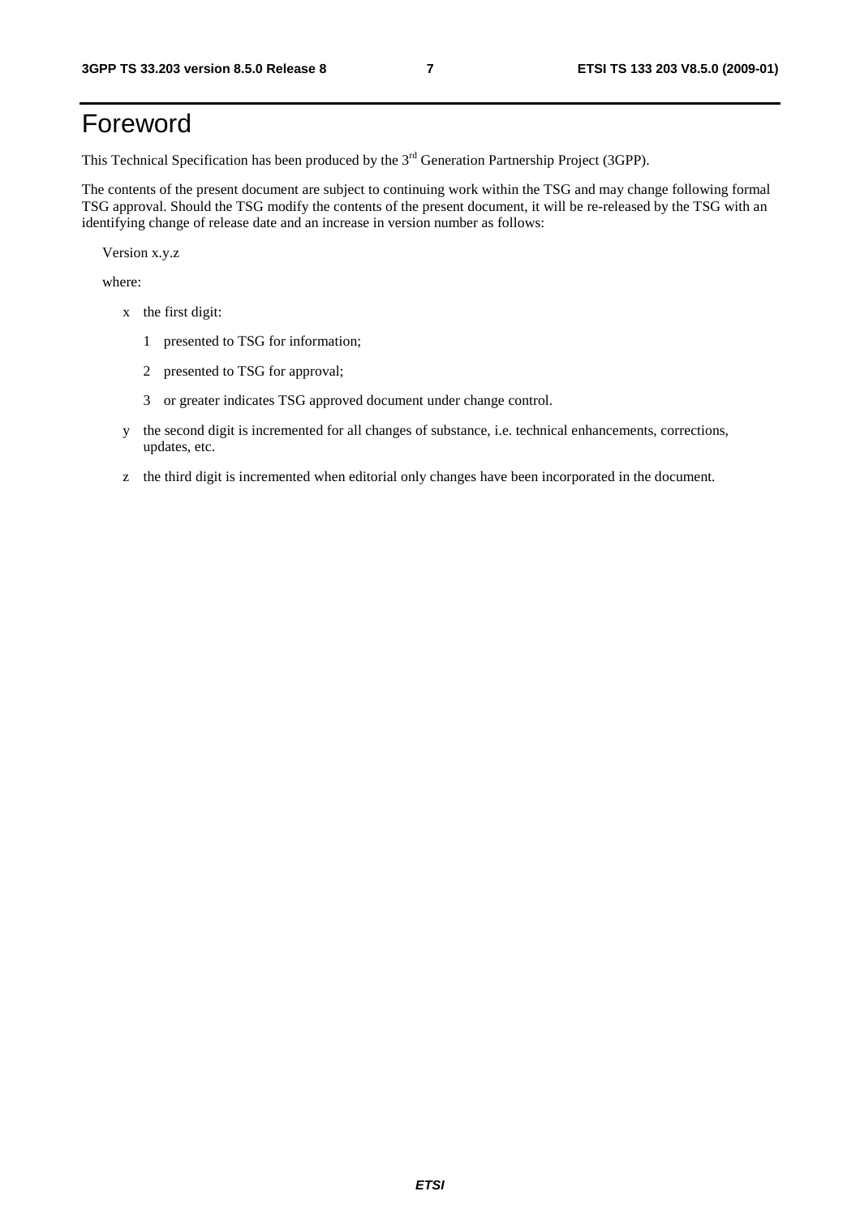# Foreword

This Technical Specification has been produced by the 3rd Generation Partnership Project (3GPP).

The contents of the present document are subject to continuing work within the TSG and may change following formal TSG approval. Should the TSG modify the contents of the present document, it will be re-released by the TSG with an identifying change of release date and an increase in version number as follows:

Version x.y.z

where:

- x the first digit:
  - 1 presented to TSG for information;
  - 2 presented to TSG for approval;
  - 3 or greater indicates TSG approved document under change control.
- y the second digit is incremented for all changes of substance, i.e. technical enhancements, corrections, updates, etc.
- z the third digit is incremented when editorial only changes have been incorporated in the document.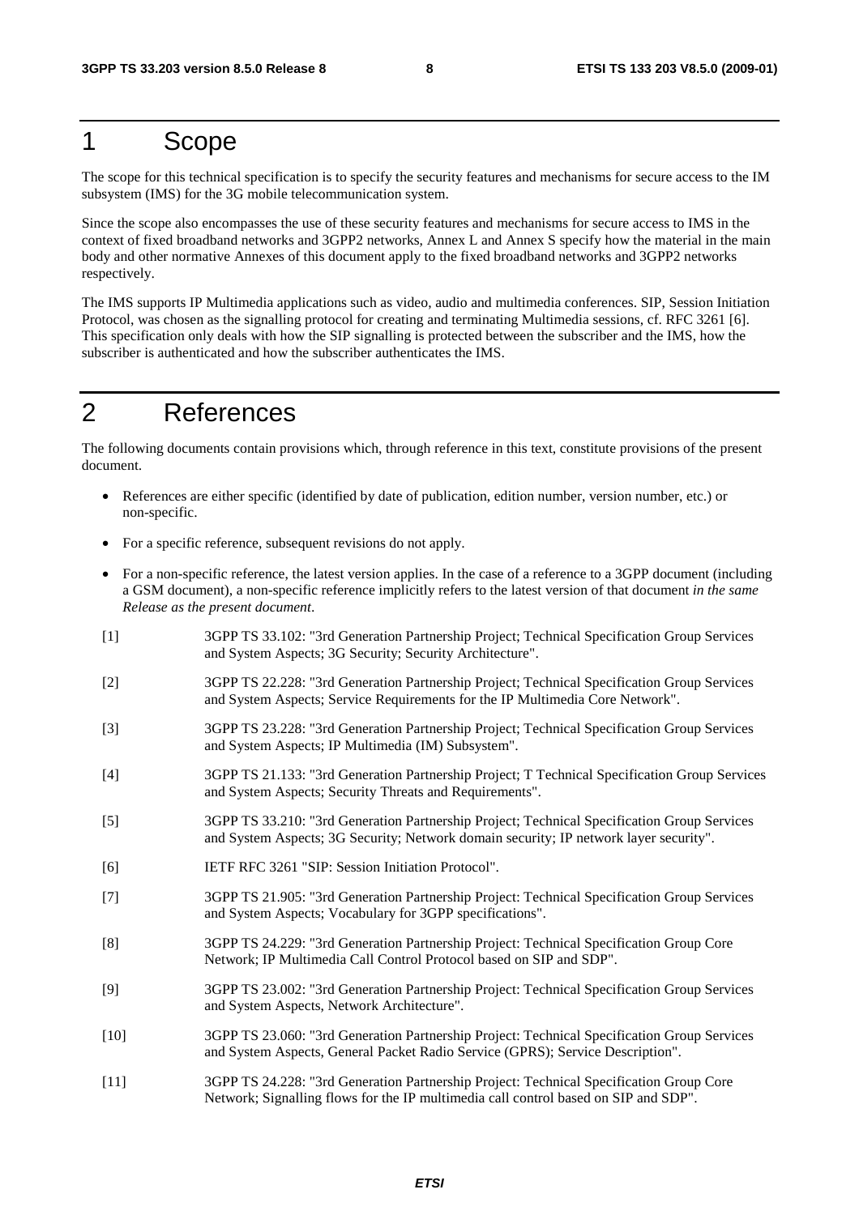# 1 Scope

The scope for this technical specification is to specify the security features and mechanisms for secure access to the IM subsystem (IMS) for the 3G mobile telecommunication system.

Since the scope also encompasses the use of these security features and mechanisms for secure access to IMS in the context of fixed broadband networks and 3GPP2 networks, Annex L and Annex S specify how the material in the main body and other normative Annexes of this document apply to the fixed broadband networks and 3GPP2 networks respectively.

The IMS supports IP Multimedia applications such as video, audio and multimedia conferences. SIP, Session Initiation Protocol, was chosen as the signalling protocol for creating and terminating Multimedia sessions, cf. RFC 3261 [6]. This specification only deals with how the SIP signalling is protected between the subscriber and the IMS, how the subscriber is authenticated and how the subscriber authenticates the IMS.

# 2 References

The following documents contain provisions which, through reference in this text, constitute provisions of the present document.

- References are either specific (identified by date of publication, edition number, version number, etc.) or non-specific.
- For a specific reference, subsequent revisions do not apply.
- For a non-specific reference, the latest version applies. In the case of a reference to a 3GPP document (including a GSM document), a non-specific reference implicitly refers to the latest version of that document *in the same Release as the present document*.

[1] 3GPP TS 33.102: "3rd Generation Partnership Project; Technical Specification Group Services and System Aspects; 3G Security; Security Architecture".

[2] 3GPP TS 22.228: "3rd Generation Partnership Project; Technical Specification Group Services and System Aspects; Service Requirements for the IP Multimedia Core Network".

[3] 3GPP TS 23.228: "3rd Generation Partnership Project; Technical Specification Group Services and System Aspects; IP Multimedia (IM) Subsystem".

[4] 3GPP TS 21.133: "3rd Generation Partnership Project; T Technical Specification Group Services and System Aspects; Security Threats and Requirements".

[5] 3GPP TS 33.210: "3rd Generation Partnership Project; Technical Specification Group Services and System Aspects; 3G Security; Network domain security; IP network layer security".

[6] IETF RFC 3261 "SIP: Session Initiation Protocol".

[7] 3GPP TS 21.905: "3rd Generation Partnership Project: Technical Specification Group Services and System Aspects; Vocabulary for 3GPP specifications".

[8] 3GPP TS 24.229: "3rd Generation Partnership Project: Technical Specification Group Core Network; IP Multimedia Call Control Protocol based on SIP and SDP".

[9] 3GPP TS 23.002: "3rd Generation Partnership Project: Technical Specification Group Services and System Aspects, Network Architecture".

[10] 3GPP TS 23.060: "3rd Generation Partnership Project: Technical Specification Group Services and System Aspects, General Packet Radio Service (GPRS); Service Description".

[11] 3GPP TS 24.228: "3rd Generation Partnership Project: Technical Specification Group Core Network; Signalling flows for the IP multimedia call control based on SIP and SDP".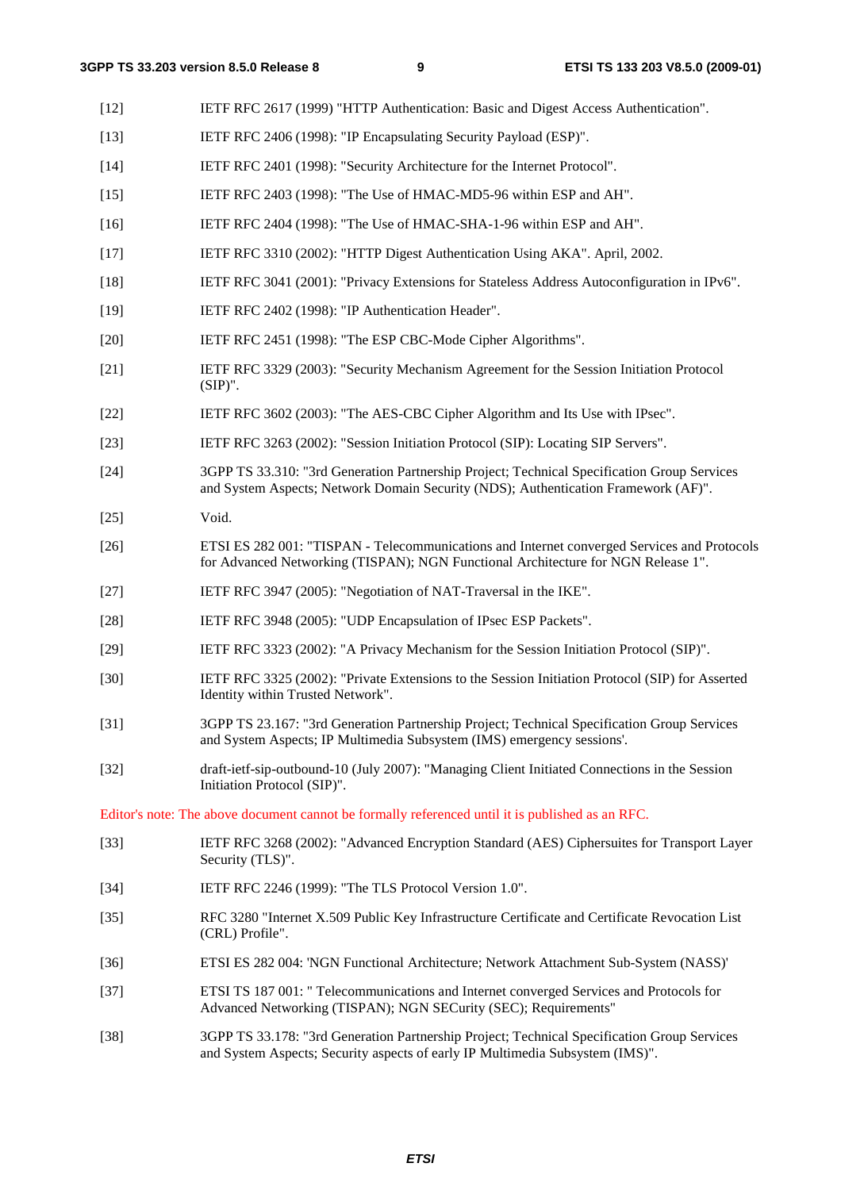[12] IETF RFC 2617 (1999) "HTTP Authentication: Basic and Digest Access Authentication".

[13] IETF RFC 2406 (1998): "IP Encapsulating Security Payload (ESP)".

[14] IETF RFC 2401 (1998): "Security Architecture for the Internet Protocol".

[15] IETF RFC 2403 (1998): "The Use of HMAC-MD5-96 within ESP and AH".

[16] IETF RFC 2404 (1998): "The Use of HMAC-SHA-1-96 within ESP and AH".

[17] IETF RFC 3310 (2002): "HTTP Digest Authentication Using AKA". April, 2002.

[18] IETF RFC 3041 (2001): "Privacy Extensions for Stateless Address Autoconfiguration in IPv6".

[19] IETF RFC 2402 (1998): "IP Authentication Header".

[20] IETF RFC 2451 (1998): "The ESP CBC-Mode Cipher Algorithms".

[21] IETF RFC 3329 (2003): "Security Mechanism Agreement for the Session Initiation Protocol (SIP)".

[22] IETF RFC 3602 (2003): "The AES-CBC Cipher Algorithm and Its Use with IPsec".

[23] IETF RFC 3263 (2002): "Session Initiation Protocol (SIP): Locating SIP Servers".

[24] 3GPP TS 33.310: "3rd Generation Partnership Project; Technical Specification Group Services and System Aspects; Network Domain Security (NDS); Authentication Framework (AF)".

[25] Void.

[26] ETSI ES 282 001: "TISPAN - Telecommunications and Internet converged Services and Protocols for Advanced Networking (TISPAN); NGN Functional Architecture for NGN Release 1".

[27] IETF RFC 3947 (2005): "Negotiation of NAT-Traversal in the IKE".

[28] IETF RFC 3948 (2005): "UDP Encapsulation of IPsec ESP Packets".

[29] IETF RFC 3323 (2002): "A Privacy Mechanism for the Session Initiation Protocol (SIP)".

[30] IETF RFC 3325 (2002): "Private Extensions to the Session Initiation Protocol (SIP) for Asserted Identity within Trusted Network".

[31] 3GPP TS 23.167: "3rd Generation Partnership Project; Technical Specification Group Services and System Aspects; IP Multimedia Subsystem (IMS) emergency sessions'.

[32] draft-ietf-sip-outbound-10 (July 2007): "Managing Client Initiated Connections in the Session Initiation Protocol (SIP)".

Editor's note: The above document cannot be formally referenced until it is published as an RFC.

[33] IETF RFC 3268 (2002): "Advanced Encryption Standard (AES) Ciphersuites for Transport Layer Security (TLS)".

[34] IETF RFC 2246 (1999): "The TLS Protocol Version 1.0".

[35] RFC 3280 "Internet X.509 Public Key Infrastructure Certificate and Certificate Revocation List (CRL) Profile".

[36] ETSI ES 282 004: 'NGN Functional Architecture; Network Attachment Sub-System (NASS)'

[37] ETSI TS 187 001: " Telecommunications and Internet converged Services and Protocols for Advanced Networking (TISPAN); NGN SECurity (SEC); Requirements"

[38] 3GPP TS 33.178: "3rd Generation Partnership Project; Technical Specification Group Services and System Aspects; Security aspects of early IP Multimedia Subsystem (IMS)".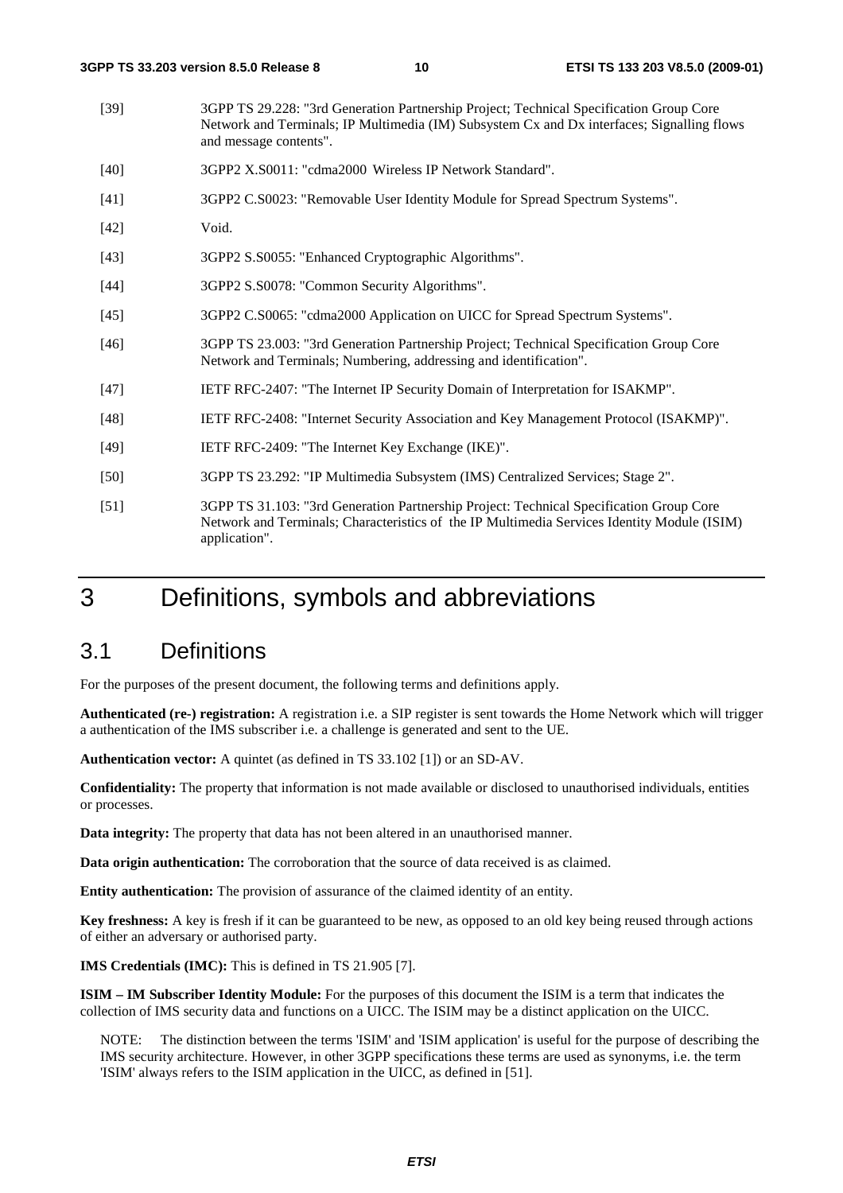[39] 3GPP TS 29.228: "3rd Generation Partnership Project; Technical Specification Group Core Network and Terminals; IP Multimedia (IM) Subsystem Cx and Dx interfaces; Signalling flows and message contents".

[40] 3GPP2 X.S0011: "cdma2000 Wireless IP Network Standard".

[41] 3GPP2 C.S0023: "Removable User Identity Module for Spread Spectrum Systems".

[42] Void.

[43] 3GPP2 S.S0055: "Enhanced Cryptographic Algorithms".

[44] 3GPP2 S.S0078: "Common Security Algorithms".

[45] 3GPP2 C.S0065: "cdma2000 Application on UICC for Spread Spectrum Systems".

[46] 3GPP TS 23.003: "3rd Generation Partnership Project; Technical Specification Group Core Network and Terminals; Numbering, addressing and identification".

[47] IETF RFC-2407: "The Internet IP Security Domain of Interpretation for ISAKMP".

[48] IETF RFC-2408: "Internet Security Association and Key Management Protocol (ISAKMP)".

[49] IETF RFC-2409: "The Internet Key Exchange (IKE)".

[50] 3GPP TS 23.292: "IP Multimedia Subsystem (IMS) Centralized Services; Stage 2".

[51] 3GPP TS 31.103: "3rd Generation Partnership Project: Technical Specification Group Core Network and Terminals; Characteristics of the IP Multimedia Services Identity Module (ISIM) application".

# 3 Definitions, symbols and abbreviations

## 3.1 Definitions

For the purposes of the present document, the following terms and definitions apply.

**Authenticated (re-) registration:** A registration i.e. a SIP register is sent towards the Home Network which will trigger a authentication of the IMS subscriber i.e. a challenge is generated and sent to the UE.

**Authentication vector:** A quintet (as defined in TS 33.102 [1]) or an SD-AV.

**Confidentiality:** The property that information is not made available or disclosed to unauthorised individuals, entities or processes.

**Data integrity:** The property that data has not been altered in an unauthorised manner.

**Data origin authentication:** The corroboration that the source of data received is as claimed.

**Entity authentication:** The provision of assurance of the claimed identity of an entity.

**Key freshness:** A key is fresh if it can be guaranteed to be new, as opposed to an old key being reused through actions of either an adversary or authorised party.

**IMS Credentials (IMC):** This is defined in TS 21.905 [7].

**ISIM – IM Subscriber Identity Module:** For the purposes of this document the ISIM is a term that indicates the collection of IMS security data and functions on a UICC. The ISIM may be a distinct application on the UICC.

NOTE: The distinction between the terms 'ISIM' and 'ISIM application' is useful for the purpose of describing the IMS security architecture. However, in other 3GPP specifications these terms are used as synonyms, i.e. the term 'ISIM' always refers to the ISIM application in the UICC, as defined in [51].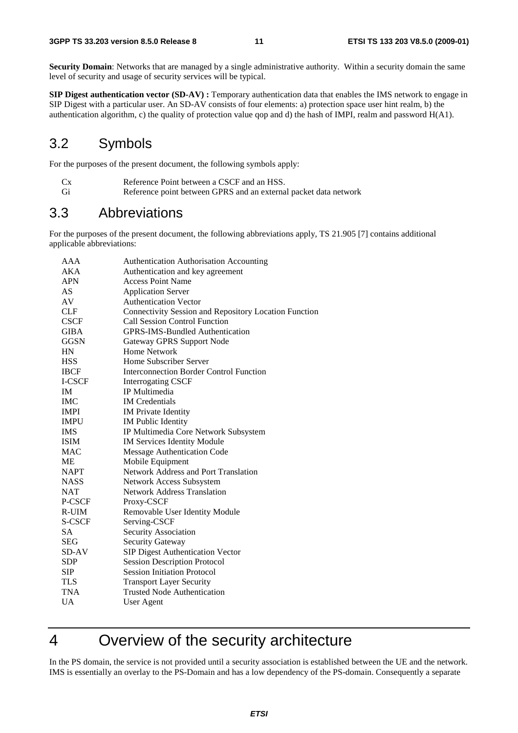**Security Domain**: Networks that are managed by a single administrative authority. Within a security domain the same level of security and usage of security services will be typical.

**SIP Digest authentication vector (SD-AV) :** Temporary authentication data that enables the IMS network to engage in SIP Digest with a particular user. An SD-AV consists of four elements: a) protection space user hint realm, b) the authentication algorithm, c) the quality of protection value qop and d) the hash of IMPI, realm and password H(A1).

## 3.2 Symbols

For the purposes of the present document, the following symbols apply:

| | |
|---|---|
| Cx | Reference Point between a CSCF and an HSS. |
| Gi | Reference point between GPRS and an external packet data network |

## 3.3 Abbreviations

For the purposes of the present document, the following abbreviations apply, TS 21.905 [7] contains additional applicable abbreviations:

| | |
|---|---|
| AAA | Authentication Authorisation Accounting |
| AKA | Authentication and key agreement |
| APN | Access Point Name |
| AS | Application Server |
| AV | Authentication Vector |
| CLF | Connectivity Session and Repository Location Function |
| CSCF | Call Session Control Function |
| GIBA | GPRS-IMS-Bundled Authentication |
| GGSN | Gateway GPRS Support Node |
| HN | Home Network |
| HSS | Home Subscriber Server |
| IBCF | Interconnection Border Control Function |
| I-CSCF | Interrogating CSCF |
| IM | IP Multimedia |
| IMC | IM Credentials |
| IMPI | IM Private Identity |
| IMPU | IM Public Identity |
| IMS | IP Multimedia Core Network Subsystem |
| ISIM | IM Services Identity Module |
| MAC | Message Authentication Code |
| ME | Mobile Equipment |
| NAPT | Network Address and Port Translation |
| NASS | Network Access Subsystem |
| NAT | Network Address Translation |
| P-CSCF | Proxy-CSCF |
| R-UIM | Removable User Identity Module |
| S-CSCF | Serving-CSCF |
| SA | Security Association |
| SEG | Security Gateway |
| SD-AV | SIP Digest Authentication Vector |
| SDP | Session Description Protocol |
| SIP | Session Initiation Protocol |
| TLS | Transport Layer Security |
| TNA | Trusted Node Authentication |
| UA | User Agent |

# 4 Overview of the security architecture

In the PS domain, the service is not provided until a security association is established between the UE and the network. IMS is essentially an overlay to the PS-Domain and has a low dependency of the PS-domain. Consequently a separate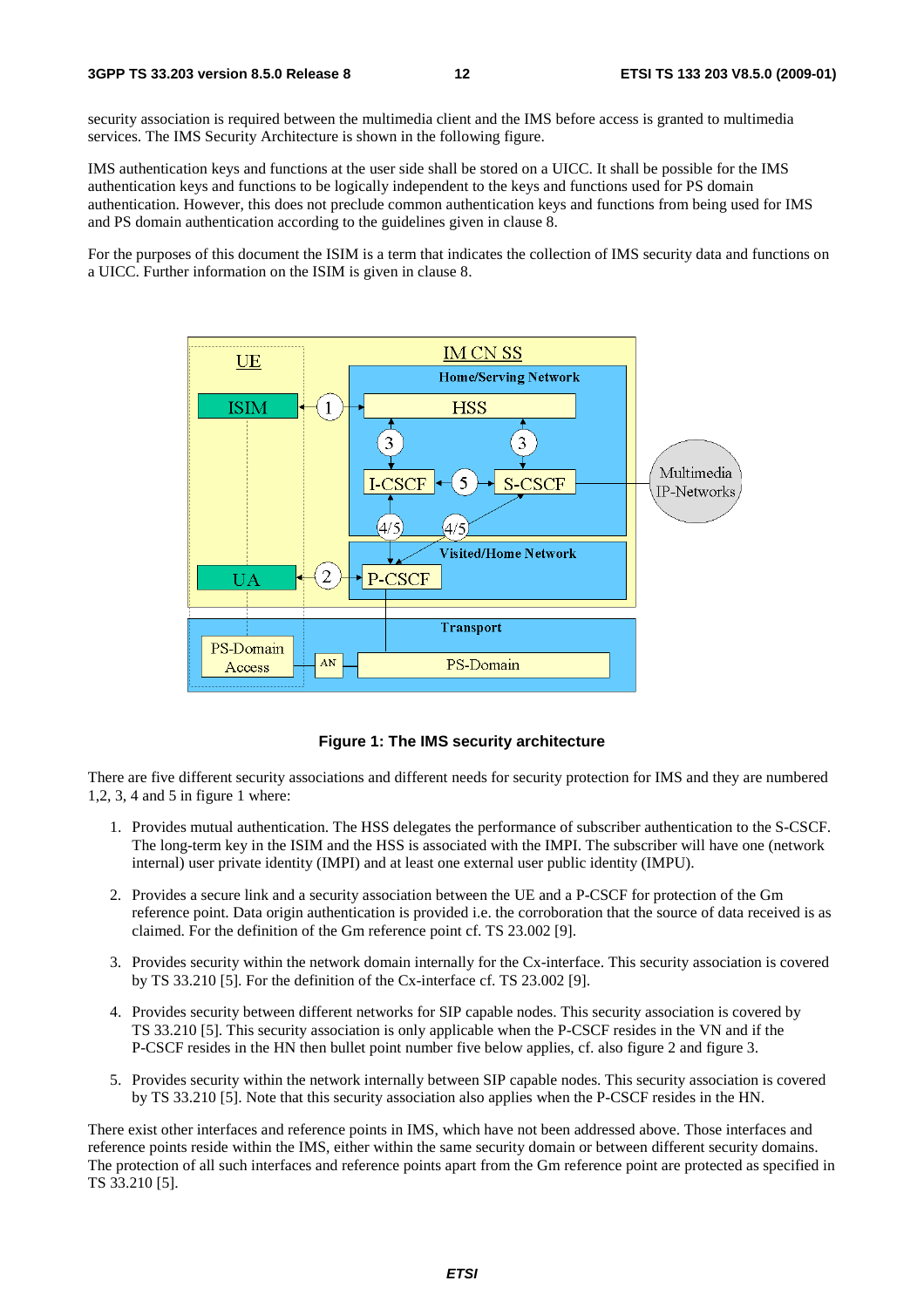security association is required between the multimedia client and the IMS before access is granted to multimedia services. The IMS Security Architecture is shown in the following figure.

IMS authentication keys and functions at the user side shall be stored on a UICC. It shall be possible for the IMS authentication keys and functions to be logically independent to the keys and functions used for PS domain authentication. However, this does not preclude common authentication keys and functions from being used for IMS and PS domain authentication according to the guidelines given in clause 8.

For the purposes of this document the ISIM is a term that indicates the collection of IMS security data and functions on a UICC. Further information on the ISIM is given in clause 8.

**Figure 1: The IMS security architecture**

There are five different security associations and different needs for security protection for IMS and they are numbered 1,2, 3, 4 and 5 in figure 1 where:

1. Provides mutual authentication. The HSS delegates the performance of subscriber authentication to the S-CSCF. The long-term key in the ISIM and the HSS is associated with the IMPI. The subscriber will have one (network internal) user private identity (IMPI) and at least one external user public identity (IMPU).

2. Provides a secure link and a security association between the UE and a P-CSCF for protection of the Gm reference point. Data origin authentication is provided i.e. the corroboration that the source of data received is as claimed. For the definition of the Gm reference point cf. TS 23.002 [9].

3. Provides security within the network domain internally for the Cx-interface. This security association is covered by TS 33.210 [5]. For the definition of the Cx-interface cf. TS 23.002 [9].

4. Provides security between different networks for SIP capable nodes. This security association is covered by TS 33.210 [5]. This security association is only applicable when the P-CSCF resides in the VN and if the P-CSCF resides in the HN then bullet point number five below applies, cf. also figure 2 and figure 3.

5. Provides security within the network internally between SIP capable nodes. This security association is covered by TS 33.210 [5]. Note that this security association also applies when the P-CSCF resides in the HN.

There exist other interfaces and reference points in IMS, which have not been addressed above. Those interfaces and reference points reside within the IMS, either within the same security domain or between different security domains. The protection of all such interfaces and reference points apart from the Gm reference point are protected as specified in TS 33.210 [5].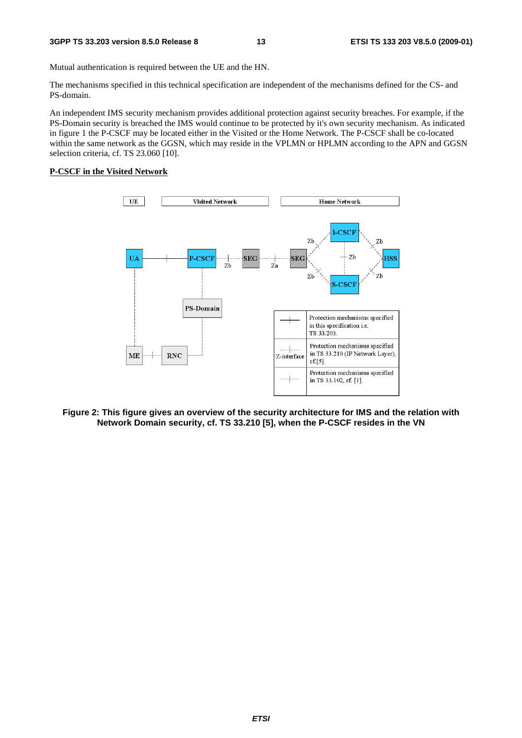Mutual authentication is required between the UE and the HN.

The mechanisms specified in this technical specification are independent of the mechanisms defined for the CS- and PS-domain.

An independent IMS security mechanism provides additional protection against security breaches. For example, if the PS-Domain security is breached the IMS would continue to be protected by it's own security mechanism. As indicated in figure 1 the P-CSCF may be located either in the Visited or the Home Network. The P-CSCF shall be co-located within the same network as the GGSN, which may reside in the VPLMN or HPLMN according to the APN and GGSN selection criteria, cf. TS 23.060 [10].

**P-CSCF in the Visited Network**

**Figure 2: This figure gives an overview of the security architecture for IMS and the relation with Network Domain security, cf. TS 33.210 [5], when the P-CSCF resides in the VN**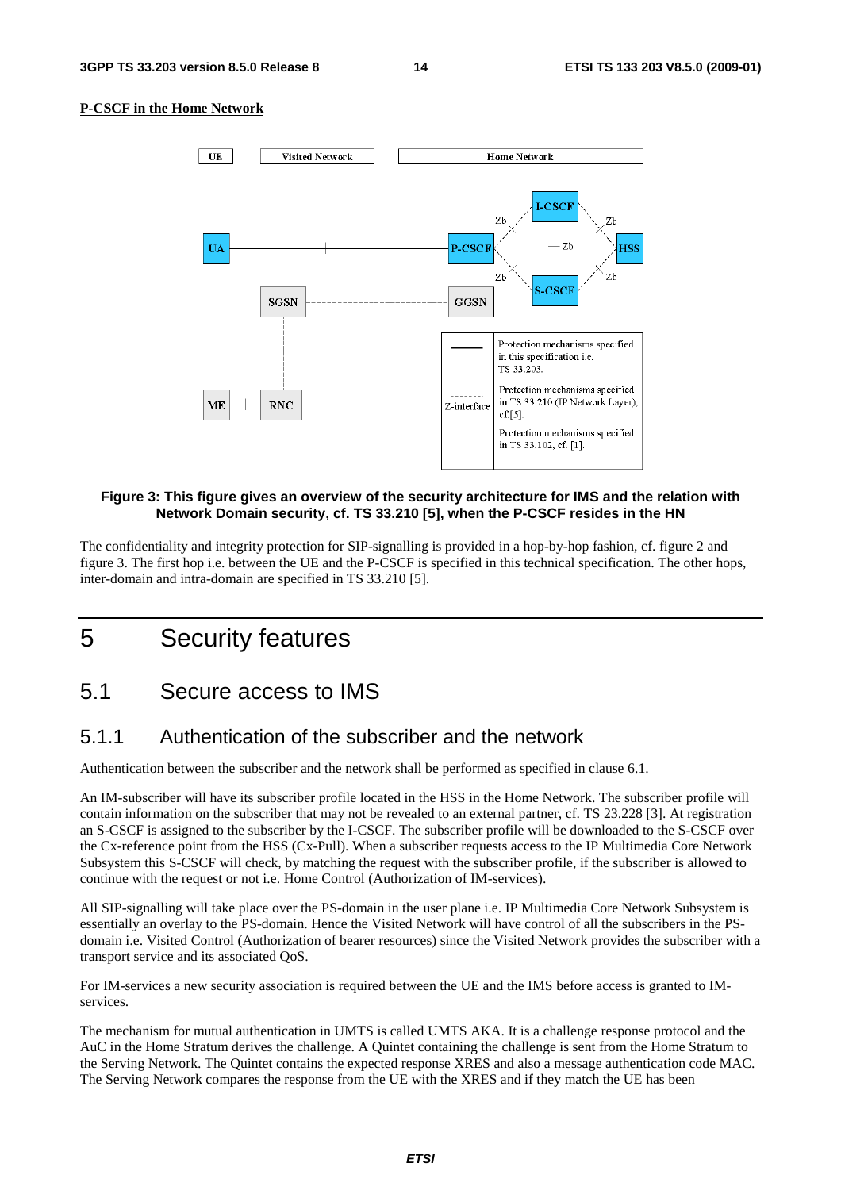**P-CSCF in the Home Network**

**Figure 3: This figure gives an overview of the security architecture for IMS and the relation with Network Domain security, cf. TS 33.210 [5], when the P-CSCF resides in the HN**

The confidentiality and integrity protection for SIP-signalling is provided in a hop-by-hop fashion, cf. figure 2 and figure 3. The first hop i.e. between the UE and the P-CSCF is specified in this technical specification. The other hops, inter-domain and intra-domain are specified in TS 33.210 [5].

# 5 Security features

## 5.1 Secure access to IMS

### 5.1.1 Authentication of the subscriber and the network

Authentication between the subscriber and the network shall be performed as specified in clause 6.1.

An IM-subscriber will have its subscriber profile located in the HSS in the Home Network. The subscriber profile will contain information on the subscriber that may not be revealed to an external partner, cf. TS 23.228 [3]. At registration an S-CSCF is assigned to the subscriber by the I-CSCF. The subscriber profile will be downloaded to the S-CSCF over the Cx-reference point from the HSS (Cx-Pull). When a subscriber requests access to the IP Multimedia Core Network Subsystem this S-CSCF will check, by matching the request with the subscriber profile, if the subscriber is allowed to continue with the request or not i.e. Home Control (Authorization of IM-services).

All SIP-signalling will take place over the PS-domain in the user plane i.e. IP Multimedia Core Network Subsystem is essentially an overlay to the PS-domain. Hence the Visited Network will have control of all the subscribers in the PS-domain i.e. Visited Control (Authorization of bearer resources) since the Visited Network provides the subscriber with a transport service and its associated QoS.

For IM-services a new security association is required between the UE and the IMS before access is granted to IM-services.

The mechanism for mutual authentication in UMTS is called UMTS AKA. It is a challenge response protocol and the AuC in the Home Stratum derives the challenge. A Quintet containing the challenge is sent from the Home Stratum to the Serving Network. The Quintet contains the expected response XRES and also a message authentication code MAC. The Serving Network compares the response from the UE with the XRES and if they match the UE has been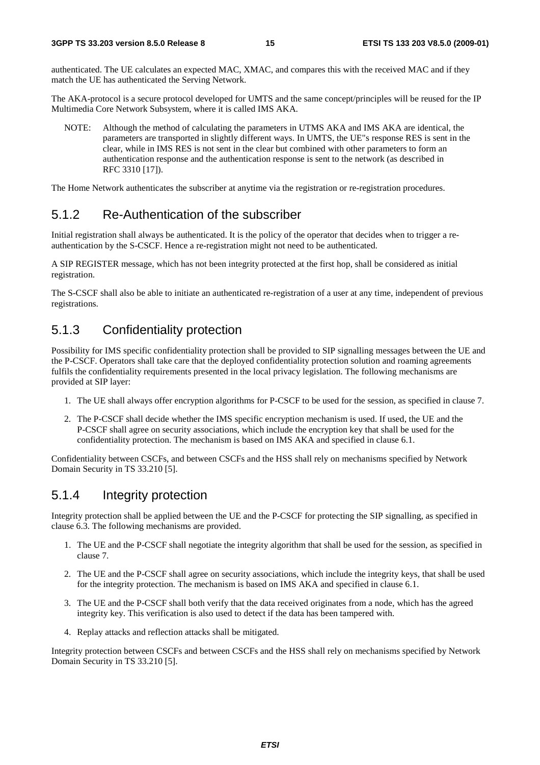authenticated. The UE calculates an expected MAC, XMAC, and compares this with the received MAC and if they match the UE has authenticated the Serving Network.

The AKA-protocol is a secure protocol developed for UMTS and the same concept/principles will be reused for the IP Multimedia Core Network Subsystem, where it is called IMS AKA.

NOTE: Although the method of calculating the parameters in UTMS AKA and IMS AKA are identical, the parameters are transported in slightly different ways. In UMTS, the UE"s response RES is sent in the clear, while in IMS RES is not sent in the clear but combined with other parameters to form an authentication response and the authentication response is sent to the network (as described in RFC 3310 [17]).

The Home Network authenticates the subscriber at anytime via the registration or re-registration procedures.

## 5.1.2 Re-Authentication of the subscriber

Initial registration shall always be authenticated. It is the policy of the operator that decides when to trigger a re-authentication by the S-CSCF. Hence a re-registration might not need to be authenticated.

A SIP REGISTER message, which has not been integrity protected at the first hop, shall be considered as initial registration.

The S-CSCF shall also be able to initiate an authenticated re-registration of a user at any time, independent of previous registrations.

## 5.1.3 Confidentiality protection

Possibility for IMS specific confidentiality protection shall be provided to SIP signalling messages between the UE and the P-CSCF. Operators shall take care that the deployed confidentiality protection solution and roaming agreements fulfils the confidentiality requirements presented in the local privacy legislation. The following mechanisms are provided at SIP layer:

1. The UE shall always offer encryption algorithms for P-CSCF to be used for the session, as specified in clause 7.
2. The P-CSCF shall decide whether the IMS specific encryption mechanism is used. If used, the UE and the P-CSCF shall agree on security associations, which include the encryption key that shall be used for the confidentiality protection. The mechanism is based on IMS AKA and specified in clause 6.1.

Confidentiality between CSCFs, and between CSCFs and the HSS shall rely on mechanisms specified by Network Domain Security in TS 33.210 [5].

## 5.1.4 Integrity protection

Integrity protection shall be applied between the UE and the P-CSCF for protecting the SIP signalling, as specified in clause 6.3. The following mechanisms are provided.

1. The UE and the P-CSCF shall negotiate the integrity algorithm that shall be used for the session, as specified in clause 7.
2. The UE and the P-CSCF shall agree on security associations, which include the integrity keys, that shall be used for the integrity protection. The mechanism is based on IMS AKA and specified in clause 6.1.
3. The UE and the P-CSCF shall both verify that the data received originates from a node, which has the agreed integrity key. This verification is also used to detect if the data has been tampered with.
4. Replay attacks and reflection attacks shall be mitigated.

Integrity protection between CSCFs and between CSCFs and the HSS shall rely on mechanisms specified by Network Domain Security in TS 33.210 [5].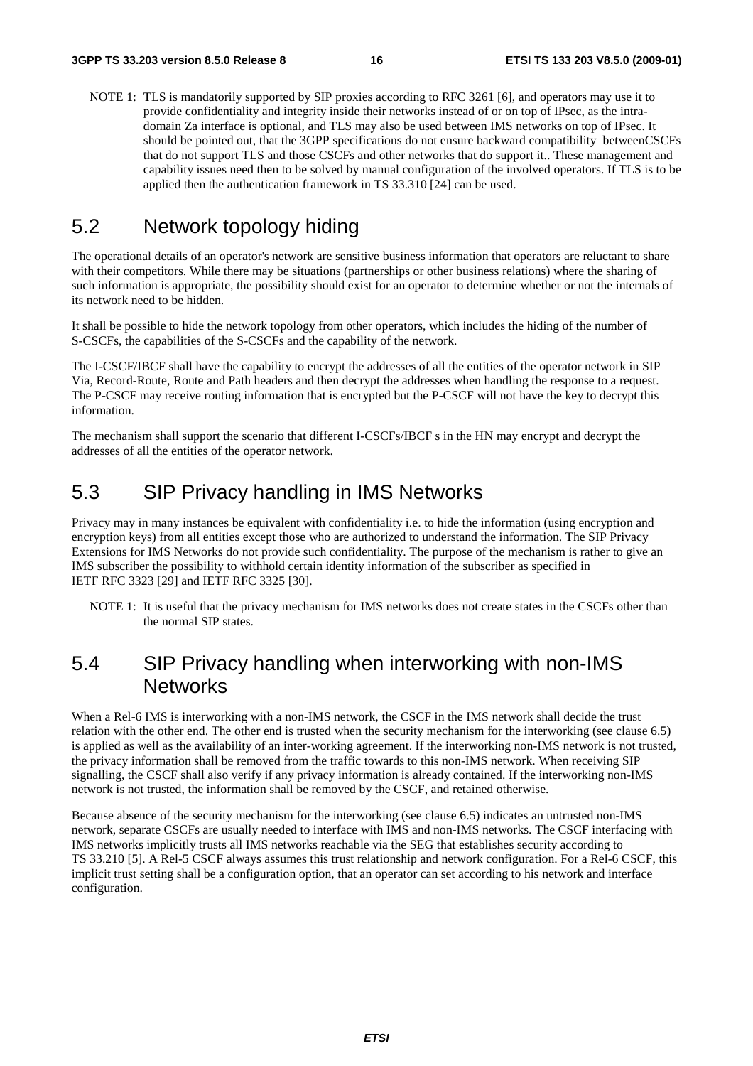NOTE 1: TLS is mandatorily supported by SIP proxies according to RFC 3261 [6], and operators may use it to provide confidentiality and integrity inside their networks instead of or on top of IPsec, as the intra-domain Za interface is optional, and TLS may also be used between IMS networks on top of IPsec. It should be pointed out, that the 3GPP specifications do not ensure backward compatibility betweenCSCFs that do not support TLS and those CSCFs and other networks that do support it.. These management and capability issues need then to be solved by manual configuration of the involved operators. If TLS is to be applied then the authentication framework in TS 33.310 [24] can be used.

## 5.2 Network topology hiding

The operational details of an operator's network are sensitive business information that operators are reluctant to share with their competitors. While there may be situations (partnerships or other business relations) where the sharing of such information is appropriate, the possibility should exist for an operator to determine whether or not the internals of its network need to be hidden.

It shall be possible to hide the network topology from other operators, which includes the hiding of the number of S-CSCFs, the capabilities of the S-CSCFs and the capability of the network.

The I-CSCF/IBCF shall have the capability to encrypt the addresses of all the entities of the operator network in SIP Via, Record-Route, Route and Path headers and then decrypt the addresses when handling the response to a request. The P-CSCF may receive routing information that is encrypted but the P-CSCF will not have the key to decrypt this information.

The mechanism shall support the scenario that different I-CSCFs/IBCF s in the HN may encrypt and decrypt the addresses of all the entities of the operator network.

## 5.3 SIP Privacy handling in IMS Networks

Privacy may in many instances be equivalent with confidentiality i.e. to hide the information (using encryption and encryption keys) from all entities except those who are authorized to understand the information. The SIP Privacy Extensions for IMS Networks do not provide such confidentiality. The purpose of the mechanism is rather to give an IMS subscriber the possibility to withhold certain identity information of the subscriber as specified in IETF RFC 3323 [29] and IETF RFC 3325 [30].

NOTE 1: It is useful that the privacy mechanism for IMS networks does not create states in the CSCFs other than the normal SIP states.

## 5.4 SIP Privacy handling when interworking with non-IMS Networks

When a Rel-6 IMS is interworking with a non-IMS network, the CSCF in the IMS network shall decide the trust relation with the other end. The other end is trusted when the security mechanism for the interworking (see clause 6.5) is applied as well as the availability of an inter-working agreement. If the interworking non-IMS network is not trusted, the privacy information shall be removed from the traffic towards to this non-IMS network. When receiving SIP signalling, the CSCF shall also verify if any privacy information is already contained. If the interworking non-IMS network is not trusted, the information shall be removed by the CSCF, and retained otherwise.

Because absence of the security mechanism for the interworking (see clause 6.5) indicates an untrusted non-IMS network, separate CSCFs are usually needed to interface with IMS and non-IMS networks. The CSCF interfacing with IMS networks implicitly trusts all IMS networks reachable via the SEG that establishes security according to TS 33.210 [5]. A Rel-5 CSCF always assumes this trust relationship and network configuration. For a Rel-6 CSCF, this implicit trust setting shall be a configuration option, that an operator can set according to his network and interface configuration.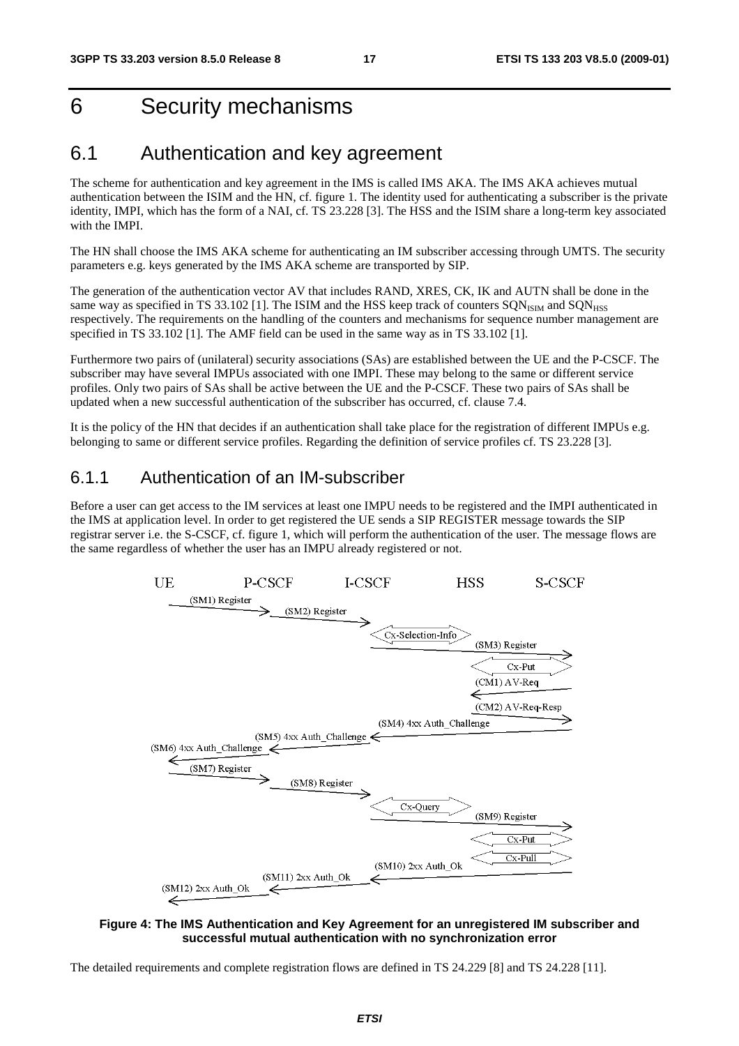# 6 Security mechanisms

## 6.1 Authentication and key agreement

The scheme for authentication and key agreement in the IMS is called IMS AKA. The IMS AKA achieves mutual authentication between the ISIM and the HN, cf. figure 1. The identity used for authenticating a subscriber is the private identity, IMPI, which has the form of a NAI, cf. TS 23.228 [3]. The HSS and the ISIM share a long-term key associated with the IMPI.

The HN shall choose the IMS AKA scheme for authenticating an IM subscriber accessing through UMTS. The security parameters e.g. keys generated by the IMS AKA scheme are transported by SIP.

The generation of the authentication vector AV that includes RAND, XRES, CK, IK and AUTN shall be done in the same way as specified in TS 33.102 [1]. The ISIM and the HSS keep track of counters $SQN_{ISIM}$ and $SQN_{HSS}$ respectively. The requirements on the handling of the counters and mechanisms for sequence number management are specified in TS 33.102 [1]. The AMF field can be used in the same way as in TS 33.102 [1].

Furthermore two pairs of (unilateral) security associations (SAs) are established between the UE and the P-CSCF. The subscriber may have several IMPUs associated with one IMPI. These may belong to the same or different service profiles. Only two pairs of SAs shall be active between the UE and the P-CSCF. These two pairs of SAs shall be updated when a new successful authentication of the subscriber has occurred, cf. clause 7.4.

It is the policy of the HN that decides if an authentication shall take place for the registration of different IMPUs e.g. belonging to same or different service profiles. Regarding the definition of service profiles cf. TS 23.228 [3].

### 6.1.1 Authentication of an IM-subscriber

Before a user can get access to the IM services at least one IMPU needs to be registered and the IMPI authenticated in the IMS at application level. In order to get registered the UE sends a SIP REGISTER message towards the SIP registrar server i.e. the S-CSCF, cf. figure 1, which will perform the authentication of the user. The message flows are the same regardless of whether the user has an IMPU already registered or not.

UE | P-CSCF | I-CSCF | HSS | S-CSCF

(SM1) Register
(SM2) Register
Cx-Selection-Info
(SM3) Register
Cx-Put
(CM1) AV-Req
(CM2) AV-Req-Resp
(SM4) 4xx Auth_Challenge
(SM5) 4xx Auth_Challenge
(SM6) 4xx Auth_Challenge
(SM7) Register
(SM8) Register
Cx-Query
(SM9) Register
Cx-Put
Cx-Pull
(SM10) 2xx Auth_Ok
(SM11) 2xx Auth_Ok
(SM12) 2xx Auth_Ok

**Figure 4: The IMS Authentication and Key Agreement for an unregistered IM subscriber and successful mutual authentication with no synchronization error**

The detailed requirements and complete registration flows are defined in TS 24.229 [8] and TS 24.228 [11].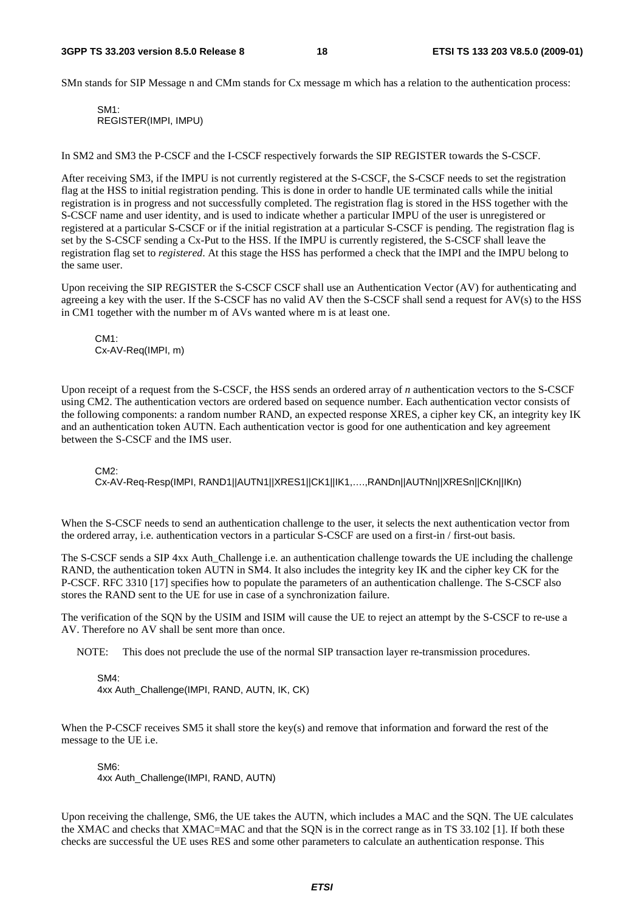SMn stands for SIP Message n and CMm stands for Cx message m which has a relation to the authentication process:

SM1:
REGISTER(IMPI, IMPU)

In SM2 and SM3 the P-CSCF and the I-CSCF respectively forwards the SIP REGISTER towards the S-CSCF.

After receiving SM3, if the IMPU is not currently registered at the S-CSCF, the S-CSCF needs to set the registration flag at the HSS to initial registration pending. This is done in order to handle UE terminated calls while the initial registration is in progress and not successfully completed. The registration flag is stored in the HSS together with the S-CSCF name and user identity, and is used to indicate whether a particular IMPU of the user is unregistered or registered at a particular S-CSCF or if the initial registration at a particular S-CSCF is pending. The registration flag is set by the S-CSCF sending a Cx-Put to the HSS. If the IMPU is currently registered, the S-CSCF shall leave the registration flag set to *registered*. At this stage the HSS has performed a check that the IMPI and the IMPU belong to the same user.

Upon receiving the SIP REGISTER the S-CSCF CSCF shall use an Authentication Vector (AV) for authenticating and agreeing a key with the user. If the S-CSCF has no valid AV then the S-CSCF shall send a request for AV(s) to the HSS in CM1 together with the number m of AVs wanted where m is at least one.

CM1:
Cx-AV-Req(IMPI, m)

Upon receipt of a request from the S-CSCF, the HSS sends an ordered array of *n* authentication vectors to the S-CSCF using CM2. The authentication vectors are ordered based on sequence number. Each authentication vector consists of the following components: a random number RAND, an expected response XRES, a cipher key CK, an integrity key IK and an authentication token AUTN. Each authentication vector is good for one authentication and key agreement between the S-CSCF and the IMS user.

CM2:
Cx-AV-Req-Resp(IMPI, RAND1||AUTN1||XRES1||CK1||IK1,….,RANDn||AUTNn||XRESn||CKn||IKn)

When the S-CSCF needs to send an authentication challenge to the user, it selects the next authentication vector from the ordered array, i.e. authentication vectors in a particular S-CSCF are used on a first-in / first-out basis.

The S-CSCF sends a SIP 4xx Auth_Challenge i.e. an authentication challenge towards the UE including the challenge RAND, the authentication token AUTN in SM4. It also includes the integrity key IK and the cipher key CK for the P-CSCF. RFC 3310 [17] specifies how to populate the parameters of an authentication challenge. The S-CSCF also stores the RAND sent to the UE for use in case of a synchronization failure.

The verification of the SQN by the USIM and ISIM will cause the UE to reject an attempt by the S-CSCF to re-use a AV. Therefore no AV shall be sent more than once.

NOTE: This does not preclude the use of the normal SIP transaction layer re-transmission procedures.

SM4:
4xx Auth_Challenge(IMPI, RAND, AUTN, IK, CK)

When the P-CSCF receives SM5 it shall store the key(s) and remove that information and forward the rest of the message to the UE i.e.

SM6:
4xx Auth_Challenge(IMPI, RAND, AUTN)

Upon receiving the challenge, SM6, the UE takes the AUTN, which includes a MAC and the SQN. The UE calculates the XMAC and checks that XMAC=MAC and that the SQN is in the correct range as in TS 33.102 [1]. If both these checks are successful the UE uses RES and some other parameters to calculate an authentication response. This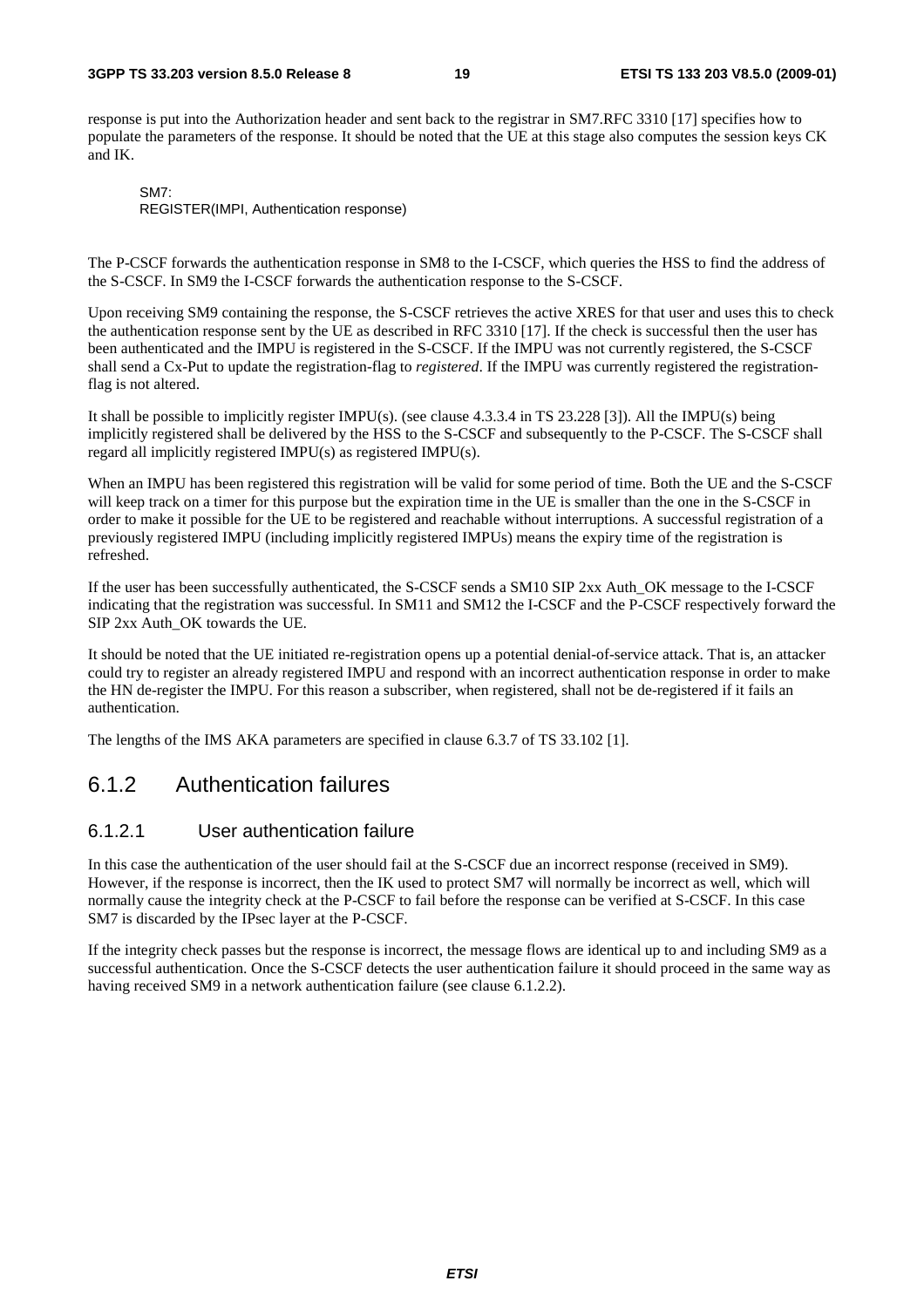response is put into the Authorization header and sent back to the registrar in SM7.RFC 3310 [17] specifies how to populate the parameters of the response. It should be noted that the UE at this stage also computes the session keys CK and IK.

```
SM7:
REGISTER(IMPI, Authentication response)
```

The P-CSCF forwards the authentication response in SM8 to the I-CSCF, which queries the HSS to find the address of the S-CSCF. In SM9 the I-CSCF forwards the authentication response to the S-CSCF.

Upon receiving SM9 containing the response, the S-CSCF retrieves the active XRES for that user and uses this to check the authentication response sent by the UE as described in RFC 3310 [17]. If the check is successful then the user has been authenticated and the IMPU is registered in the S-CSCF. If the IMPU was not currently registered, the S-CSCF shall send a Cx-Put to update the registration-flag to *registered*. If the IMPU was currently registered the registration-flag is not altered.

It shall be possible to implicitly register IMPU(s). (see clause 4.3.3.4 in TS 23.228 [3]). All the IMPU(s) being implicitly registered shall be delivered by the HSS to the S-CSCF and subsequently to the P-CSCF. The S-CSCF shall regard all implicitly registered IMPU(s) as registered IMPU(s).

When an IMPU has been registered this registration will be valid for some period of time. Both the UE and the S-CSCF will keep track on a timer for this purpose but the expiration time in the UE is smaller than the one in the S-CSCF in order to make it possible for the UE to be registered and reachable without interruptions. A successful registration of a previously registered IMPU (including implicitly registered IMPUs) means the expiry time of the registration is refreshed.

If the user has been successfully authenticated, the S-CSCF sends a SM10 SIP 2xx Auth_OK message to the I-CSCF indicating that the registration was successful. In SM11 and SM12 the I-CSCF and the P-CSCF respectively forward the SIP 2xx Auth_OK towards the UE.

It should be noted that the UE initiated re-registration opens up a potential denial-of-service attack. That is, an attacker could try to register an already registered IMPU and respond with an incorrect authentication response in order to make the HN de-register the IMPU. For this reason a subscriber, when registered, shall not be de-registered if it fails an authentication.

The lengths of the IMS AKA parameters are specified in clause 6.3.7 of TS 33.102 [1].

## 6.1.2 Authentication failures

### 6.1.2.1 User authentication failure

In this case the authentication of the user should fail at the S-CSCF due an incorrect response (received in SM9). However, if the response is incorrect, then the IK used to protect SM7 will normally be incorrect as well, which will normally cause the integrity check at the P-CSCF to fail before the response can be verified at S-CSCF. In this case SM7 is discarded by the IPsec layer at the P-CSCF.

If the integrity check passes but the response is incorrect, the message flows are identical up to and including SM9 as a successful authentication. Once the S-CSCF detects the user authentication failure it should proceed in the same way as having received SM9 in a network authentication failure (see clause 6.1.2.2).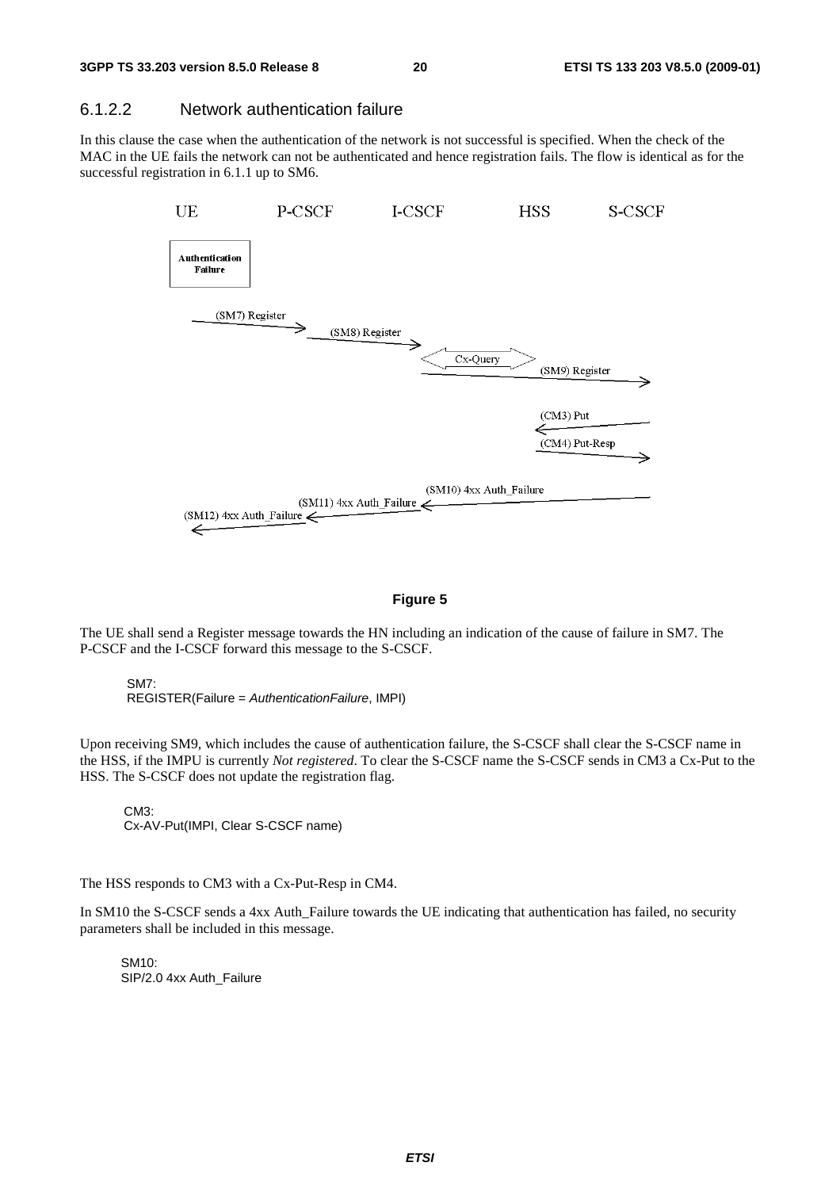### 6.1.2.2 Network authentication failure

In this clause the case when the authentication of the network is not successful is specified. When the check of the MAC in the UE fails the network can not be authenticated and hence registration fails. The flow is identical as for the successful registration in 6.1.1 up to SM6.

**Figure 5**

The UE shall send a Register message towards the HN including an indication of the cause of failure in SM7. The P-CSCF and the I-CSCF forward this message to the S-CSCF.

SM7:
REGISTER(Failure = *AuthenticationFailure*, IMPI)

Upon receiving SM9, which includes the cause of authentication failure, the S-CSCF shall clear the S-CSCF name in the HSS, if the IMPU is currently *Not registered*. To clear the S-CSCF name the S-CSCF sends in CM3 a Cx-Put to the HSS. The S-CSCF does not update the registration flag.

CM3:
Cx-AV-Put(IMPI, Clear S-CSCF name)

The HSS responds to CM3 with a Cx-Put-Resp in CM4.

In SM10 the S-CSCF sends a 4xx Auth_Failure towards the UE indicating that authentication has failed, no security parameters shall be included in this message.

SM10:
SIP/2.0 4xx Auth_Failure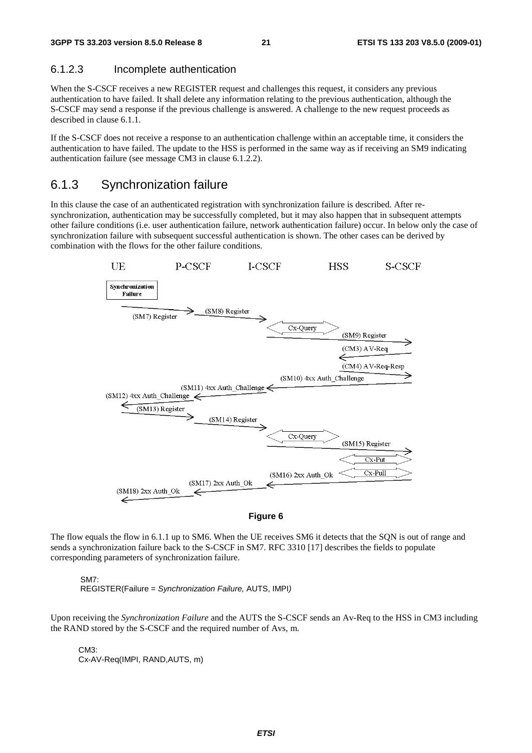#### 6.1.2.3 Incomplete authentication

When the S-CSCF receives a new REGISTER request and challenges this request, it considers any previous authentication to have failed. It shall delete any information relating to the previous authentication, although the S-CSCF may send a response if the previous challenge is answered. A challenge to the new request proceeds as described in clause 6.1.1.

If the S-CSCF does not receive a response to an authentication challenge within an acceptable time, it considers the authentication to have failed. The update to the HSS is performed in the same way as if receiving an SM9 indicating authentication failure (see message CM3 in clause 6.1.2.2).

### 6.1.3 Synchronization failure

In this clause the case of an authenticated registration with synchronization failure is described. After re-synchronization, authentication may be successfully completed, but it may also happen that in subsequent attempts other failure conditions (i.e. user authentication failure, network authentication failure) occur. In below only the case of synchronization failure with subsequent successful authentication is shown. The other cases can be derived by combination with the flows for the other failure conditions.

**Figure 6**

The flow equals the flow in 6.1.1 up to SM6. When the UE receives SM6 it detects that the SQN is out of range and sends a synchronization failure back to the S-CSCF in SM7. RFC 3310 [17] describes the fields to populate corresponding parameters of synchronization failure.

SM7:
REGISTER(Failure = *Synchronization Failure,* AUTS, IMPI*)*

Upon receiving the *Synchronization Failure* and the AUTS the S-CSCF sends an Av-Req to the HSS in CM3 including the RAND stored by the S-CSCF and the required number of Avs, m.

CM3:
Cx-AV-Req(IMPI, RAND,AUTS, m)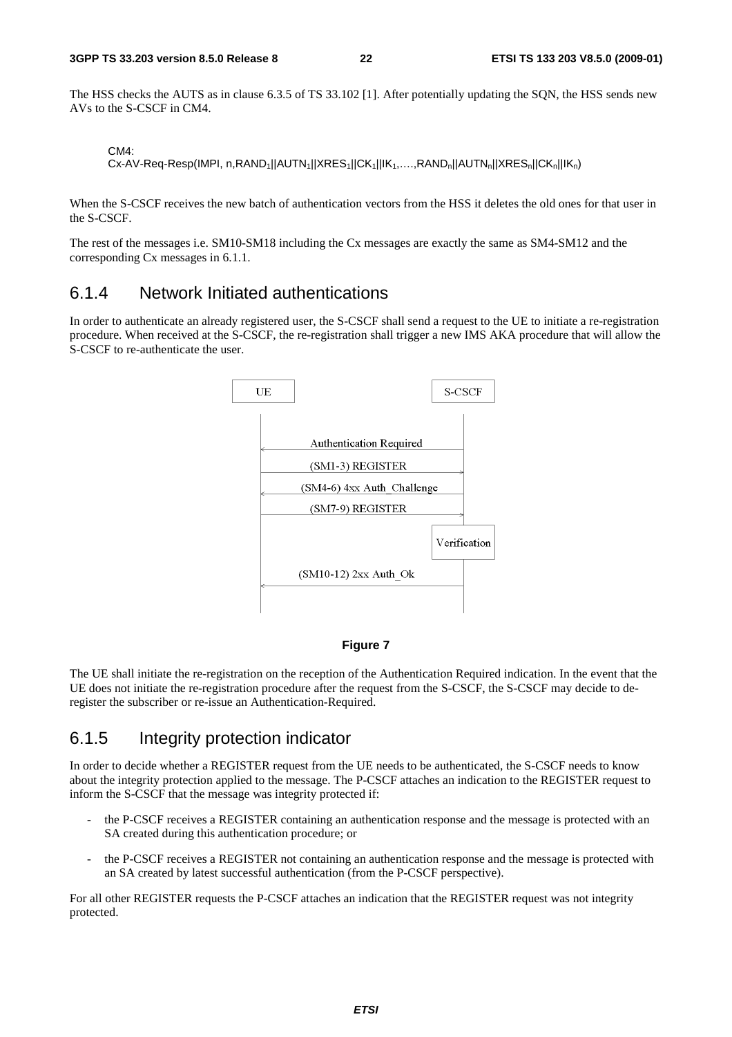The HSS checks the AUTS as in clause 6.3.5 of TS 33.102 [1]. After potentially updating the SQN, the HSS sends new AVs to the S-CSCF in CM4.

CM4:
Cx-AV-Req-Resp(IMPI, n,$RAND_1$||$AUTN_1$||$XRES_1$||$CK_1$||$IK_1$,….,$RAND_n$||$AUTN_n$||$XRES_n$||$CK_n$||$IK_n$)

When the S-CSCF receives the new batch of authentication vectors from the HSS it deletes the old ones for that user in the S-CSCF.

The rest of the messages i.e. SM10-SM18 including the Cx messages are exactly the same as SM4-SM12 and the corresponding Cx messages in 6.1.1.

## 6.1.4 Network Initiated authentications

In order to authenticate an already registered user, the S-CSCF shall send a request to the UE to initiate a re-registration procedure. When received at the S-CSCF, the re-registration shall trigger a new IMS AKA procedure that will allow the S-CSCF to re-authenticate the user.

UE | S-CSCF

Authentication Required

(SM1-3) REGISTER

(SM4-6) 4xx Auth_Challenge

(SM7-9) REGISTER

Verification

(SM10-12) 2xx Auth_Ok

**Figure 7**

The UE shall initiate the re-registration on the reception of the Authentication Required indication. In the event that the UE does not initiate the re-registration procedure after the request from the S-CSCF, the S-CSCF may decide to de-register the subscriber or re-issue an Authentication-Required.

## 6.1.5 Integrity protection indicator

In order to decide whether a REGISTER request from the UE needs to be authenticated, the S-CSCF needs to know about the integrity protection applied to the message. The P-CSCF attaches an indication to the REGISTER request to inform the S-CSCF that the message was integrity protected if:

- the P-CSCF receives a REGISTER containing an authentication response and the message is protected with an SA created during this authentication procedure; or
- the P-CSCF receives a REGISTER not containing an authentication response and the message is protected with an SA created by latest successful authentication (from the P-CSCF perspective).

For all other REGISTER requests the P-CSCF attaches an indication that the REGISTER request was not integrity protected.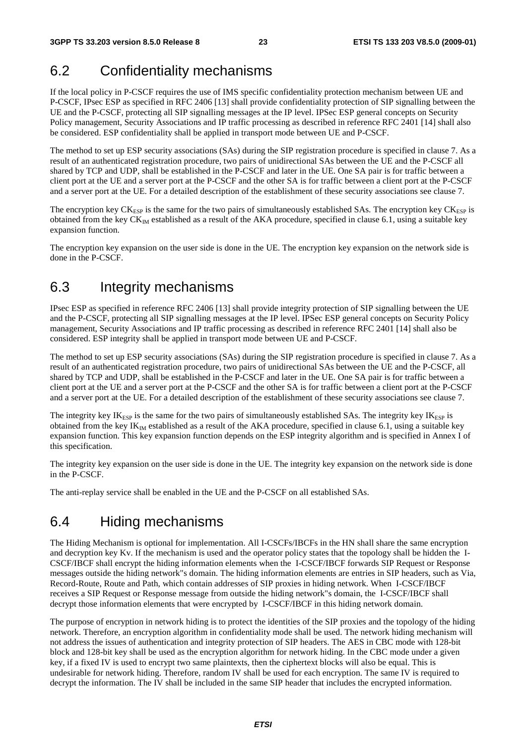## 6.2 Confidentiality mechanisms

If the local policy in P-CSCF requires the use of IMS specific confidentiality protection mechanism between UE and P-CSCF, IPsec ESP as specified in RFC 2406 [13] shall provide confidentiality protection of SIP signalling between the UE and the P-CSCF, protecting all SIP signalling messages at the IP level. IPSec ESP general concepts on Security Policy management, Security Associations and IP traffic processing as described in reference RFC 2401 [14] shall also be considered. ESP confidentiality shall be applied in transport mode between UE and P-CSCF.

The method to set up ESP security associations (SAs) during the SIP registration procedure is specified in clause 7. As a result of an authenticated registration procedure, two pairs of unidirectional SAs between the UE and the P-CSCF all shared by TCP and UDP, shall be established in the P-CSCF and later in the UE. One SA pair is for traffic between a client port at the UE and a server port at the P-CSCF and the other SA is for traffic between a client port at the P-CSCF and a server port at the UE. For a detailed description of the establishment of these security associations see clause 7.

The encryption key $CK_{ESP}$ is the same for the two pairs of simultaneously established SAs. The encryption key $CK_{ESP}$ is obtained from the key $CK_{IM}$ established as a result of the AKA procedure, specified in clause 6.1, using a suitable key expansion function.

The encryption key expansion on the user side is done in the UE. The encryption key expansion on the network side is done in the P-CSCF.

## 6.3 Integrity mechanisms

IPsec ESP as specified in reference RFC 2406 [13] shall provide integrity protection of SIP signalling between the UE and the P-CSCF, protecting all SIP signalling messages at the IP level. IPSec ESP general concepts on Security Policy management, Security Associations and IP traffic processing as described in reference RFC 2401 [14] shall also be considered. ESP integrity shall be applied in transport mode between UE and P-CSCF.

The method to set up ESP security associations (SAs) during the SIP registration procedure is specified in clause 7. As a result of an authenticated registration procedure, two pairs of unidirectional SAs between the UE and the P-CSCF, all shared by TCP and UDP, shall be established in the P-CSCF and later in the UE. One SA pair is for traffic between a client port at the UE and a server port at the P-CSCF and the other SA is for traffic between a client port at the P-CSCF and a server port at the UE. For a detailed description of the establishment of these security associations see clause 7.

The integrity key $IK_{ESP}$ is the same for the two pairs of simultaneously established SAs. The integrity key $IK_{ESP}$ is obtained from the key $IK_{IM}$ established as a result of the AKA procedure, specified in clause 6.1, using a suitable key expansion function. This key expansion function depends on the ESP integrity algorithm and is specified in Annex I of this specification.

The integrity key expansion on the user side is done in the UE. The integrity key expansion on the network side is done in the P-CSCF.

The anti-replay service shall be enabled in the UE and the P-CSCF on all established SAs.

## 6.4 Hiding mechanisms

The Hiding Mechanism is optional for implementation. All I-CSCFs/IBCFs in the HN shall share the same encryption and decryption key Kv. If the mechanism is used and the operator policy states that the topology shall be hidden the I-CSCF/IBCF shall encrypt the hiding information elements when the I-CSCF/IBCF forwards SIP Request or Response messages outside the hiding network"s domain. The hiding information elements are entries in SIP headers, such as Via, Record-Route, Route and Path, which contain addresses of SIP proxies in hiding network. When I-CSCF/IBCF receives a SIP Request or Response message from outside the hiding network"s domain, the I-CSCF/IBCF shall decrypt those information elements that were encrypted by I-CSCF/IBCF in this hiding network domain.

The purpose of encryption in network hiding is to protect the identities of the SIP proxies and the topology of the hiding network. Therefore, an encryption algorithm in confidentiality mode shall be used. The network hiding mechanism will not address the issues of authentication and integrity protection of SIP headers. The AES in CBC mode with 128-bit block and 128-bit key shall be used as the encryption algorithm for network hiding. In the CBC mode under a given key, if a fixed IV is used to encrypt two same plaintexts, then the ciphertext blocks will also be equal. This is undesirable for network hiding. Therefore, random IV shall be used for each encryption. The same IV is required to decrypt the information. The IV shall be included in the same SIP header that includes the encrypted information.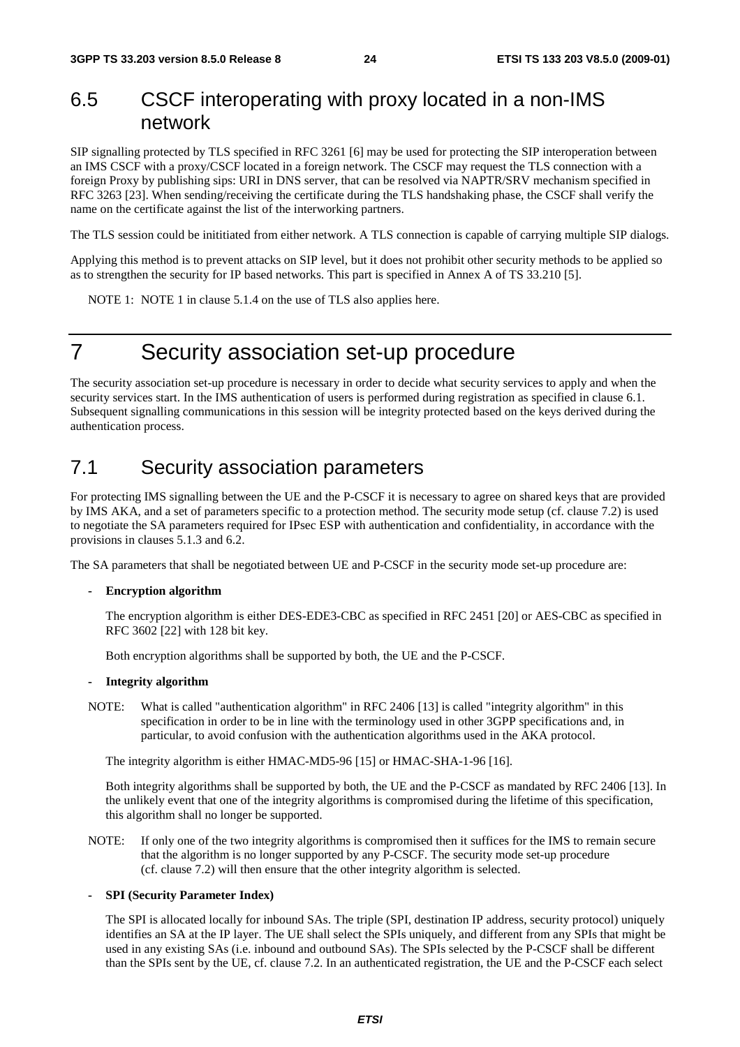## 6.5 CSCF interoperating with proxy located in a non-IMS network

SIP signalling protected by TLS specified in RFC 3261 [6] may be used for protecting the SIP interoperation between an IMS CSCF with a proxy/CSCF located in a foreign network. The CSCF may request the TLS connection with a foreign Proxy by publishing sips: URI in DNS server, that can be resolved via NAPTR/SRV mechanism specified in RFC 3263 [23]. When sending/receiving the certificate during the TLS handshaking phase, the CSCF shall verify the name on the certificate against the list of the interworking partners.

The TLS session could be inititiated from either network. A TLS connection is capable of carrying multiple SIP dialogs.

Applying this method is to prevent attacks on SIP level, but it does not prohibit other security methods to be applied so as to strengthen the security for IP based networks. This part is specified in Annex A of TS 33.210 [5].

NOTE 1: NOTE 1 in clause 5.1.4 on the use of TLS also applies here.

# 7 Security association set-up procedure

The security association set-up procedure is necessary in order to decide what security services to apply and when the security services start. In the IMS authentication of users is performed during registration as specified in clause 6.1. Subsequent signalling communications in this session will be integrity protected based on the keys derived during the authentication process.

## 7.1 Security association parameters

For protecting IMS signalling between the UE and the P-CSCF it is necessary to agree on shared keys that are provided by IMS AKA, and a set of parameters specific to a protection method. The security mode setup (cf. clause 7.2) is used to negotiate the SA parameters required for IPsec ESP with authentication and confidentiality, in accordance with the provisions in clauses 5.1.3 and 6.2.

The SA parameters that shall be negotiated between UE and P-CSCF in the security mode set-up procedure are:

- **Encryption algorithm**

  The encryption algorithm is either DES-EDE3-CBC as specified in RFC 2451 [20] or AES-CBC as specified in RFC 3602 [22] with 128 bit key.

  Both encryption algorithms shall be supported by both, the UE and the P-CSCF.

- **Integrity algorithm**

NOTE: What is called "authentication algorithm" in RFC 2406 [13] is called "integrity algorithm" in this specification in order to be in line with the terminology used in other 3GPP specifications and, in particular, to avoid confusion with the authentication algorithms used in the AKA protocol.

  The integrity algorithm is either HMAC-MD5-96 [15] or HMAC-SHA-1-96 [16].

  Both integrity algorithms shall be supported by both, the UE and the P-CSCF as mandated by RFC 2406 [13]. In the unlikely event that one of the integrity algorithms is compromised during the lifetime of this specification, this algorithm shall no longer be supported.

NOTE: If only one of the two integrity algorithms is compromised then it suffices for the IMS to remain secure that the algorithm is no longer supported by any P-CSCF. The security mode set-up procedure (cf. clause 7.2) will then ensure that the other integrity algorithm is selected.

- **SPI (Security Parameter Index)**

  The SPI is allocated locally for inbound SAs. The triple (SPI, destination IP address, security protocol) uniquely identifies an SA at the IP layer. The UE shall select the SPIs uniquely, and different from any SPIs that might be used in any existing SAs (i.e. inbound and outbound SAs). The SPIs selected by the P-CSCF shall be different than the SPIs sent by the UE, cf. clause 7.2. In an authenticated registration, the UE and the P-CSCF each select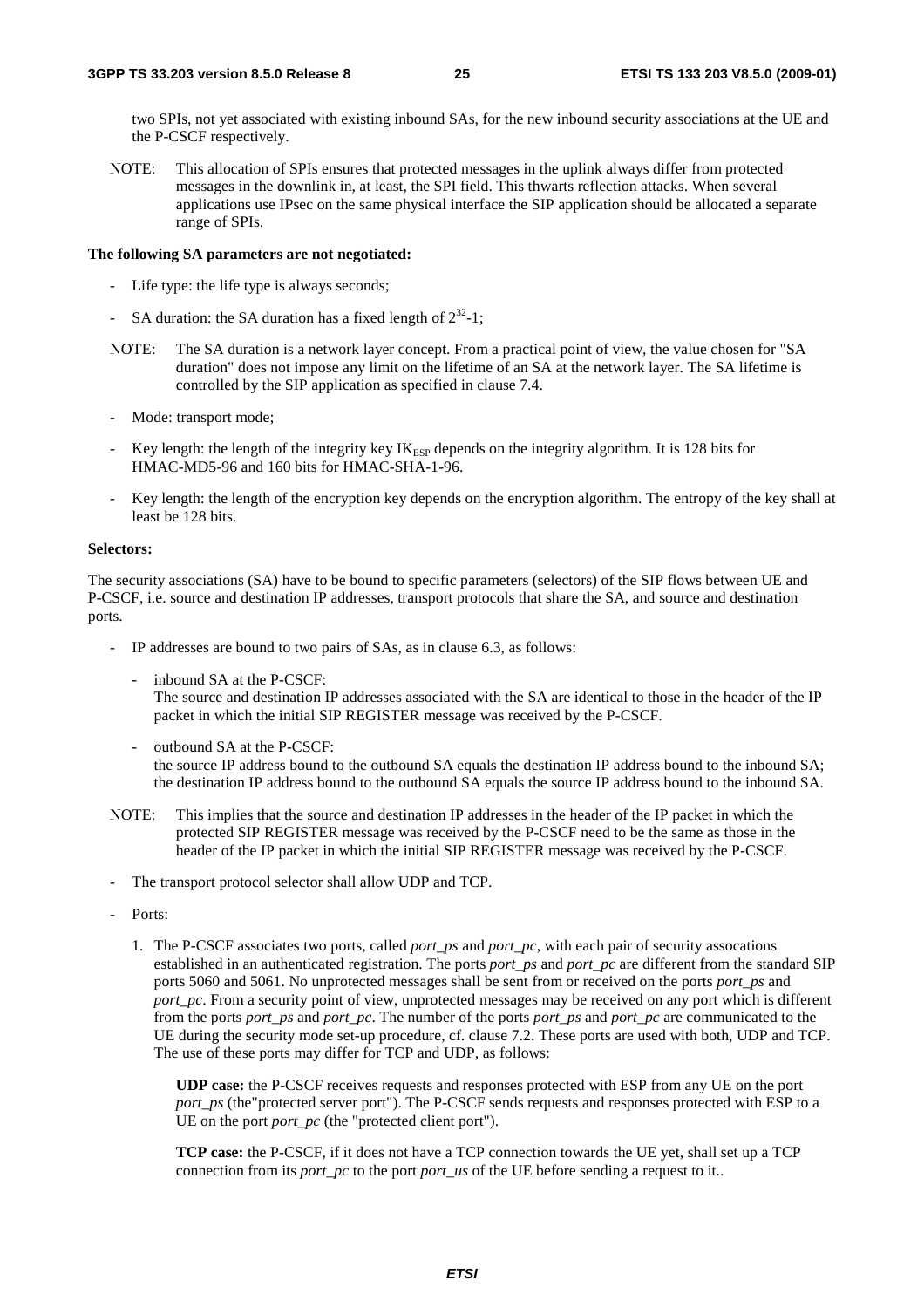two SPIs, not yet associated with existing inbound SAs, for the new inbound security associations at the UE and the P-CSCF respectively.

NOTE: This allocation of SPIs ensures that protected messages in the uplink always differ from protected messages in the downlink in, at least, the SPI field. This thwarts reflection attacks. When several applications use IPsec on the same physical interface the SIP application should be allocated a separate range of SPIs.

**The following SA parameters are not negotiated:**

- Life type: the life type is always seconds;
- SA duration: the SA duration has a fixed length of $2^{32}$-1;

NOTE: The SA duration is a network layer concept. From a practical point of view, the value chosen for "SA duration" does not impose any limit on the lifetime of an SA at the network layer. The SA lifetime is controlled by the SIP application as specified in clause 7.4.

- Mode: transport mode;
- Key length: the length of the integrity key $IK_{ESP}$ depends on the integrity algorithm. It is 128 bits for HMAC-MD5-96 and 160 bits for HMAC-SHA-1-96.
- Key length: the length of the encryption key depends on the encryption algorithm. The entropy of the key shall at least be 128 bits.

**Selectors:**

The security associations (SA) have to be bound to specific parameters (selectors) of the SIP flows between UE and P-CSCF, i.e. source and destination IP addresses, transport protocols that share the SA, and source and destination ports.

- IP addresses are bound to two pairs of SAs, as in clause 6.3, as follows:
  - inbound SA at the P-CSCF:
    The source and destination IP addresses associated with the SA are identical to those in the header of the IP packet in which the initial SIP REGISTER message was received by the P-CSCF.
  - outbound SA at the P-CSCF:
    the source IP address bound to the outbound SA equals the destination IP address bound to the inbound SA; the destination IP address bound to the outbound SA equals the source IP address bound to the inbound SA.

NOTE: This implies that the source and destination IP addresses in the header of the IP packet in which the protected SIP REGISTER message was received by the P-CSCF need to be the same as those in the header of the IP packet in which the initial SIP REGISTER message was received by the P-CSCF.

- The transport protocol selector shall allow UDP and TCP.
- Ports:
  1. The P-CSCF associates two ports, called *port_ps* and *port_pc*, with each pair of security assocations established in an authenticated registration. The ports *port_ps* and *port_pc* are different from the standard SIP ports 5060 and 5061. No unprotected messages shall be sent from or received on the ports *port_ps* and *port_pc*. From a security point of view, unprotected messages may be received on any port which is different from the ports *port_ps* and *port_pc*. The number of the ports *port_ps* and *port_pc* are communicated to the UE during the security mode set-up procedure, cf. clause 7.2. These ports are used with both, UDP and TCP. The use of these ports may differ for TCP and UDP, as follows:

     **UDP case:** the P-CSCF receives requests and responses protected with ESP from any UE on the port *port_ps* (the"protected server port"). The P-CSCF sends requests and responses protected with ESP to a UE on the port *port_pc* (the "protected client port").

     **TCP case:** the P-CSCF, if it does not have a TCP connection towards the UE yet, shall set up a TCP connection from its *port_pc* to the port *port_us* of the UE before sending a request to it..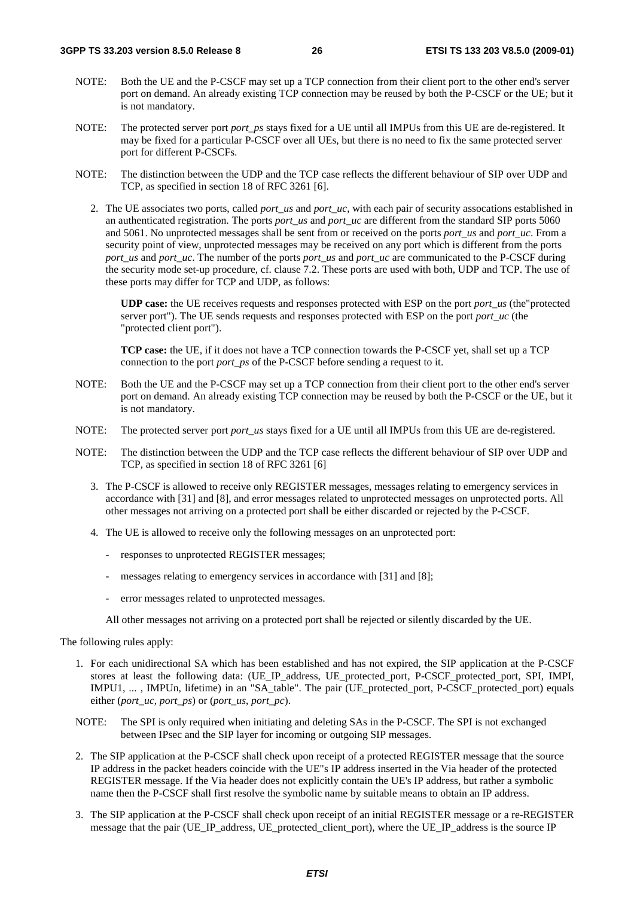NOTE: Both the UE and the P-CSCF may set up a TCP connection from their client port to the other end's server port on demand. An already existing TCP connection may be reused by both the P-CSCF or the UE; but it is not mandatory.

NOTE: The protected server port *port_ps* stays fixed for a UE until all IMPUs from this UE are de-registered. It may be fixed for a particular P-CSCF over all UEs, but there is no need to fix the same protected server port for different P-CSCFs.

NOTE: The distinction between the UDP and the TCP case reflects the different behaviour of SIP over UDP and TCP, as specified in section 18 of RFC 3261 [6].

2. The UE associates two ports, called *port_us* and *port_uc*, with each pair of security assocations established in an authenticated registration. The ports *port_us* and *port_uc* are different from the standard SIP ports 5060 and 5061. No unprotected messages shall be sent from or received on the ports *port_us* and *port_uc*. From a security point of view, unprotected messages may be received on any port which is different from the ports *port_us* and *port_uc*. The number of the ports *port_us* and *port_uc* are communicated to the P-CSCF during the security mode set-up procedure, cf. clause 7.2. These ports are used with both, UDP and TCP. The use of these ports may differ for TCP and UDP, as follows:

   **UDP case:** the UE receives requests and responses protected with ESP on the port *port_us* (the"protected server port"). The UE sends requests and responses protected with ESP on the port *port_uc* (the "protected client port").

   **TCP case:** the UE, if it does not have a TCP connection towards the P-CSCF yet, shall set up a TCP connection to the port *port_ps* of the P-CSCF before sending a request to it.

NOTE: Both the UE and the P-CSCF may set up a TCP connection from their client port to the other end's server port on demand. An already existing TCP connection may be reused by both the P-CSCF or the UE, but it is not mandatory.

NOTE: The protected server port *port_us* stays fixed for a UE until all IMPUs from this UE are de-registered.

NOTE: The distinction between the UDP and the TCP case reflects the different behaviour of SIP over UDP and TCP, as specified in section 18 of RFC 3261 [6]

3. The P-CSCF is allowed to receive only REGISTER messages, messages relating to emergency services in accordance with [31] and [8], and error messages related to unprotected messages on unprotected ports. All other messages not arriving on a protected port shall be either discarded or rejected by the P-CSCF.

4. The UE is allowed to receive only the following messages on an unprotected port:

   - responses to unprotected REGISTER messages;

   - messages relating to emergency services in accordance with [31] and [8];

   - error messages related to unprotected messages.

   All other messages not arriving on a protected port shall be rejected or silently discarded by the UE.

The following rules apply:

1. For each unidirectional SA which has been established and has not expired, the SIP application at the P-CSCF stores at least the following data: (UE_IP_address, UE_protected_port, P-CSCF_protected_port, SPI, IMPI, IMPU1, ... , IMPUn, lifetime) in an "SA_table". The pair (UE_protected_port, P-CSCF_protected_port) equals either (*port_uc*, *port_ps*) or (*port_us*, *port_pc*).

NOTE: The SPI is only required when initiating and deleting SAs in the P-CSCF. The SPI is not exchanged between IPsec and the SIP layer for incoming or outgoing SIP messages.

2. The SIP application at the P-CSCF shall check upon receipt of a protected REGISTER message that the source IP address in the packet headers coincide with the UE"s IP address inserted in the Via header of the protected REGISTER message. If the Via header does not explicitly contain the UE's IP address, but rather a symbolic name then the P-CSCF shall first resolve the symbolic name by suitable means to obtain an IP address.

3. The SIP application at the P-CSCF shall check upon receipt of an initial REGISTER message or a re-REGISTER message that the pair (UE_IP_address, UE_protected_client_port), where the UE_IP_address is the source IP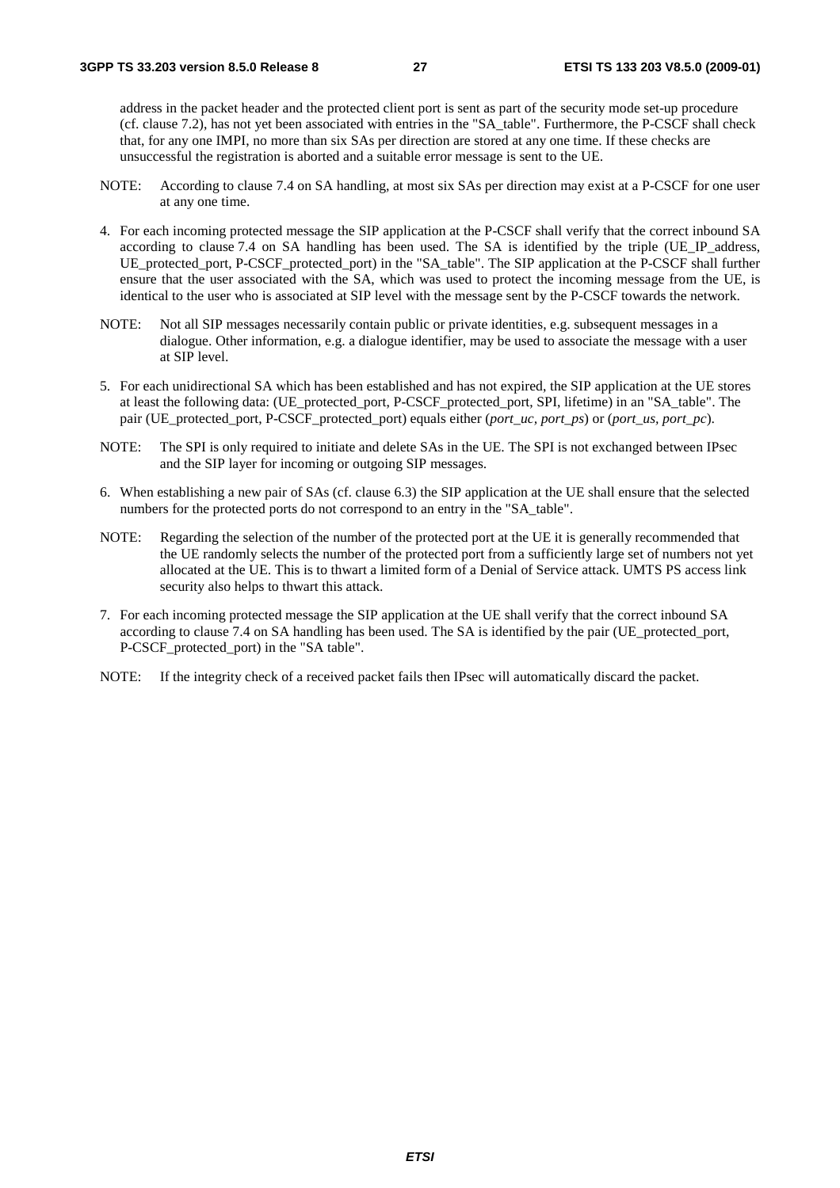address in the packet header and the protected client port is sent as part of the security mode set-up procedure (cf. clause 7.2), has not yet been associated with entries in the "SA_table". Furthermore, the P-CSCF shall check that, for any one IMPI, no more than six SAs per direction are stored at any one time. If these checks are unsuccessful the registration is aborted and a suitable error message is sent to the UE.

NOTE: According to clause 7.4 on SA handling, at most six SAs per direction may exist at a P-CSCF for one user at any one time.

4. For each incoming protected message the SIP application at the P-CSCF shall verify that the correct inbound SA according to clause 7.4 on SA handling has been used. The SA is identified by the triple (UE_IP_address, UE_protected_port, P-CSCF_protected_port) in the "SA_table". The SIP application at the P-CSCF shall further ensure that the user associated with the SA, which was used to protect the incoming message from the UE, is identical to the user who is associated at SIP level with the message sent by the P-CSCF towards the network.

NOTE: Not all SIP messages necessarily contain public or private identities, e.g. subsequent messages in a dialogue. Other information, e.g. a dialogue identifier, may be used to associate the message with a user at SIP level.

5. For each unidirectional SA which has been established and has not expired, the SIP application at the UE stores at least the following data: (UE_protected_port, P-CSCF_protected_port, SPI, lifetime) in an "SA_table". The pair (UE_protected_port, P-CSCF_protected_port) equals either (*port_uc, port_ps*) or (*port_us, port_pc*).

NOTE: The SPI is only required to initiate and delete SAs in the UE. The SPI is not exchanged between IPsec and the SIP layer for incoming or outgoing SIP messages.

6. When establishing a new pair of SAs (cf. clause 6.3) the SIP application at the UE shall ensure that the selected numbers for the protected ports do not correspond to an entry in the "SA_table".

NOTE: Regarding the selection of the number of the protected port at the UE it is generally recommended that the UE randomly selects the number of the protected port from a sufficiently large set of numbers not yet allocated at the UE. This is to thwart a limited form of a Denial of Service attack. UMTS PS access link security also helps to thwart this attack.

7. For each incoming protected message the SIP application at the UE shall verify that the correct inbound SA according to clause 7.4 on SA handling has been used. The SA is identified by the pair (UE_protected_port, P-CSCF_protected_port) in the "SA table".

NOTE: If the integrity check of a received packet fails then IPsec will automatically discard the packet.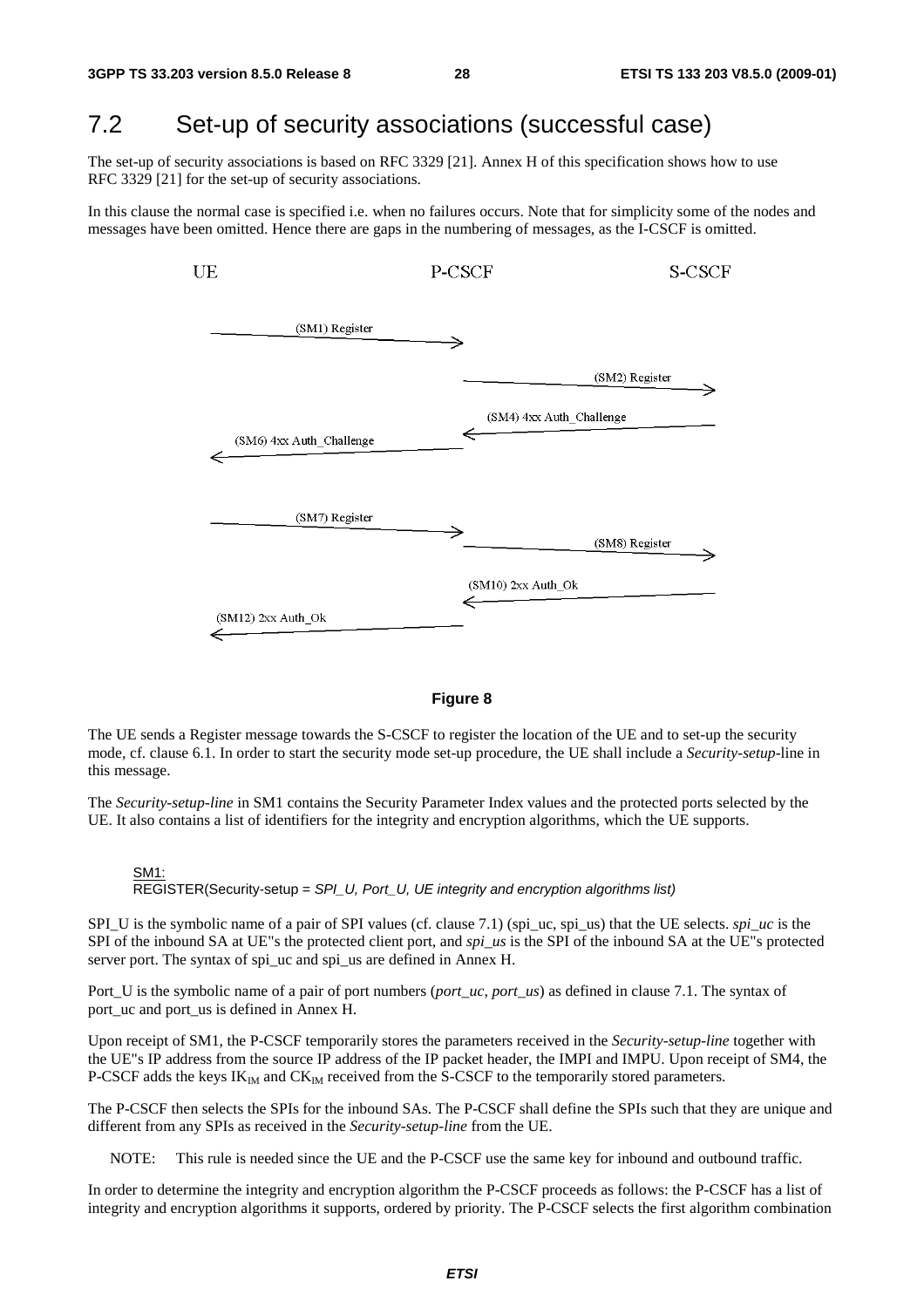## 7.2 Set-up of security associations (successful case)

The set-up of security associations is based on RFC 3329 [21]. Annex H of this specification shows how to use RFC 3329 [21] for the set-up of security associations.

In this clause the normal case is specified i.e. when no failures occurs. Note that for simplicity some of the nodes and messages have been omitted. Hence there are gaps in the numbering of messages, as the I-CSCF is omitted.

**Figure 8**

The UE sends a Register message towards the S-CSCF to register the location of the UE and to set-up the security mode, cf. clause 6.1. In order to start the security mode set-up procedure, the UE shall include a *Security-setup*-line in this message.

The *Security-setup-line* in SM1 contains the Security Parameter Index values and the protected ports selected by the UE. It also contains a list of identifiers for the integrity and encryption algorithms, which the UE supports.

SM1:
REGISTER(Security-setup = *SPI_U, Port_U, UE integrity and encryption algorithms list)*

SPI_U is the symbolic name of a pair of SPI values (cf. clause 7.1) (spi_uc, spi_us) that the UE selects. *spi_uc* is the SPI of the inbound SA at UE"s the protected client port, and *spi_us* is the SPI of the inbound SA at the UE"s protected server port. The syntax of spi_uc and spi_us are defined in Annex H.

Port_U is the symbolic name of a pair of port numbers (*port_uc, port_us*) as defined in clause 7.1. The syntax of port_uc and port_us is defined in Annex H.

Upon receipt of SM1, the P-CSCF temporarily stores the parameters received in the *Security-setup-line* together with the UE"s IP address from the source IP address of the IP packet header, the IMPI and IMPU. Upon receipt of SM4, the P-CSCF adds the keys $IK_{IM}$ and $CK_{IM}$ received from the S-CSCF to the temporarily stored parameters.

The P-CSCF then selects the SPIs for the inbound SAs. The P-CSCF shall define the SPIs such that they are unique and different from any SPIs as received in the *Security-setup-line* from the UE.

NOTE: This rule is needed since the UE and the P-CSCF use the same key for inbound and outbound traffic.

In order to determine the integrity and encryption algorithm the P-CSCF proceeds as follows: the P-CSCF has a list of integrity and encryption algorithms it supports, ordered by priority. The P-CSCF selects the first algorithm combination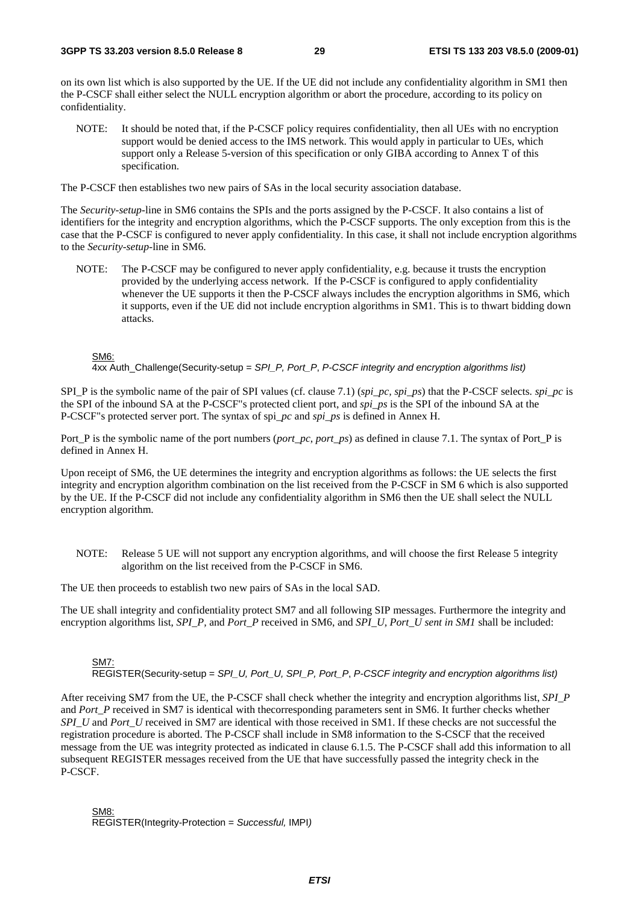on its own list which is also supported by the UE. If the UE did not include any confidentiality algorithm in SM1 then the P-CSCF shall either select the NULL encryption algorithm or abort the procedure, according to its policy on confidentiality.

NOTE: It should be noted that, if the P-CSCF policy requires confidentiality, then all UEs with no encryption support would be denied access to the IMS network. This would apply in particular to UEs, which support only a Release 5-version of this specification or only GIBA according to Annex T of this specification.

The P-CSCF then establishes two new pairs of SAs in the local security association database.

The *Security-setup*-line in SM6 contains the SPIs and the ports assigned by the P-CSCF. It also contains a list of identifiers for the integrity and encryption algorithms, which the P-CSCF supports. The only exception from this is the case that the P-CSCF is configured to never apply confidentiality. In this case, it shall not include encryption algorithms to the *Security-setup*-line in SM6.

NOTE: The P-CSCF may be configured to never apply confidentiality, e.g. because it trusts the encryption provided by the underlying access network. If the P-CSCF is configured to apply confidentiality whenever the UE supports it then the P-CSCF always includes the encryption algorithms in SM6, which it supports, even if the UE did not include encryption algorithms in SM1. This is to thwart bidding down attacks.

SM6:
4xx Auth_Challenge(Security-setup = *SPI_P, Port_P*, *P-CSCF integrity and encryption algorithms list)*

SPI_P is the symbolic name of the pair of SPI values (cf. clause 7.1) (*spi_pc, spi_ps*) that the P-CSCF selects. *spi_pc* is the SPI of the inbound SA at the P-CSCF''s protected client port, and *spi_ps* is the SPI of the inbound SA at the P-CSCF''s protected server port. The syntax of spi*_pc* and *spi_ps* is defined in Annex H.

Port_P is the symbolic name of the port numbers (*port_pc, port_ps*) as defined in clause 7.1. The syntax of Port_P is defined in Annex H.

Upon receipt of SM6, the UE determines the integrity and encryption algorithms as follows: the UE selects the first integrity and encryption algorithm combination on the list received from the P-CSCF in SM 6 which is also supported by the UE. If the P-CSCF did not include any confidentiality algorithm in SM6 then the UE shall select the NULL encryption algorithm.

NOTE: Release 5 UE will not support any encryption algorithms, and will choose the first Release 5 integrity algorithm on the list received from the P-CSCF in SM6.

The UE then proceeds to establish two new pairs of SAs in the local SAD.

The UE shall integrity and confidentiality protect SM7 and all following SIP messages. Furthermore the integrity and encryption algorithms list, *SPI_P*, and *Port_P* received in SM6, and *SPI_U, Port_U sent in SM1* shall be included:

SM7:
REGISTER(Security-setup = *SPI_U, Port_U, SPI_P, Port_P*, *P-CSCF integrity and encryption algorithms list)*

After receiving SM7 from the UE, the P-CSCF shall check whether the integrity and encryption algorithms list, *SPI_P* and *Port_P* received in SM7 is identical with thecorresponding parameters sent in SM6. It further checks whether *SPI_U* and *Port_U* received in SM7 are identical with those received in SM1. If these checks are not successful the registration procedure is aborted. The P-CSCF shall include in SM8 information to the S-CSCF that the received message from the UE was integrity protected as indicated in clause 6.1.5. The P-CSCF shall add this information to all subsequent REGISTER messages received from the UE that have successfully passed the integrity check in the P-CSCF.

SM8:
REGISTER(Integrity-Protection = *Successful,* IMPI*)*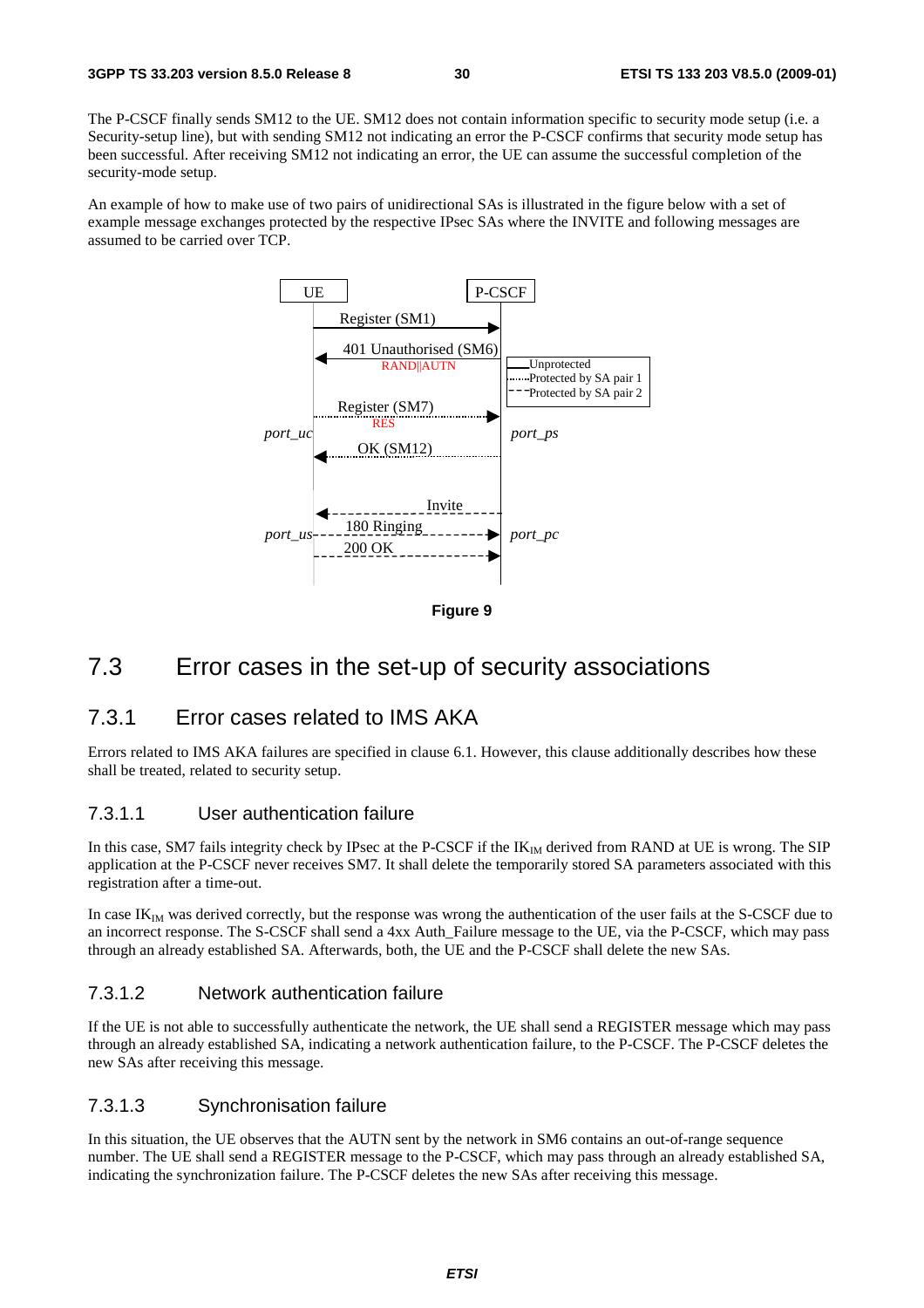The P-CSCF finally sends SM12 to the UE. SM12 does not contain information specific to security mode setup (i.e. a Security-setup line), but with sending SM12 not indicating an error the P-CSCF confirms that security mode setup has been successful. After receiving SM12 not indicating an error, the UE can assume the successful completion of the security-mode setup.

An example of how to make use of two pairs of unidirectional SAs is illustrated in the figure below with a set of example message exchanges protected by the respective IPsec SAs where the INVITE and following messages are assumed to be carried over TCP.

**Figure 9**

# 7.3 Error cases in the set-up of security associations

## 7.3.1 Error cases related to IMS AKA

Errors related to IMS AKA failures are specified in clause 6.1. However, this clause additionally describes how these shall be treated, related to security setup.

### 7.3.1.1 User authentication failure

In this case, SM7 fails integrity check by IPsec at the P-CSCF if the $IK_{IM}$ derived from RAND at UE is wrong. The SIP application at the P-CSCF never receives SM7. It shall delete the temporarily stored SA parameters associated with this registration after a time-out.

In case $IK_{IM}$ was derived correctly, but the response was wrong the authentication of the user fails at the S-CSCF due to an incorrect response. The S-CSCF shall send a 4xx Auth_Failure message to the UE, via the P-CSCF, which may pass through an already established SA. Afterwards, both, the UE and the P-CSCF shall delete the new SAs.

### 7.3.1.2 Network authentication failure

If the UE is not able to successfully authenticate the network, the UE shall send a REGISTER message which may pass through an already established SA, indicating a network authentication failure, to the P-CSCF. The P-CSCF deletes the new SAs after receiving this message.

### 7.3.1.3 Synchronisation failure

In this situation, the UE observes that the AUTN sent by the network in SM6 contains an out-of-range sequence number. The UE shall send a REGISTER message to the P-CSCF, which may pass through an already established SA, indicating the synchronization failure. The P-CSCF deletes the new SAs after receiving this message.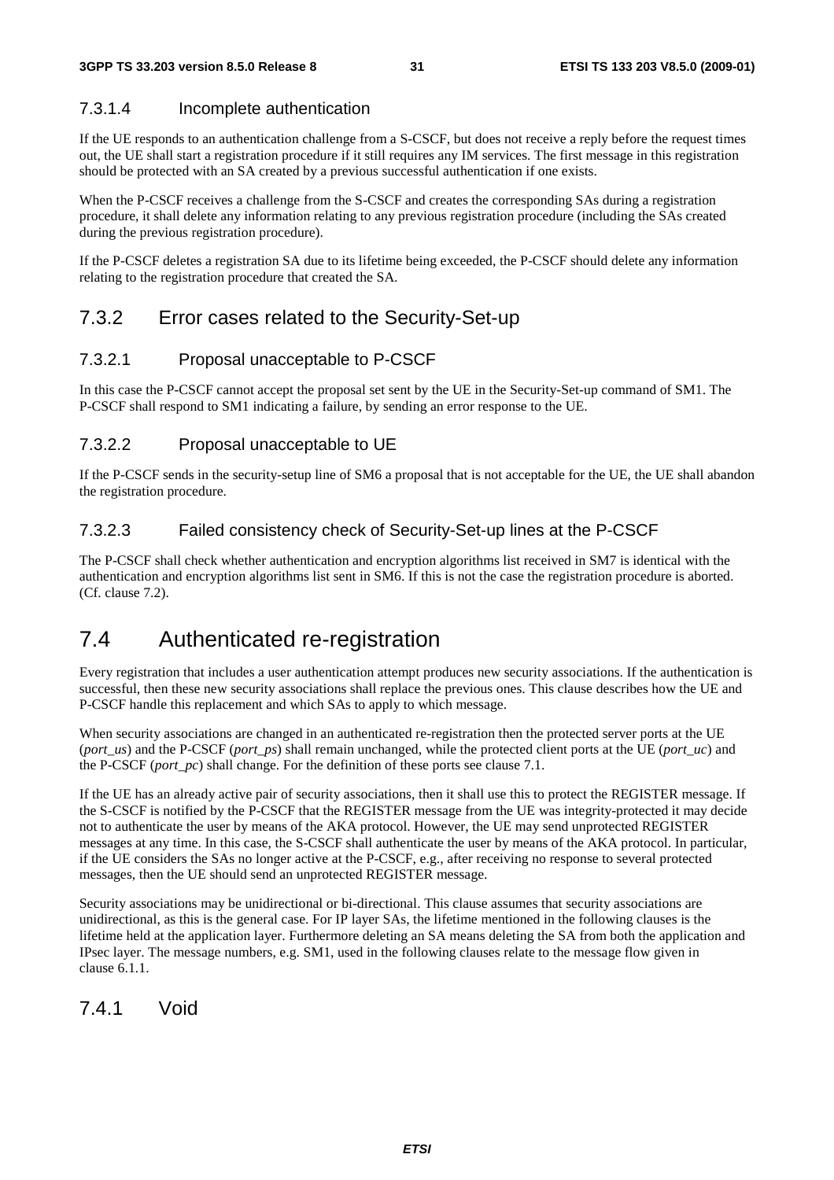#### 7.3.1.4 Incomplete authentication

If the UE responds to an authentication challenge from a S-CSCF, but does not receive a reply before the request times out, the UE shall start a registration procedure if it still requires any IM services. The first message in this registration should be protected with an SA created by a previous successful authentication if one exists.

When the P-CSCF receives a challenge from the S-CSCF and creates the corresponding SAs during a registration procedure, it shall delete any information relating to any previous registration procedure (including the SAs created during the previous registration procedure).

If the P-CSCF deletes a registration SA due to its lifetime being exceeded, the P-CSCF should delete any information relating to the registration procedure that created the SA.

### 7.3.2 Error cases related to the Security-Set-up

#### 7.3.2.1 Proposal unacceptable to P-CSCF

In this case the P-CSCF cannot accept the proposal set sent by the UE in the Security-Set-up command of SM1. The P-CSCF shall respond to SM1 indicating a failure, by sending an error response to the UE.

#### 7.3.2.2 Proposal unacceptable to UE

If the P-CSCF sends in the security-setup line of SM6 a proposal that is not acceptable for the UE, the UE shall abandon the registration procedure.

#### 7.3.2.3 Failed consistency check of Security-Set-up lines at the P-CSCF

The P-CSCF shall check whether authentication and encryption algorithms list received in SM7 is identical with the authentication and encryption algorithms list sent in SM6. If this is not the case the registration procedure is aborted. (Cf. clause 7.2).

## 7.4 Authenticated re-registration

Every registration that includes a user authentication attempt produces new security associations. If the authentication is successful, then these new security associations shall replace the previous ones. This clause describes how the UE and P-CSCF handle this replacement and which SAs to apply to which message.

When security associations are changed in an authenticated re-registration then the protected server ports at the UE (*port_us*) and the P-CSCF (*port_ps*) shall remain unchanged, while the protected client ports at the UE (*port_uc*) and the P-CSCF (*port_pc*) shall change. For the definition of these ports see clause 7.1.

If the UE has an already active pair of security associations, then it shall use this to protect the REGISTER message. If the S-CSCF is notified by the P-CSCF that the REGISTER message from the UE was integrity-protected it may decide not to authenticate the user by means of the AKA protocol. However, the UE may send unprotected REGISTER messages at any time. In this case, the S-CSCF shall authenticate the user by means of the AKA protocol. In particular, if the UE considers the SAs no longer active at the P-CSCF, e.g., after receiving no response to several protected messages, then the UE should send an unprotected REGISTER message.

Security associations may be unidirectional or bi-directional. This clause assumes that security associations are unidirectional, as this is the general case. For IP layer SAs, the lifetime mentioned in the following clauses is the lifetime held at the application layer. Furthermore deleting an SA means deleting the SA from both the application and IPsec layer. The message numbers, e.g. SM1, used in the following clauses relate to the message flow given in clause 6.1.1.

### 7.4.1 Void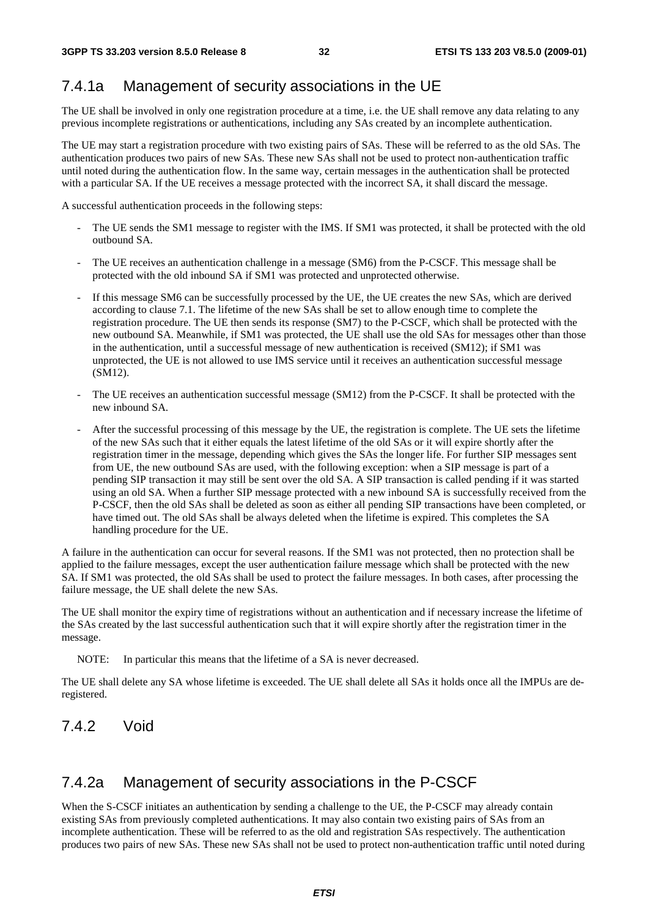### 7.4.1a Management of security associations in the UE

The UE shall be involved in only one registration procedure at a time, i.e. the UE shall remove any data relating to any previous incomplete registrations or authentications, including any SAs created by an incomplete authentication.

The UE may start a registration procedure with two existing pairs of SAs. These will be referred to as the old SAs. The authentication produces two pairs of new SAs. These new SAs shall not be used to protect non-authentication traffic until noted during the authentication flow. In the same way, certain messages in the authentication shall be protected with a particular SA. If the UE receives a message protected with the incorrect SA, it shall discard the message.

A successful authentication proceeds in the following steps:

- The UE sends the SM1 message to register with the IMS. If SM1 was protected, it shall be protected with the old outbound SA.
- The UE receives an authentication challenge in a message (SM6) from the P-CSCF. This message shall be protected with the old inbound SA if SM1 was protected and unprotected otherwise.
- If this message SM6 can be successfully processed by the UE, the UE creates the new SAs, which are derived according to clause 7.1. The lifetime of the new SAs shall be set to allow enough time to complete the registration procedure. The UE then sends its response (SM7) to the P-CSCF, which shall be protected with the new outbound SA. Meanwhile, if SM1 was protected, the UE shall use the old SAs for messages other than those in the authentication, until a successful message of new authentication is received (SM12); if SM1 was unprotected, the UE is not allowed to use IMS service until it receives an authentication successful message (SM12).
- The UE receives an authentication successful message (SM12) from the P-CSCF. It shall be protected with the new inbound SA.
- After the successful processing of this message by the UE, the registration is complete. The UE sets the lifetime of the new SAs such that it either equals the latest lifetime of the old SAs or it will expire shortly after the registration timer in the message, depending which gives the SAs the longer life. For further SIP messages sent from UE, the new outbound SAs are used, with the following exception: when a SIP message is part of a pending SIP transaction it may still be sent over the old SA. A SIP transaction is called pending if it was started using an old SA. When a further SIP message protected with a new inbound SA is successfully received from the P-CSCF, then the old SAs shall be deleted as soon as either all pending SIP transactions have been completed, or have timed out. The old SAs shall be always deleted when the lifetime is expired. This completes the SA handling procedure for the UE.

A failure in the authentication can occur for several reasons. If the SM1 was not protected, then no protection shall be applied to the failure messages, except the user authentication failure message which shall be protected with the new SA. If SM1 was protected, the old SAs shall be used to protect the failure messages. In both cases, after processing the failure message, the UE shall delete the new SAs.

The UE shall monitor the expiry time of registrations without an authentication and if necessary increase the lifetime of the SAs created by the last successful authentication such that it will expire shortly after the registration timer in the message.

NOTE: In particular this means that the lifetime of a SA is never decreased.

The UE shall delete any SA whose lifetime is exceeded. The UE shall delete all SAs it holds once all the IMPUs are de-registered.

### 7.4.2 Void

### 7.4.2a Management of security associations in the P-CSCF

When the S-CSCF initiates an authentication by sending a challenge to the UE, the P-CSCF may already contain existing SAs from previously completed authentications. It may also contain two existing pairs of SAs from an incomplete authentication. These will be referred to as the old and registration SAs respectively. The authentication produces two pairs of new SAs. These new SAs shall not be used to protect non-authentication traffic until noted during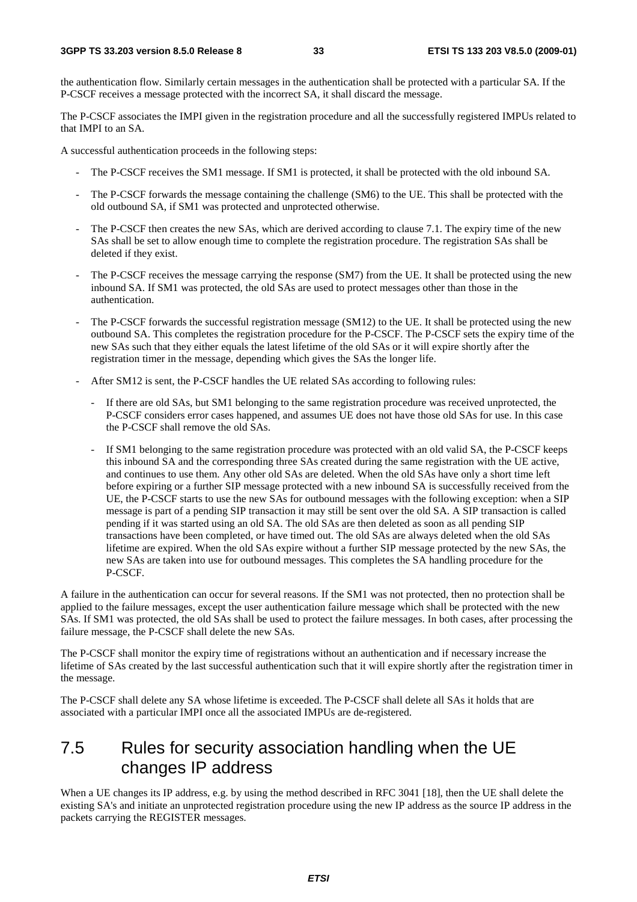the authentication flow. Similarly certain messages in the authentication shall be protected with a particular SA. If the P-CSCF receives a message protected with the incorrect SA, it shall discard the message.

The P-CSCF associates the IMPI given in the registration procedure and all the successfully registered IMPUs related to that IMPI to an SA.

A successful authentication proceeds in the following steps:

- The P-CSCF receives the SM1 message. If SM1 is protected, it shall be protected with the old inbound SA.
- The P-CSCF forwards the message containing the challenge (SM6) to the UE. This shall be protected with the old outbound SA, if SM1 was protected and unprotected otherwise.
- The P-CSCF then creates the new SAs, which are derived according to clause 7.1. The expiry time of the new SAs shall be set to allow enough time to complete the registration procedure. The registration SAs shall be deleted if they exist.
- The P-CSCF receives the message carrying the response (SM7) from the UE. It shall be protected using the new inbound SA. If SM1 was protected, the old SAs are used to protect messages other than those in the authentication.
- The P-CSCF forwards the successful registration message (SM12) to the UE. It shall be protected using the new outbound SA. This completes the registration procedure for the P-CSCF. The P-CSCF sets the expiry time of the new SAs such that they either equals the latest lifetime of the old SAs or it will expire shortly after the registration timer in the message, depending which gives the SAs the longer life.
- After SM12 is sent, the P-CSCF handles the UE related SAs according to following rules:
  - If there are old SAs, but SM1 belonging to the same registration procedure was received unprotected, the P-CSCF considers error cases happened, and assumes UE does not have those old SAs for use. In this case the P-CSCF shall remove the old SAs.
  - If SM1 belonging to the same registration procedure was protected with an old valid SA, the P-CSCF keeps this inbound SA and the corresponding three SAs created during the same registration with the UE active, and continues to use them. Any other old SAs are deleted. When the old SAs have only a short time left before expiring or a further SIP message protected with a new inbound SA is successfully received from the UE, the P-CSCF starts to use the new SAs for outbound messages with the following exception: when a SIP message is part of a pending SIP transaction it may still be sent over the old SA. A SIP transaction is called pending if it was started using an old SA. The old SAs are then deleted as soon as all pending SIP transactions have been completed, or have timed out. The old SAs are always deleted when the old SAs lifetime are expired. When the old SAs expire without a further SIP message protected by the new SAs, the new SAs are taken into use for outbound messages. This completes the SA handling procedure for the P-CSCF.

A failure in the authentication can occur for several reasons. If the SM1 was not protected, then no protection shall be applied to the failure messages, except the user authentication failure message which shall be protected with the new SAs. If SM1 was protected, the old SAs shall be used to protect the failure messages. In both cases, after processing the failure message, the P-CSCF shall delete the new SAs.

The P-CSCF shall monitor the expiry time of registrations without an authentication and if necessary increase the lifetime of SAs created by the last successful authentication such that it will expire shortly after the registration timer in the message.

The P-CSCF shall delete any SA whose lifetime is exceeded. The P-CSCF shall delete all SAs it holds that are associated with a particular IMPI once all the associated IMPUs are de-registered.

## 7.5 Rules for security association handling when the UE changes IP address

When a UE changes its IP address, e.g. by using the method described in RFC 3041 [18], then the UE shall delete the existing SA's and initiate an unprotected registration procedure using the new IP address as the source IP address in the packets carrying the REGISTER messages.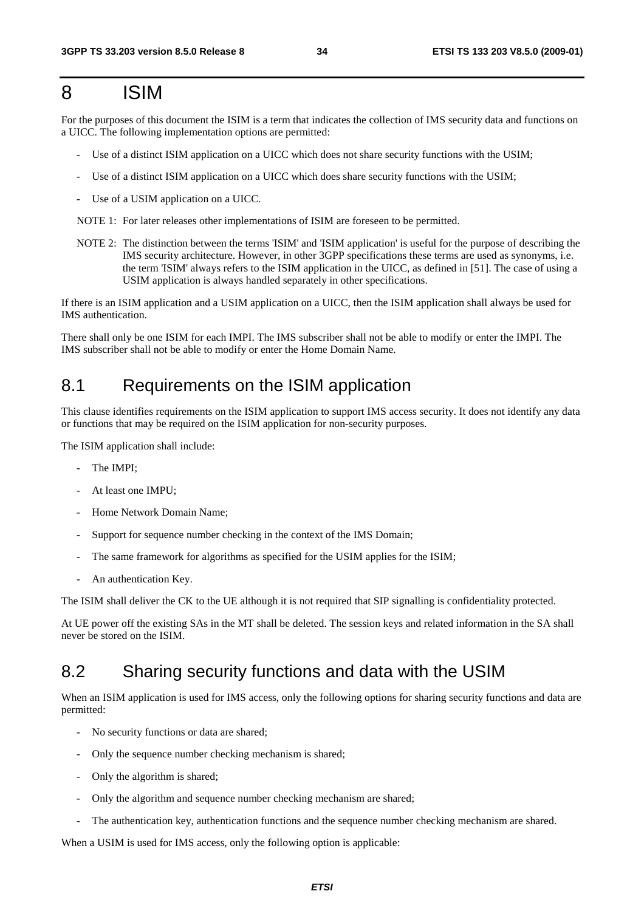# 8 ISIM

For the purposes of this document the ISIM is a term that indicates the collection of IMS security data and functions on a UICC. The following implementation options are permitted:

- Use of a distinct ISIM application on a UICC which does not share security functions with the USIM;
- Use of a distinct ISIM application on a UICC which does share security functions with the USIM;
- Use of a USIM application on a UICC.

NOTE 1: For later releases other implementations of ISIM are foreseen to be permitted.

NOTE 2: The distinction between the terms 'ISIM' and 'ISIM application' is useful for the purpose of describing the IMS security architecture. However, in other 3GPP specifications these terms are used as synonyms, i.e. the term 'ISIM' always refers to the ISIM application in the UICC, as defined in [51]. The case of using a USIM application is always handled separately in other specifications.

If there is an ISIM application and a USIM application on a UICC, then the ISIM application shall always be used for IMS authentication.

There shall only be one ISIM for each IMPI. The IMS subscriber shall not be able to modify or enter the IMPI. The IMS subscriber shall not be able to modify or enter the Home Domain Name.

## 8.1 Requirements on the ISIM application

This clause identifies requirements on the ISIM application to support IMS access security. It does not identify any data or functions that may be required on the ISIM application for non-security purposes.

The ISIM application shall include:

- The IMPI;
- At least one IMPU;
- Home Network Domain Name;
- Support for sequence number checking in the context of the IMS Domain;
- The same framework for algorithms as specified for the USIM applies for the ISIM;
- An authentication Key.

The ISIM shall deliver the CK to the UE although it is not required that SIP signalling is confidentiality protected.

At UE power off the existing SAs in the MT shall be deleted. The session keys and related information in the SA shall never be stored on the ISIM.

## 8.2 Sharing security functions and data with the USIM

When an ISIM application is used for IMS access, only the following options for sharing security functions and data are permitted:

- No security functions or data are shared;
- Only the sequence number checking mechanism is shared;
- Only the algorithm is shared;
- Only the algorithm and sequence number checking mechanism are shared;
- The authentication key, authentication functions and the sequence number checking mechanism are shared.

When a USIM is used for IMS access, only the following option is applicable: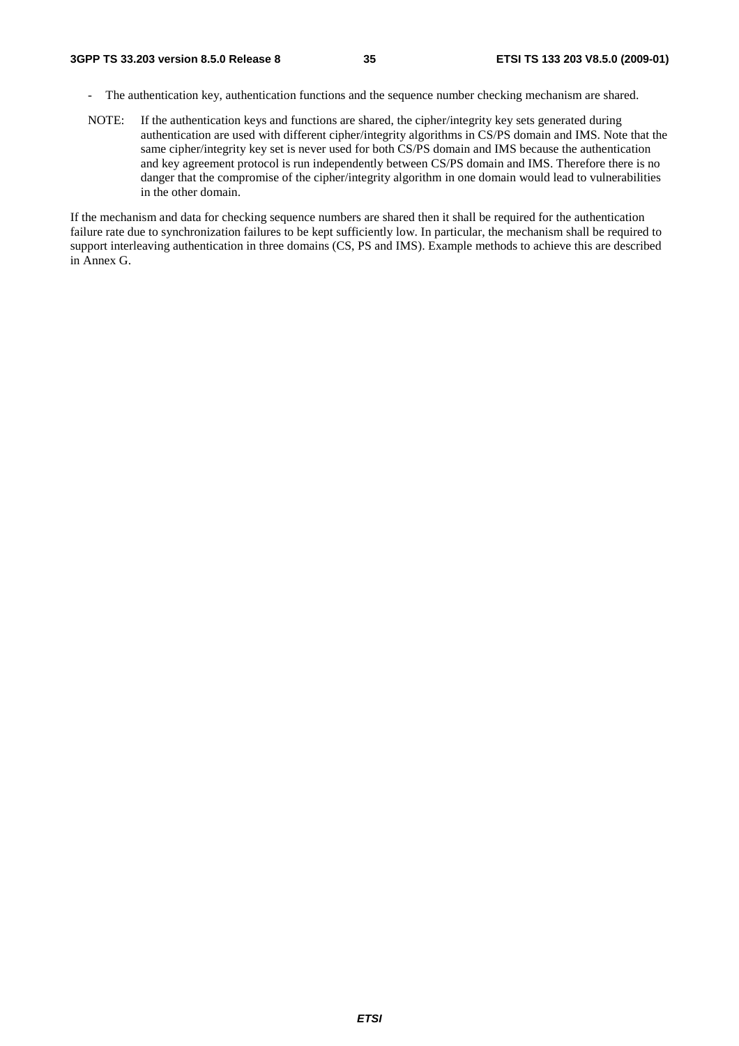- The authentication key, authentication functions and the sequence number checking mechanism are shared.

NOTE: If the authentication keys and functions are shared, the cipher/integrity key sets generated during authentication are used with different cipher/integrity algorithms in CS/PS domain and IMS. Note that the same cipher/integrity key set is never used for both CS/PS domain and IMS because the authentication and key agreement protocol is run independently between CS/PS domain and IMS. Therefore there is no danger that the compromise of the cipher/integrity algorithm in one domain would lead to vulnerabilities in the other domain.

If the mechanism and data for checking sequence numbers are shared then it shall be required for the authentication failure rate due to synchronization failures to be kept sufficiently low. In particular, the mechanism shall be required to support interleaving authentication in three domains (CS, PS and IMS). Example methods to achieve this are described in Annex G.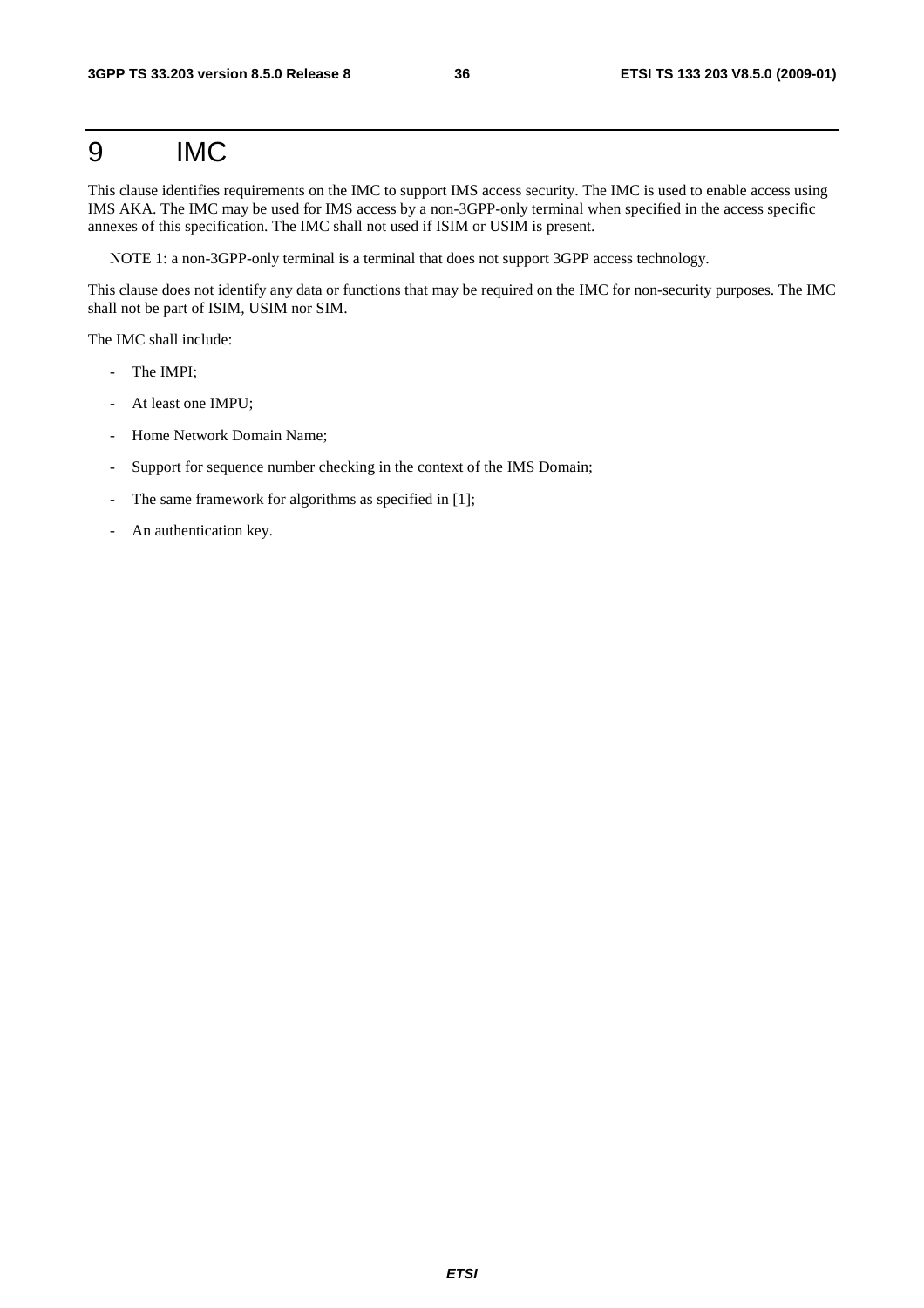# 9 IMC

This clause identifies requirements on the IMC to support IMS access security. The IMC is used to enable access using IMS AKA. The IMC may be used for IMS access by a non-3GPP-only terminal when specified in the access specific annexes of this specification. The IMC shall not used if ISIM or USIM is present.

NOTE 1: a non-3GPP-only terminal is a terminal that does not support 3GPP access technology.

This clause does not identify any data or functions that may be required on the IMC for non-security purposes. The IMC shall not be part of ISIM, USIM nor SIM.

The IMC shall include:

- The IMPI;
- At least one IMPU;
- Home Network Domain Name;
- Support for sequence number checking in the context of the IMS Domain;
- The same framework for algorithms as specified in [1];
- An authentication key.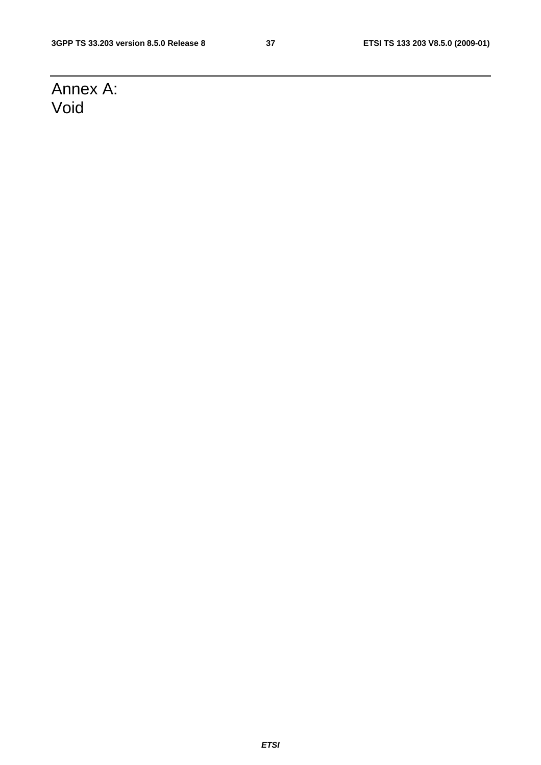# Annex A: Void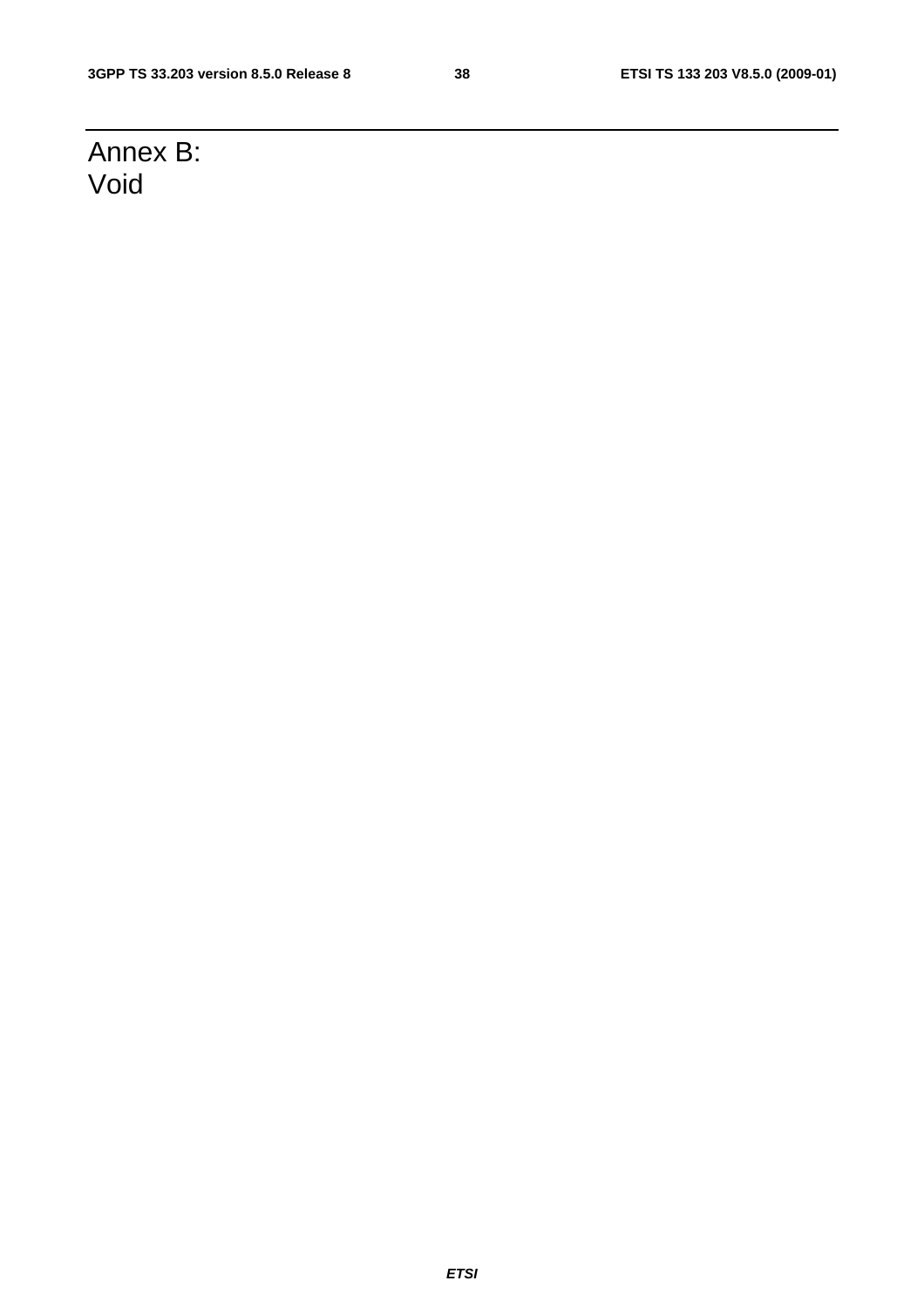# Annex B: Void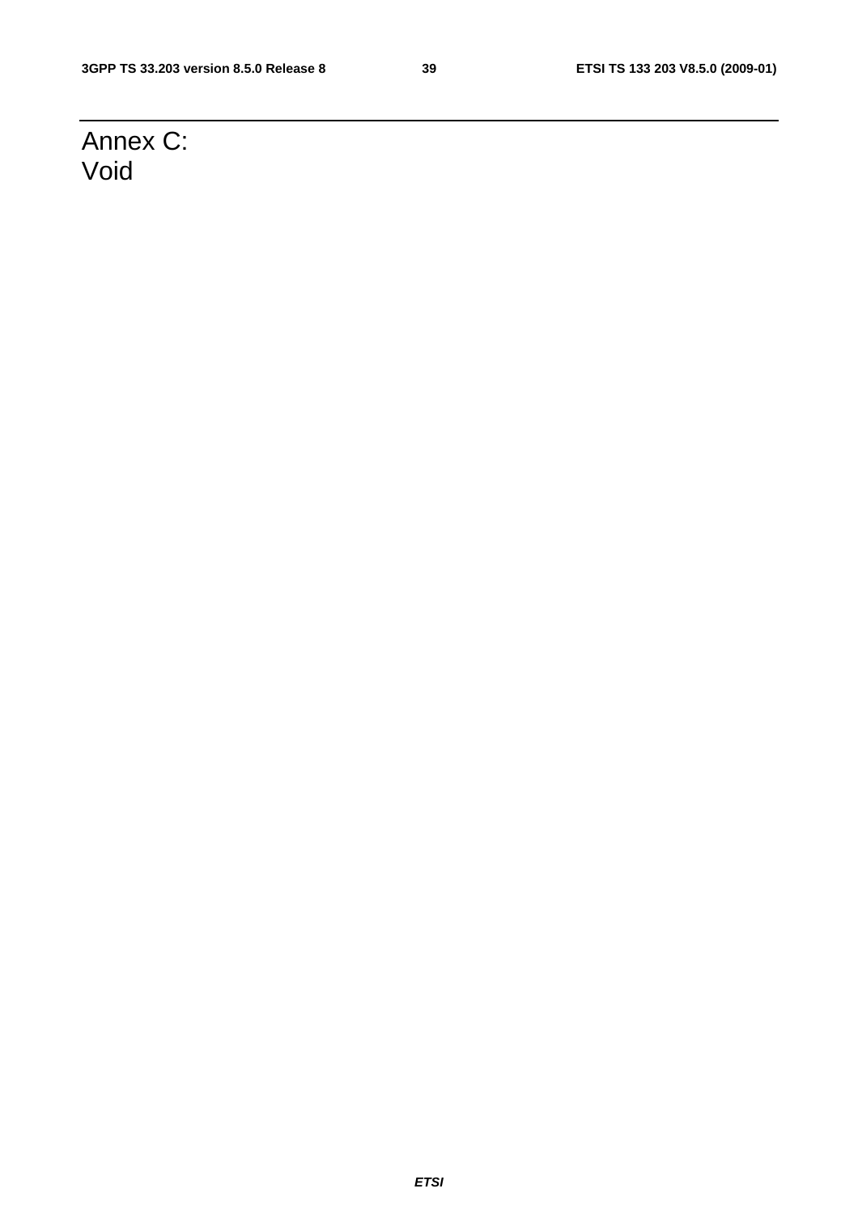# Annex C: Void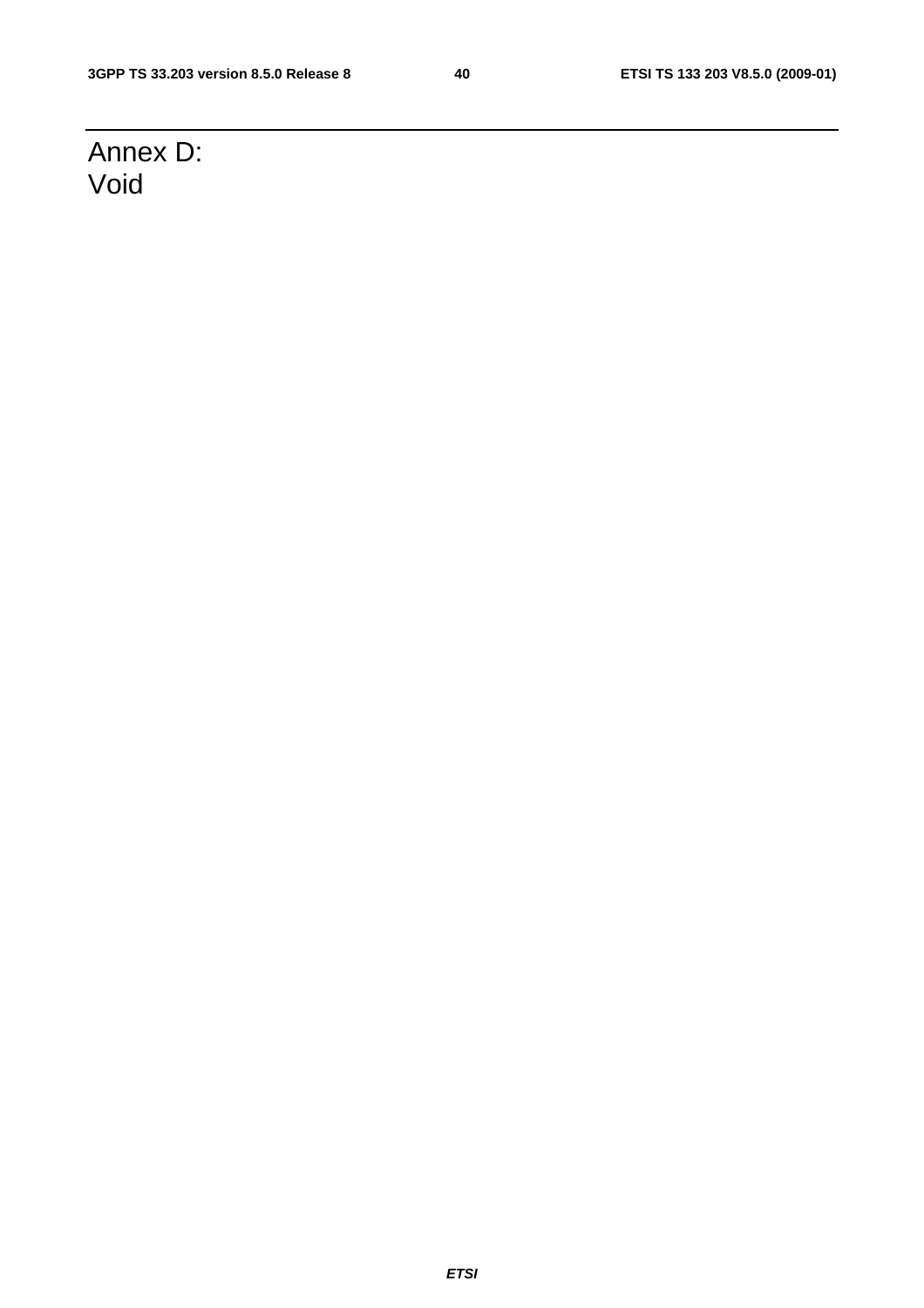# Annex D: Void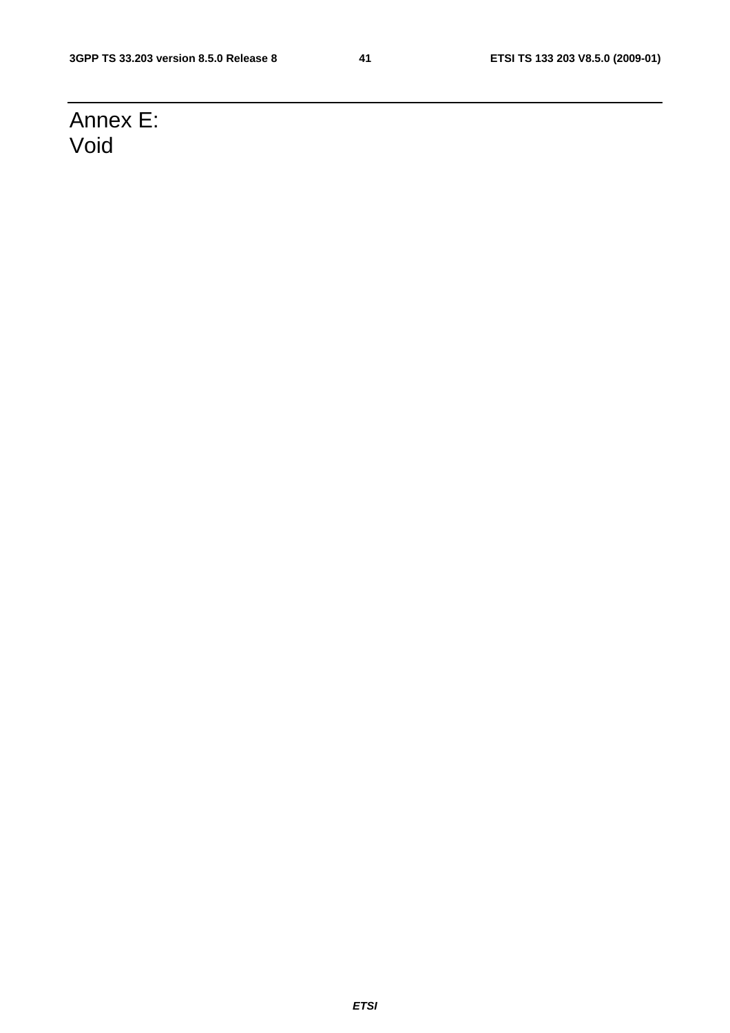# Annex E: Void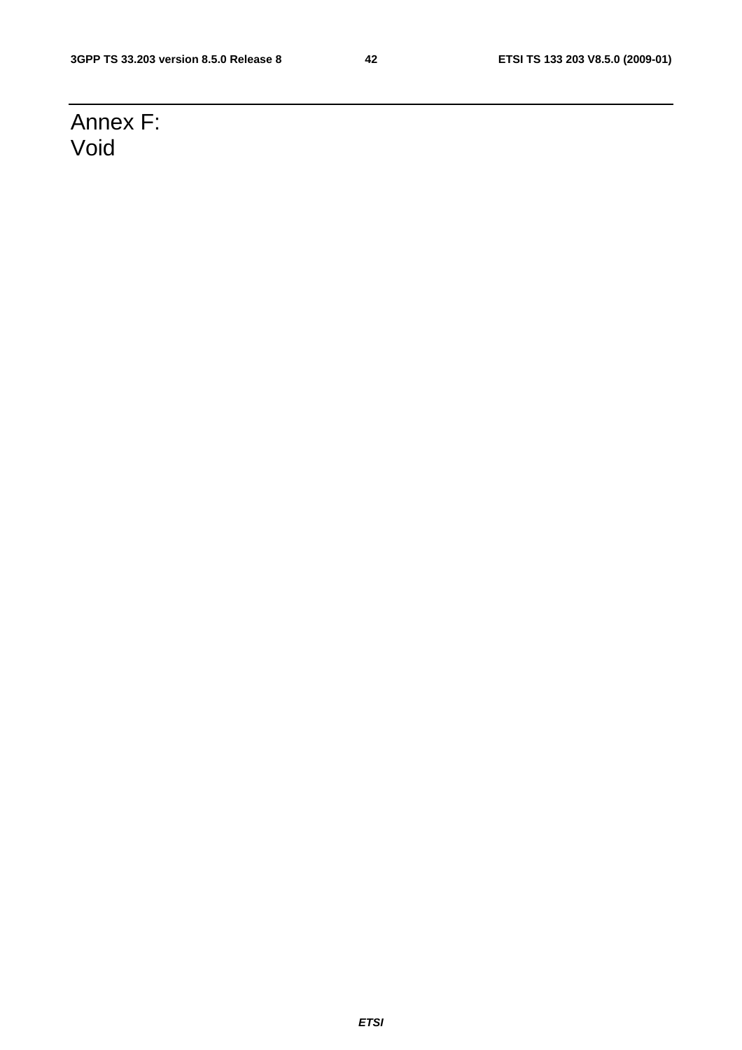# Annex F: Void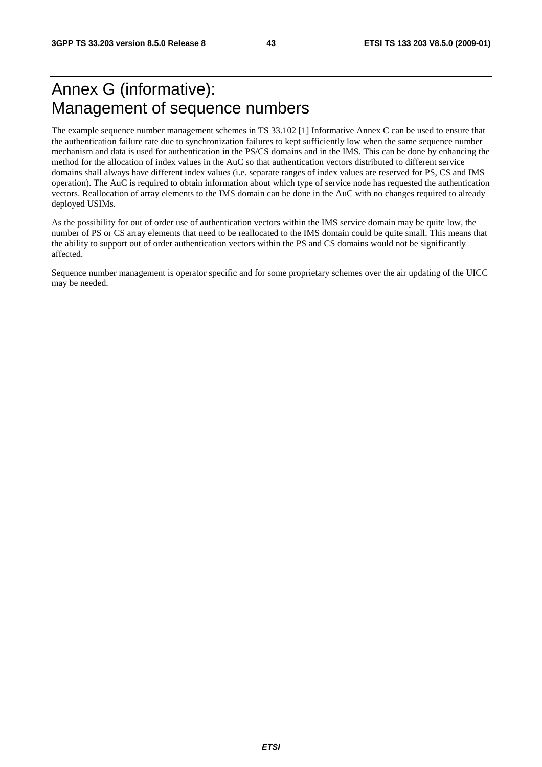# Annex G (informative): Management of sequence numbers

The example sequence number management schemes in TS 33.102 [1] Informative Annex C can be used to ensure that the authentication failure rate due to synchronization failures to kept sufficiently low when the same sequence number mechanism and data is used for authentication in the PS/CS domains and in the IMS. This can be done by enhancing the method for the allocation of index values in the AuC so that authentication vectors distributed to different service domains shall always have different index values (i.e. separate ranges of index values are reserved for PS, CS and IMS operation). The AuC is required to obtain information about which type of service node has requested the authentication vectors. Reallocation of array elements to the IMS domain can be done in the AuC with no changes required to already deployed USIMs.

As the possibility for out of order use of authentication vectors within the IMS service domain may be quite low, the number of PS or CS array elements that need to be reallocated to the IMS domain could be quite small. This means that the ability to support out of order authentication vectors within the PS and CS domains would not be significantly affected.

Sequence number management is operator specific and for some proprietary schemes over the air updating of the UICC may be needed.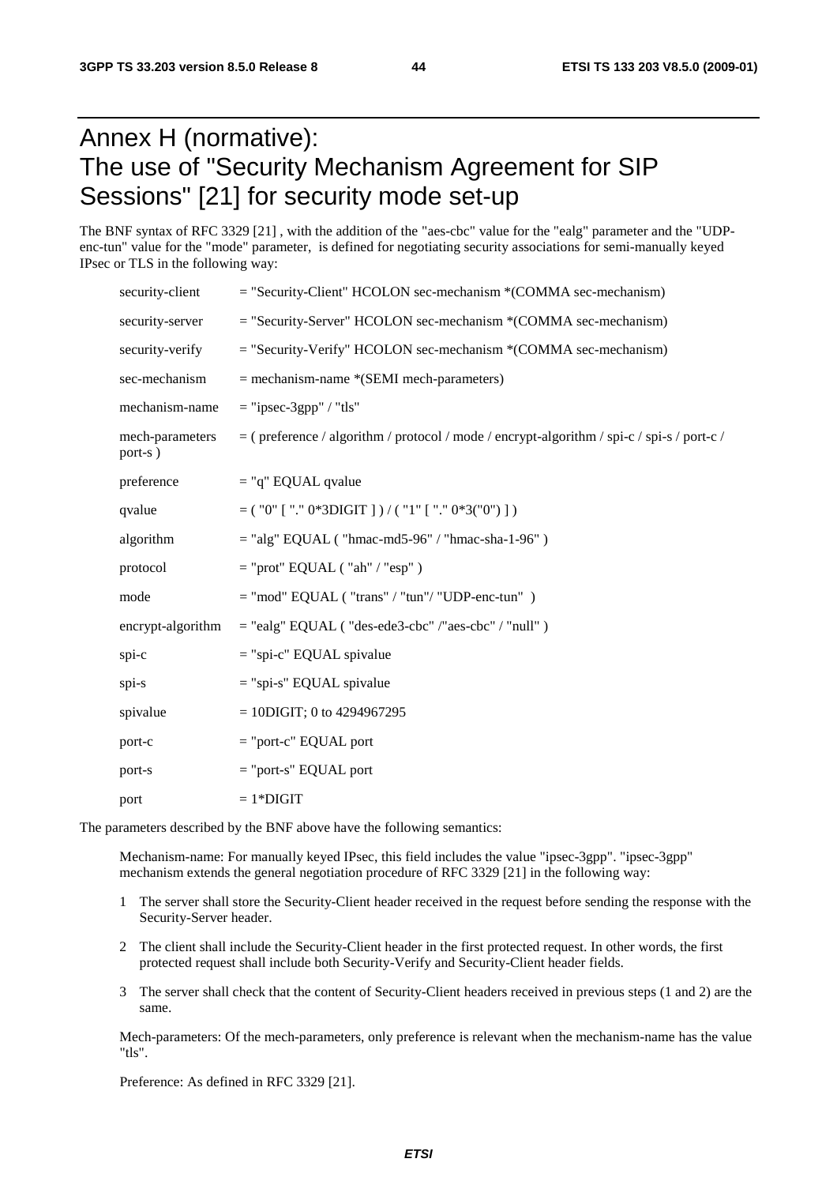# Annex H (normative): The use of "Security Mechanism Agreement for SIP Sessions" [21] for security mode set-up

The BNF syntax of RFC 3329 [21] , with the addition of the "aes-cbc" value for the "ealg" parameter and the "UDP-enc-tun" value for the "mode" parameter, is defined for negotiating security associations for semi-manually keyed IPsec or TLS in the following way:

```
security-client      = "Security-Client" HCOLON sec-mechanism *(COMMA sec-mechanism)

security-server      = "Security-Server" HCOLON sec-mechanism *(COMMA sec-mechanism)

security-verify      = "Security-Verify" HCOLON sec-mechanism *(COMMA sec-mechanism)

sec-mechanism        = mechanism-name *(SEMI mech-parameters)

mechanism-name       = "ipsec-3gpp" / "tls"

mech-parameters      = ( preference / algorithm / protocol / mode / encrypt-algorithm / spi-c / spi-s / port-c /
port-s )

preference           = "q" EQUAL qvalue

qvalue               = ( "0" [ "." 0*3DIGIT ] ) / ( "1" [ "." 0*3("0") ] )

algorithm            = "alg" EQUAL ( "hmac-md5-96" / "hmac-sha-1-96" )

protocol             = "prot" EQUAL ( "ah" / "esp" )

mode                 = "mod" EQUAL ( "trans" / "tun"/ "UDP-enc-tun"  )

encrypt-algorithm    = "ealg" EQUAL ( "des-ede3-cbc" /"aes-cbc" / "null" )

spi-c                = "spi-c" EQUAL spivalue

spi-s                = "spi-s" EQUAL spivalue

spivalue             = 10DIGIT; 0 to 4294967295

port-c               = "port-c" EQUAL port

port-s               = "port-s" EQUAL port

port                 = 1*DIGIT
```

The parameters described by the BNF above have the following semantics:

Mechanism-name: For manually keyed IPsec, this field includes the value "ipsec-3gpp". "ipsec-3gpp" mechanism extends the general negotiation procedure of RFC 3329 [21] in the following way:

1 The server shall store the Security-Client header received in the request before sending the response with the Security-Server header.

2 The client shall include the Security-Client header in the first protected request. In other words, the first protected request shall include both Security-Verify and Security-Client header fields.

3 The server shall check that the content of Security-Client headers received in previous steps (1 and 2) are the same.

Mech-parameters: Of the mech-parameters, only preference is relevant when the mechanism-name has the value "tls".

Preference: As defined in RFC 3329 [21].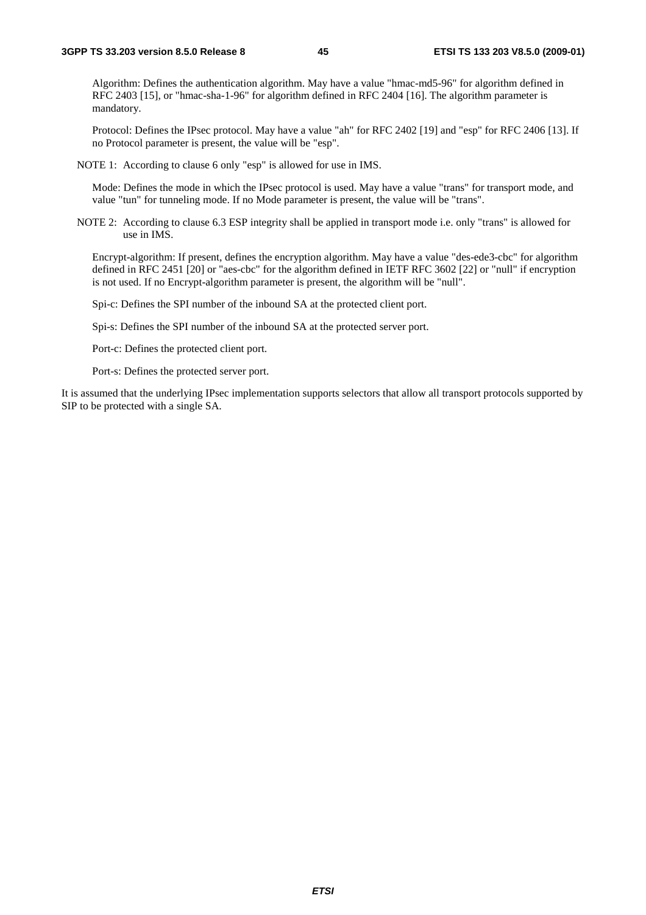Algorithm: Defines the authentication algorithm. May have a value "hmac-md5-96" for algorithm defined in RFC 2403 [15], or "hmac-sha-1-96" for algorithm defined in RFC 2404 [16]. The algorithm parameter is mandatory.

Protocol: Defines the IPsec protocol. May have a value "ah" for RFC 2402 [19] and "esp" for RFC 2406 [13]. If no Protocol parameter is present, the value will be "esp".

NOTE 1: According to clause 6 only "esp" is allowed for use in IMS.

Mode: Defines the mode in which the IPsec protocol is used. May have a value "trans" for transport mode, and value "tun" for tunneling mode. If no Mode parameter is present, the value will be "trans".

NOTE 2: According to clause 6.3 ESP integrity shall be applied in transport mode i.e. only "trans" is allowed for use in IMS.

Encrypt-algorithm: If present, defines the encryption algorithm. May have a value "des-ede3-cbc" for algorithm defined in RFC 2451 [20] or "aes-cbc" for the algorithm defined in IETF RFC 3602 [22] or "null" if encryption is not used. If no Encrypt-algorithm parameter is present, the algorithm will be "null".

Spi-c: Defines the SPI number of the inbound SA at the protected client port.

Spi-s: Defines the SPI number of the inbound SA at the protected server port.

Port-c: Defines the protected client port.

Port-s: Defines the protected server port.

It is assumed that the underlying IPsec implementation supports selectors that allow all transport protocols supported by SIP to be protected with a single SA.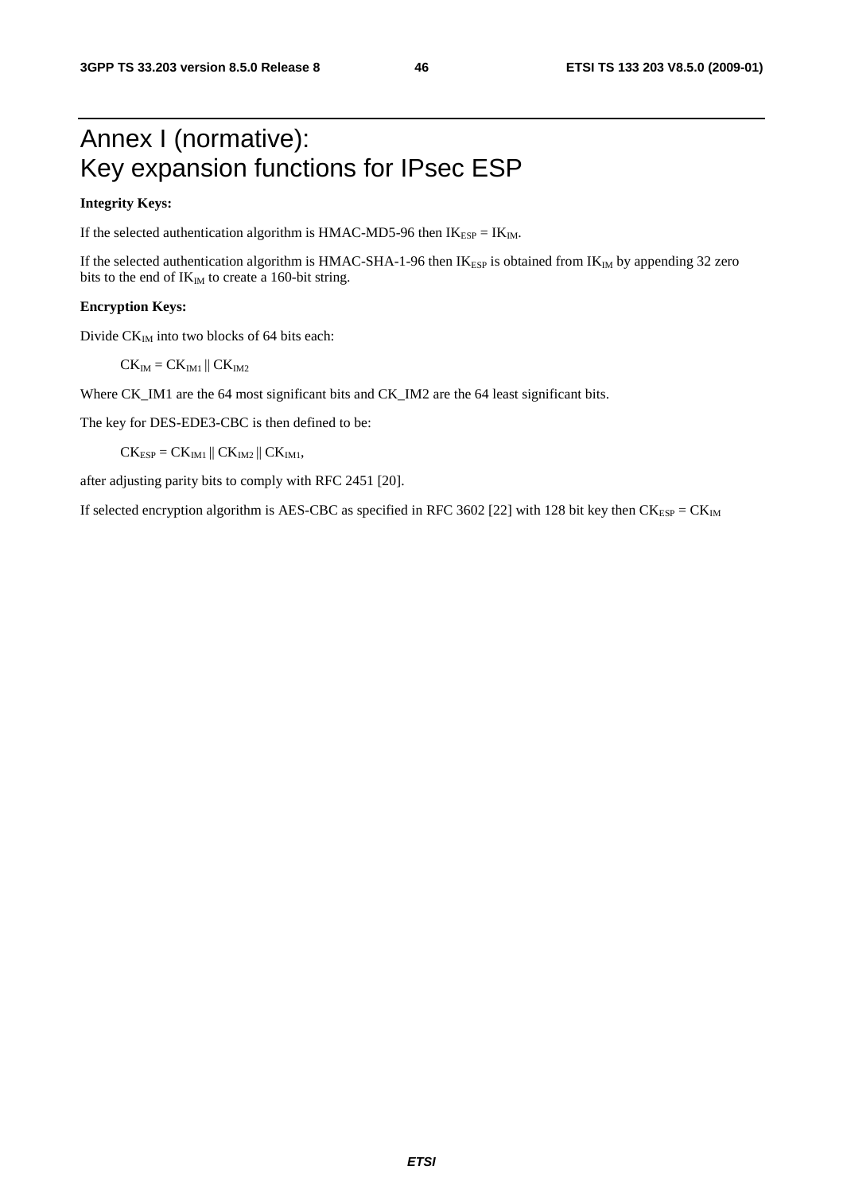# Annex I (normative): Key expansion functions for IPsec ESP

**Integrity Keys:**

If the selected authentication algorithm is HMAC-MD5-96 then $IK_{ESP} = IK_{IM}$.

If the selected authentication algorithm is HMAC-SHA-1-96 then $IK_{ESP}$ is obtained from $IK_{IM}$ by appending 32 zero bits to the end of $IK_{IM}$ to create a 160-bit string.

**Encryption Keys:**

Divide $CK_{IM}$ into two blocks of 64 bits each:

$$CK_{IM} = CK_{IM1} \| CK_{IM2}$$

Where CK_IM1 are the 64 most significant bits and CK_IM2 are the 64 least significant bits.

The key for DES-EDE3-CBC is then defined to be:

$$CK_{ESP} = CK_{IM1} \| CK_{IM2} \| CK_{IM1},$$

after adjusting parity bits to comply with RFC 2451 [20].

If selected encryption algorithm is AES-CBC as specified in RFC 3602 [22] with 128 bit key then $CK_{ESP} = CK_{IM}$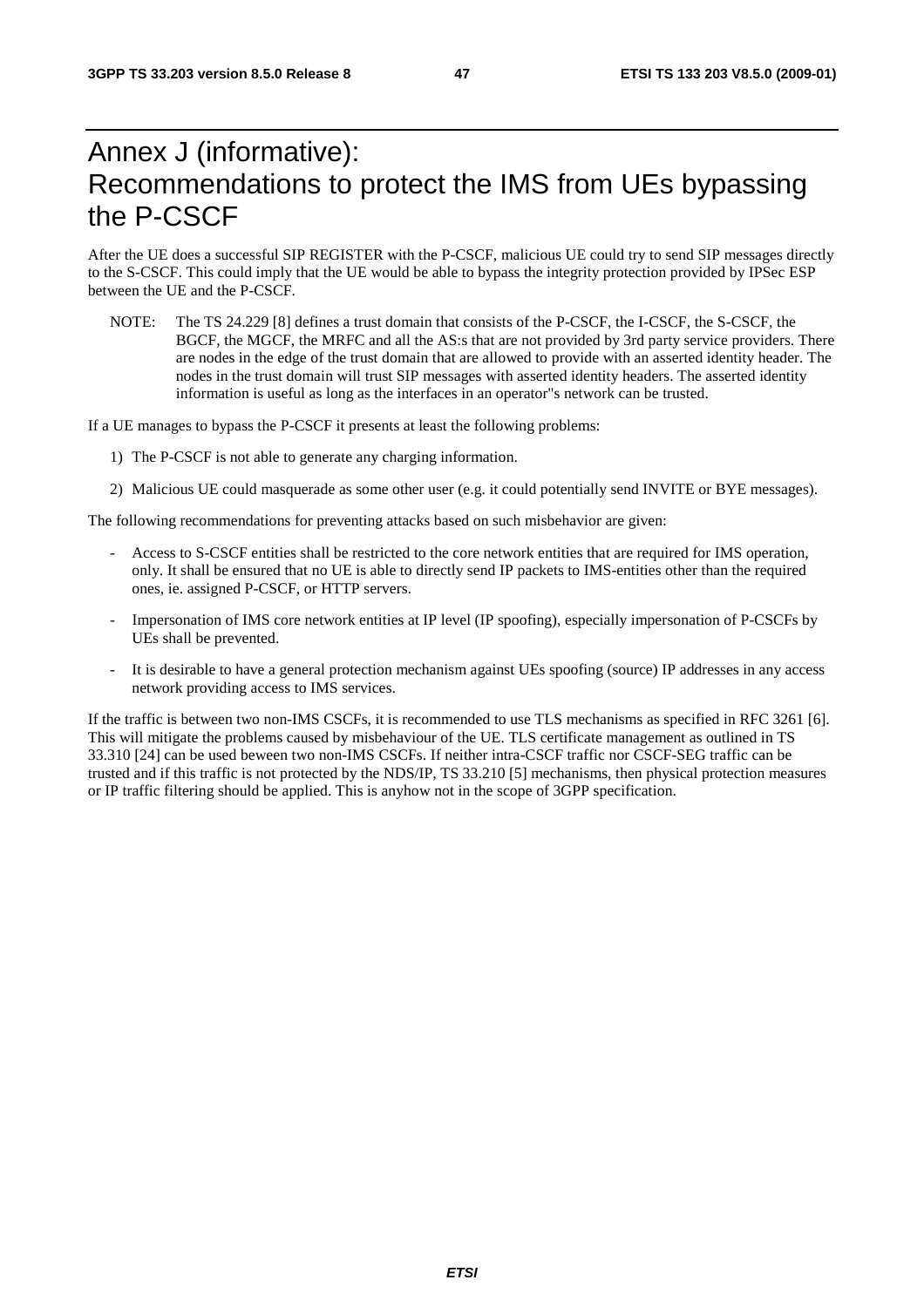# Annex J (informative): Recommendations to protect the IMS from UEs bypassing the P-CSCF

After the UE does a successful SIP REGISTER with the P-CSCF, malicious UE could try to send SIP messages directly to the S-CSCF. This could imply that the UE would be able to bypass the integrity protection provided by IPSec ESP between the UE and the P-CSCF.

NOTE: The TS 24.229 [8] defines a trust domain that consists of the P-CSCF, the I-CSCF, the S-CSCF, the BGCF, the MGCF, the MRFC and all the AS:s that are not provided by 3rd party service providers. There are nodes in the edge of the trust domain that are allowed to provide with an asserted identity header. The nodes in the trust domain will trust SIP messages with asserted identity headers. The asserted identity information is useful as long as the interfaces in an operator''s network can be trusted.

If a UE manages to bypass the P-CSCF it presents at least the following problems:

1) The P-CSCF is not able to generate any charging information.

2) Malicious UE could masquerade as some other user (e.g. it could potentially send INVITE or BYE messages).

The following recommendations for preventing attacks based on such misbehavior are given:

- Access to S-CSCF entities shall be restricted to the core network entities that are required for IMS operation, only. It shall be ensured that no UE is able to directly send IP packets to IMS-entities other than the required ones, ie. assigned P-CSCF, or HTTP servers.

- Impersonation of IMS core network entities at IP level (IP spoofing), especially impersonation of P-CSCFs by UEs shall be prevented.

- It is desirable to have a general protection mechanism against UEs spoofing (source) IP addresses in any access network providing access to IMS services.

If the traffic is between two non-IMS CSCFs, it is recommended to use TLS mechanisms as specified in RFC 3261 [6]. This will mitigate the problems caused by misbehaviour of the UE. TLS certificate management as outlined in TS 33.310 [24] can be used beween two non-IMS CSCFs. If neither intra-CSCF traffic nor CSCF-SEG traffic can be trusted and if this traffic is not protected by the NDS/IP, TS 33.210 [5] mechanisms, then physical protection measures or IP traffic filtering should be applied. This is anyhow not in the scope of 3GPP specification.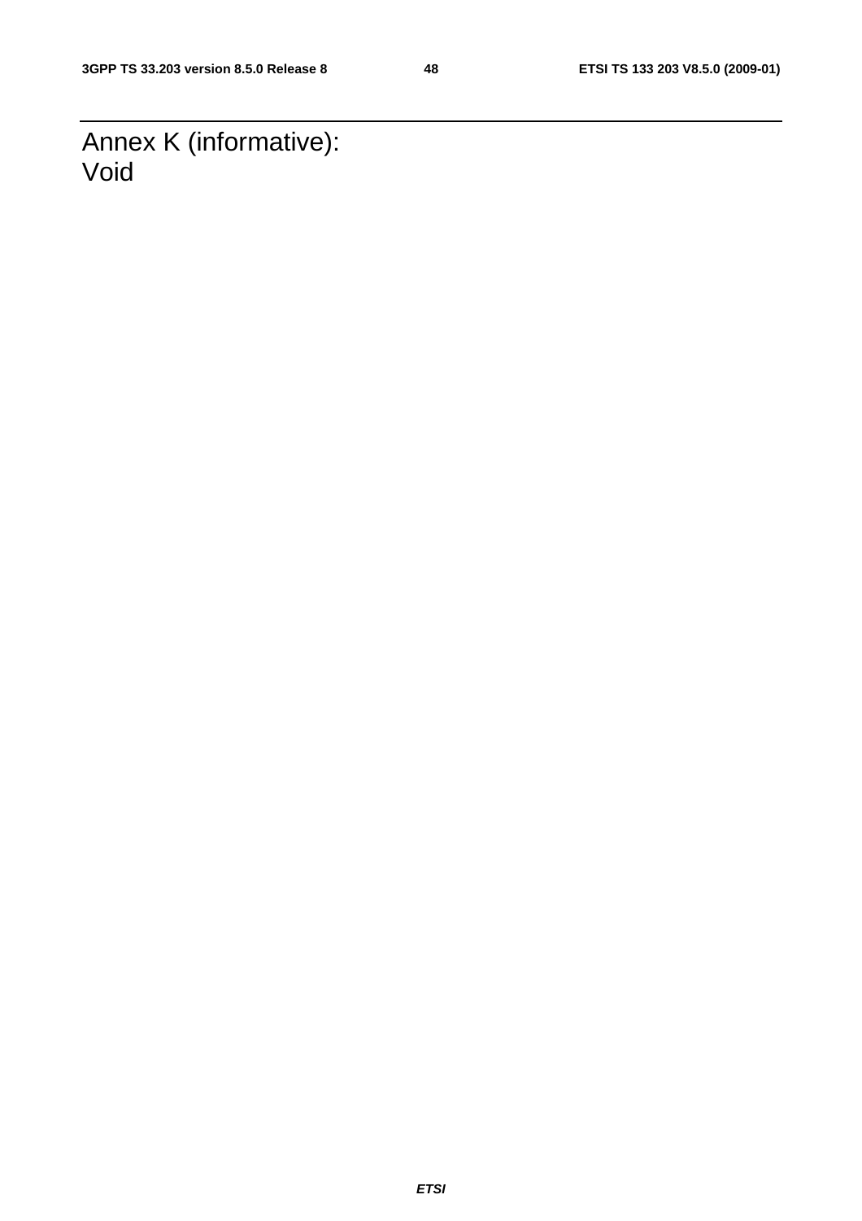# Annex K (informative): Void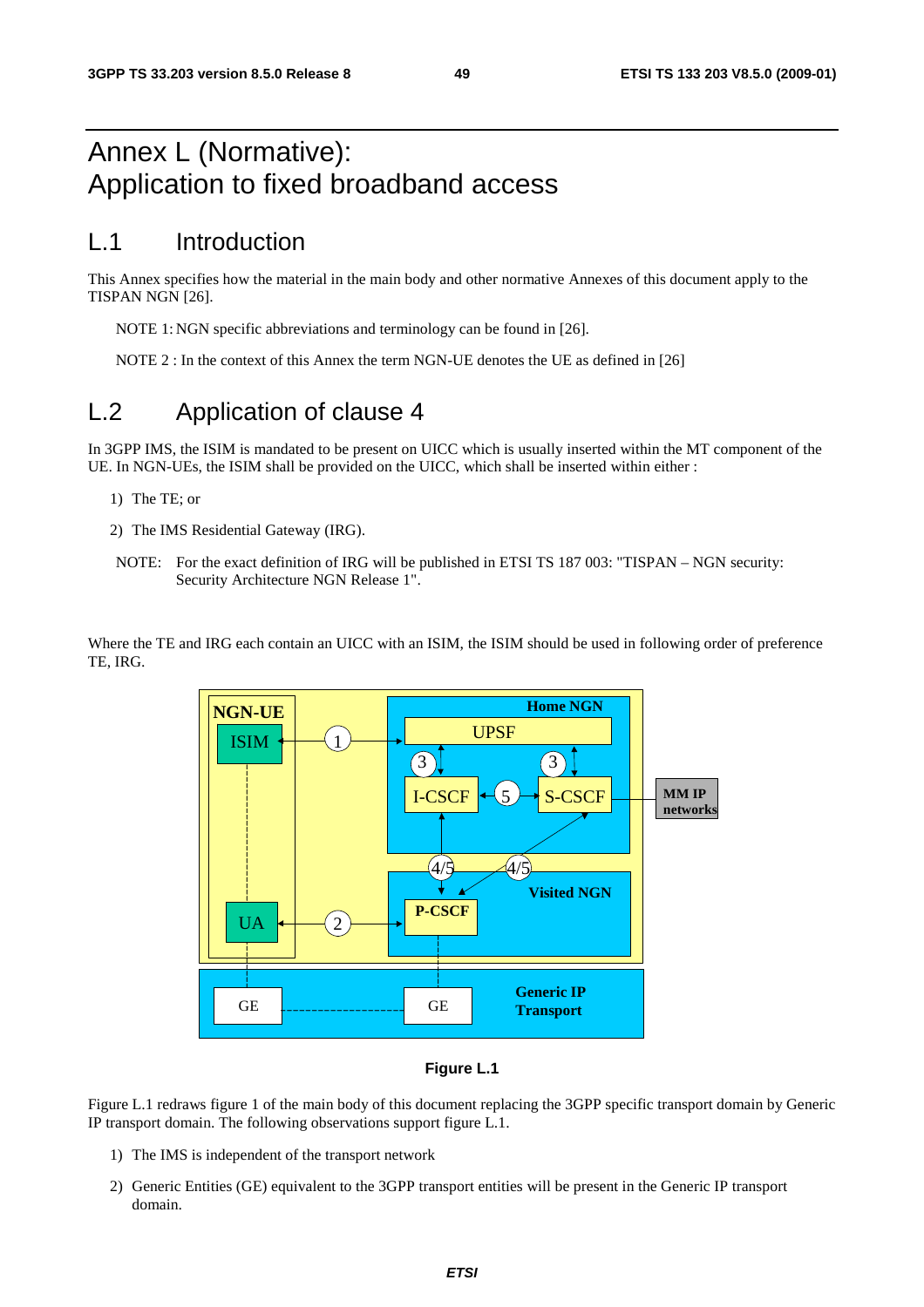# Annex L (Normative): Application to fixed broadband access

## L.1 Introduction

This Annex specifies how the material in the main body and other normative Annexes of this document apply to the TISPAN NGN [26].

NOTE 1: NGN specific abbreviations and terminology can be found in [26].

NOTE 2 : In the context of this Annex the term NGN-UE denotes the UE as defined in [26]

## L.2 Application of clause 4

In 3GPP IMS, the ISIM is mandated to be present on UICC which is usually inserted within the MT component of the UE. In NGN-UEs, the ISIM shall be provided on the UICC, which shall be inserted within either :

1) The TE; or

2) The IMS Residential Gateway (IRG).

NOTE: For the exact definition of IRG will be published in ETSI TS 187 003: "TISPAN – NGN security: Security Architecture NGN Release 1".

Where the TE and IRG each contain an UICC with an ISIM, the ISIM should be used in following order of preference TE, IRG.

**Figure L.1**

Figure L.1 redraws figure 1 of the main body of this document replacing the 3GPP specific transport domain by Generic IP transport domain. The following observations support figure L.1.

1) The IMS is independent of the transport network

2) Generic Entities (GE) equivalent to the 3GPP transport entities will be present in the Generic IP transport domain.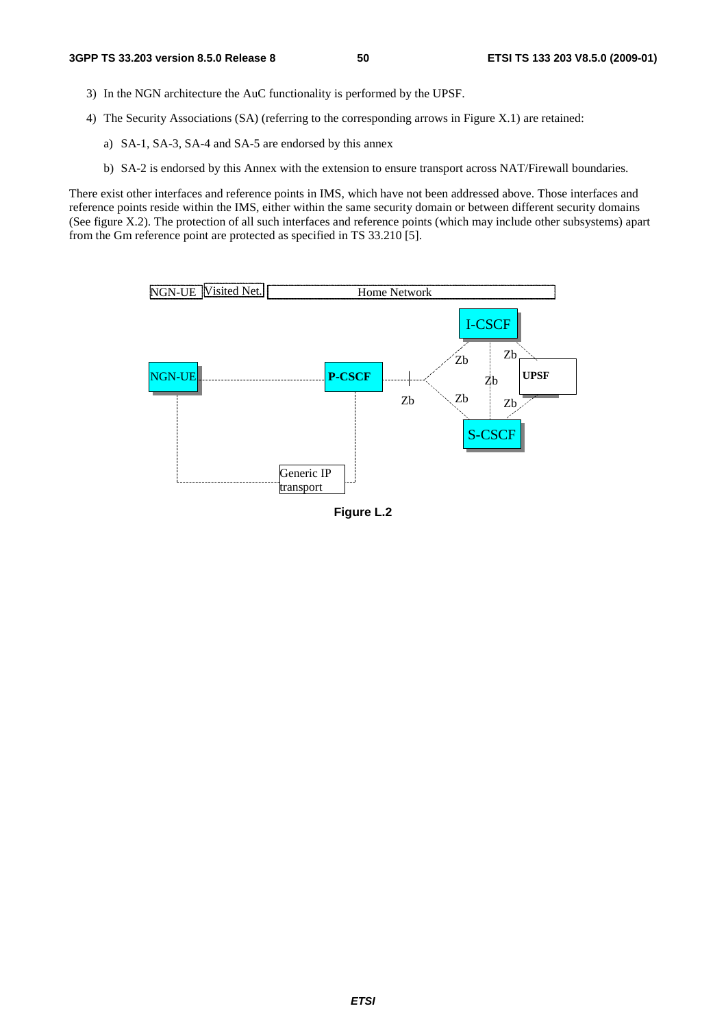3) In the NGN architecture the AuC functionality is performed by the UPSF.

4) The Security Associations (SA) (referring to the corresponding arrows in Figure X.1) are retained:

   a) SA-1, SA-3, SA-4 and SA-5 are endorsed by this annex

   b) SA-2 is endorsed by this Annex with the extension to ensure transport across NAT/Firewall boundaries.

There exist other interfaces and reference points in IMS, which have not been addressed above. Those interfaces and reference points reside within the IMS, either within the same security domain or between different security domains (See figure X.2). The protection of all such interfaces and reference points (which may include other subsystems) apart from the Gm reference point are protected as specified in TS 33.210 [5].

NGN-UE | Visited Net. | Home Network

I-CSCF

NGN-UE — P-CSCF — Zb — UPSF

S-CSCF

Generic IP transport

**Figure L.2**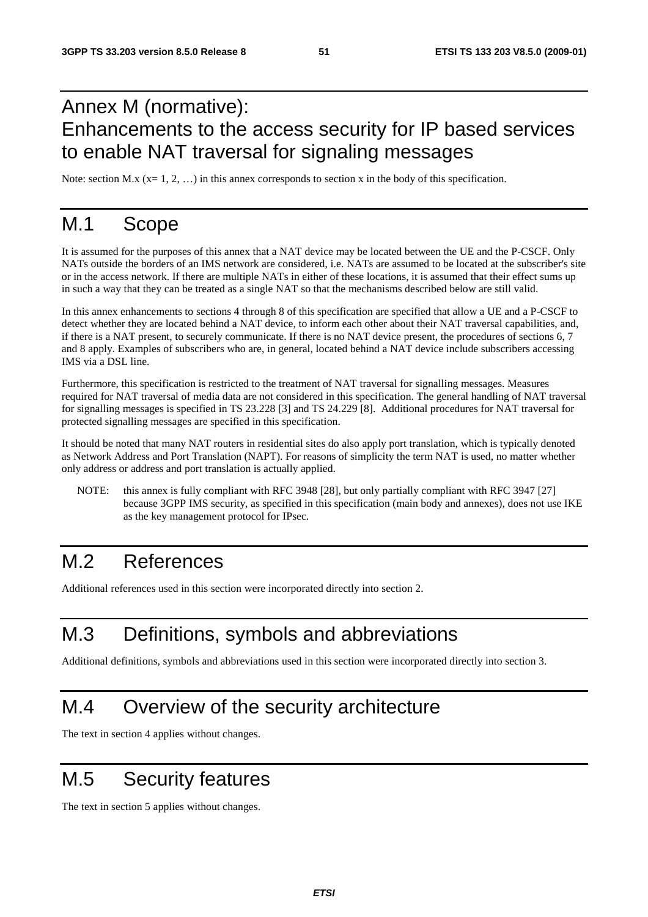# Annex M (normative): Enhancements to the access security for IP based services to enable NAT traversal for signaling messages

Note: section M.x (x= 1, 2, …) in this annex corresponds to section x in the body of this specification.

# M.1 Scope

It is assumed for the purposes of this annex that a NAT device may be located between the UE and the P-CSCF. Only NATs outside the borders of an IMS network are considered, i.e. NATs are assumed to be located at the subscriber's site or in the access network. If there are multiple NATs in either of these locations, it is assumed that their effect sums up in such a way that they can be treated as a single NAT so that the mechanisms described below are still valid.

In this annex enhancements to sections 4 through 8 of this specification are specified that allow a UE and a P-CSCF to detect whether they are located behind a NAT device, to inform each other about their NAT traversal capabilities, and, if there is a NAT present, to securely communicate. If there is no NAT device present, the procedures of sections 6, 7 and 8 apply. Examples of subscribers who are, in general, located behind a NAT device include subscribers accessing IMS via a DSL line.

Furthermore, this specification is restricted to the treatment of NAT traversal for signalling messages. Measures required for NAT traversal of media data are not considered in this specification. The general handling of NAT traversal for signalling messages is specified in TS 23.228 [3] and TS 24.229 [8]. Additional procedures for NAT traversal for protected signalling messages are specified in this specification.

It should be noted that many NAT routers in residential sites do also apply port translation, which is typically denoted as Network Address and Port Translation (NAPT). For reasons of simplicity the term NAT is used, no matter whether only address or address and port translation is actually applied.

NOTE: this annex is fully compliant with RFC 3948 [28], but only partially compliant with RFC 3947 [27] because 3GPP IMS security, as specified in this specification (main body and annexes), does not use IKE as the key management protocol for IPsec.

# M.2 References

Additional references used in this section were incorporated directly into section 2.

# M.3 Definitions, symbols and abbreviations

Additional definitions, symbols and abbreviations used in this section were incorporated directly into section 3.

# M.4 Overview of the security architecture

The text in section 4 applies without changes.

# M.5 Security features

The text in section 5 applies without changes.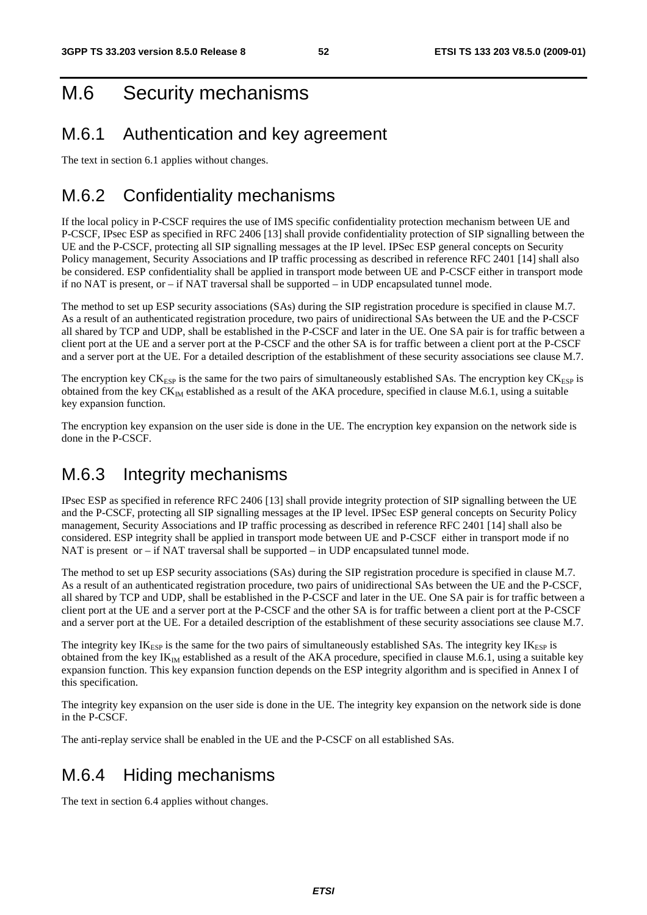# M.6 Security mechanisms

## M.6.1 Authentication and key agreement

The text in section 6.1 applies without changes.

## M.6.2 Confidentiality mechanisms

If the local policy in P-CSCF requires the use of IMS specific confidentiality protection mechanism between UE and P-CSCF, IPsec ESP as specified in RFC 2406 [13] shall provide confidentiality protection of SIP signalling between the UE and the P-CSCF, protecting all SIP signalling messages at the IP level. IPSec ESP general concepts on Security Policy management, Security Associations and IP traffic processing as described in reference RFC 2401 [14] shall also be considered. ESP confidentiality shall be applied in transport mode between UE and P-CSCF either in transport mode if no NAT is present, or – if NAT traversal shall be supported – in UDP encapsulated tunnel mode.

The method to set up ESP security associations (SAs) during the SIP registration procedure is specified in clause M.7. As a result of an authenticated registration procedure, two pairs of unidirectional SAs between the UE and the P-CSCF all shared by TCP and UDP, shall be established in the P-CSCF and later in the UE. One SA pair is for traffic between a client port at the UE and a server port at the P-CSCF and the other SA is for traffic between a client port at the P-CSCF and a server port at the UE. For a detailed description of the establishment of these security associations see clause M.7.

The encryption key $CK_{ESP}$ is the same for the two pairs of simultaneously established SAs. The encryption key $CK_{ESP}$ is obtained from the key $CK_{IM}$ established as a result of the AKA procedure, specified in clause M.6.1, using a suitable key expansion function.

The encryption key expansion on the user side is done in the UE. The encryption key expansion on the network side is done in the P-CSCF.

## M.6.3 Integrity mechanisms

IPsec ESP as specified in reference RFC 2406 [13] shall provide integrity protection of SIP signalling between the UE and the P-CSCF, protecting all SIP signalling messages at the IP level. IPSec ESP general concepts on Security Policy management, Security Associations and IP traffic processing as described in reference RFC 2401 [14] shall also be considered. ESP integrity shall be applied in transport mode between UE and P-CSCF either in transport mode if no NAT is present or – if NAT traversal shall be supported – in UDP encapsulated tunnel mode.

The method to set up ESP security associations (SAs) during the SIP registration procedure is specified in clause M.7. As a result of an authenticated registration procedure, two pairs of unidirectional SAs between the UE and the P-CSCF, all shared by TCP and UDP, shall be established in the P-CSCF and later in the UE. One SA pair is for traffic between a client port at the UE and a server port at the P-CSCF and the other SA is for traffic between a client port at the P-CSCF and a server port at the UE. For a detailed description of the establishment of these security associations see clause M.7.

The integrity key $IK_{ESP}$ is the same for the two pairs of simultaneously established SAs. The integrity key $IK_{ESP}$ is obtained from the key $IK_{IM}$ established as a result of the AKA procedure, specified in clause M.6.1, using a suitable key expansion function. This key expansion function depends on the ESP integrity algorithm and is specified in Annex I of this specification.

The integrity key expansion on the user side is done in the UE. The integrity key expansion on the network side is done in the P-CSCF.

The anti-replay service shall be enabled in the UE and the P-CSCF on all established SAs.

## M.6.4 Hiding mechanisms

The text in section 6.4 applies without changes.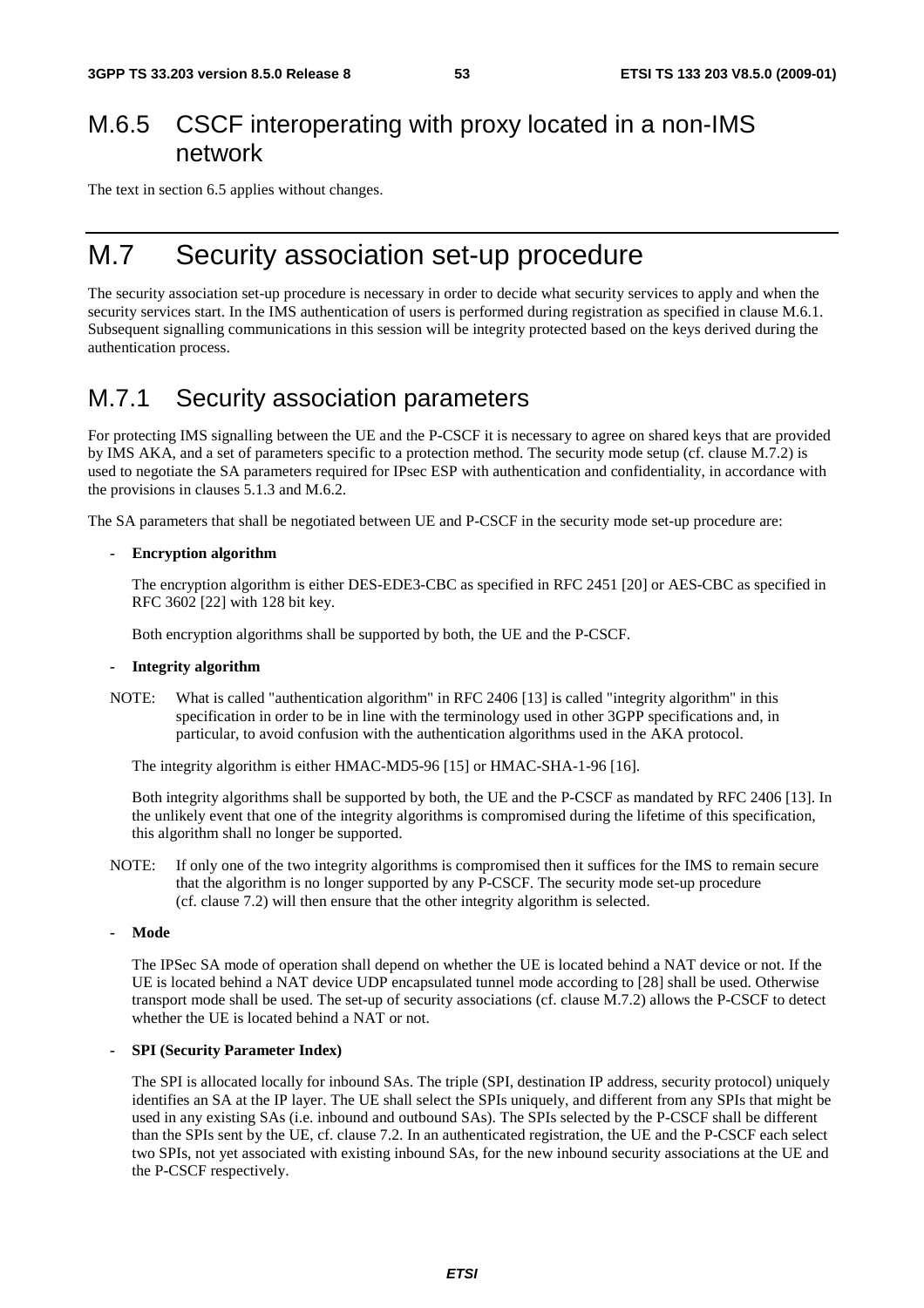## M.6.5 CSCF interoperating with proxy located in a non-IMS network

The text in section 6.5 applies without changes.

# M.7 Security association set-up procedure

The security association set-up procedure is necessary in order to decide what security services to apply and when the security services start. In the IMS authentication of users is performed during registration as specified in clause M.6.1. Subsequent signalling communications in this session will be integrity protected based on the keys derived during the authentication process.

## M.7.1 Security association parameters

For protecting IMS signalling between the UE and the P-CSCF it is necessary to agree on shared keys that are provided by IMS AKA, and a set of parameters specific to a protection method. The security mode setup (cf. clause M.7.2) is used to negotiate the SA parameters required for IPsec ESP with authentication and confidentiality, in accordance with the provisions in clauses 5.1.3 and M.6.2.

The SA parameters that shall be negotiated between UE and P-CSCF in the security mode set-up procedure are:

- **Encryption algorithm**

  The encryption algorithm is either DES-EDE3-CBC as specified in RFC 2451 [20] or AES-CBC as specified in RFC 3602 [22] with 128 bit key.

  Both encryption algorithms shall be supported by both, the UE and the P-CSCF.

- **Integrity algorithm**

NOTE: What is called "authentication algorithm" in RFC 2406 [13] is called "integrity algorithm" in this specification in order to be in line with the terminology used in other 3GPP specifications and, in particular, to avoid confusion with the authentication algorithms used in the AKA protocol.

  The integrity algorithm is either HMAC-MD5-96 [15] or HMAC-SHA-1-96 [16].

  Both integrity algorithms shall be supported by both, the UE and the P-CSCF as mandated by RFC 2406 [13]. In the unlikely event that one of the integrity algorithms is compromised during the lifetime of this specification, this algorithm shall no longer be supported.

NOTE: If only one of the two integrity algorithms is compromised then it suffices for the IMS to remain secure that the algorithm is no longer supported by any P-CSCF. The security mode set-up procedure (cf. clause 7.2) will then ensure that the other integrity algorithm is selected.

- **Mode**

  The IPSec SA mode of operation shall depend on whether the UE is located behind a NAT device or not. If the UE is located behind a NAT device UDP encapsulated tunnel mode according to [28] shall be used. Otherwise transport mode shall be used. The set-up of security associations (cf. clause M.7.2) allows the P-CSCF to detect whether the UE is located behind a NAT or not.

- **SPI (Security Parameter Index)**

  The SPI is allocated locally for inbound SAs. The triple (SPI, destination IP address, security protocol) uniquely identifies an SA at the IP layer. The UE shall select the SPIs uniquely, and different from any SPIs that might be used in any existing SAs (i.e. inbound and outbound SAs). The SPIs selected by the P-CSCF shall be different than the SPIs sent by the UE, cf. clause 7.2. In an authenticated registration, the UE and the P-CSCF each select two SPIs, not yet associated with existing inbound SAs, for the new inbound security associations at the UE and the P-CSCF respectively.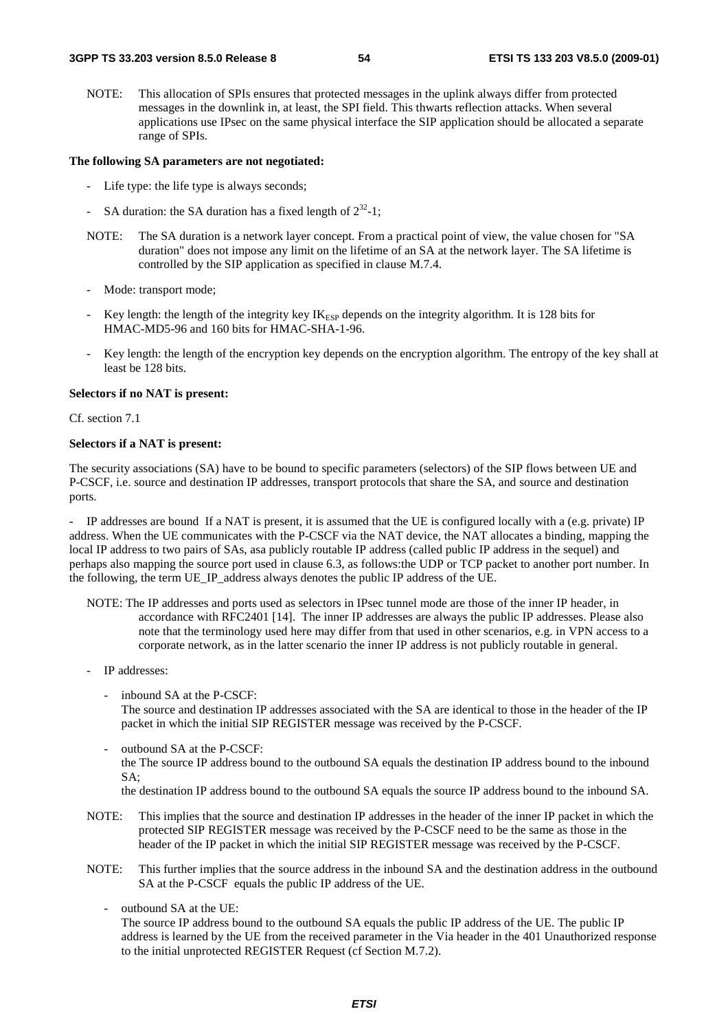NOTE: This allocation of SPIs ensures that protected messages in the uplink always differ from protected messages in the downlink in, at least, the SPI field. This thwarts reflection attacks. When several applications use IPsec on the same physical interface the SIP application should be allocated a separate range of SPIs.

**The following SA parameters are not negotiated:**

- Life type: the life type is always seconds;
- SA duration: the SA duration has a fixed length of $2^{32}$-1;

NOTE: The SA duration is a network layer concept. From a practical point of view, the value chosen for "SA duration" does not impose any limit on the lifetime of an SA at the network layer. The SA lifetime is controlled by the SIP application as specified in clause M.7.4.

- Mode: transport mode;
- Key length: the length of the integrity key $IK_{ESP}$ depends on the integrity algorithm. It is 128 bits for HMAC-MD5-96 and 160 bits for HMAC-SHA-1-96.
- Key length: the length of the encryption key depends on the encryption algorithm. The entropy of the key shall at least be 128 bits.

**Selectors if no NAT is present:**

Cf. section 7.1

**Selectors if a NAT is present:**

The security associations (SA) have to be bound to specific parameters (selectors) of the SIP flows between UE and P-CSCF, i.e. source and destination IP addresses, transport protocols that share the SA, and source and destination ports.

- IP addresses are bound If a NAT is present, it is assumed that the UE is configured locally with a (e.g. private) IP address. When the UE communicates with the P-CSCF via the NAT device, the NAT allocates a binding, mapping the local IP address to two pairs of SAs, asa publicly routable IP address (called public IP address in the sequel) and perhaps also mapping the source port used in clause 6.3, as follows:the UDP or TCP packet to another port number. In the following, the term UE_IP_address always denotes the public IP address of the UE.

NOTE: The IP addresses and ports used as selectors in IPsec tunnel mode are those of the inner IP header, in accordance with RFC2401 [14]. The inner IP addresses are always the public IP addresses. Please also note that the terminology used here may differ from that used in other scenarios, e.g. in VPN access to a corporate network, as in the latter scenario the inner IP address is not publicly routable in general.

- IP addresses:
  - inbound SA at the P-CSCF:
    The source and destination IP addresses associated with the SA are identical to those in the header of the IP packet in which the initial SIP REGISTER message was received by the P-CSCF.
  - outbound SA at the P-CSCF:
    the The source IP address bound to the outbound SA equals the destination IP address bound to the inbound SA;
    the destination IP address bound to the outbound SA equals the source IP address bound to the inbound SA.

NOTE: This implies that the source and destination IP addresses in the header of the inner IP packet in which the protected SIP REGISTER message was received by the P-CSCF need to be the same as those in the header of the IP packet in which the initial SIP REGISTER message was received by the P-CSCF.

NOTE: This further implies that the source address in the inbound SA and the destination address in the outbound SA at the P-CSCF equals the public IP address of the UE.

- outbound SA at the UE:
  The source IP address bound to the outbound SA equals the public IP address of the UE. The public IP address is learned by the UE from the received parameter in the Via header in the 401 Unauthorized response to the initial unprotected REGISTER Request (cf Section M.7.2).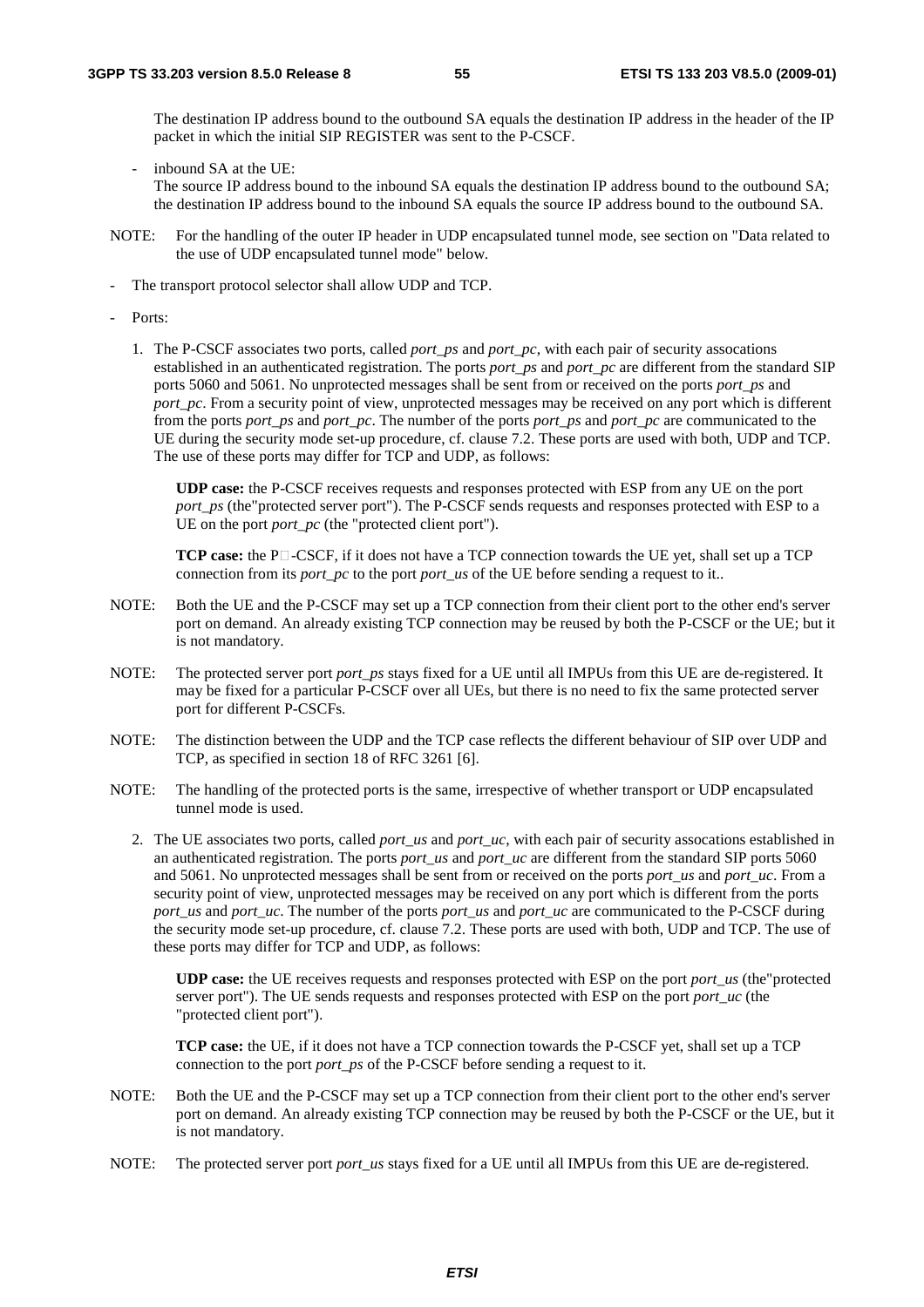The destination IP address bound to the outbound SA equals the destination IP address in the header of the IP packet in which the initial SIP REGISTER was sent to the P-CSCF.

- inbound SA at the UE:
  The source IP address bound to the inbound SA equals the destination IP address bound to the outbound SA; the destination IP address bound to the inbound SA equals the source IP address bound to the outbound SA.

NOTE: For the handling of the outer IP header in UDP encapsulated tunnel mode, see section on "Data related to the use of UDP encapsulated tunnel mode" below.

- The transport protocol selector shall allow UDP and TCP.

- Ports:

  1. The P-CSCF associates two ports, called *port_ps* and *port_pc*, with each pair of security assocations established in an authenticated registration. The ports *port_ps* and *port_pc* are different from the standard SIP ports 5060 and 5061. No unprotected messages shall be sent from or received on the ports *port_ps* and *port_pc*. From a security point of view, unprotected messages may be received on any port which is different from the ports *port_ps* and *port_pc*. The number of the ports *port_ps* and *port_pc* are communicated to the UE during the security mode set-up procedure, cf. clause 7.2. These ports are used with both, UDP and TCP. The use of these ports may differ for TCP and UDP, as follows:

     **UDP case:** the P-CSCF receives requests and responses protected with ESP from any UE on the port *port_ps* (the"protected server port"). The P-CSCF sends requests and responses protected with ESP to a UE on the port *port_pc* (the "protected client port").

     **TCP case:** the P-CSCF, if it does not have a TCP connection towards the UE yet, shall set up a TCP connection from its *port_pc* to the port *port_us* of the UE before sending a request to it..

NOTE: Both the UE and the P-CSCF may set up a TCP connection from their client port to the other end's server port on demand. An already existing TCP connection may be reused by both the P-CSCF or the UE; but it is not mandatory.

NOTE: The protected server port *port_ps* stays fixed for a UE until all IMPUs from this UE are de-registered. It may be fixed for a particular P-CSCF over all UEs, but there is no need to fix the same protected server port for different P-CSCFs.

NOTE: The distinction between the UDP and the TCP case reflects the different behaviour of SIP over UDP and TCP, as specified in section 18 of RFC 3261 [6].

NOTE: The handling of the protected ports is the same, irrespective of whether transport or UDP encapsulated tunnel mode is used.

  2. The UE associates two ports, called *port_us* and *port_uc*, with each pair of security assocations established in an authenticated registration. The ports *port_us* and *port_uc* are different from the standard SIP ports 5060 and 5061. No unprotected messages shall be sent from or received on the ports *port_us* and *port_uc*. From a security point of view, unprotected messages may be received on any port which is different from the ports *port_us* and *port_uc*. The number of the ports *port_us* and *port_uc* are communicated to the P-CSCF during the security mode set-up procedure, cf. clause 7.2. These ports are used with both, UDP and TCP. The use of these ports may differ for TCP and UDP, as follows:

     **UDP case:** the UE receives requests and responses protected with ESP on the port *port_us* (the"protected server port"). The UE sends requests and responses protected with ESP on the port *port_uc* (the "protected client port").

     **TCP case:** the UE, if it does not have a TCP connection towards the P-CSCF yet, shall set up a TCP connection to the port *port_ps* of the P-CSCF before sending a request to it.

NOTE: Both the UE and the P-CSCF may set up a TCP connection from their client port to the other end's server port on demand. An already existing TCP connection may be reused by both the P-CSCF or the UE, but it is not mandatory.

NOTE: The protected server port *port_us* stays fixed for a UE until all IMPUs from this UE are de-registered.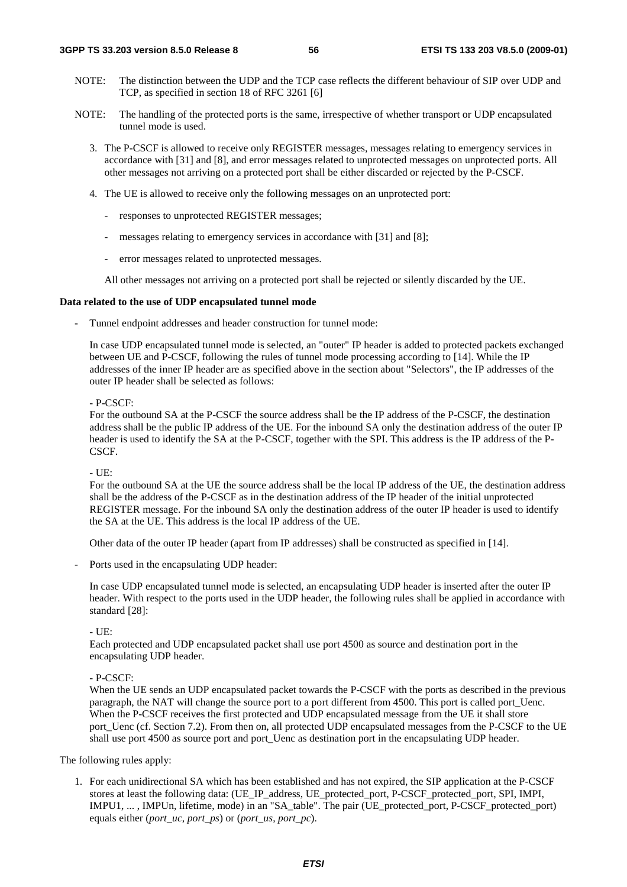NOTE: The distinction between the UDP and the TCP case reflects the different behaviour of SIP over UDP and TCP, as specified in section 18 of RFC 3261 [6]

NOTE: The handling of the protected ports is the same, irrespective of whether transport or UDP encapsulated tunnel mode is used.

3. The P-CSCF is allowed to receive only REGISTER messages, messages relating to emergency services in accordance with [31] and [8], and error messages related to unprotected messages on unprotected ports. All other messages not arriving on a protected port shall be either discarded or rejected by the P-CSCF.

4. The UE is allowed to receive only the following messages on an unprotected port:

   - responses to unprotected REGISTER messages;
   - messages relating to emergency services in accordance with [31] and [8];
   - error messages related to unprotected messages.

   All other messages not arriving on a protected port shall be rejected or silently discarded by the UE.

**Data related to the use of UDP encapsulated tunnel mode**

- Tunnel endpoint addresses and header construction for tunnel mode:

  In case UDP encapsulated tunnel mode is selected, an "outer" IP header is added to protected packets exchanged between UE and P-CSCF, following the rules of tunnel mode processing according to [14]. While the IP addresses of the inner IP header are as specified above in the section about "Selectors", the IP addresses of the outer IP header shall be selected as follows:

  - P-CSCF:
  For the outbound SA at the P-CSCF the source address shall be the IP address of the P-CSCF, the destination address shall be the public IP address of the UE. For the inbound SA only the destination address of the outer IP header is used to identify the SA at the P-CSCF, together with the SPI. This address is the IP address of the P-CSCF.

  - UE:
  For the outbound SA at the UE the source address shall be the local IP address of the UE, the destination address shall be the address of the P-CSCF as in the destination address of the IP header of the initial unprotected REGISTER message. For the inbound SA only the destination address of the outer IP header is used to identify the SA at the UE. This address is the local IP address of the UE.

  Other data of the outer IP header (apart from IP addresses) shall be constructed as specified in [14].

- Ports used in the encapsulating UDP header:

  In case UDP encapsulated tunnel mode is selected, an encapsulating UDP header is inserted after the outer IP header. With respect to the ports used in the UDP header, the following rules shall be applied in accordance with standard [28]:

  - UE:
  Each protected and UDP encapsulated packet shall use port 4500 as source and destination port in the encapsulating UDP header.

  - P-CSCF:
  When the UE sends an UDP encapsulated packet towards the P-CSCF with the ports as described in the previous paragraph, the NAT will change the source port to a port different from 4500. This port is called port_Uenc. When the P-CSCF receives the first protected and UDP encapsulated message from the UE it shall store port_Uenc (cf. Section 7.2). From then on, all protected UDP encapsulated messages from the P-CSCF to the UE shall use port 4500 as source port and port_Uenc as destination port in the encapsulating UDP header.

The following rules apply:

1. For each unidirectional SA which has been established and has not expired, the SIP application at the P-CSCF stores at least the following data: (UE_IP_address, UE_protected_port, P-CSCF_protected_port, SPI, IMPI, IMPU1, ... , IMPUn, lifetime, mode) in an "SA_table". The pair (UE_protected_port, P-CSCF_protected_port) equals either (*port_uc*, *port_ps*) or (*port_us*, *port_pc*).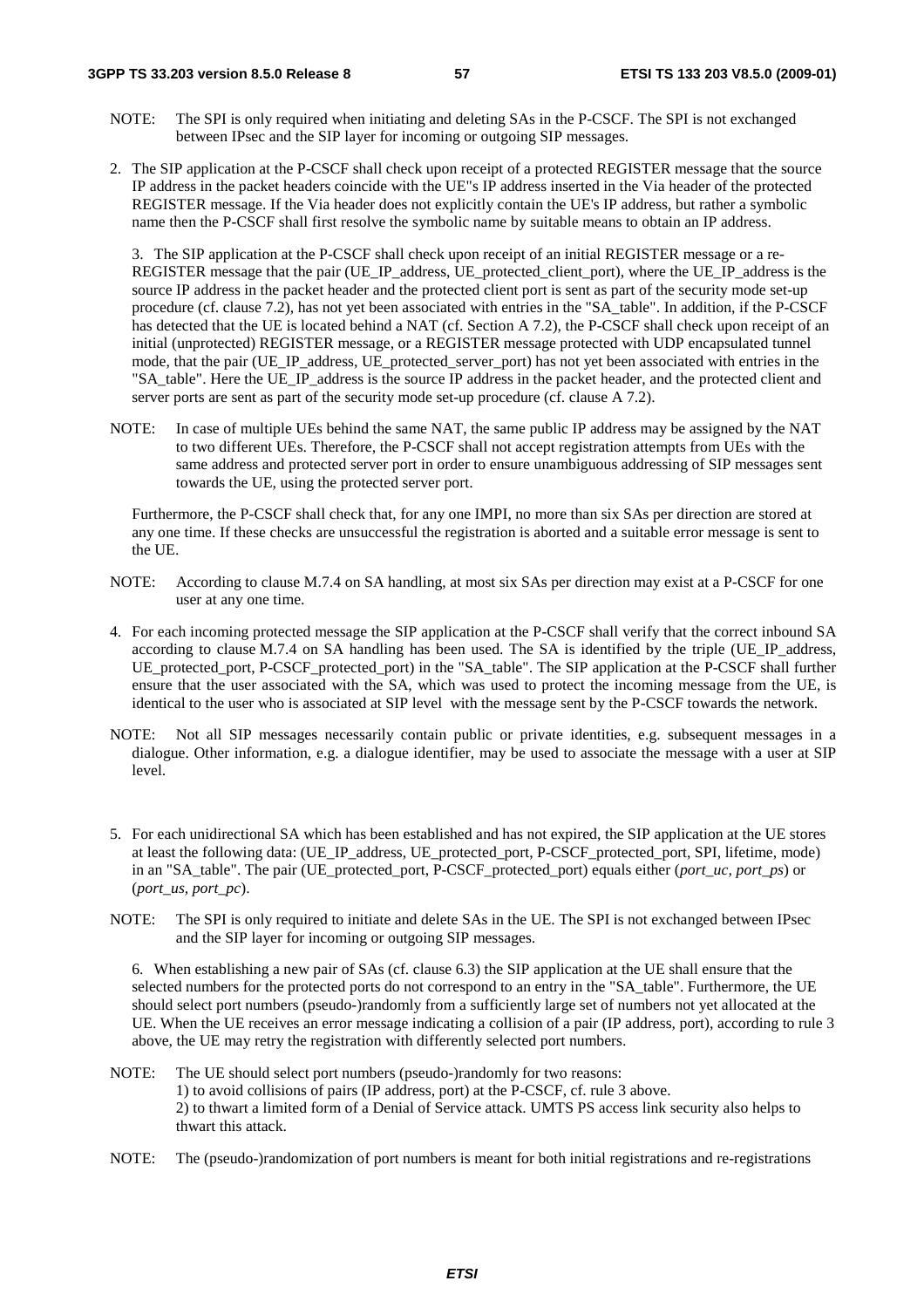NOTE: The SPI is only required when initiating and deleting SAs in the P-CSCF. The SPI is not exchanged between IPsec and the SIP layer for incoming or outgoing SIP messages.

2. The SIP application at the P-CSCF shall check upon receipt of a protected REGISTER message that the source IP address in the packet headers coincide with the UE"s IP address inserted in the Via header of the protected REGISTER message. If the Via header does not explicitly contain the UE's IP address, but rather a symbolic name then the P-CSCF shall first resolve the symbolic name by suitable means to obtain an IP address.

3. The SIP application at the P-CSCF shall check upon receipt of an initial REGISTER message or a re-REGISTER message that the pair (UE_IP_address, UE_protected_client_port), where the UE_IP_address is the source IP address in the packet header and the protected client port is sent as part of the security mode set-up procedure (cf. clause 7.2), has not yet been associated with entries in the "SA_table". In addition, if the P-CSCF has detected that the UE is located behind a NAT (cf. Section A 7.2), the P-CSCF shall check upon receipt of an initial (unprotected) REGISTER message, or a REGISTER message protected with UDP encapsulated tunnel mode, that the pair (UE_IP_address, UE_protected_server_port) has not yet been associated with entries in the "SA_table". Here the UE_IP_address is the source IP address in the packet header, and the protected client and server ports are sent as part of the security mode set-up procedure (cf. clause A 7.2).

NOTE: In case of multiple UEs behind the same NAT, the same public IP address may be assigned by the NAT to two different UEs. Therefore, the P-CSCF shall not accept registration attempts from UEs with the same address and protected server port in order to ensure unambiguous addressing of SIP messages sent towards the UE, using the protected server port.

Furthermore, the P-CSCF shall check that, for any one IMPI, no more than six SAs per direction are stored at any one time. If these checks are unsuccessful the registration is aborted and a suitable error message is sent to the UE.

NOTE: According to clause M.7.4 on SA handling, at most six SAs per direction may exist at a P-CSCF for one user at any one time.

4. For each incoming protected message the SIP application at the P-CSCF shall verify that the correct inbound SA according to clause M.7.4 on SA handling has been used. The SA is identified by the triple (UE_IP_address, UE_protected_port, P-CSCF_protected_port) in the "SA_table". The SIP application at the P-CSCF shall further ensure that the user associated with the SA, which was used to protect the incoming message from the UE, is identical to the user who is associated at SIP level with the message sent by the P-CSCF towards the network.

NOTE: Not all SIP messages necessarily contain public or private identities, e.g. subsequent messages in a dialogue. Other information, e.g. a dialogue identifier, may be used to associate the message with a user at SIP level.

5. For each unidirectional SA which has been established and has not expired, the SIP application at the UE stores at least the following data: (UE_IP_address, UE_protected_port, P-CSCF_protected_port, SPI, lifetime, mode) in an "SA_table". The pair (UE_protected_port, P-CSCF_protected_port) equals either (*port_uc, port_ps*) or (*port_us, port_pc*).

NOTE: The SPI is only required to initiate and delete SAs in the UE. The SPI is not exchanged between IPsec and the SIP layer for incoming or outgoing SIP messages.

6. When establishing a new pair of SAs (cf. clause 6.3) the SIP application at the UE shall ensure that the selected numbers for the protected ports do not correspond to an entry in the "SA_table". Furthermore, the UE should select port numbers (pseudo-)randomly from a sufficiently large set of numbers not yet allocated at the UE. When the UE receives an error message indicating a collision of a pair (IP address, port), according to rule 3 above, the UE may retry the registration with differently selected port numbers.

NOTE: The UE should select port numbers (pseudo-)randomly for two reasons:
1) to avoid collisions of pairs (IP address, port) at the P-CSCF, cf. rule 3 above.
2) to thwart a limited form of a Denial of Service attack. UMTS PS access link security also helps to thwart this attack.

NOTE: The (pseudo-)randomization of port numbers is meant for both initial registrations and re-registrations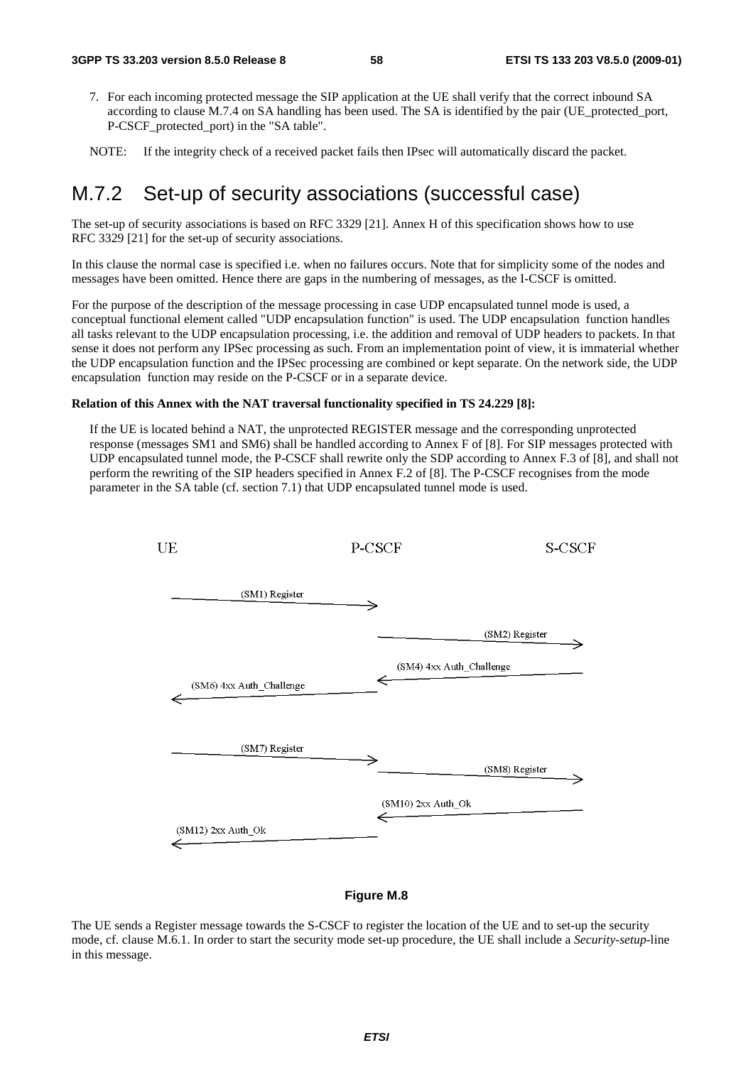7. For each incoming protected message the SIP application at the UE shall verify that the correct inbound SA according to clause M.7.4 on SA handling has been used. The SA is identified by the pair (UE_protected_port, P-CSCF_protected_port) in the "SA table".

NOTE: If the integrity check of a received packet fails then IPsec will automatically discard the packet.

## M.7.2 Set-up of security associations (successful case)

The set-up of security associations is based on RFC 3329 [21]. Annex H of this specification shows how to use RFC 3329 [21] for the set-up of security associations.

In this clause the normal case is specified i.e. when no failures occurs. Note that for simplicity some of the nodes and messages have been omitted. Hence there are gaps in the numbering of messages, as the I-CSCF is omitted.

For the purpose of the description of the message processing in case UDP encapsulated tunnel mode is used, a conceptual functional element called "UDP encapsulation function" is used. The UDP encapsulation function handles all tasks relevant to the UDP encapsulation processing, i.e. the addition and removal of UDP headers to packets. In that sense it does not perform any IPSec processing as such. From an implementation point of view, it is immaterial whether the UDP encapsulation function and the IPSec processing are combined or kept separate. On the network side, the UDP encapsulation function may reside on the P-CSCF or in a separate device.

**Relation of this Annex with the NAT traversal functionality specified in TS 24.229 [8]:**

If the UE is located behind a NAT, the unprotected REGISTER message and the corresponding unprotected response (messages SM1 and SM6) shall be handled according to Annex F of [8]. For SIP messages protected with UDP encapsulated tunnel mode, the P-CSCF shall rewrite only the SDP according to Annex F.3 of [8], and shall not perform the rewriting of the SIP headers specified in Annex F.2 of [8]. The P-CSCF recognises from the mode parameter in the SA table (cf. section 7.1) that UDP encapsulated tunnel mode is used.

UE — P-CSCF — S-CSCF

(SM1) Register: UE → P-CSCF
(SM2) Register: P-CSCF → S-CSCF
(SM4) 4xx Auth_Challenge: S-CSCF → P-CSCF
(SM6) 4xx Auth_Challenge: P-CSCF → UE
(SM7) Register: UE → P-CSCF
(SM8) Register: P-CSCF → S-CSCF
(SM10) 2xx Auth_Ok: S-CSCF → P-CSCF
(SM12) 2xx Auth_Ok: P-CSCF → UE

**Figure M.8**

The UE sends a Register message towards the S-CSCF to register the location of the UE and to set-up the security mode, cf. clause M.6.1. In order to start the security mode set-up procedure, the UE shall include a *Security-setup*-line in this message.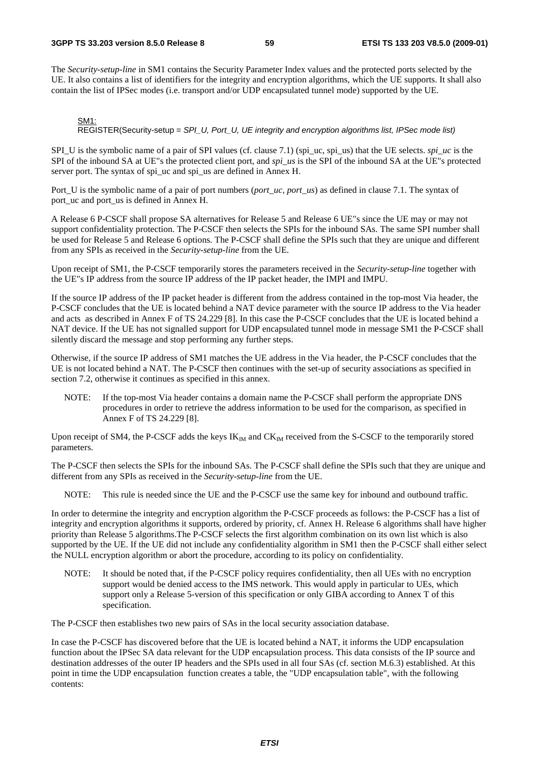The *Security-setup-line* in SM1 contains the Security Parameter Index values and the protected ports selected by the UE. It also contains a list of identifiers for the integrity and encryption algorithms, which the UE supports. It shall also contain the list of IPSec modes (i.e. transport and/or UDP encapsulated tunnel mode) supported by the UE.

SM1:
REGISTER(Security-setup = *SPI_U, Port_U, UE integrity and encryption algorithms list, IPSec mode list)*

SPI_U is the symbolic name of a pair of SPI values (cf. clause 7.1) (spi_uc, spi_us) that the UE selects. *spi_uc* is the SPI of the inbound SA at UE"s the protected client port, and *spi_us* is the SPI of the inbound SA at the UE"s protected server port. The syntax of spi_uc and spi_us are defined in Annex H.

Port_U is the symbolic name of a pair of port numbers (*port_uc, port_us*) as defined in clause 7.1. The syntax of port_uc and port_us is defined in Annex H.

A Release 6 P-CSCF shall propose SA alternatives for Release 5 and Release 6 UE"s since the UE may or may not support confidentiality protection. The P-CSCF then selects the SPIs for the inbound SAs. The same SPI number shall be used for Release 5 and Release 6 options. The P-CSCF shall define the SPIs such that they are unique and different from any SPIs as received in the *Security-setup-line* from the UE.

Upon receipt of SM1, the P-CSCF temporarily stores the parameters received in the *Security-setup-line* together with the UE"s IP address from the source IP address of the IP packet header, the IMPI and IMPU.

If the source IP address of the IP packet header is different from the address contained in the top-most Via header, the P-CSCF concludes that the UE is located behind a NAT device parameter with the source IP address to the Via header and acts  as described in Annex F of TS 24.229 [8]. In this case the P-CSCF concludes that the UE is located behind a NAT device. If the UE has not signalled support for UDP encapsulated tunnel mode in message SM1 the P-CSCF shall silently discard the message and stop performing any further steps.

Otherwise, if the source IP address of SM1 matches the UE address in the Via header, the P-CSCF concludes that the UE is not located behind a NAT. The P-CSCF then continues with the set-up of security associations as specified in section 7.2, otherwise it continues as specified in this annex.

NOTE: If the top-most Via header contains a domain name the P-CSCF shall perform the appropriate DNS procedures in order to retrieve the address information to be used for the comparison, as specified in Annex F of TS 24.229 [8].

Upon receipt of SM4, the P-CSCF adds the keys $IK_{IM}$ and $CK_{IM}$ received from the S-CSCF to the temporarily stored parameters.

The P-CSCF then selects the SPIs for the inbound SAs. The P-CSCF shall define the SPIs such that they are unique and different from any SPIs as received in the *Security-setup-line* from the UE.

NOTE: This rule is needed since the UE and the P-CSCF use the same key for inbound and outbound traffic.

In order to determine the integrity and encryption algorithm the P-CSCF proceeds as follows: the P-CSCF has a list of integrity and encryption algorithms it supports, ordered by priority, cf. Annex H. Release 6 algorithms shall have higher priority than Release 5 algorithms.The P-CSCF selects the first algorithm combination on its own list which is also supported by the UE. If the UE did not include any confidentiality algorithm in SM1 then the P-CSCF shall either select the NULL encryption algorithm or abort the procedure, according to its policy on confidentiality.

NOTE: It should be noted that, if the P-CSCF policy requires confidentiality, then all UEs with no encryption support would be denied access to the IMS network. This would apply in particular to UEs, which support only a Release 5-version of this specification or only GIBA according to Annex T of this specification.

The P-CSCF then establishes two new pairs of SAs in the local security association database.

In case the P-CSCF has discovered before that the UE is located behind a NAT, it informs the UDP encapsulation function about the IPSec SA data relevant for the UDP encapsulation process. This data consists of the IP source and destination addresses of the outer IP headers and the SPIs used in all four SAs (cf. section M.6.3) established. At this point in time the UDP encapsulation  function creates a table, the "UDP encapsulation table", with the following contents: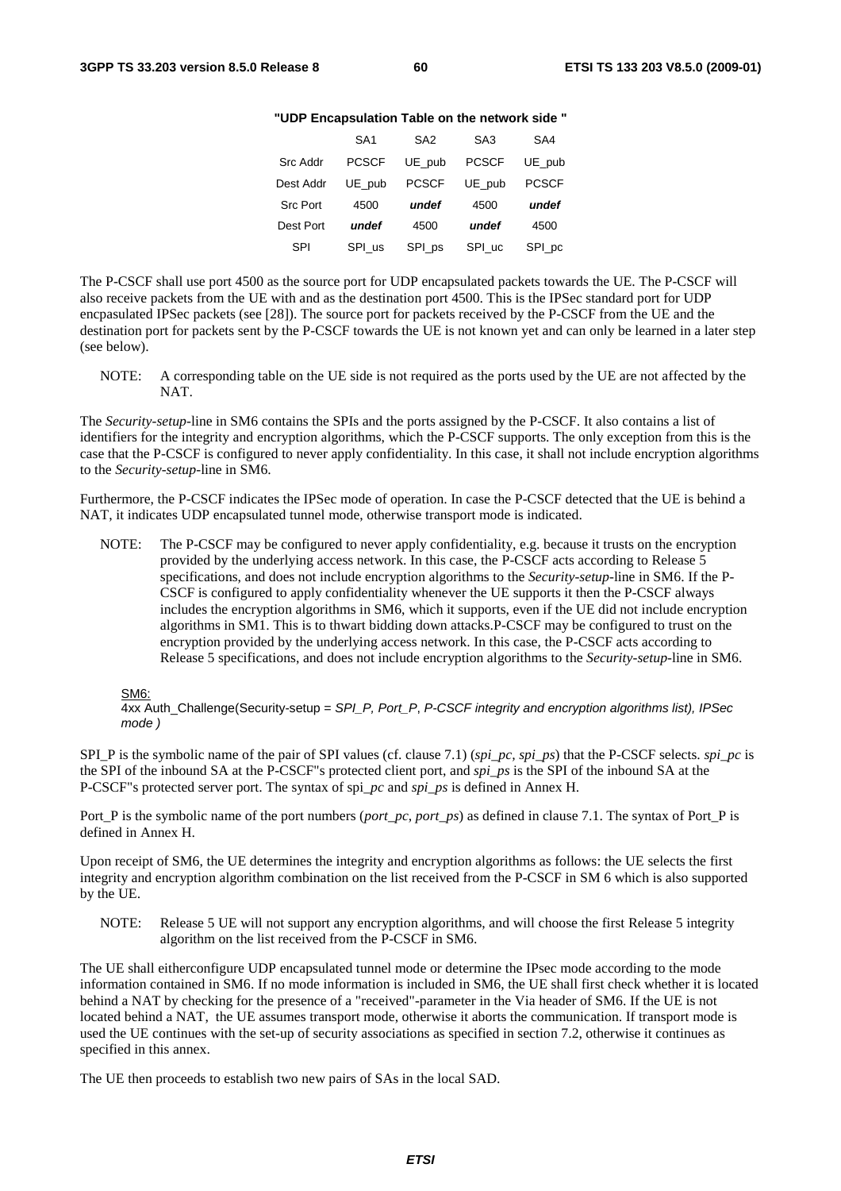**"UDP Encapsulation Table on the network side "**

|  | SA1 | SA2 | SA3 | SA4 |
|---|---|---|---|---|
| Src Addr | PCSCF | UE_pub | PCSCF | UE_pub |
| Dest Addr | UE_pub | PCSCF | UE_pub | PCSCF |
| Src Port | 4500 | ***undef*** | 4500 | ***undef*** |
| Dest Port | ***undef*** | 4500 | ***undef*** | 4500 |
| SPI | SPI_us | SPI_ps | SPI_uc | SPI_pc |

The P-CSCF shall use port 4500 as the source port for UDP encapsulated packets towards the UE. The P-CSCF will also receive packets from the UE with and as the destination port 4500. This is the IPSec standard port for UDP encpasulated IPSec packets (see [28]). The source port for packets received by the P-CSCF from the UE and the destination port for packets sent by the P-CSCF towards the UE is not known yet and can only be learned in a later step (see below).

NOTE: A corresponding table on the UE side is not required as the ports used by the UE are not affected by the NAT.

The *Security-setup*-line in SM6 contains the SPIs and the ports assigned by the P-CSCF. It also contains a list of identifiers for the integrity and encryption algorithms, which the P-CSCF supports. The only exception from this is the case that the P-CSCF is configured to never apply confidentiality. In this case, it shall not include encryption algorithms to the *Security-setup*-line in SM6.

Furthermore, the P-CSCF indicates the IPSec mode of operation. In case the P-CSCF detected that the UE is behind a NAT, it indicates UDP encapsulated tunnel mode, otherwise transport mode is indicated.

NOTE: The P-CSCF may be configured to never apply confidentiality, e.g. because it trusts on the encryption provided by the underlying access network. In this case, the P-CSCF acts according to Release 5 specifications, and does not include encryption algorithms to the *Security-setup*-line in SM6. If the P-CSCF is configured to apply confidentiality whenever the UE supports it then the P-CSCF always includes the encryption algorithms in SM6, which it supports, even if the UE did not include encryption algorithms in SM1. This is to thwart bidding down attacks.P-CSCF may be configured to trust on the encryption provided by the underlying access network. In this case, the P-CSCF acts according to Release 5 specifications, and does not include encryption algorithms to the *Security-setup*-line in SM6.

<u>SM6:</u>
4xx Auth_Challenge(Security-setup = *SPI_P, Port_P, P-CSCF integrity and encryption algorithms list), IPSec mode )*

SPI_P is the symbolic name of the pair of SPI values (cf. clause 7.1) (*spi_pc*, *spi_ps*) that the P-CSCF selects. *spi_pc* is the SPI of the inbound SA at the P-CSCF"s protected client port, and *spi_ps* is the SPI of the inbound SA at the P-CSCF"s protected server port. The syntax of spi*_pc* and *spi_ps* is defined in Annex H.

Port_P is the symbolic name of the port numbers (*port_pc*, *port_ps*) as defined in clause 7.1. The syntax of Port_P is defined in Annex H.

Upon receipt of SM6, the UE determines the integrity and encryption algorithms as follows: the UE selects the first integrity and encryption algorithm combination on the list received from the P-CSCF in SM 6 which is also supported by the UE.

NOTE: Release 5 UE will not support any encryption algorithms, and will choose the first Release 5 integrity algorithm on the list received from the P-CSCF in SM6.

The UE shall eitherconfigure UDP encapsulated tunnel mode or determine the IPsec mode according to the mode information contained in SM6. If no mode information is included in SM6, the UE shall first check whether it is located behind a NAT by checking for the presence of a "received"-parameter in the Via header of SM6. If the UE is not located behind a NAT, the UE assumes transport mode, otherwise it aborts the communication. If transport mode is used the UE continues with the set-up of security associations as specified in section 7.2, otherwise it continues as specified in this annex.

The UE then proceeds to establish two new pairs of SAs in the local SAD.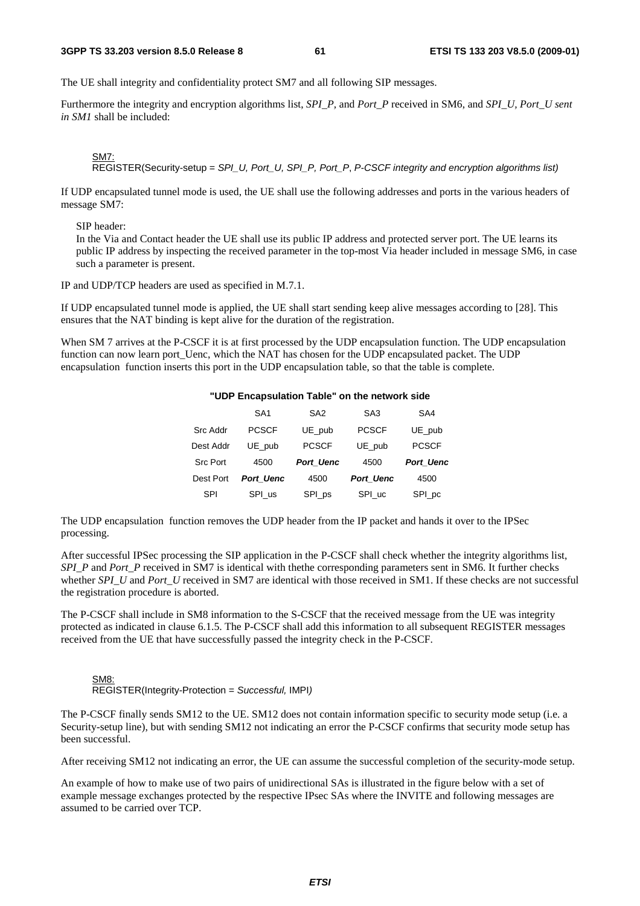The UE shall integrity and confidentiality protect SM7 and all following SIP messages.

Furthermore the integrity and encryption algorithms list, *SPI_P*, and *Port_P* received in SM6, and *SPI_U*, *Port_U sent in SM1* shall be included:

SM7:
REGISTER(Security-setup = *SPI_U, Port_U, SPI_P, Port_P*, *P-CSCF integrity and encryption algorithms list)*

If UDP encapsulated tunnel mode is used, the UE shall use the following addresses and ports in the various headers of message SM7:

SIP header:
In the Via and Contact header the UE shall use its public IP address and protected server port. The UE learns its public IP address by inspecting the received parameter in the top-most Via header included in message SM6, in case such a parameter is present.

IP and UDP/TCP headers are used as specified in M.7.1.

If UDP encapsulated tunnel mode is applied, the UE shall start sending keep alive messages according to [28]. This ensures that the NAT binding is kept alive for the duration of the registration.

When SM 7 arrives at the P-CSCF it is at first processed by the UDP encapsulation function. The UDP encapsulation function can now learn port_Uenc, which the NAT has chosen for the UDP encapsulated packet. The UDP encapsulation function inserts this port in the UDP encapsulation table, so that the table is complete.

**"UDP Encapsulation Table" on the network side**

| | SA1 | SA2 | SA3 | SA4 |
|---|---|---|---|---|
| Src Addr | PCSCF | UE_pub | PCSCF | UE_pub |
| Dest Addr | UE_pub | PCSCF | UE_pub | PCSCF |
| Src Port | 4500 | ***Port_Uenc*** | 4500 | ***Port_Uenc*** |
| Dest Port | ***Port_Uenc*** | 4500 | ***Port_Uenc*** | 4500 |
| SPI | SPI_us | SPI_ps | SPI_uc | SPI_pc |

The UDP encapsulation function removes the UDP header from the IP packet and hands it over to the IPSec processing.

After successful IPSec processing the SIP application in the P-CSCF shall check whether the integrity algorithms list, *SPI_P* and *Port_P* received in SM7 is identical with thethe corresponding parameters sent in SM6. It further checks whether *SPI_U* and *Port_U* received in SM7 are identical with those received in SM1. If these checks are not successful the registration procedure is aborted.

The P-CSCF shall include in SM8 information to the S-CSCF that the received message from the UE was integrity protected as indicated in clause 6.1.5. The P-CSCF shall add this information to all subsequent REGISTER messages received from the UE that have successfully passed the integrity check in the P-CSCF.

SM8:
REGISTER(Integrity-Protection = *Successful,* IMPI*)*

The P-CSCF finally sends SM12 to the UE. SM12 does not contain information specific to security mode setup (i.e. a Security-setup line), but with sending SM12 not indicating an error the P-CSCF confirms that security mode setup has been successful.

After receiving SM12 not indicating an error, the UE can assume the successful completion of the security-mode setup.

An example of how to make use of two pairs of unidirectional SAs is illustrated in the figure below with a set of example message exchanges protected by the respective IPsec SAs where the INVITE and following messages are assumed to be carried over TCP.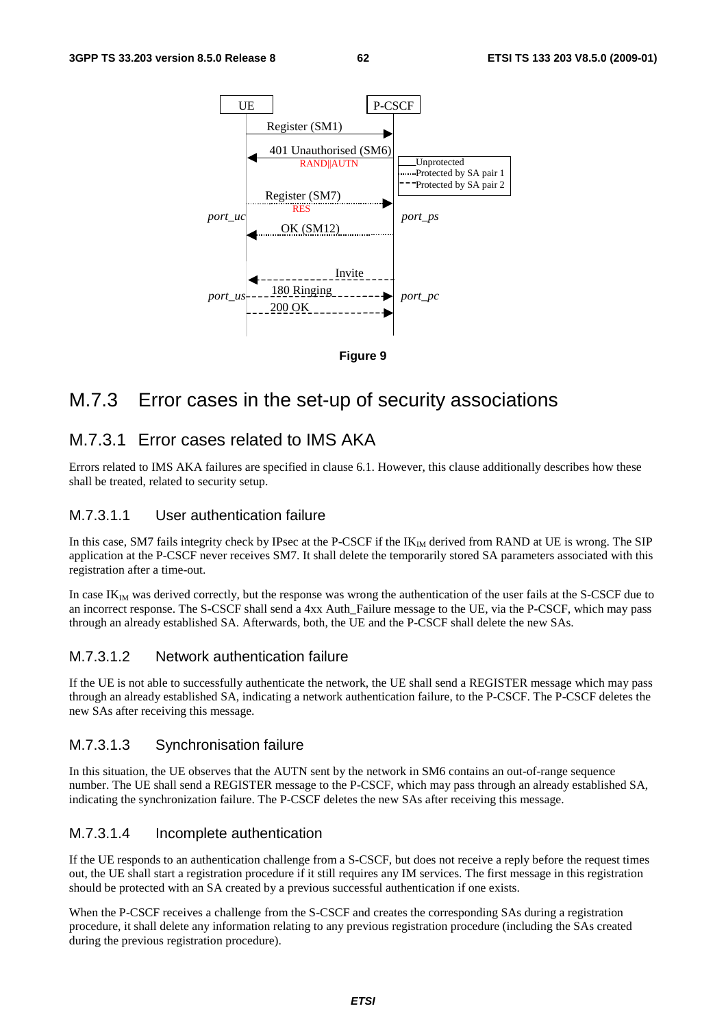Figure 9

## M.7.3 Error cases in the set-up of security associations

### M.7.3.1 Error cases related to IMS AKA

Errors related to IMS AKA failures are specified in clause 6.1. However, this clause additionally describes how these shall be treated, related to security setup.

#### M.7.3.1.1 User authentication failure

In this case, SM7 fails integrity check by IPsec at the P-CSCF if the $IK_{IM}$ derived from RAND at UE is wrong. The SIP application at the P-CSCF never receives SM7. It shall delete the temporarily stored SA parameters associated with this registration after a time-out.

In case $IK_{IM}$ was derived correctly, but the response was wrong the authentication of the user fails at the S-CSCF due to an incorrect response. The S-CSCF shall send a 4xx Auth_Failure message to the UE, via the P-CSCF, which may pass through an already established SA. Afterwards, both, the UE and the P-CSCF shall delete the new SAs.

#### M.7.3.1.2 Network authentication failure

If the UE is not able to successfully authenticate the network, the UE shall send a REGISTER message which may pass through an already established SA, indicating a network authentication failure, to the P-CSCF. The P-CSCF deletes the new SAs after receiving this message.

#### M.7.3.1.3 Synchronisation failure

In this situation, the UE observes that the AUTN sent by the network in SM6 contains an out-of-range sequence number. The UE shall send a REGISTER message to the P-CSCF, which may pass through an already established SA, indicating the synchronization failure. The P-CSCF deletes the new SAs after receiving this message.

#### M.7.3.1.4 Incomplete authentication

If the UE responds to an authentication challenge from a S-CSCF, but does not receive a reply before the request times out, the UE shall start a registration procedure if it still requires any IM services. The first message in this registration should be protected with an SA created by a previous successful authentication if one exists.

When the P-CSCF receives a challenge from the S-CSCF and creates the corresponding SAs during a registration procedure, it shall delete any information relating to any previous registration procedure (including the SAs created during the previous registration procedure).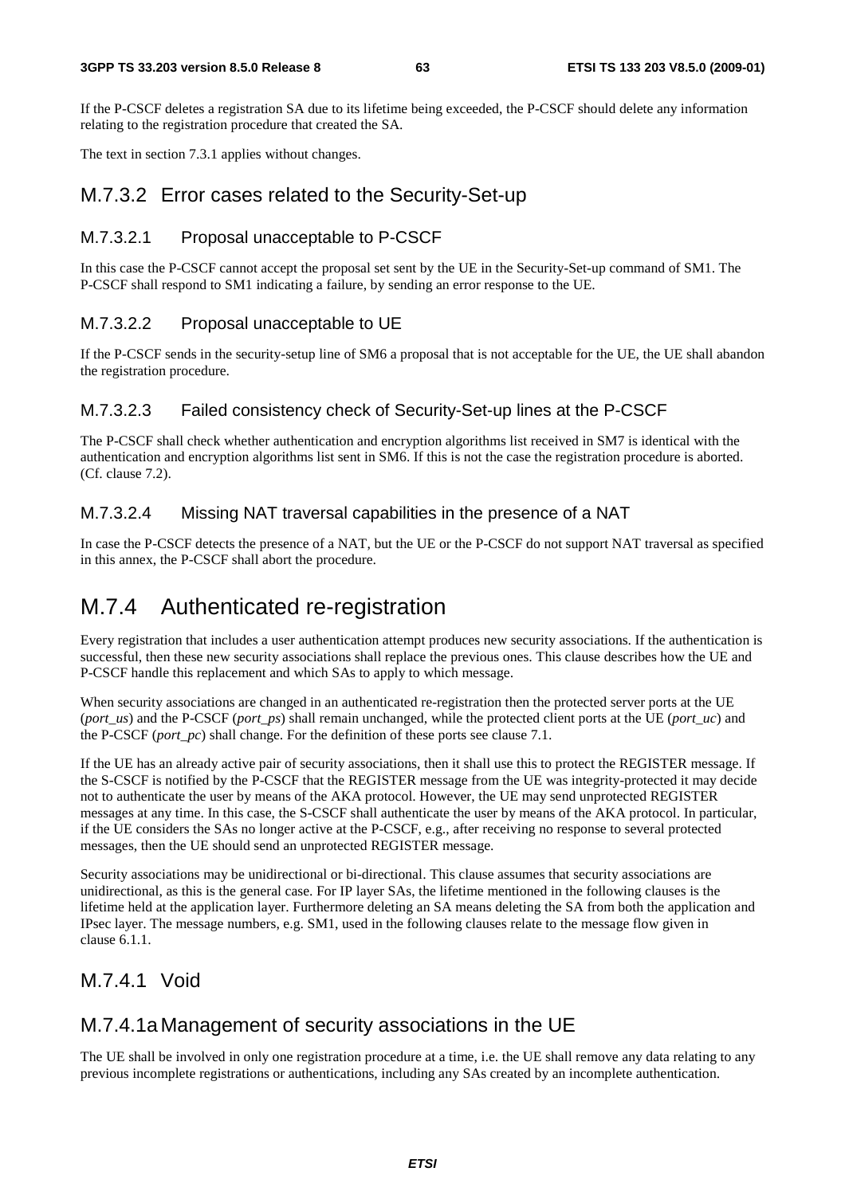If the P-CSCF deletes a registration SA due to its lifetime being exceeded, the P-CSCF should delete any information relating to the registration procedure that created the SA.

The text in section 7.3.1 applies without changes.

### M.7.3.2 Error cases related to the Security-Set-up

#### M.7.3.2.1 Proposal unacceptable to P-CSCF

In this case the P-CSCF cannot accept the proposal set sent by the UE in the Security-Set-up command of SM1. The P-CSCF shall respond to SM1 indicating a failure, by sending an error response to the UE.

#### M.7.3.2.2 Proposal unacceptable to UE

If the P-CSCF sends in the security-setup line of SM6 a proposal that is not acceptable for the UE, the UE shall abandon the registration procedure.

#### M.7.3.2.3 Failed consistency check of Security-Set-up lines at the P-CSCF

The P-CSCF shall check whether authentication and encryption algorithms list received in SM7 is identical with the authentication and encryption algorithms list sent in SM6. If this is not the case the registration procedure is aborted. (Cf. clause 7.2).

#### M.7.3.2.4 Missing NAT traversal capabilities in the presence of a NAT

In case the P-CSCF detects the presence of a NAT, but the UE or the P-CSCF do not support NAT traversal as specified in this annex, the P-CSCF shall abort the procedure.

## M.7.4 Authenticated re-registration

Every registration that includes a user authentication attempt produces new security associations. If the authentication is successful, then these new security associations shall replace the previous ones. This clause describes how the UE and P-CSCF handle this replacement and which SAs to apply to which message.

When security associations are changed in an authenticated re-registration then the protected server ports at the UE (*port_us*) and the P-CSCF (*port_ps*) shall remain unchanged, while the protected client ports at the UE (*port_uc*) and the P-CSCF (*port_pc*) shall change. For the definition of these ports see clause 7.1.

If the UE has an already active pair of security associations, then it shall use this to protect the REGISTER message. If the S-CSCF is notified by the P-CSCF that the REGISTER message from the UE was integrity-protected it may decide not to authenticate the user by means of the AKA protocol. However, the UE may send unprotected REGISTER messages at any time. In this case, the S-CSCF shall authenticate the user by means of the AKA protocol. In particular, if the UE considers the SAs no longer active at the P-CSCF, e.g., after receiving no response to several protected messages, then the UE should send an unprotected REGISTER message.

Security associations may be unidirectional or bi-directional. This clause assumes that security associations are unidirectional, as this is the general case. For IP layer SAs, the lifetime mentioned in the following clauses is the lifetime held at the application layer. Furthermore deleting an SA means deleting the SA from both the application and IPsec layer. The message numbers, e.g. SM1, used in the following clauses relate to the message flow given in clause 6.1.1.

### M.7.4.1 Void

### M.7.4.1a Management of security associations in the UE

The UE shall be involved in only one registration procedure at a time, i.e. the UE shall remove any data relating to any previous incomplete registrations or authentications, including any SAs created by an incomplete authentication.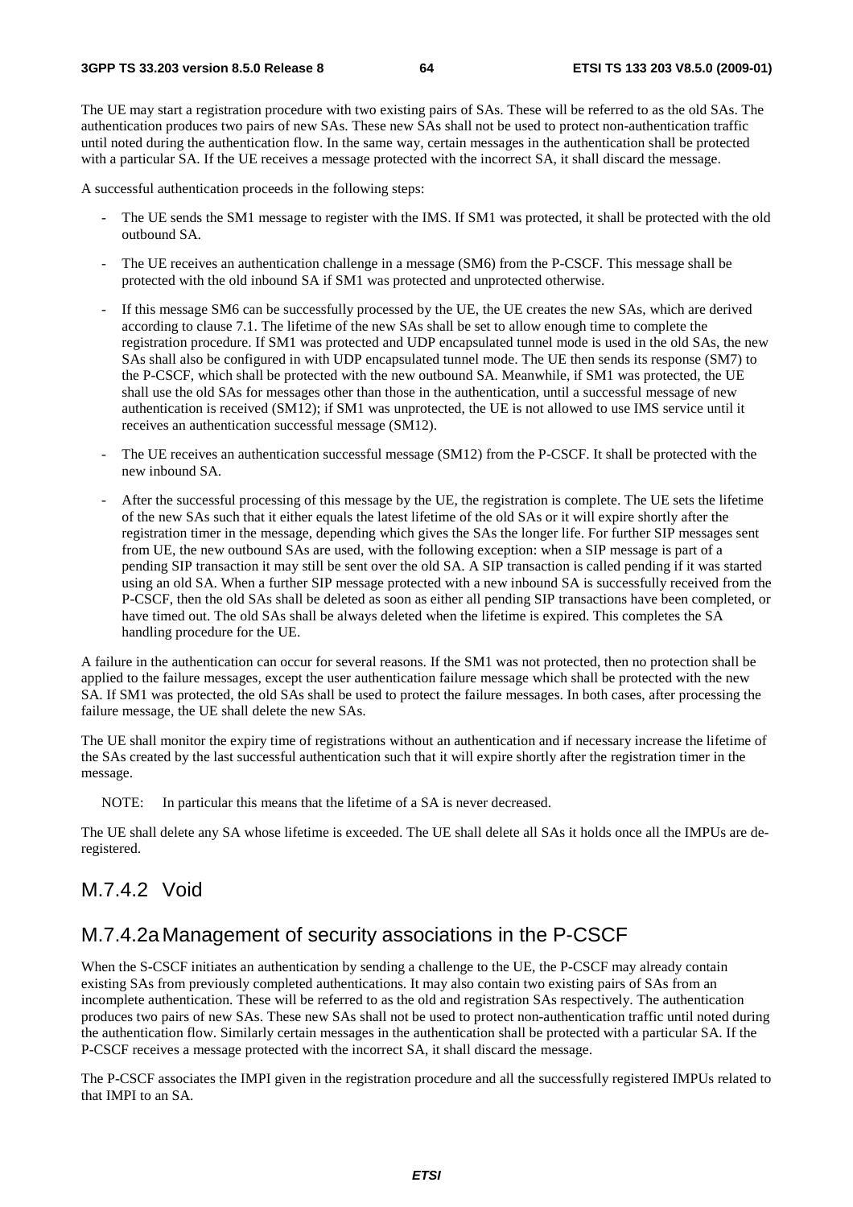The UE may start a registration procedure with two existing pairs of SAs. These will be referred to as the old SAs. The authentication produces two pairs of new SAs. These new SAs shall not be used to protect non-authentication traffic until noted during the authentication flow. In the same way, certain messages in the authentication shall be protected with a particular SA. If the UE receives a message protected with the incorrect SA, it shall discard the message.

A successful authentication proceeds in the following steps:

- The UE sends the SM1 message to register with the IMS. If SM1 was protected, it shall be protected with the old outbound SA.
- The UE receives an authentication challenge in a message (SM6) from the P-CSCF. This message shall be protected with the old inbound SA if SM1 was protected and unprotected otherwise.
- If this message SM6 can be successfully processed by the UE, the UE creates the new SAs, which are derived according to clause 7.1. The lifetime of the new SAs shall be set to allow enough time to complete the registration procedure. If SM1 was protected and UDP encapsulated tunnel mode is used in the old SAs, the new SAs shall also be configured in with UDP encapsulated tunnel mode. The UE then sends its response (SM7) to the P-CSCF, which shall be protected with the new outbound SA. Meanwhile, if SM1 was protected, the UE shall use the old SAs for messages other than those in the authentication, until a successful message of new authentication is received (SM12); if SM1 was unprotected, the UE is not allowed to use IMS service until it receives an authentication successful message (SM12).
- The UE receives an authentication successful message (SM12) from the P-CSCF. It shall be protected with the new inbound SA.
- After the successful processing of this message by the UE, the registration is complete. The UE sets the lifetime of the new SAs such that it either equals the latest lifetime of the old SAs or it will expire shortly after the registration timer in the message, depending which gives the SAs the longer life. For further SIP messages sent from UE, the new outbound SAs are used, with the following exception: when a SIP message is part of a pending SIP transaction it may still be sent over the old SA. A SIP transaction is called pending if it was started using an old SA. When a further SIP message protected with a new inbound SA is successfully received from the P-CSCF, then the old SAs shall be deleted as soon as either all pending SIP transactions have been completed, or have timed out. The old SAs shall be always deleted when the lifetime is expired. This completes the SA handling procedure for the UE.

A failure in the authentication can occur for several reasons. If the SM1 was not protected, then no protection shall be applied to the failure messages, except the user authentication failure message which shall be protected with the new SA. If SM1 was protected, the old SAs shall be used to protect the failure messages. In both cases, after processing the failure message, the UE shall delete the new SAs.

The UE shall monitor the expiry time of registrations without an authentication and if necessary increase the lifetime of the SAs created by the last successful authentication such that it will expire shortly after the registration timer in the message.

NOTE: In particular this means that the lifetime of a SA is never decreased.

The UE shall delete any SA whose lifetime is exceeded. The UE shall delete all SAs it holds once all the IMPUs are de-registered.

## M.7.4.2 Void

## M.7.4.2a Management of security associations in the P-CSCF

When the S-CSCF initiates an authentication by sending a challenge to the UE, the P-CSCF may already contain existing SAs from previously completed authentications. It may also contain two existing pairs of SAs from an incomplete authentication. These will be referred to as the old and registration SAs respectively. The authentication produces two pairs of new SAs. These new SAs shall not be used to protect non-authentication traffic until noted during the authentication flow. Similarly certain messages in the authentication shall be protected with a particular SA. If the P-CSCF receives a message protected with the incorrect SA, it shall discard the message.

The P-CSCF associates the IMPI given in the registration procedure and all the successfully registered IMPUs related to that IMPI to an SA.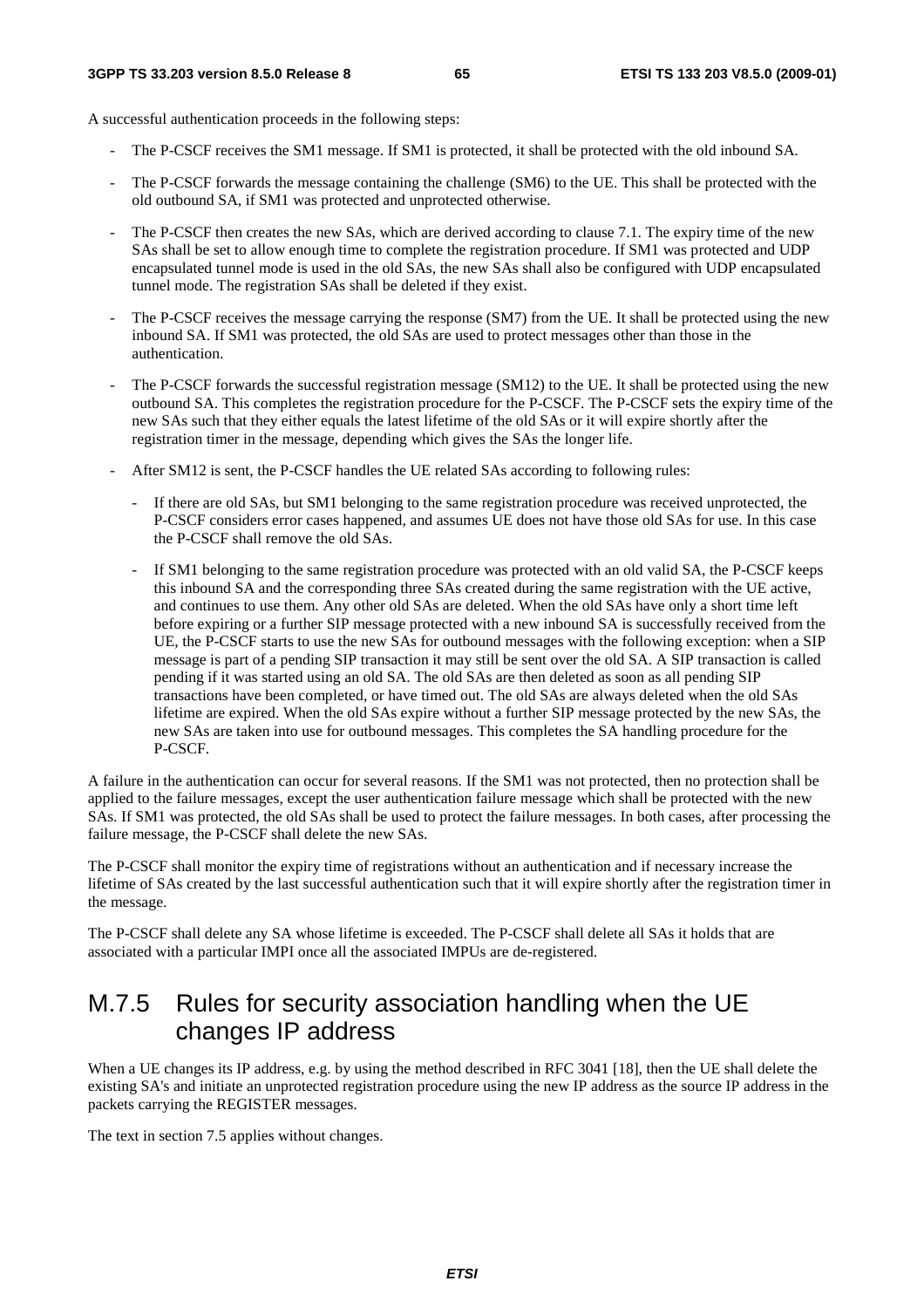A successful authentication proceeds in the following steps:

- The P-CSCF receives the SM1 message. If SM1 is protected, it shall be protected with the old inbound SA.
- The P-CSCF forwards the message containing the challenge (SM6) to the UE. This shall be protected with the old outbound SA, if SM1 was protected and unprotected otherwise.
- The P-CSCF then creates the new SAs, which are derived according to clause 7.1. The expiry time of the new SAs shall be set to allow enough time to complete the registration procedure. If SM1 was protected and UDP encapsulated tunnel mode is used in the old SAs, the new SAs shall also be configured with UDP encapsulated tunnel mode. The registration SAs shall be deleted if they exist.
- The P-CSCF receives the message carrying the response (SM7) from the UE. It shall be protected using the new inbound SA. If SM1 was protected, the old SAs are used to protect messages other than those in the authentication.
- The P-CSCF forwards the successful registration message (SM12) to the UE. It shall be protected using the new outbound SA. This completes the registration procedure for the P-CSCF. The P-CSCF sets the expiry time of the new SAs such that they either equals the latest lifetime of the old SAs or it will expire shortly after the registration timer in the message, depending which gives the SAs the longer life.
- After SM12 is sent, the P-CSCF handles the UE related SAs according to following rules:
  - If there are old SAs, but SM1 belonging to the same registration procedure was received unprotected, the P-CSCF considers error cases happened, and assumes UE does not have those old SAs for use. In this case the P-CSCF shall remove the old SAs.
  - If SM1 belonging to the same registration procedure was protected with an old valid SA, the P-CSCF keeps this inbound SA and the corresponding three SAs created during the same registration with the UE active, and continues to use them. Any other old SAs are deleted. When the old SAs have only a short time left before expiring or a further SIP message protected with a new inbound SA is successfully received from the UE, the P-CSCF starts to use the new SAs for outbound messages with the following exception: when a SIP message is part of a pending SIP transaction it may still be sent over the old SA. A SIP transaction is called pending if it was started using an old SA. The old SAs are then deleted as soon as all pending SIP transactions have been completed, or have timed out. The old SAs are always deleted when the old SAs lifetime are expired. When the old SAs expire without a further SIP message protected by the new SAs, the new SAs are taken into use for outbound messages. This completes the SA handling procedure for the P-CSCF.

A failure in the authentication can occur for several reasons. If the SM1 was not protected, then no protection shall be applied to the failure messages, except the user authentication failure message which shall be protected with the new SAs. If SM1 was protected, the old SAs shall be used to protect the failure messages. In both cases, after processing the failure message, the P-CSCF shall delete the new SAs.

The P-CSCF shall monitor the expiry time of registrations without an authentication and if necessary increase the lifetime of SAs created by the last successful authentication such that it will expire shortly after the registration timer in the message.

The P-CSCF shall delete any SA whose lifetime is exceeded. The P-CSCF shall delete all SAs it holds that are associated with a particular IMPI once all the associated IMPUs are de-registered.

## M.7.5 Rules for security association handling when the UE changes IP address

When a UE changes its IP address, e.g. by using the method described in RFC 3041 [18], then the UE shall delete the existing SA's and initiate an unprotected registration procedure using the new IP address as the source IP address in the packets carrying the REGISTER messages.

The text in section 7.5 applies without changes.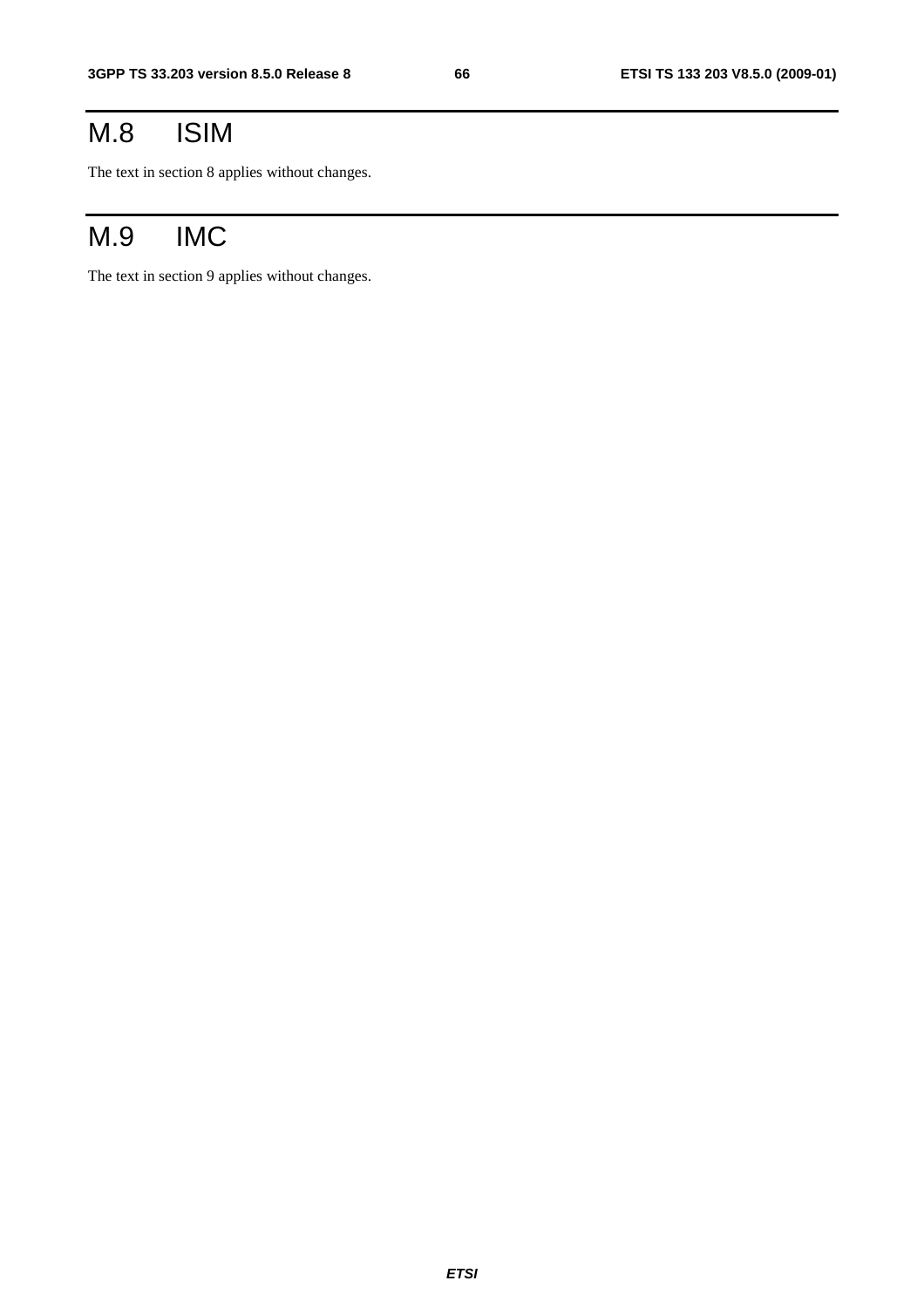# M.8 ISIM

The text in section 8 applies without changes.

# M.9 IMC

The text in section 9 applies without changes.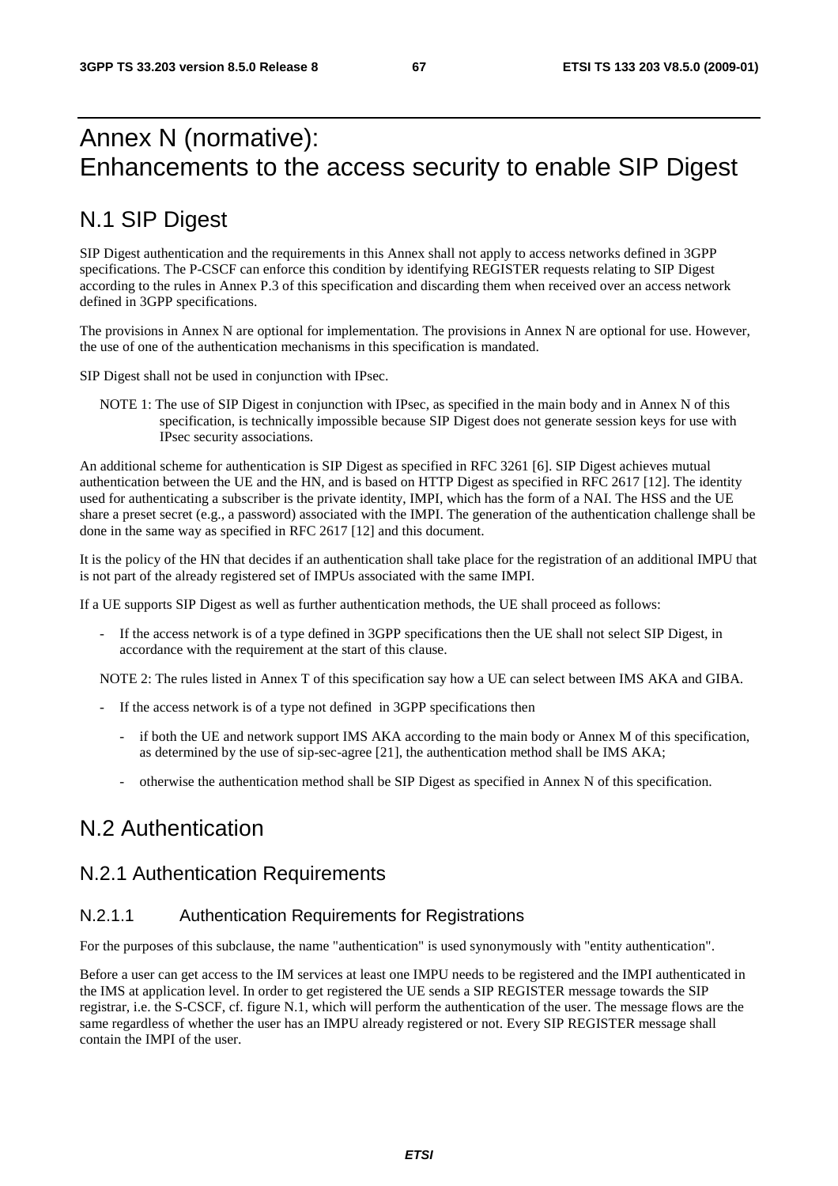# Annex N (normative): Enhancements to the access security to enable SIP Digest

## N.1 SIP Digest

SIP Digest authentication and the requirements in this Annex shall not apply to access networks defined in 3GPP specifications. The P-CSCF can enforce this condition by identifying REGISTER requests relating to SIP Digest according to the rules in Annex P.3 of this specification and discarding them when received over an access network defined in 3GPP specifications.

The provisions in Annex N are optional for implementation. The provisions in Annex N are optional for use. However, the use of one of the authentication mechanisms in this specification is mandated.

SIP Digest shall not be used in conjunction with IPsec.

NOTE 1: The use of SIP Digest in conjunction with IPsec, as specified in the main body and in Annex N of this specification, is technically impossible because SIP Digest does not generate session keys for use with IPsec security associations.

An additional scheme for authentication is SIP Digest as specified in RFC 3261 [6]. SIP Digest achieves mutual authentication between the UE and the HN, and is based on HTTP Digest as specified in RFC 2617 [12]. The identity used for authenticating a subscriber is the private identity, IMPI, which has the form of a NAI. The HSS and the UE share a preset secret (e.g., a password) associated with the IMPI. The generation of the authentication challenge shall be done in the same way as specified in RFC 2617 [12] and this document.

It is the policy of the HN that decides if an authentication shall take place for the registration of an additional IMPU that is not part of the already registered set of IMPUs associated with the same IMPI.

If a UE supports SIP Digest as well as further authentication methods, the UE shall proceed as follows:

- If the access network is of a type defined in 3GPP specifications then the UE shall not select SIP Digest, in accordance with the requirement at the start of this clause.

NOTE 2: The rules listed in Annex T of this specification say how a UE can select between IMS AKA and GIBA.

- If the access network is of a type not defined in 3GPP specifications then
  - if both the UE and network support IMS AKA according to the main body or Annex M of this specification, as determined by the use of sip-sec-agree [21], the authentication method shall be IMS AKA;
  - otherwise the authentication method shall be SIP Digest as specified in Annex N of this specification.

## N.2 Authentication

### N.2.1 Authentication Requirements

#### N.2.1.1 Authentication Requirements for Registrations

For the purposes of this subclause, the name "authentication" is used synonymously with "entity authentication".

Before a user can get access to the IM services at least one IMPU needs to be registered and the IMPI authenticated in the IMS at application level. In order to get registered the UE sends a SIP REGISTER message towards the SIP registrar, i.e. the S-CSCF, cf. figure N.1, which will perform the authentication of the user. The message flows are the same regardless of whether the user has an IMPU already registered or not. Every SIP REGISTER message shall contain the IMPI of the user.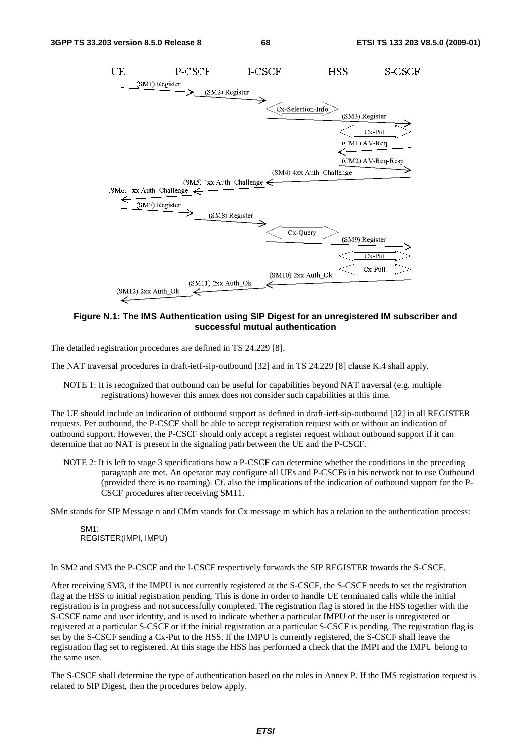**Figure N.1: The IMS Authentication using SIP Digest for an unregistered IM subscriber and successful mutual authentication**

The detailed registration procedures are defined in TS 24.229 [8].

The NAT traversal procedures in draft-ietf-sip-outbound [32] and in TS 24.229 [8] clause K.4 shall apply.

NOTE 1: It is recognized that outbound can be useful for capabilities beyond NAT traversal (e.g. multiple registrations) however this annex does not consider such capabilities at this time.

The UE should include an indication of outbound support as defined in draft-ietf-sip-outbound [32] in all REGISTER requests. Per outbound, the P-CSCF shall be able to accept registration request with or without an indication of outbound support. However, the P-CSCF should only accept a register request without outbound support if it can determine that no NAT is present in the signaling path between the UE and the P-CSCF.

NOTE 2: It is left to stage 3 specifications how a P-CSCF can determine whether the conditions in the preceding paragraph are met. An operator may configure all UEs and P-CSCFs in his network not to use Outbound (provided there is no roaming). Cf. also the implications of the indication of outbound support for the P-CSCF procedures after receiving SM11.

SMn stands for SIP Message n and CMm stands for Cx message m which has a relation to the authentication process:

```
SM1:
REGISTER(IMPI, IMPU)
```

In SM2 and SM3 the P-CSCF and the I-CSCF respectively forwards the SIP REGISTER towards the S-CSCF.

After receiving SM3, if the IMPU is not currently registered at the S-CSCF, the S-CSCF needs to set the registration flag at the HSS to initial registration pending. This is done in order to handle UE terminated calls while the initial registration is in progress and not successfully completed. The registration flag is stored in the HSS together with the S-CSCF name and user identity, and is used to indicate whether a particular IMPU of the user is unregistered or registered at a particular S-CSCF or if the initial registration at a particular S-CSCF is pending. The registration flag is set by the S-CSCF sending a Cx-Put to the HSS. If the IMPU is currently registered, the S-CSCF shall leave the registration flag set to registered. At this stage the HSS has performed a check that the IMPI and the IMPU belong to the same user.

The S-CSCF shall determine the type of authentication based on the rules in Annex P. If the IMS registration request is related to SIP Digest, then the procedures below apply.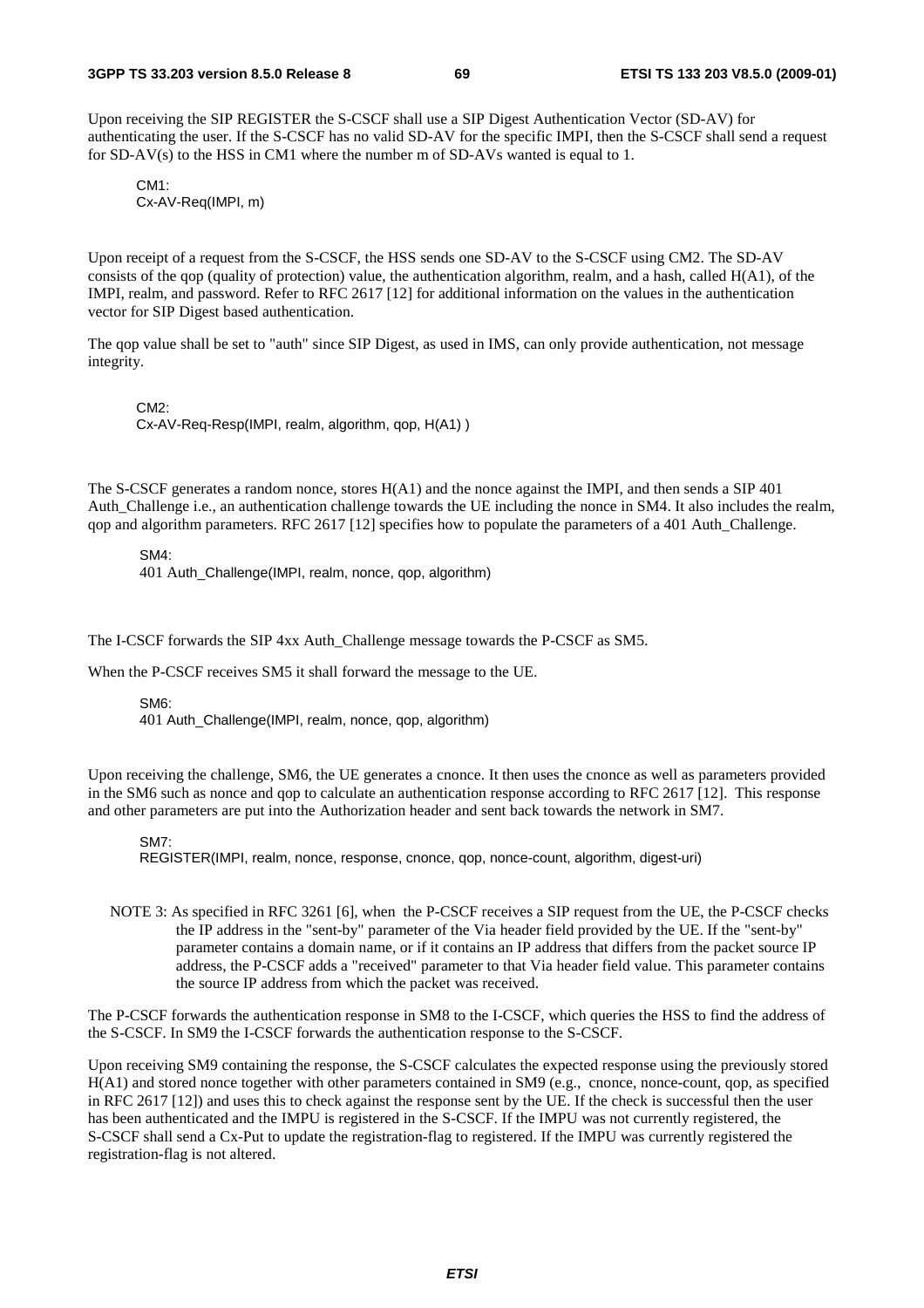Upon receiving the SIP REGISTER the S-CSCF shall use a SIP Digest Authentication Vector (SD-AV) for authenticating the user. If the S-CSCF has no valid SD-AV for the specific IMPI, then the S-CSCF shall send a request for SD-AV(s) to the HSS in CM1 where the number m of SD-AVs wanted is equal to 1.

CM1:
Cx-AV-Req(IMPI, m)

Upon receipt of a request from the S-CSCF, the HSS sends one SD-AV to the S-CSCF using CM2. The SD-AV consists of the qop (quality of protection) value, the authentication algorithm, realm, and a hash, called H(A1), of the IMPI, realm, and password. Refer to RFC 2617 [12] for additional information on the values in the authentication vector for SIP Digest based authentication.

The qop value shall be set to "auth" since SIP Digest, as used in IMS, can only provide authentication, not message integrity.

CM2:
Cx-AV-Req-Resp(IMPI, realm, algorithm, qop, H(A1) )

The S-CSCF generates a random nonce, stores H(A1) and the nonce against the IMPI, and then sends a SIP 401 Auth_Challenge i.e., an authentication challenge towards the UE including the nonce in SM4. It also includes the realm, qop and algorithm parameters. RFC 2617 [12] specifies how to populate the parameters of a 401 Auth_Challenge.

SM4:
401 Auth_Challenge(IMPI, realm, nonce, qop, algorithm)

The I-CSCF forwards the SIP 4xx Auth_Challenge message towards the P-CSCF as SM5.

When the P-CSCF receives SM5 it shall forward the message to the UE.

SM6:
401 Auth_Challenge(IMPI, realm, nonce, qop, algorithm)

Upon receiving the challenge, SM6, the UE generates a cnonce. It then uses the cnonce as well as parameters provided in the SM6 such as nonce and qop to calculate an authentication response according to RFC 2617 [12]. This response and other parameters are put into the Authorization header and sent back towards the network in SM7.

SM7:
REGISTER(IMPI, realm, nonce, response, cnonce, qop, nonce-count, algorithm, digest-uri)

NOTE 3: As specified in RFC 3261 [6], when the P-CSCF receives a SIP request from the UE, the P-CSCF checks the IP address in the "sent-by" parameter of the Via header field provided by the UE. If the "sent-by" parameter contains a domain name, or if it contains an IP address that differs from the packet source IP address, the P-CSCF adds a "received" parameter to that Via header field value. This parameter contains the source IP address from which the packet was received.

The P-CSCF forwards the authentication response in SM8 to the I-CSCF, which queries the HSS to find the address of the S-CSCF. In SM9 the I-CSCF forwards the authentication response to the S-CSCF.

Upon receiving SM9 containing the response, the S-CSCF calculates the expected response using the previously stored H(A1) and stored nonce together with other parameters contained in SM9 (e.g., cnonce, nonce-count, qop, as specified in RFC 2617 [12]) and uses this to check against the response sent by the UE. If the check is successful then the user has been authenticated and the IMPU is registered in the S-CSCF. If the IMPU was not currently registered, the S-CSCF shall send a Cx-Put to update the registration-flag to registered. If the IMPU was currently registered the registration-flag is not altered.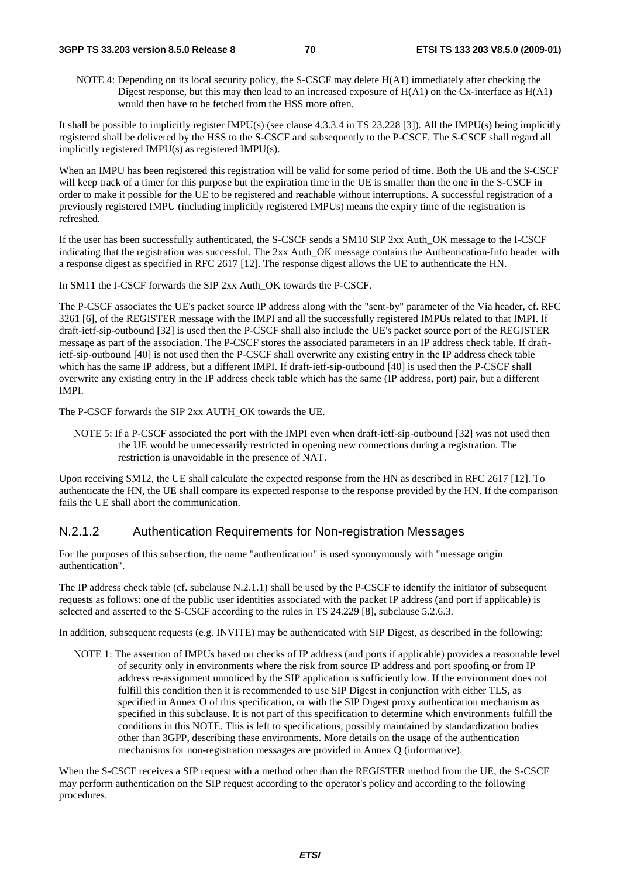NOTE 4: Depending on its local security policy, the S-CSCF may delete H(A1) immediately after checking the Digest response, but this may then lead to an increased exposure of H(A1) on the Cx-interface as H(A1) would then have to be fetched from the HSS more often.

It shall be possible to implicitly register IMPU(s) (see clause 4.3.3.4 in TS 23.228 [3]). All the IMPU(s) being implicitly registered shall be delivered by the HSS to the S-CSCF and subsequently to the P-CSCF. The S-CSCF shall regard all implicitly registered IMPU(s) as registered IMPU(s).

When an IMPU has been registered this registration will be valid for some period of time. Both the UE and the S-CSCF will keep track of a timer for this purpose but the expiration time in the UE is smaller than the one in the S-CSCF in order to make it possible for the UE to be registered and reachable without interruptions. A successful registration of a previously registered IMPU (including implicitly registered IMPUs) means the expiry time of the registration is refreshed.

If the user has been successfully authenticated, the S-CSCF sends a SM10 SIP 2xx Auth_OK message to the I-CSCF indicating that the registration was successful. The 2xx Auth_OK message contains the Authentication-Info header with a response digest as specified in RFC 2617 [12]. The response digest allows the UE to authenticate the HN.

In SM11 the I-CSCF forwards the SIP 2xx Auth_OK towards the P-CSCF.

The P-CSCF associates the UE's packet source IP address along with the "sent-by" parameter of the Via header, cf. RFC 3261 [6], of the REGISTER message with the IMPI and all the successfully registered IMPUs related to that IMPI. If draft-ietf-sip-outbound [32] is used then the P-CSCF shall also include the UE's packet source port of the REGISTER message as part of the association. The P-CSCF stores the associated parameters in an IP address check table. If draft-ietf-sip-outbound [40] is not used then the P-CSCF shall overwrite any existing entry in the IP address check table which has the same IP address, but a different IMPI. If draft-ietf-sip-outbound [40] is used then the P-CSCF shall overwrite any existing entry in the IP address check table which has the same (IP address, port) pair, but a different IMPI.

The P-CSCF forwards the SIP 2xx AUTH_OK towards the UE.

NOTE 5: If a P-CSCF associated the port with the IMPI even when draft-ietf-sip-outbound [32] was not used then the UE would be unnecessarily restricted in opening new connections during a registration. The restriction is unavoidable in the presence of NAT.

Upon receiving SM12, the UE shall calculate the expected response from the HN as described in RFC 2617 [12]. To authenticate the HN, the UE shall compare its expected response to the response provided by the HN. If the comparison fails the UE shall abort the communication.

### N.2.1.2 Authentication Requirements for Non-registration Messages

For the purposes of this subsection, the name "authentication" is used synonymously with "message origin authentication".

The IP address check table (cf. subclause N.2.1.1) shall be used by the P-CSCF to identify the initiator of subsequent requests as follows: one of the public user identities associated with the packet IP address (and port if applicable) is selected and asserted to the S-CSCF according to the rules in TS 24.229 [8], subclause 5.2.6.3.

In addition, subsequent requests (e.g. INVITE) may be authenticated with SIP Digest, as described in the following:

NOTE 1: The assertion of IMPUs based on checks of IP address (and ports if applicable) provides a reasonable level of security only in environments where the risk from source IP address and port spoofing or from IP address re-assignment unnoticed by the SIP application is sufficiently low. If the environment does not fulfill this condition then it is recommended to use SIP Digest in conjunction with either TLS, as specified in Annex O of this specification, or with the SIP Digest proxy authentication mechanism as specified in this subclause. It is not part of this specification to determine which environments fulfill the conditions in this NOTE. This is left to specifications, possibly maintained by standardization bodies other than 3GPP, describing these environments. More details on the usage of the authentication mechanisms for non-registration messages are provided in Annex Q (informative).

When the S-CSCF receives a SIP request with a method other than the REGISTER method from the UE, the S-CSCF may perform authentication on the SIP request according to the operator's policy and according to the following procedures.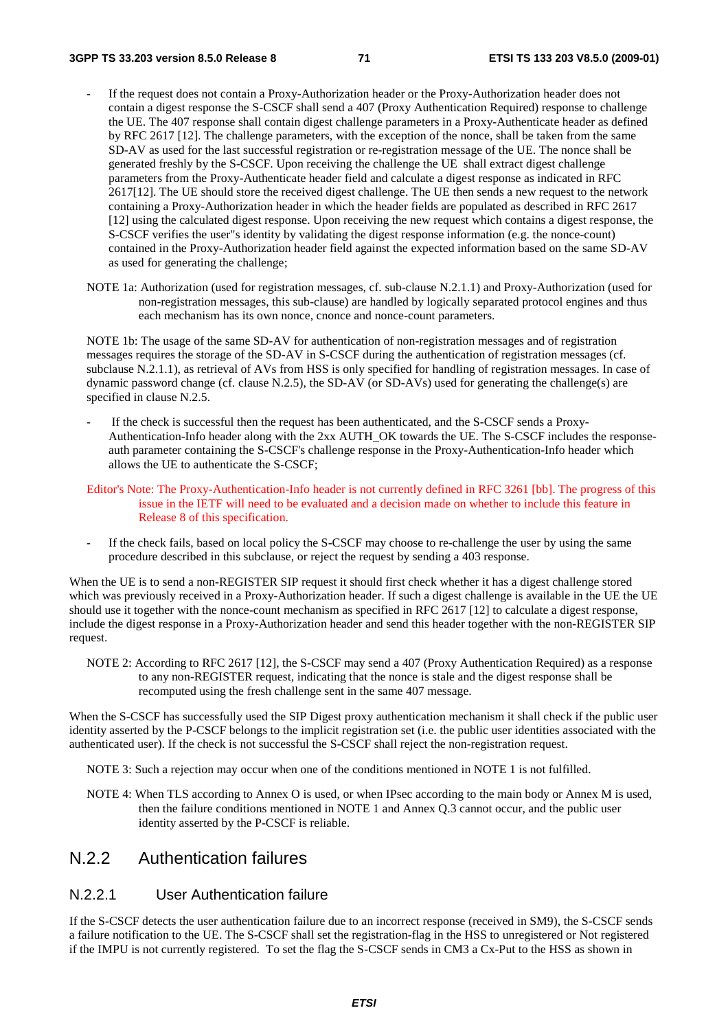- If the request does not contain a Proxy-Authorization header or the Proxy-Authorization header does not contain a digest response the S-CSCF shall send a 407 (Proxy Authentication Required) response to challenge the UE. The 407 response shall contain digest challenge parameters in a Proxy-Authenticate header as defined by RFC 2617 [12]. The challenge parameters, with the exception of the nonce, shall be taken from the same SD-AV as used for the last successful registration or re-registration message of the UE. The nonce shall be generated freshly by the S-CSCF. Upon receiving the challenge the UE shall extract digest challenge parameters from the Proxy-Authenticate header field and calculate a digest response as indicated in RFC 2617[12]. The UE should store the received digest challenge. The UE then sends a new request to the network containing a Proxy-Authorization header in which the header fields are populated as described in RFC 2617 [12] using the calculated digest response. Upon receiving the new request which contains a digest response, the S-CSCF verifies the user"s identity by validating the digest response information (e.g. the nonce-count) contained in the Proxy-Authorization header field against the expected information based on the same SD-AV as used for generating the challenge;

NOTE 1a: Authorization (used for registration messages, cf. sub-clause N.2.1.1) and Proxy-Authorization (used for non-registration messages, this sub-clause) are handled by logically separated protocol engines and thus each mechanism has its own nonce, cnonce and nonce-count parameters.

NOTE 1b: The usage of the same SD-AV for authentication of non-registration messages and of registration messages requires the storage of the SD-AV in S-CSCF during the authentication of registration messages (cf. subclause N.2.1.1), as retrieval of AVs from HSS is only specified for handling of registration messages. In case of dynamic password change (cf. clause N.2.5), the SD-AV (or SD-AVs) used for generating the challenge(s) are specified in clause N.2.5.

- If the check is successful then the request has been authenticated, and the S-CSCF sends a Proxy-Authentication-Info header along with the 2xx AUTH_OK towards the UE. The S-CSCF includes the response-auth parameter containing the S-CSCF's challenge response in the Proxy-Authentication-Info header which allows the UE to authenticate the S-CSCF;

Editor's Note: The Proxy-Authentication-Info header is not currently defined in RFC 3261 [bb]. The progress of this issue in the IETF will need to be evaluated and a decision made on whether to include this feature in Release 8 of this specification.

- If the check fails, based on local policy the S-CSCF may choose to re-challenge the user by using the same procedure described in this subclause, or reject the request by sending a 403 response.

When the UE is to send a non-REGISTER SIP request it should first check whether it has a digest challenge stored which was previously received in a Proxy-Authorization header. If such a digest challenge is available in the UE the UE should use it together with the nonce-count mechanism as specified in RFC 2617 [12] to calculate a digest response, include the digest response in a Proxy-Authorization header and send this header together with the non-REGISTER SIP request.

NOTE 2: According to RFC 2617 [12], the S-CSCF may send a 407 (Proxy Authentication Required) as a response to any non-REGISTER request, indicating that the nonce is stale and the digest response shall be recomputed using the fresh challenge sent in the same 407 message.

When the S-CSCF has successfully used the SIP Digest proxy authentication mechanism it shall check if the public user identity asserted by the P-CSCF belongs to the implicit registration set (i.e. the public user identities associated with the authenticated user). If the check is not successful the S-CSCF shall reject the non-registration request.

NOTE 3: Such a rejection may occur when one of the conditions mentioned in NOTE 1 is not fulfilled.

NOTE 4: When TLS according to Annex O is used, or when IPsec according to the main body or Annex M is used, then the failure conditions mentioned in NOTE 1 and Annex Q.3 cannot occur, and the public user identity asserted by the P-CSCF is reliable.

## N.2.2 Authentication failures

### N.2.2.1 User Authentication failure

If the S-CSCF detects the user authentication failure due to an incorrect response (received in SM9), the S-CSCF sends a failure notification to the UE. The S-CSCF shall set the registration-flag in the HSS to unregistered or Not registered if the IMPU is not currently registered. To set the flag the S-CSCF sends in CM3 a Cx-Put to the HSS as shown in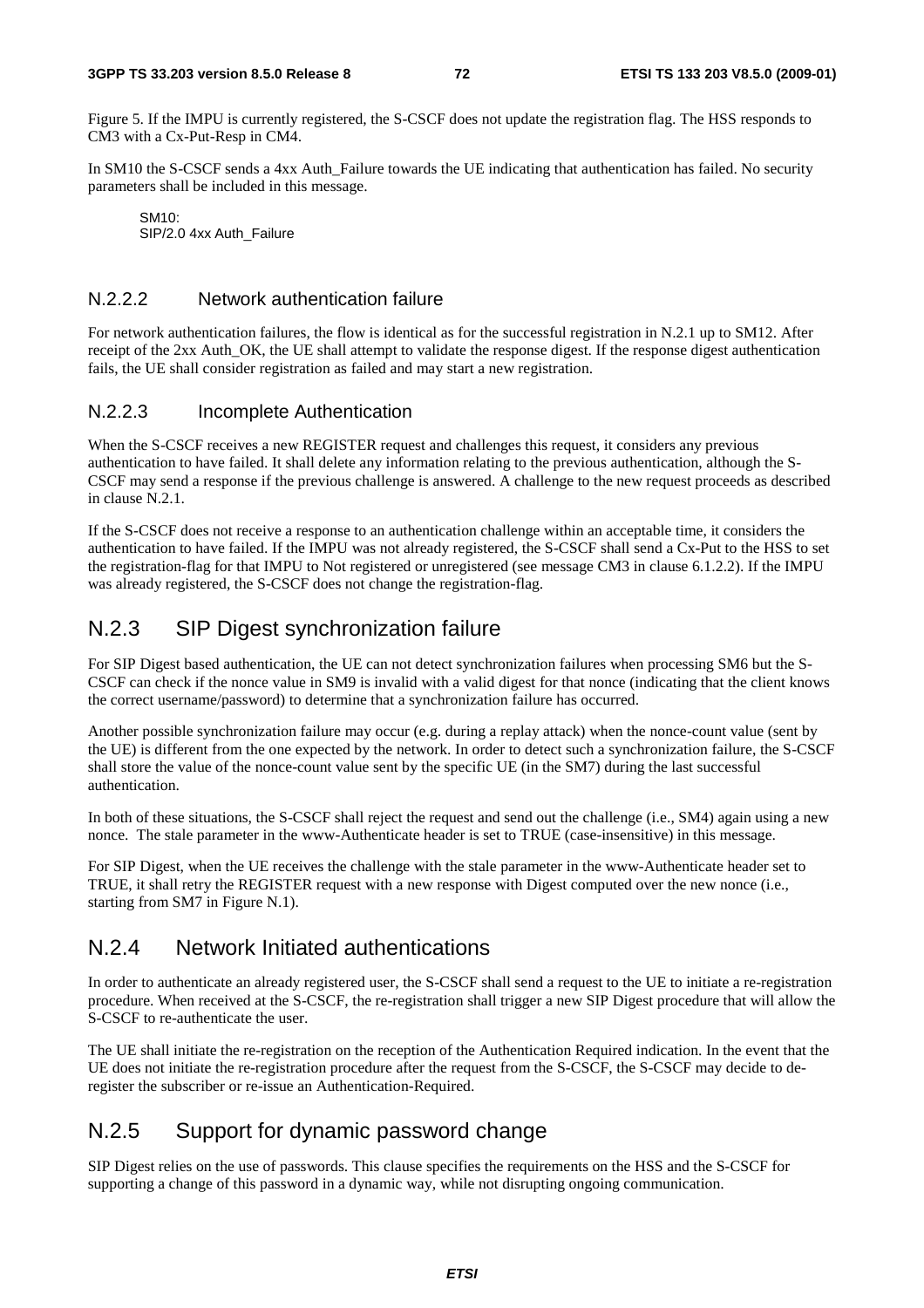Figure 5. If the IMPU is currently registered, the S-CSCF does not update the registration flag. The HSS responds to CM3 with a Cx-Put-Resp in CM4.

In SM10 the S-CSCF sends a 4xx Auth_Failure towards the UE indicating that authentication has failed. No security parameters shall be included in this message.

```
SM10:
SIP/2.0 4xx Auth_Failure
```

#### N.2.2.2 Network authentication failure

For network authentication failures, the flow is identical as for the successful registration in N.2.1 up to SM12. After receipt of the 2xx Auth_OK, the UE shall attempt to validate the response digest. If the response digest authentication fails, the UE shall consider registration as failed and may start a new registration.

#### N.2.2.3 Incomplete Authentication

When the S-CSCF receives a new REGISTER request and challenges this request, it considers any previous authentication to have failed. It shall delete any information relating to the previous authentication, although the S-CSCF may send a response if the previous challenge is answered. A challenge to the new request proceeds as described in clause N.2.1.

If the S-CSCF does not receive a response to an authentication challenge within an acceptable time, it considers the authentication to have failed. If the IMPU was not already registered, the S-CSCF shall send a Cx-Put to the HSS to set the registration-flag for that IMPU to Not registered or unregistered (see message CM3 in clause 6.1.2.2). If the IMPU was already registered, the S-CSCF does not change the registration-flag.

### N.2.3 SIP Digest synchronization failure

For SIP Digest based authentication, the UE can not detect synchronization failures when processing SM6 but the S-CSCF can check if the nonce value in SM9 is invalid with a valid digest for that nonce (indicating that the client knows the correct username/password) to determine that a synchronization failure has occurred.

Another possible synchronization failure may occur (e.g. during a replay attack) when the nonce-count value (sent by the UE) is different from the one expected by the network. In order to detect such a synchronization failure, the S-CSCF shall store the value of the nonce-count value sent by the specific UE (in the SM7) during the last successful authentication.

In both of these situations, the S-CSCF shall reject the request and send out the challenge (i.e., SM4) again using a new nonce. The stale parameter in the www-Authenticate header is set to TRUE (case-insensitive) in this message.

For SIP Digest, when the UE receives the challenge with the stale parameter in the www-Authenticate header set to TRUE, it shall retry the REGISTER request with a new response with Digest computed over the new nonce (i.e., starting from SM7 in Figure N.1).

### N.2.4 Network Initiated authentications

In order to authenticate an already registered user, the S-CSCF shall send a request to the UE to initiate a re-registration procedure. When received at the S-CSCF, the re-registration shall trigger a new SIP Digest procedure that will allow the S-CSCF to re-authenticate the user.

The UE shall initiate the re-registration on the reception of the Authentication Required indication. In the event that the UE does not initiate the re-registration procedure after the request from the S-CSCF, the S-CSCF may decide to de-register the subscriber or re-issue an Authentication-Required.

### N.2.5 Support for dynamic password change

SIP Digest relies on the use of passwords. This clause specifies the requirements on the HSS and the S-CSCF for supporting a change of this password in a dynamic way, while not disrupting ongoing communication.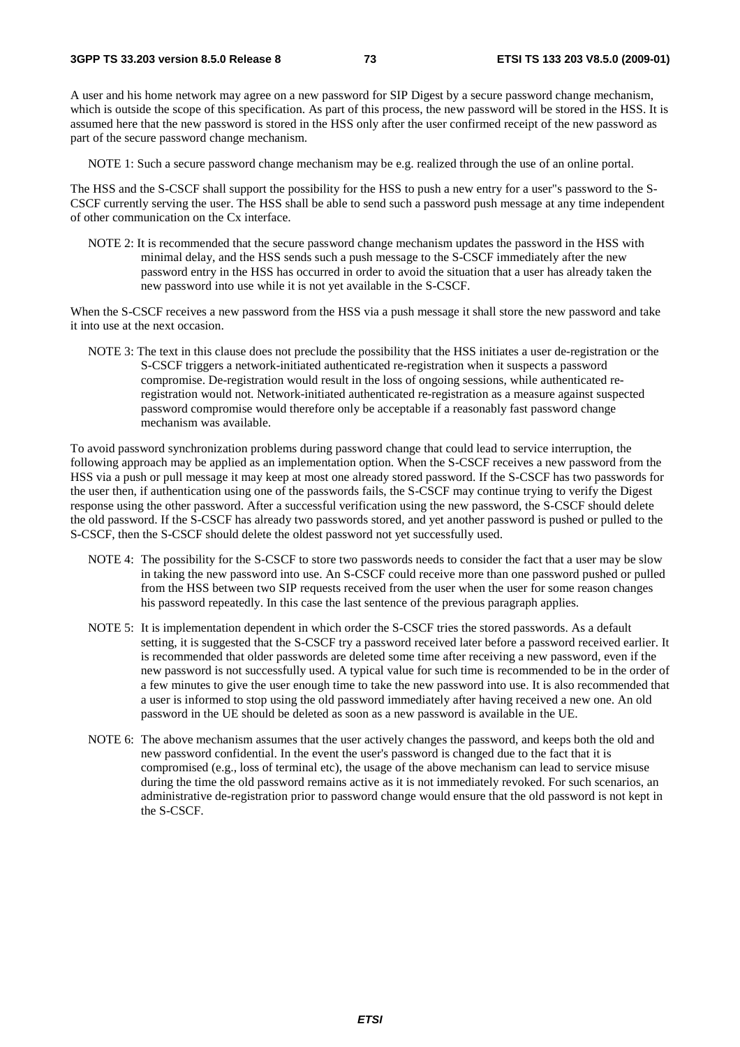A user and his home network may agree on a new password for SIP Digest by a secure password change mechanism, which is outside the scope of this specification. As part of this process, the new password will be stored in the HSS. It is assumed here that the new password is stored in the HSS only after the user confirmed receipt of the new password as part of the secure password change mechanism.

NOTE 1: Such a secure password change mechanism may be e.g. realized through the use of an online portal.

The HSS and the S-CSCF shall support the possibility for the HSS to push a new entry for a user''s password to the S-CSCF currently serving the user. The HSS shall be able to send such a password push message at any time independent of other communication on the Cx interface.

NOTE 2: It is recommended that the secure password change mechanism updates the password in the HSS with minimal delay, and the HSS sends such a push message to the S-CSCF immediately after the new password entry in the HSS has occurred in order to avoid the situation that a user has already taken the new password into use while it is not yet available in the S-CSCF.

When the S-CSCF receives a new password from the HSS via a push message it shall store the new password and take it into use at the next occasion.

NOTE 3: The text in this clause does not preclude the possibility that the HSS initiates a user de-registration or the S-CSCF triggers a network-initiated authenticated re-registration when it suspects a password compromise. De-registration would result in the loss of ongoing sessions, while authenticated re-registration would not. Network-initiated authenticated re-registration as a measure against suspected password compromise would therefore only be acceptable if a reasonably fast password change mechanism was available.

To avoid password synchronization problems during password change that could lead to service interruption, the following approach may be applied as an implementation option. When the S-CSCF receives a new password from the HSS via a push or pull message it may keep at most one already stored password. If the S-CSCF has two passwords for the user then, if authentication using one of the passwords fails, the S-CSCF may continue trying to verify the Digest response using the other password. After a successful verification using the new password, the S-CSCF should delete the old password. If the S-CSCF has already two passwords stored, and yet another password is pushed or pulled to the S-CSCF, then the S-CSCF should delete the oldest password not yet successfully used.

NOTE 4: The possibility for the S-CSCF to store two passwords needs to consider the fact that a user may be slow in taking the new password into use. An S-CSCF could receive more than one password pushed or pulled from the HSS between two SIP requests received from the user when the user for some reason changes his password repeatedly. In this case the last sentence of the previous paragraph applies.

NOTE 5: It is implementation dependent in which order the S-CSCF tries the stored passwords. As a default setting, it is suggested that the S-CSCF try a password received later before a password received earlier. It is recommended that older passwords are deleted some time after receiving a new password, even if the new password is not successfully used. A typical value for such time is recommended to be in the order of a few minutes to give the user enough time to take the new password into use. It is also recommended that a user is informed to stop using the old password immediately after having received a new one. An old password in the UE should be deleted as soon as a new password is available in the UE.

NOTE 6: The above mechanism assumes that the user actively changes the password, and keeps both the old and new password confidential. In the event the user's password is changed due to the fact that it is compromised (e.g., loss of terminal etc), the usage of the above mechanism can lead to service misuse during the time the old password remains active as it is not immediately revoked. For such scenarios, an administrative de-registration prior to password change would ensure that the old password is not kept in the S-CSCF.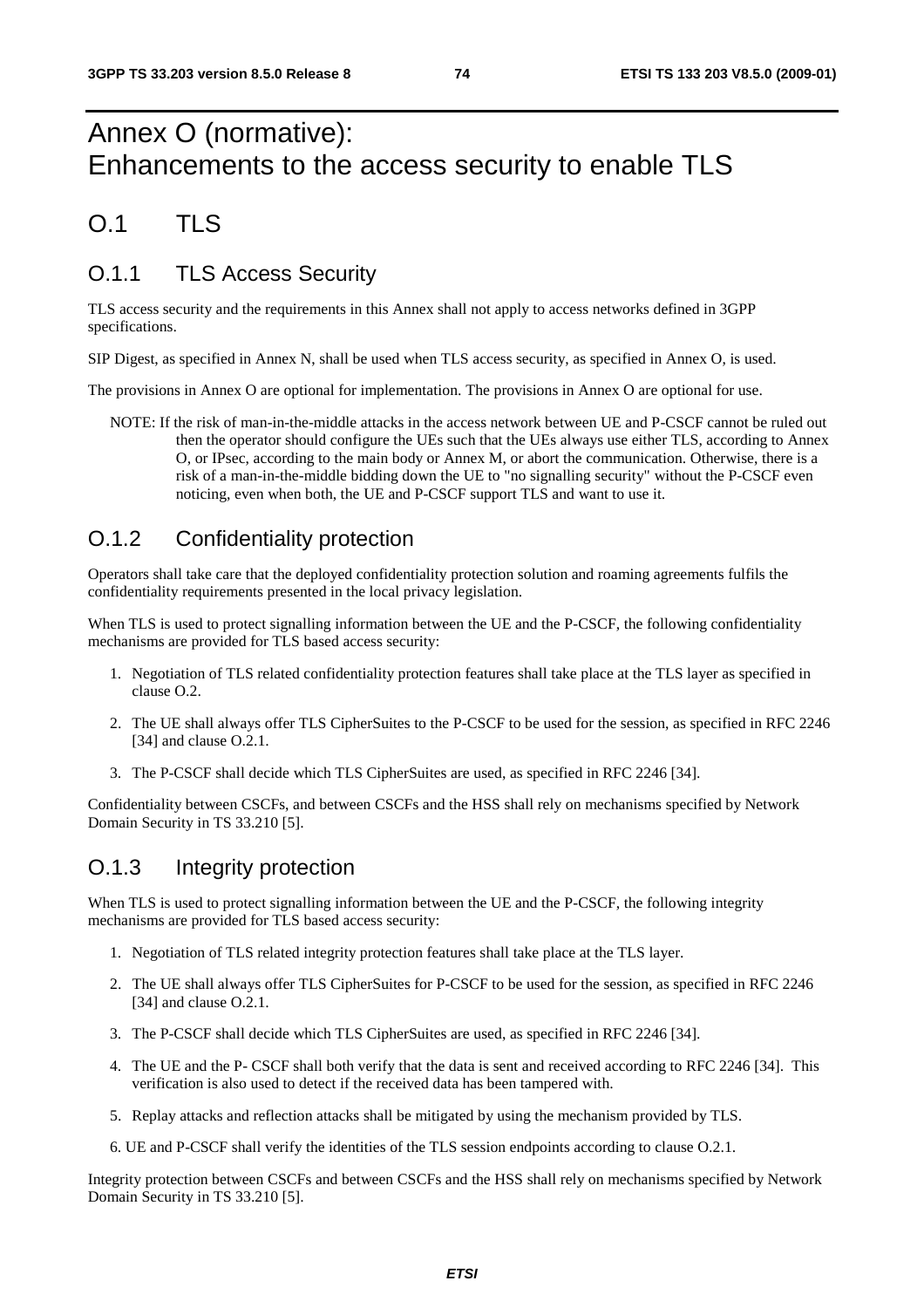# Annex O (normative): Enhancements to the access security to enable TLS

# O.1 TLS

## O.1.1 TLS Access Security

TLS access security and the requirements in this Annex shall not apply to access networks defined in 3GPP specifications.

SIP Digest, as specified in Annex N, shall be used when TLS access security, as specified in Annex O, is used.

The provisions in Annex O are optional for implementation. The provisions in Annex O are optional for use.

NOTE: If the risk of man-in-the-middle attacks in the access network between UE and P-CSCF cannot be ruled out then the operator should configure the UEs such that the UEs always use either TLS, according to Annex O, or IPsec, according to the main body or Annex M, or abort the communication. Otherwise, there is a risk of a man-in-the-middle bidding down the UE to "no signalling security" without the P-CSCF even noticing, even when both, the UE and P-CSCF support TLS and want to use it.

## O.1.2 Confidentiality protection

Operators shall take care that the deployed confidentiality protection solution and roaming agreements fulfils the confidentiality requirements presented in the local privacy legislation.

When TLS is used to protect signalling information between the UE and the P-CSCF, the following confidentiality mechanisms are provided for TLS based access security:

1. Negotiation of TLS related confidentiality protection features shall take place at the TLS layer as specified in clause O.2.
2. The UE shall always offer TLS CipherSuites to the P-CSCF to be used for the session, as specified in RFC 2246 [34] and clause O.2.1.
3. The P-CSCF shall decide which TLS CipherSuites are used, as specified in RFC 2246 [34].

Confidentiality between CSCFs, and between CSCFs and the HSS shall rely on mechanisms specified by Network Domain Security in TS 33.210 [5].

## O.1.3 Integrity protection

When TLS is used to protect signalling information between the UE and the P-CSCF, the following integrity mechanisms are provided for TLS based access security:

1. Negotiation of TLS related integrity protection features shall take place at the TLS layer.
2. The UE shall always offer TLS CipherSuites for P-CSCF to be used for the session, as specified in RFC 2246 [34] and clause O.2.1.
3. The P-CSCF shall decide which TLS CipherSuites are used, as specified in RFC 2246 [34].
4. The UE and the P- CSCF shall both verify that the data is sent and received according to RFC 2246 [34]. This verification is also used to detect if the received data has been tampered with.
5. Replay attacks and reflection attacks shall be mitigated by using the mechanism provided by TLS.
6. UE and P-CSCF shall verify the identities of the TLS session endpoints according to clause O.2.1.

Integrity protection between CSCFs and between CSCFs and the HSS shall rely on mechanisms specified by Network Domain Security in TS 33.210 [5].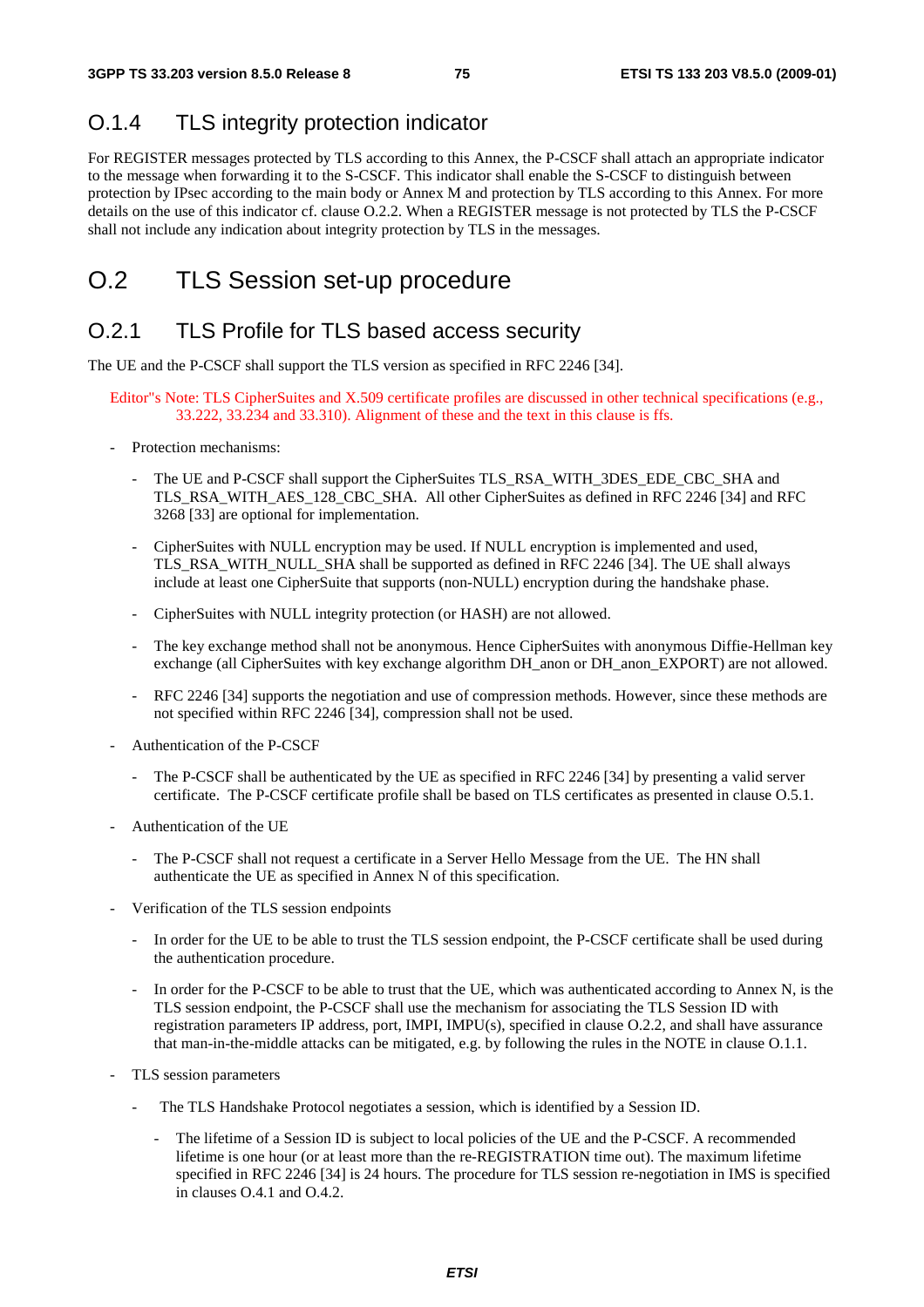### O.1.4 TLS integrity protection indicator

For REGISTER messages protected by TLS according to this Annex, the P-CSCF shall attach an appropriate indicator to the message when forwarding it to the S-CSCF. This indicator shall enable the S-CSCF to distinguish between protection by IPsec according to the main body or Annex M and protection by TLS according to this Annex. For more details on the use of this indicator cf. clause O.2.2. When a REGISTER message is not protected by TLS the P-CSCF shall not include any indication about integrity protection by TLS in the messages.

## O.2 TLS Session set-up procedure

### O.2.1 TLS Profile for TLS based access security

The UE and the P-CSCF shall support the TLS version as specified in RFC 2246 [34].

Editor"s Note: TLS CipherSuites and X.509 certificate profiles are discussed in other technical specifications (e.g., 33.222, 33.234 and 33.310). Alignment of these and the text in this clause is ffs.

- Protection mechanisms:
  - The UE and P-CSCF shall support the CipherSuites TLS_RSA_WITH_3DES_EDE_CBC_SHA and TLS_RSA_WITH_AES_128_CBC_SHA. All other CipherSuites as defined in RFC 2246 [34] and RFC 3268 [33] are optional for implementation.
  - CipherSuites with NULL encryption may be used. If NULL encryption is implemented and used, TLS_RSA_WITH_NULL_SHA shall be supported as defined in RFC 2246 [34]. The UE shall always include at least one CipherSuite that supports (non-NULL) encryption during the handshake phase.
  - CipherSuites with NULL integrity protection (or HASH) are not allowed.
  - The key exchange method shall not be anonymous. Hence CipherSuites with anonymous Diffie-Hellman key exchange (all CipherSuites with key exchange algorithm DH_anon or DH_anon_EXPORT) are not allowed.
  - RFC 2246 [34] supports the negotiation and use of compression methods. However, since these methods are not specified within RFC 2246 [34], compression shall not be used.
- Authentication of the P-CSCF
  - The P-CSCF shall be authenticated by the UE as specified in RFC 2246 [34] by presenting a valid server certificate. The P-CSCF certificate profile shall be based on TLS certificates as presented in clause O.5.1.
- Authentication of the UE
  - The P-CSCF shall not request a certificate in a Server Hello Message from the UE. The HN shall authenticate the UE as specified in Annex N of this specification.
- Verification of the TLS session endpoints
  - In order for the UE to be able to trust the TLS session endpoint, the P-CSCF certificate shall be used during the authentication procedure.
  - In order for the P-CSCF to be able to trust that the UE, which was authenticated according to Annex N, is the TLS session endpoint, the P-CSCF shall use the mechanism for associating the TLS Session ID with registration parameters IP address, port, IMPI, IMPU(s), specified in clause O.2.2, and shall have assurance that man-in-the-middle attacks can be mitigated, e.g. by following the rules in the NOTE in clause O.1.1.
- TLS session parameters
  - The TLS Handshake Protocol negotiates a session, which is identified by a Session ID.
    - The lifetime of a Session ID is subject to local policies of the UE and the P-CSCF. A recommended lifetime is one hour (or at least more than the re-REGISTRATION time out). The maximum lifetime specified in RFC 2246 [34] is 24 hours. The procedure for TLS session re-negotiation in IMS is specified in clauses O.4.1 and O.4.2.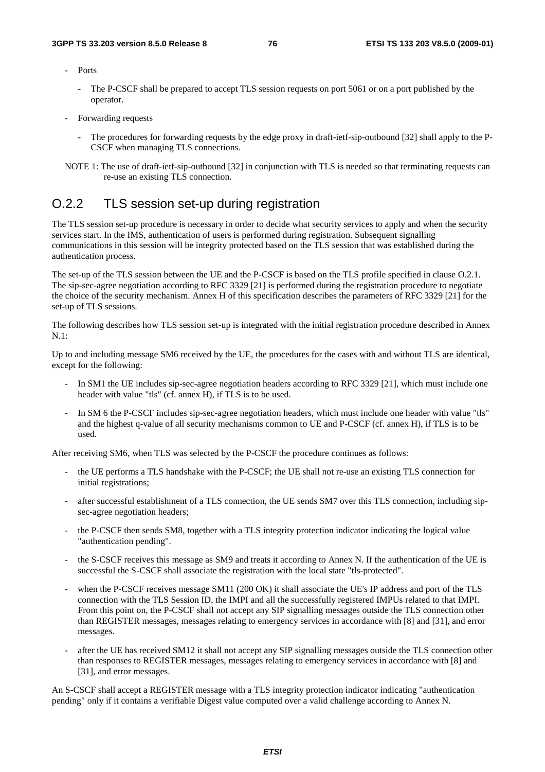- Ports

  - The P-CSCF shall be prepared to accept TLS session requests on port 5061 or on a port published by the operator.

- Forwarding requests

  - The procedures for forwarding requests by the edge proxy in draft-ietf-sip-outbound [32] shall apply to the P-CSCF when managing TLS connections.

NOTE 1: The use of draft-ietf-sip-outbound [32] in conjunction with TLS is needed so that terminating requests can re-use an existing TLS connection.

## O.2.2 TLS session set-up during registration

The TLS session set-up procedure is necessary in order to decide what security services to apply and when the security services start. In the IMS, authentication of users is performed during registration. Subsequent signalling communications in this session will be integrity protected based on the TLS session that was established during the authentication process.

The set-up of the TLS session between the UE and the P-CSCF is based on the TLS profile specified in clause O.2.1. The sip-sec-agree negotiation according to RFC 3329 [21] is performed during the registration procedure to negotiate the choice of the security mechanism. Annex H of this specification describes the parameters of RFC 3329 [21] for the set-up of TLS sessions.

The following describes how TLS session set-up is integrated with the initial registration procedure described in Annex N.1:

Up to and including message SM6 received by the UE, the procedures for the cases with and without TLS are identical, except for the following:

- In SM1 the UE includes sip-sec-agree negotiation headers according to RFC 3329 [21], which must include one header with value "tls" (cf. annex H), if TLS is to be used.
- In SM 6 the P-CSCF includes sip-sec-agree negotiation headers, which must include one header with value "tls" and the highest q-value of all security mechanisms common to UE and P-CSCF (cf. annex H), if TLS is to be used.

After receiving SM6, when TLS was selected by the P-CSCF the procedure continues as follows:

- the UE performs a TLS handshake with the P-CSCF; the UE shall not re-use an existing TLS connection for initial registrations;
- after successful establishment of a TLS connection, the UE sends SM7 over this TLS connection, including sip-sec-agree negotiation headers;
- the P-CSCF then sends SM8, together with a TLS integrity protection indicator indicating the logical value "authentication pending".
- the S-CSCF receives this message as SM9 and treats it according to Annex N. If the authentication of the UE is successful the S-CSCF shall associate the registration with the local state "tls-protected".
- when the P-CSCF receives message SM11 (200 OK) it shall associate the UE's IP address and port of the TLS connection with the TLS Session ID, the IMPI and all the successfully registered IMPUs related to that IMPI. From this point on, the P-CSCF shall not accept any SIP signalling messages outside the TLS connection other than REGISTER messages, messages relating to emergency services in accordance with [8] and [31], and error messages.
- after the UE has received SM12 it shall not accept any SIP signalling messages outside the TLS connection other than responses to REGISTER messages, messages relating to emergency services in accordance with [8] and [31], and error messages.

An S-CSCF shall accept a REGISTER message with a TLS integrity protection indicator indicating "authentication pending" only if it contains a verifiable Digest value computed over a valid challenge according to Annex N.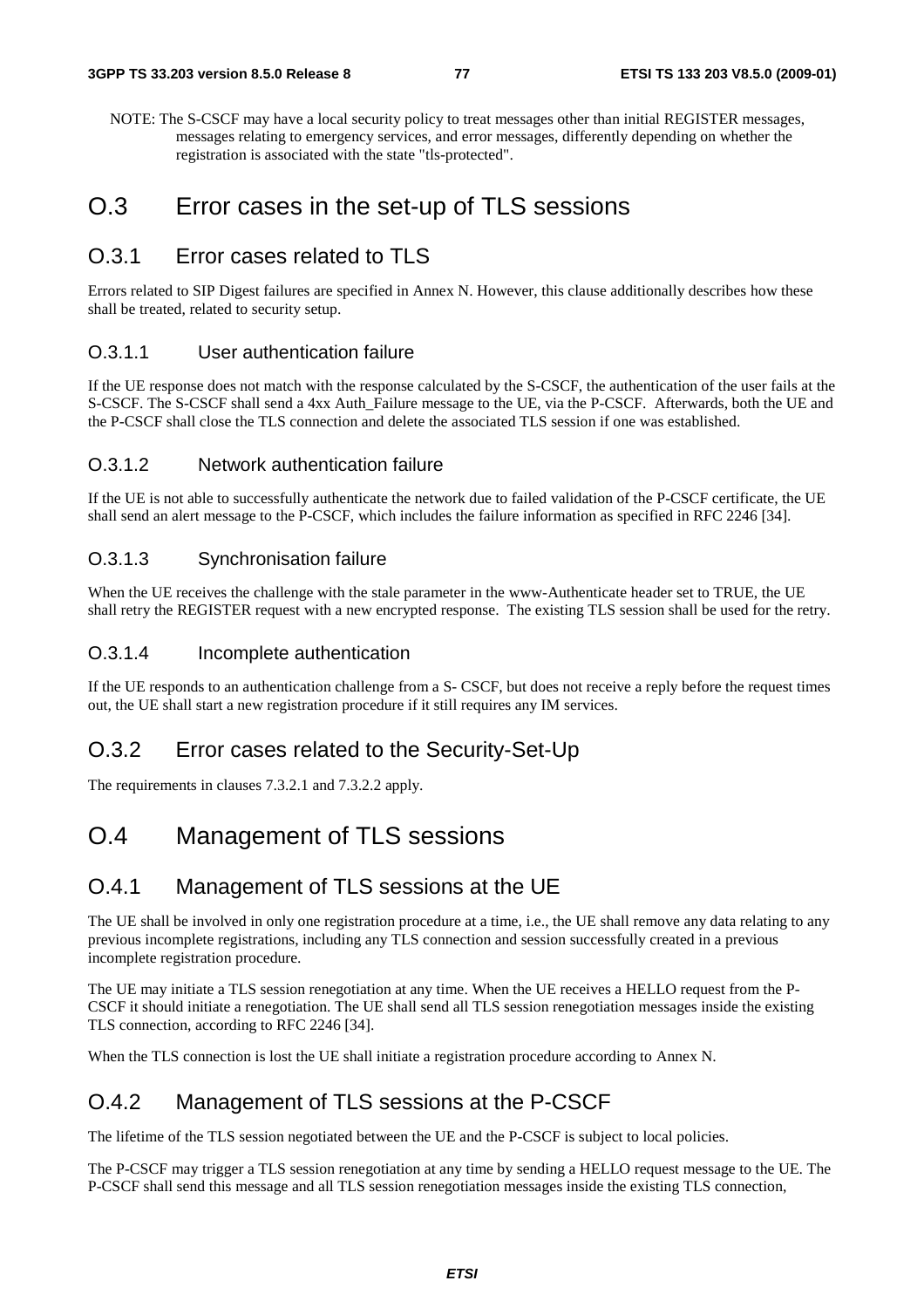NOTE: The S-CSCF may have a local security policy to treat messages other than initial REGISTER messages, messages relating to emergency services, and error messages, differently depending on whether the registration is associated with the state "tls-protected".

# O.3 Error cases in the set-up of TLS sessions

## O.3.1 Error cases related to TLS

Errors related to SIP Digest failures are specified in Annex N. However, this clause additionally describes how these shall be treated, related to security setup.

### O.3.1.1 User authentication failure

If the UE response does not match with the response calculated by the S-CSCF, the authentication of the user fails at the S-CSCF. The S-CSCF shall send a 4xx Auth_Failure message to the UE, via the P-CSCF. Afterwards, both the UE and the P-CSCF shall close the TLS connection and delete the associated TLS session if one was established.

### O.3.1.2 Network authentication failure

If the UE is not able to successfully authenticate the network due to failed validation of the P-CSCF certificate, the UE shall send an alert message to the P-CSCF, which includes the failure information as specified in RFC 2246 [34].

### O.3.1.3 Synchronisation failure

When the UE receives the challenge with the stale parameter in the www-Authenticate header set to TRUE, the UE shall retry the REGISTER request with a new encrypted response. The existing TLS session shall be used for the retry.

### O.3.1.4 Incomplete authentication

If the UE responds to an authentication challenge from a S- CSCF, but does not receive a reply before the request times out, the UE shall start a new registration procedure if it still requires any IM services.

## O.3.2 Error cases related to the Security-Set-Up

The requirements in clauses 7.3.2.1 and 7.3.2.2 apply.

# O.4 Management of TLS sessions

## O.4.1 Management of TLS sessions at the UE

The UE shall be involved in only one registration procedure at a time, i.e., the UE shall remove any data relating to any previous incomplete registrations, including any TLS connection and session successfully created in a previous incomplete registration procedure.

The UE may initiate a TLS session renegotiation at any time. When the UE receives a HELLO request from the P-CSCF it should initiate a renegotiation. The UE shall send all TLS session renegotiation messages inside the existing TLS connection, according to RFC 2246 [34].

When the TLS connection is lost the UE shall initiate a registration procedure according to Annex N.

## O.4.2 Management of TLS sessions at the P-CSCF

The lifetime of the TLS session negotiated between the UE and the P-CSCF is subject to local policies.

The P-CSCF may trigger a TLS session renegotiation at any time by sending a HELLO request message to the UE. The P-CSCF shall send this message and all TLS session renegotiation messages inside the existing TLS connection,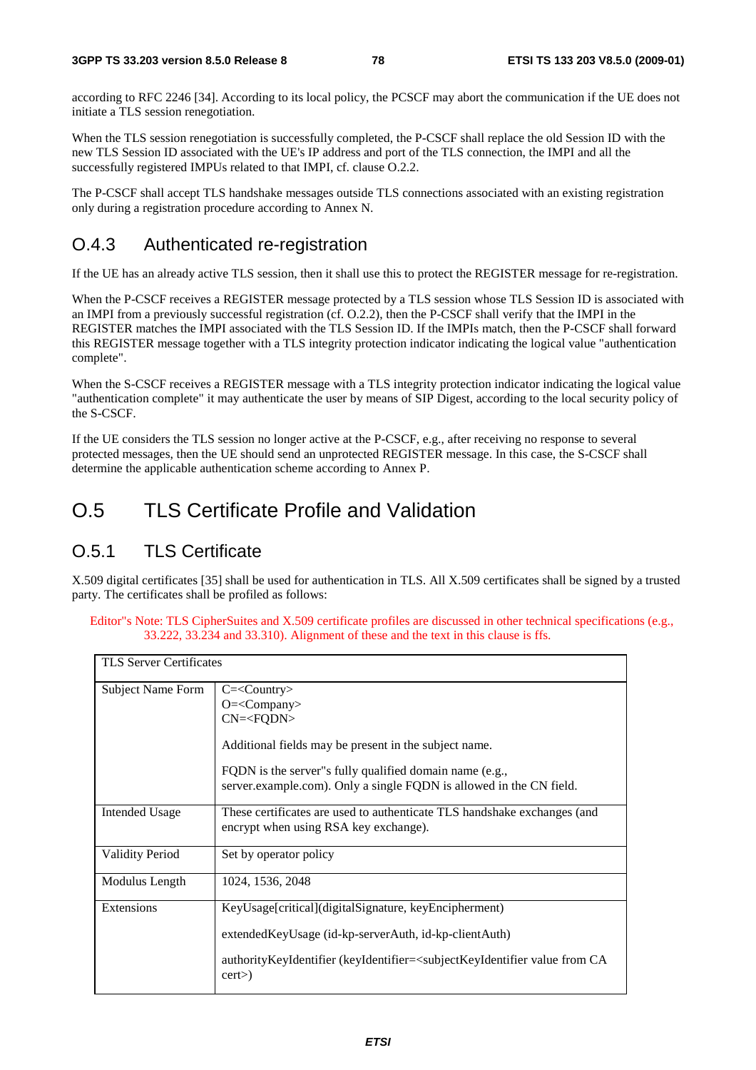according to RFC 2246 [34]. According to its local policy, the PCSCF may abort the communication if the UE does not initiate a TLS session renegotiation.

When the TLS session renegotiation is successfully completed, the P-CSCF shall replace the old Session ID with the new TLS Session ID associated with the UE's IP address and port of the TLS connection, the IMPI and all the successfully registered IMPUs related to that IMPI, cf. clause O.2.2.

The P-CSCF shall accept TLS handshake messages outside TLS connections associated with an existing registration only during a registration procedure according to Annex N.

## O.4.3 Authenticated re-registration

If the UE has an already active TLS session, then it shall use this to protect the REGISTER message for re-registration.

When the P-CSCF receives a REGISTER message protected by a TLS session whose TLS Session ID is associated with an IMPI from a previously successful registration (cf. O.2.2), then the P-CSCF shall verify that the IMPI in the REGISTER matches the IMPI associated with the TLS Session ID. If the IMPIs match, then the P-CSCF shall forward this REGISTER message together with a TLS integrity protection indicator indicating the logical value "authentication complete".

When the S-CSCF receives a REGISTER message with a TLS integrity protection indicator indicating the logical value "authentication complete" it may authenticate the user by means of SIP Digest, according to the local security policy of the S-CSCF.

If the UE considers the TLS session no longer active at the P-CSCF, e.g., after receiving no response to several protected messages, then the UE should send an unprotected REGISTER message. In this case, the S-CSCF shall determine the applicable authentication scheme according to Annex P.

# O.5 TLS Certificate Profile and Validation

## O.5.1 TLS Certificate

X.509 digital certificates [35] shall be used for authentication in TLS. All X.509 certificates shall be signed by a trusted party. The certificates shall be profiled as follows:

Editor''s Note: TLS CipherSuites and X.509 certificate profiles are discussed in other technical specifications (e.g., 33.222, 33.234 and 33.310). Alignment of these and the text in this clause is ffs.

| TLS Server Certificates | |
|---|---|
| Subject Name Form | C=<Country><br>O=<Company><br>CN=<FQDN><br><br>Additional fields may be present in the subject name.<br><br>FQDN is the server''s fully qualified domain name (e.g., server.example.com). Only a single FQDN is allowed in the CN field. |
| Intended Usage | These certificates are used to authenticate TLS handshake exchanges (and encrypt when using RSA key exchange). |
| Validity Period | Set by operator policy |
| Modulus Length | 1024, 1536, 2048 |
| Extensions | KeyUsage[critical](digitalSignature, keyEncipherment)<br><br>extendedKeyUsage (id-kp-serverAuth, id-kp-clientAuth)<br><br>authorityKeyIdentifier (keyIdentifier=<subjectKeyIdentifier value from CA cert>) |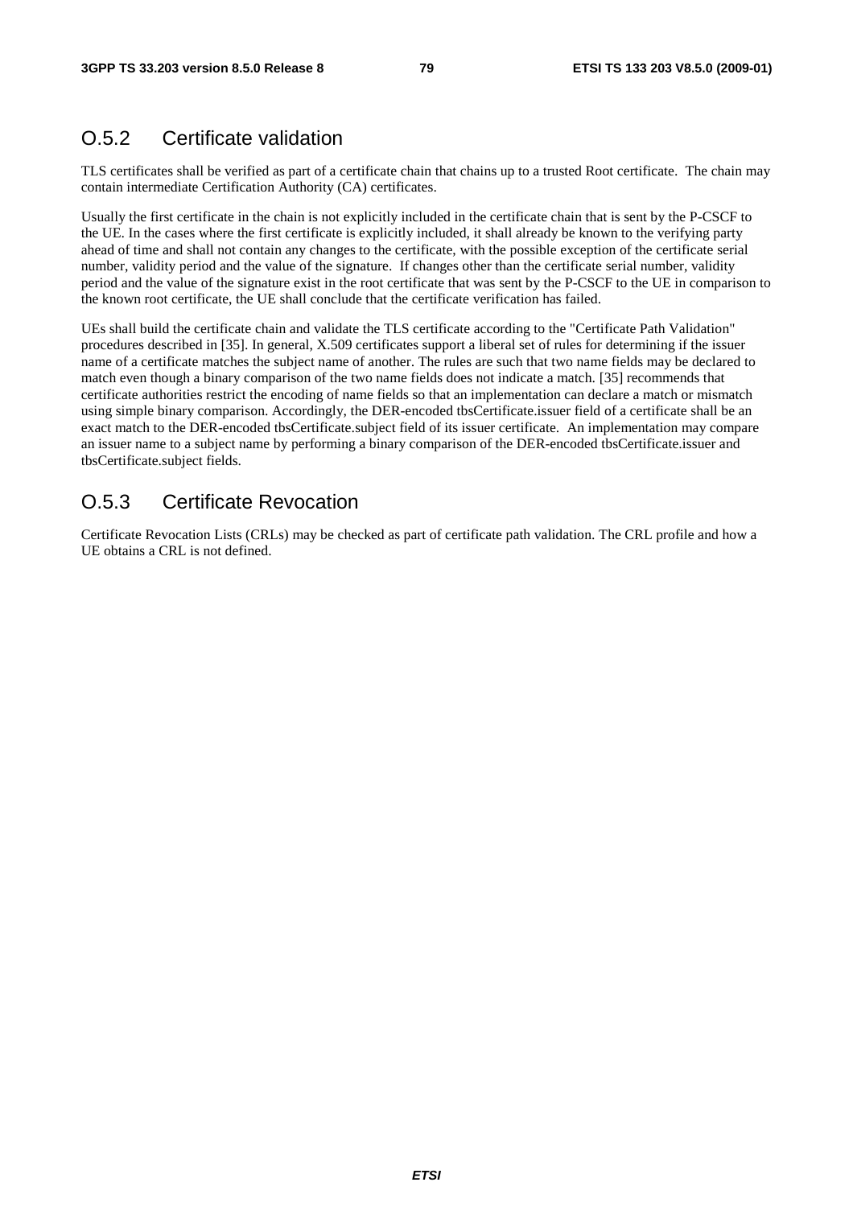## O.5.2 Certificate validation

TLS certificates shall be verified as part of a certificate chain that chains up to a trusted Root certificate. The chain may contain intermediate Certification Authority (CA) certificates.

Usually the first certificate in the chain is not explicitly included in the certificate chain that is sent by the P-CSCF to the UE. In the cases where the first certificate is explicitly included, it shall already be known to the verifying party ahead of time and shall not contain any changes to the certificate, with the possible exception of the certificate serial number, validity period and the value of the signature. If changes other than the certificate serial number, validity period and the value of the signature exist in the root certificate that was sent by the P-CSCF to the UE in comparison to the known root certificate, the UE shall conclude that the certificate verification has failed.

UEs shall build the certificate chain and validate the TLS certificate according to the "Certificate Path Validation" procedures described in [35]. In general, X.509 certificates support a liberal set of rules for determining if the issuer name of a certificate matches the subject name of another. The rules are such that two name fields may be declared to match even though a binary comparison of the two name fields does not indicate a match. [35] recommends that certificate authorities restrict the encoding of name fields so that an implementation can declare a match or mismatch using simple binary comparison. Accordingly, the DER-encoded tbsCertificate.issuer field of a certificate shall be an exact match to the DER-encoded tbsCertificate.subject field of its issuer certificate. An implementation may compare an issuer name to a subject name by performing a binary comparison of the DER-encoded tbsCertificate.issuer and tbsCertificate.subject fields.

## O.5.3 Certificate Revocation

Certificate Revocation Lists (CRLs) may be checked as part of certificate path validation. The CRL profile and how a UE obtains a CRL is not defined.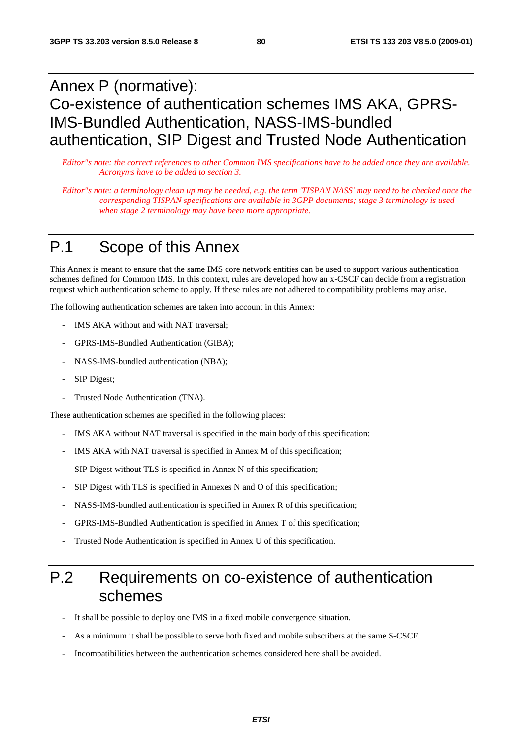# Annex P (normative): Co-existence of authentication schemes IMS AKA, GPRS-IMS-Bundled Authentication, NASS-IMS-bundled authentication, SIP Digest and Trusted Node Authentication

*Editor"s note: the correct references to other Common IMS specifications have to be added once they are available. Acronyms have to be added to section 3.*

*Editor"s note: a terminology clean up may be needed, e.g. the term 'TISPAN NASS' may need to be checked once the corresponding TISPAN specifications are available in 3GPP documents; stage 3 terminology is used when stage 2 terminology may have been more appropriate.*

# P.1 Scope of this Annex

This Annex is meant to ensure that the same IMS core network entities can be used to support various authentication schemes defined for Common IMS. In this context, rules are developed how an x-CSCF can decide from a registration request which authentication scheme to apply. If these rules are not adhered to compatibility problems may arise.

The following authentication schemes are taken into account in this Annex:

- IMS AKA without and with NAT traversal;
- GPRS-IMS-Bundled Authentication (GIBA);
- NASS-IMS-bundled authentication (NBA);
- SIP Digest;
- Trusted Node Authentication (TNA).

These authentication schemes are specified in the following places:

- IMS AKA without NAT traversal is specified in the main body of this specification;
- IMS AKA with NAT traversal is specified in Annex M of this specification;
- SIP Digest without TLS is specified in Annex N of this specification;
- SIP Digest with TLS is specified in Annexes N and O of this specification;
- NASS-IMS-bundled authentication is specified in Annex R of this specification;
- GPRS-IMS-Bundled Authentication is specified in Annex T of this specification;
- Trusted Node Authentication is specified in Annex U of this specification.

# P.2 Requirements on co-existence of authentication schemes

- It shall be possible to deploy one IMS in a fixed mobile convergence situation.
- As a minimum it shall be possible to serve both fixed and mobile subscribers at the same S-CSCF.
- Incompatibilities between the authentication schemes considered here shall be avoided.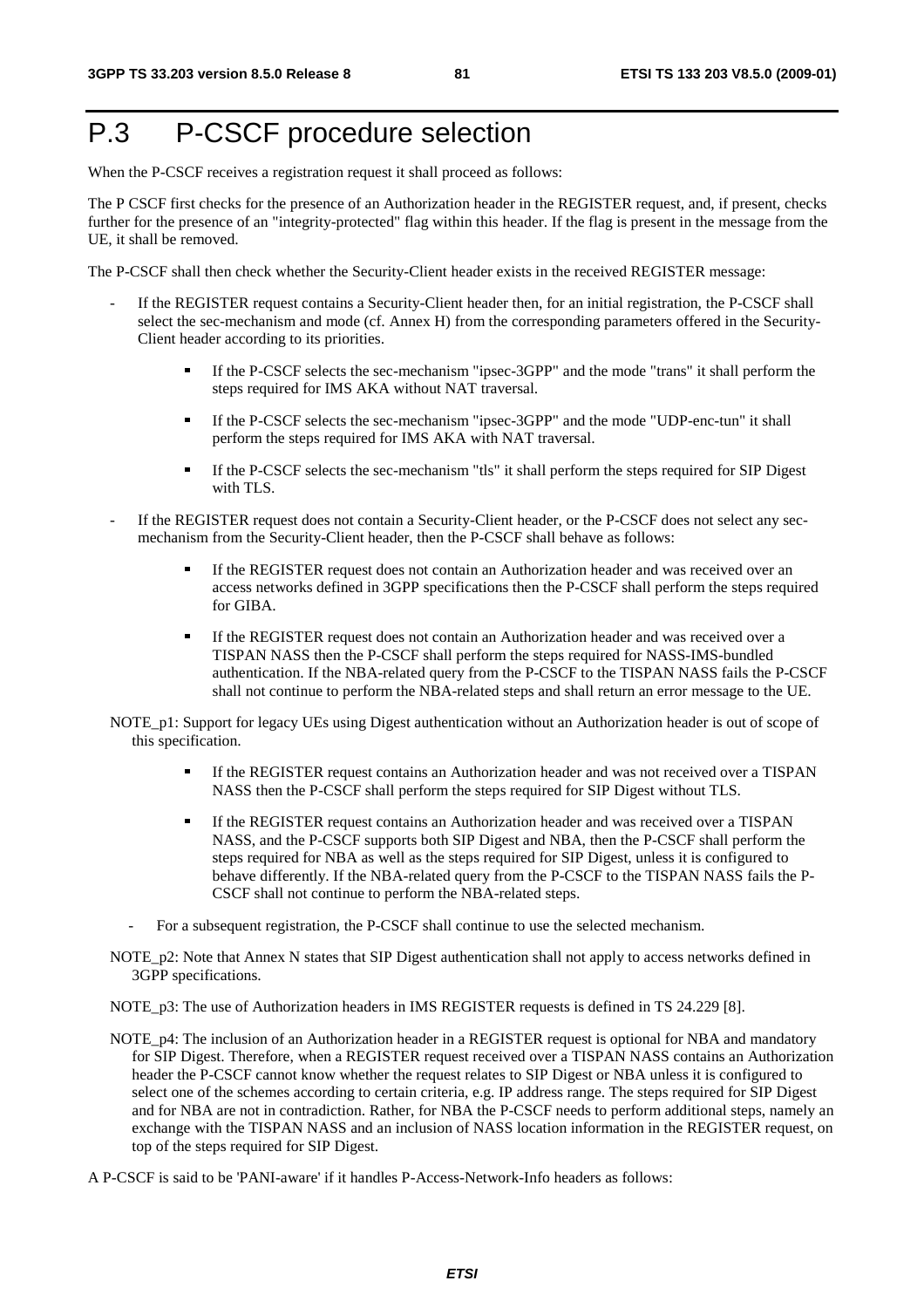# P.3 P-CSCF procedure selection

When the P-CSCF receives a registration request it shall proceed as follows:

The P CSCF first checks for the presence of an Authorization header in the REGISTER request, and, if present, checks further for the presence of an "integrity-protected" flag within this header. If the flag is present in the message from the UE, it shall be removed.

The P-CSCF shall then check whether the Security-Client header exists in the received REGISTER message:

- If the REGISTER request contains a Security-Client header then, for an initial registration, the P-CSCF shall select the sec-mechanism and mode (cf. Annex H) from the corresponding parameters offered in the Security-Client header according to its priorities.
    - If the P-CSCF selects the sec-mechanism "ipsec-3GPP" and the mode "trans" it shall perform the steps required for IMS AKA without NAT traversal.
    - If the P-CSCF selects the sec-mechanism "ipsec-3GPP" and the mode "UDP-enc-tun" it shall perform the steps required for IMS AKA with NAT traversal.
    - If the P-CSCF selects the sec-mechanism "tls" it shall perform the steps required for SIP Digest with TLS.
- If the REGISTER request does not contain a Security-Client header, or the P-CSCF does not select any sec-mechanism from the Security-Client header, then the P-CSCF shall behave as follows:
    - If the REGISTER request does not contain an Authorization header and was received over an access networks defined in 3GPP specifications then the P-CSCF shall perform the steps required for GIBA.
    - If the REGISTER request does not contain an Authorization header and was received over a TISPAN NASS then the P-CSCF shall perform the steps required for NASS-IMS-bundled authentication. If the NBA-related query from the P-CSCF to the TISPAN NASS fails the P-CSCF shall not continue to perform the NBA-related steps and shall return an error message to the UE.

NOTE_p1: Support for legacy UEs using Digest authentication without an Authorization header is out of scope of this specification.

- If the REGISTER request contains an Authorization header and was not received over a TISPAN NASS then the P-CSCF shall perform the steps required for SIP Digest without TLS.
- If the REGISTER request contains an Authorization header and was received over a TISPAN NASS, and the P-CSCF supports both SIP Digest and NBA, then the P-CSCF shall perform the steps required for NBA as well as the steps required for SIP Digest, unless it is configured to behave differently. If the NBA-related query from the P-CSCF to the TISPAN NASS fails the P-CSCF shall not continue to perform the NBA-related steps.

- For a subsequent registration, the P-CSCF shall continue to use the selected mechanism.

NOTE_p2: Note that Annex N states that SIP Digest authentication shall not apply to access networks defined in 3GPP specifications.

NOTE_p3: The use of Authorization headers in IMS REGISTER requests is defined in TS 24.229 [8].

NOTE_p4: The inclusion of an Authorization header in a REGISTER request is optional for NBA and mandatory for SIP Digest. Therefore, when a REGISTER request received over a TISPAN NASS contains an Authorization header the P-CSCF cannot know whether the request relates to SIP Digest or NBA unless it is configured to select one of the schemes according to certain criteria, e.g. IP address range. The steps required for SIP Digest and for NBA are not in contradiction. Rather, for NBA the P-CSCF needs to perform additional steps, namely an exchange with the TISPAN NASS and an inclusion of NASS location information in the REGISTER request, on top of the steps required for SIP Digest.

A P-CSCF is said to be 'PANI-aware' if it handles P-Access-Network-Info headers as follows: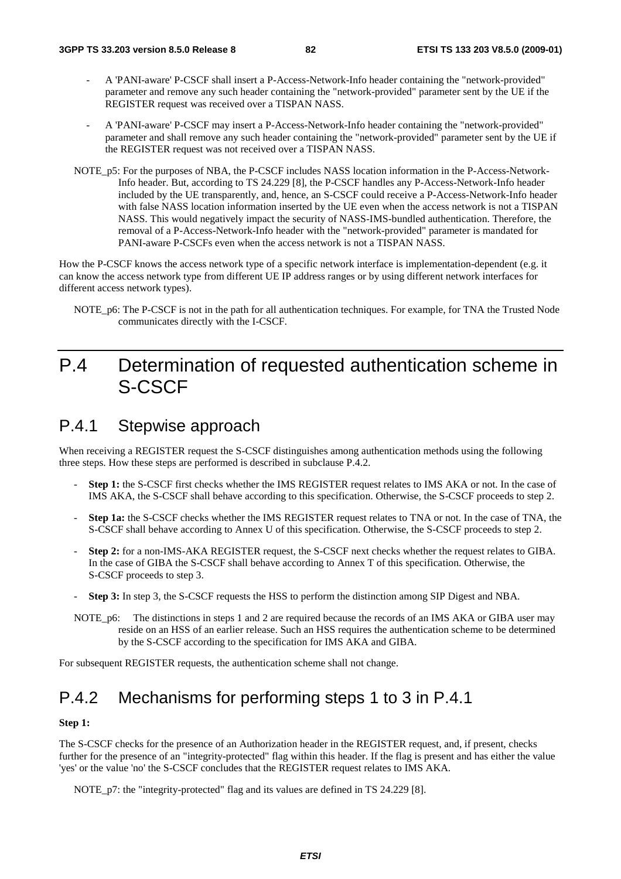- A 'PANI-aware' P-CSCF shall insert a P-Access-Network-Info header containing the "network-provided" parameter and remove any such header containing the "network-provided" parameter sent by the UE if the REGISTER request was received over a TISPAN NASS.

- A 'PANI-aware' P-CSCF may insert a P-Access-Network-Info header containing the "network-provided" parameter and shall remove any such header containing the "network-provided" parameter sent by the UE if the REGISTER request was not received over a TISPAN NASS.

NOTE_p5: For the purposes of NBA, the P-CSCF includes NASS location information in the P-Access-Network-Info header. But, according to TS 24.229 [8], the P-CSCF handles any P-Access-Network-Info header included by the UE transparently, and, hence, an S-CSCF could receive a P-Access-Network-Info header with false NASS location information inserted by the UE even when the access network is not a TISPAN NASS. This would negatively impact the security of NASS-IMS-bundled authentication. Therefore, the removal of a P-Access-Network-Info header with the "network-provided" parameter is mandated for PANI-aware P-CSCFs even when the access network is not a TISPAN NASS.

How the P-CSCF knows the access network type of a specific network interface is implementation-dependent (e.g. it can know the access network type from different UE IP address ranges or by using different network interfaces for different access network types).

NOTE_p6: The P-CSCF is not in the path for all authentication techniques. For example, for TNA the Trusted Node communicates directly with the I-CSCF.

# P.4 Determination of requested authentication scheme in S-CSCF

## P.4.1 Stepwise approach

When receiving a REGISTER request the S-CSCF distinguishes among authentication methods using the following three steps. How these steps are performed is described in subclause P.4.2.

- **Step 1:** the S-CSCF first checks whether the IMS REGISTER request relates to IMS AKA or not. In the case of IMS AKA, the S-CSCF shall behave according to this specification. Otherwise, the S-CSCF proceeds to step 2.

- **Step 1a:** the S-CSCF checks whether the IMS REGISTER request relates to TNA or not. In the case of TNA, the S-CSCF shall behave according to Annex U of this specification. Otherwise, the S-CSCF proceeds to step 2.

- **Step 2:** for a non-IMS-AKA REGISTER request, the S-CSCF next checks whether the request relates to GIBA. In the case of GIBA the S-CSCF shall behave according to Annex T of this specification. Otherwise, the S-CSCF proceeds to step 3.

- **Step 3:** In step 3, the S-CSCF requests the HSS to perform the distinction among SIP Digest and NBA.

NOTE_p6: The distinctions in steps 1 and 2 are required because the records of an IMS AKA or GIBA user may reside on an HSS of an earlier release. Such an HSS requires the authentication scheme to be determined by the S-CSCF according to the specification for IMS AKA and GIBA.

For subsequent REGISTER requests, the authentication scheme shall not change.

## P.4.2 Mechanisms for performing steps 1 to 3 in P.4.1

**Step 1:**

The S-CSCF checks for the presence of an Authorization header in the REGISTER request, and, if present, checks further for the presence of an "integrity-protected" flag within this header. If the flag is present and has either the value 'yes' or the value 'no' the S-CSCF concludes that the REGISTER request relates to IMS AKA.

NOTE_p7: the "integrity-protected" flag and its values are defined in TS 24.229 [8].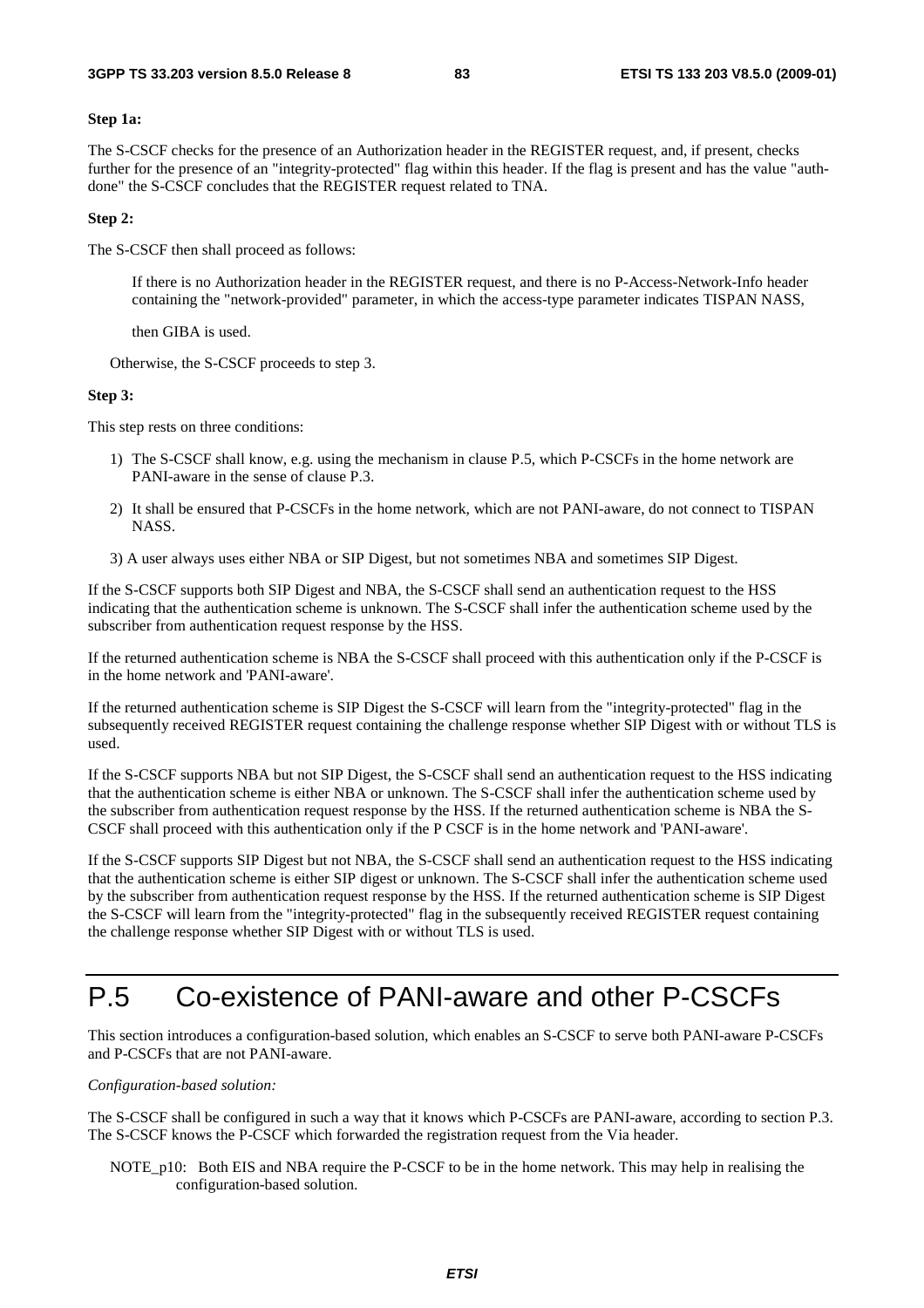**Step 1a:**

The S-CSCF checks for the presence of an Authorization header in the REGISTER request, and, if present, checks further for the presence of an "integrity-protected" flag within this header. If the flag is present and has the value "auth-done" the S-CSCF concludes that the REGISTER request related to TNA.

**Step 2:**

The S-CSCF then shall proceed as follows:

> If there is no Authorization header in the REGISTER request, and there is no P-Access-Network-Info header containing the "network-provided" parameter, in which the access-type parameter indicates TISPAN NASS,
>
> then GIBA is used.

Otherwise, the S-CSCF proceeds to step 3.

**Step 3:**

This step rests on three conditions:

1) The S-CSCF shall know, e.g. using the mechanism in clause P.5, which P-CSCFs in the home network are PANI-aware in the sense of clause P.3.
2) It shall be ensured that P-CSCFs in the home network, which are not PANI-aware, do not connect to TISPAN NASS.
3) A user always uses either NBA or SIP Digest, but not sometimes NBA and sometimes SIP Digest.

If the S-CSCF supports both SIP Digest and NBA, the S-CSCF shall send an authentication request to the HSS indicating that the authentication scheme is unknown. The S-CSCF shall infer the authentication scheme used by the subscriber from authentication request response by the HSS.

If the returned authentication scheme is NBA the S-CSCF shall proceed with this authentication only if the P-CSCF is in the home network and 'PANI-aware'.

If the returned authentication scheme is SIP Digest the S-CSCF will learn from the "integrity-protected" flag in the subsequently received REGISTER request containing the challenge response whether SIP Digest with or without TLS is used.

If the S-CSCF supports NBA but not SIP Digest, the S-CSCF shall send an authentication request to the HSS indicating that the authentication scheme is either NBA or unknown. The S-CSCF shall infer the authentication scheme used by the subscriber from authentication request response by the HSS. If the returned authentication scheme is NBA the S-CSCF shall proceed with this authentication only if the P CSCF is in the home network and 'PANI-aware'.

If the S-CSCF supports SIP Digest but not NBA, the S-CSCF shall send an authentication request to the HSS indicating that the authentication scheme is either SIP digest or unknown. The S-CSCF shall infer the authentication scheme used by the subscriber from authentication request response by the HSS. If the returned authentication scheme is SIP Digest the S-CSCF will learn from the "integrity-protected" flag in the subsequently received REGISTER request containing the challenge response whether SIP Digest with or without TLS is used.

# P.5 Co-existence of PANI-aware and other P-CSCFs

This section introduces a configuration-based solution, which enables an S-CSCF to serve both PANI-aware P-CSCFs and P-CSCFs that are not PANI-aware.

*Configuration-based solution:*

The S-CSCF shall be configured in such a way that it knows which P-CSCFs are PANI-aware, according to section P.3. The S-CSCF knows the P-CSCF which forwarded the registration request from the Via header.

NOTE_p10: Both EIS and NBA require the P-CSCF to be in the home network. This may help in realising the configuration-based solution.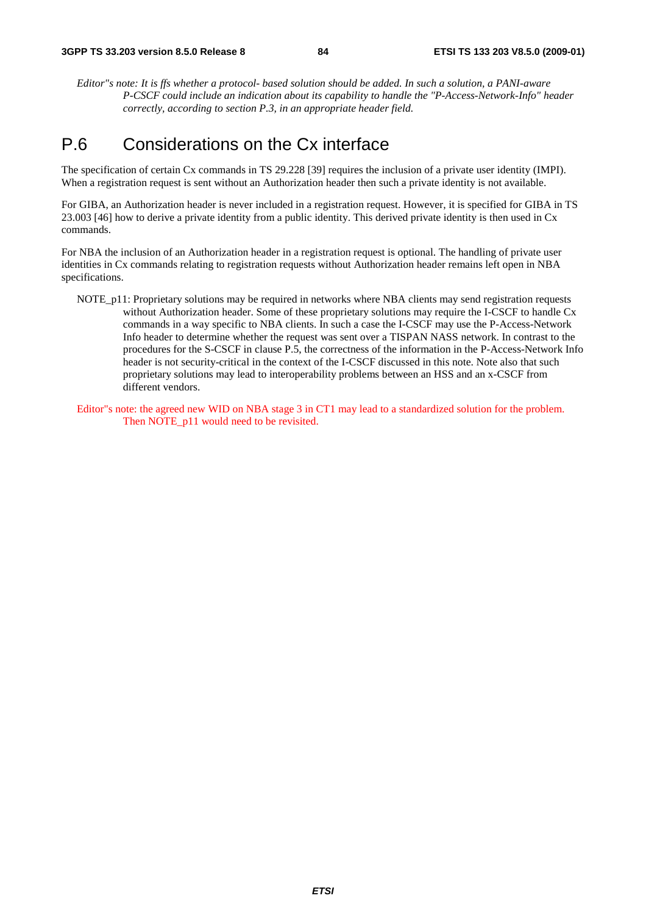*Editor"s note: It is ffs whether a protocol- based solution should be added. In such a solution, a PANI-aware P-CSCF could include an indication about its capability to handle the "P-Access-Network-Info" header correctly, according to section P.3, in an appropriate header field.*

# P.6 Considerations on the Cx interface

The specification of certain Cx commands in TS 29.228 [39] requires the inclusion of a private user identity (IMPI). When a registration request is sent without an Authorization header then such a private identity is not available.

For GIBA, an Authorization header is never included in a registration request. However, it is specified for GIBA in TS 23.003 [46] how to derive a private identity from a public identity. This derived private identity is then used in Cx commands.

For NBA the inclusion of an Authorization header in a registration request is optional. The handling of private user identities in Cx commands relating to registration requests without Authorization header remains left open in NBA specifications.

NOTE_p11: Proprietary solutions may be required in networks where NBA clients may send registration requests without Authorization header. Some of these proprietary solutions may require the I-CSCF to handle Cx commands in a way specific to NBA clients. In such a case the I-CSCF may use the P-Access-Network Info header to determine whether the request was sent over a TISPAN NASS network. In contrast to the procedures for the S-CSCF in clause P.5, the correctness of the information in the P-Access-Network Info header is not security-critical in the context of the I-CSCF discussed in this note. Note also that such proprietary solutions may lead to interoperability problems between an HSS and an x-CSCF from different vendors.

Editor"s note: the agreed new WID on NBA stage 3 in CT1 may lead to a standardized solution for the problem. Then NOTE_p11 would need to be revisited.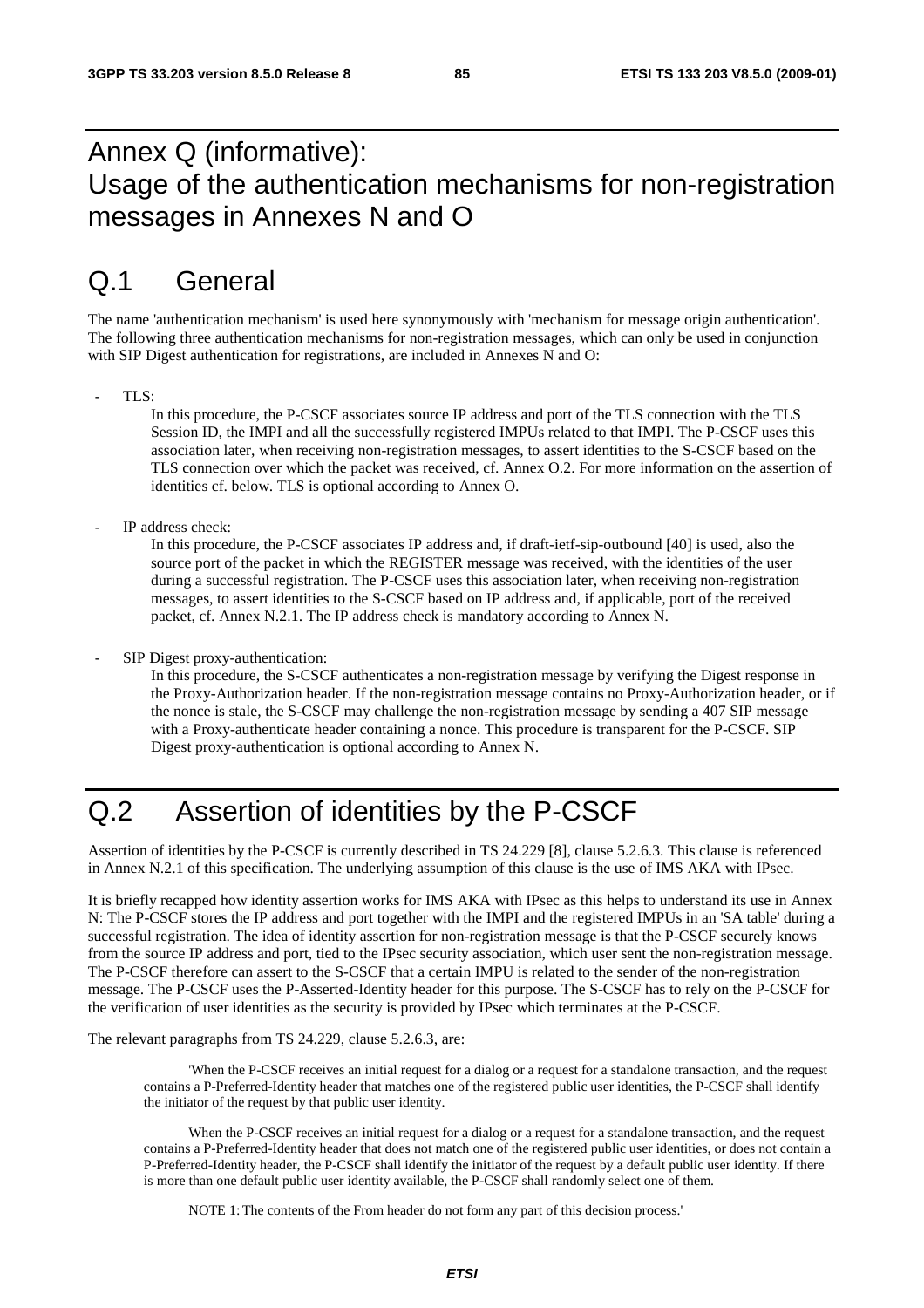# Annex Q (informative): Usage of the authentication mechanisms for non-registration messages in Annexes N and O

## Q.1 General

The name 'authentication mechanism' is used here synonymously with 'mechanism for message origin authentication'. The following three authentication mechanisms for non-registration messages, which can only be used in conjunction with SIP Digest authentication for registrations, are included in Annexes N and O:

- TLS:

    In this procedure, the P-CSCF associates source IP address and port of the TLS connection with the TLS Session ID, the IMPI and all the successfully registered IMPUs related to that IMPI. The P-CSCF uses this association later, when receiving non-registration messages, to assert identities to the S-CSCF based on the TLS connection over which the packet was received, cf. Annex O.2. For more information on the assertion of identities cf. below. TLS is optional according to Annex O.

- IP address check:

    In this procedure, the P-CSCF associates IP address and, if draft-ietf-sip-outbound [40] is used, also the source port of the packet in which the REGISTER message was received, with the identities of the user during a successful registration. The P-CSCF uses this association later, when receiving non-registration messages, to assert identities to the S-CSCF based on IP address and, if applicable, port of the received packet, cf. Annex N.2.1. The IP address check is mandatory according to Annex N.

- SIP Digest proxy-authentication:

    In this procedure, the S-CSCF authenticates a non-registration message by verifying the Digest response in the Proxy-Authorization header. If the non-registration message contains no Proxy-Authorization header, or if the nonce is stale, the S-CSCF may challenge the non-registration message by sending a 407 SIP message with a Proxy-authenticate header containing a nonce. This procedure is transparent for the P-CSCF. SIP Digest proxy-authentication is optional according to Annex N.

## Q.2 Assertion of identities by the P-CSCF

Assertion of identities by the P-CSCF is currently described in TS 24.229 [8], clause 5.2.6.3. This clause is referenced in Annex N.2.1 of this specification. The underlying assumption of this clause is the use of IMS AKA with IPsec.

It is briefly recapped how identity assertion works for IMS AKA with IPsec as this helps to understand its use in Annex N: The P-CSCF stores the IP address and port together with the IMPI and the registered IMPUs in an 'SA table' during a successful registration. The idea of identity assertion for non-registration message is that the P-CSCF securely knows from the source IP address and port, tied to the IPsec security association, which user sent the non-registration message. The P-CSCF therefore can assert to the S-CSCF that a certain IMPU is related to the sender of the non-registration message. The P-CSCF uses the P-Asserted-Identity header for this purpose. The S-CSCF has to rely on the P-CSCF for the verification of user identities as the security is provided by IPsec which terminates at the P-CSCF.

The relevant paragraphs from TS 24.229, clause 5.2.6.3, are:

> 'When the P-CSCF receives an initial request for a dialog or a request for a standalone transaction, and the request contains a P-Preferred-Identity header that matches one of the registered public user identities, the P-CSCF shall identify the initiator of the request by that public user identity.
>
> When the P-CSCF receives an initial request for a dialog or a request for a standalone transaction, and the request contains a P-Preferred-Identity header that does not match one of the registered public user identities, or does not contain a P-Preferred-Identity header, the P-CSCF shall identify the initiator of the request by a default public user identity. If there is more than one default public user identity available, the P-CSCF shall randomly select one of them.
>
> NOTE 1: The contents of the From header do not form any part of this decision process.'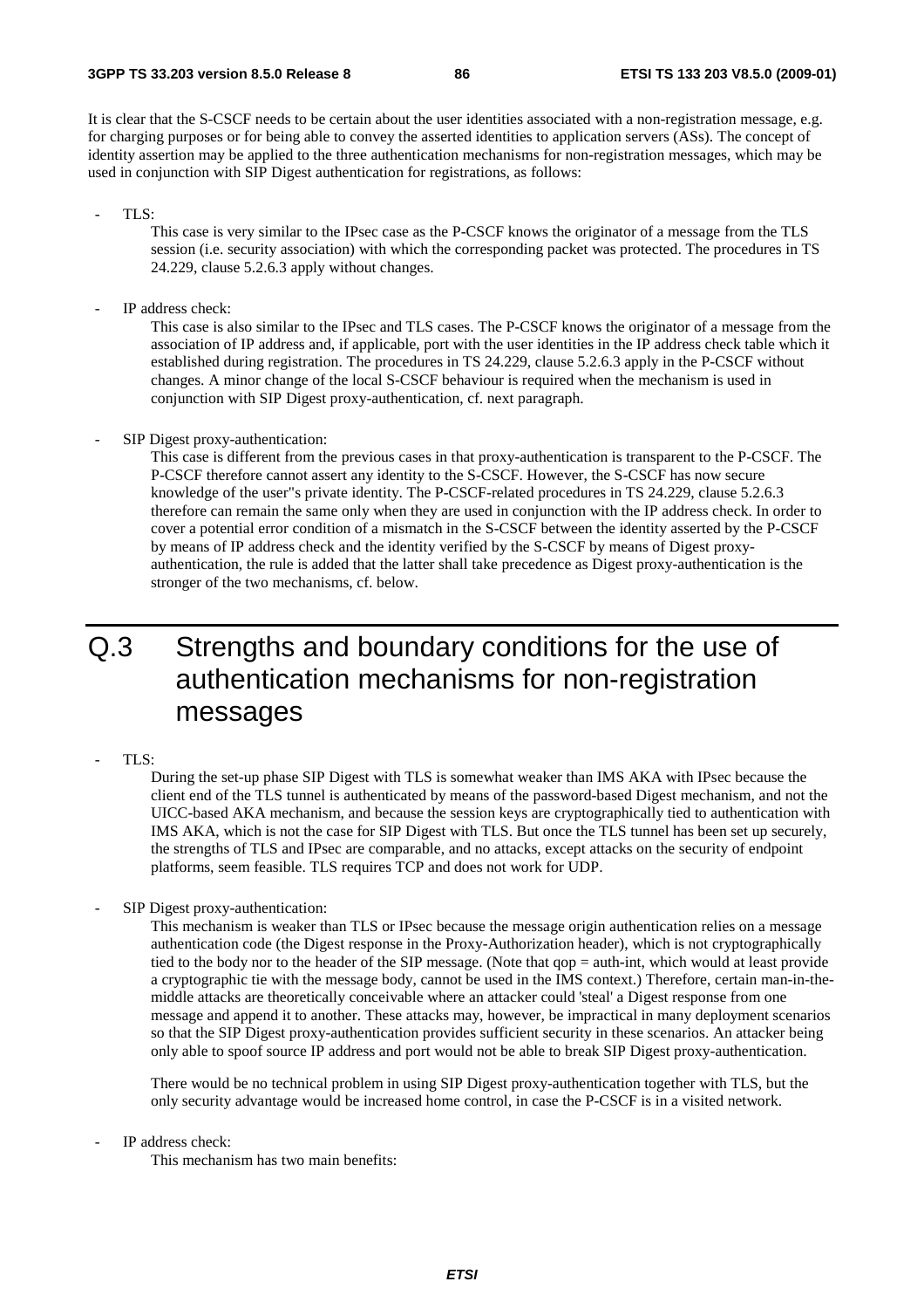It is clear that the S-CSCF needs to be certain about the user identities associated with a non-registration message, e.g. for charging purposes or for being able to convey the asserted identities to application servers (ASs). The concept of identity assertion may be applied to the three authentication mechanisms for non-registration messages, which may be used in conjunction with SIP Digest authentication for registrations, as follows:

- TLS:
  This case is very similar to the IPsec case as the P-CSCF knows the originator of a message from the TLS session (i.e. security association) with which the corresponding packet was protected. The procedures in TS 24.229, clause 5.2.6.3 apply without changes.

- IP address check:
  This case is also similar to the IPsec and TLS cases. The P-CSCF knows the originator of a message from the association of IP address and, if applicable, port with the user identities in the IP address check table which it established during registration. The procedures in TS 24.229, clause 5.2.6.3 apply in the P-CSCF without changes. A minor change of the local S-CSCF behaviour is required when the mechanism is used in conjunction with SIP Digest proxy-authentication, cf. next paragraph.

- SIP Digest proxy-authentication:
  This case is different from the previous cases in that proxy-authentication is transparent to the P-CSCF. The P-CSCF therefore cannot assert any identity to the S-CSCF. However, the S-CSCF has now secure knowledge of the user"s private identity. The P-CSCF-related procedures in TS 24.229, clause 5.2.6.3 therefore can remain the same only when they are used in conjunction with the IP address check. In order to cover a potential error condition of a mismatch in the S-CSCF between the identity asserted by the P-CSCF by means of IP address check and the identity verified by the S-CSCF by means of Digest proxy-authentication, the rule is added that the latter shall take precedence as Digest proxy-authentication is the stronger of the two mechanisms, cf. below.

# Q.3 Strengths and boundary conditions for the use of authentication mechanisms for non-registration messages

- TLS:
  During the set-up phase SIP Digest with TLS is somewhat weaker than IMS AKA with IPsec because the client end of the TLS tunnel is authenticated by means of the password-based Digest mechanism, and not the UICC-based AKA mechanism, and because the session keys are cryptographically tied to authentication with IMS AKA, which is not the case for SIP Digest with TLS. But once the TLS tunnel has been set up securely, the strengths of TLS and IPsec are comparable, and no attacks, except attacks on the security of endpoint platforms, seem feasible. TLS requires TCP and does not work for UDP.

- SIP Digest proxy-authentication:
  This mechanism is weaker than TLS or IPsec because the message origin authentication relies on a message authentication code (the Digest response in the Proxy-Authorization header), which is not cryptographically tied to the body nor to the header of the SIP message. (Note that qop = auth-int, which would at least provide a cryptographic tie with the message body, cannot be used in the IMS context.) Therefore, certain man-in-the-middle attacks are theoretically conceivable where an attacker could 'steal' a Digest response from one message and append it to another. These attacks may, however, be impractical in many deployment scenarios so that the SIP Digest proxy-authentication provides sufficient security in these scenarios. An attacker being only able to spoof source IP address and port would not be able to break SIP Digest proxy-authentication.

  There would be no technical problem in using SIP Digest proxy-authentication together with TLS, but the only security advantage would be increased home control, in case the P-CSCF is in a visited network.

- IP address check:
  This mechanism has two main benefits: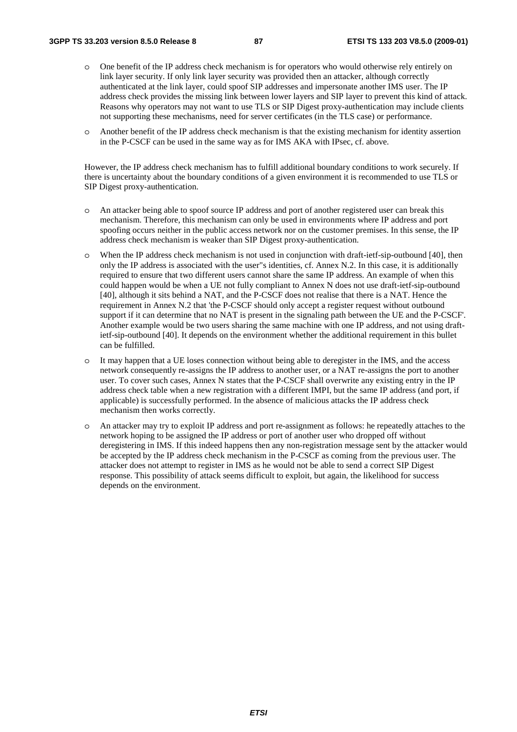- One benefit of the IP address check mechanism is for operators who would otherwise rely entirely on link layer security. If only link layer security was provided then an attacker, although correctly authenticated at the link layer, could spoof SIP addresses and impersonate another IMS user. The IP address check provides the missing link between lower layers and SIP layer to prevent this kind of attack. Reasons why operators may not want to use TLS or SIP Digest proxy-authentication may include clients not supporting these mechanisms, need for server certificates (in the TLS case) or performance.

- Another benefit of the IP address check mechanism is that the existing mechanism for identity assertion in the P-CSCF can be used in the same way as for IMS AKA with IPsec, cf. above.

However, the IP address check mechanism has to fulfill additional boundary conditions to work securely. If there is uncertainty about the boundary conditions of a given environment it is recommended to use TLS or SIP Digest proxy-authentication.

- An attacker being able to spoof source IP address and port of another registered user can break this mechanism. Therefore, this mechanism can only be used in environments where IP address and port spoofing occurs neither in the public access network nor on the customer premises. In this sense, the IP address check mechanism is weaker than SIP Digest proxy-authentication.

- When the IP address check mechanism is not used in conjunction with draft-ietf-sip-outbound [40], then only the IP address is associated with the user"s identities, cf. Annex N.2. In this case, it is additionally required to ensure that two different users cannot share the same IP address. An example of when this could happen would be when a UE not fully compliant to Annex N does not use draft-ietf-sip-outbound [40], although it sits behind a NAT, and the P-CSCF does not realise that there is a NAT. Hence the requirement in Annex N.2 that 'the P-CSCF should only accept a register request without outbound support if it can determine that no NAT is present in the signaling path between the UE and the P-CSCF'. Another example would be two users sharing the same machine with one IP address, and not using draft-ietf-sip-outbound [40]. It depends on the environment whether the additional requirement in this bullet can be fulfilled.

- It may happen that a UE loses connection without being able to deregister in the IMS, and the access network consequently re-assigns the IP address to another user, or a NAT re-assigns the port to another user. To cover such cases, Annex N states that the P-CSCF shall overwrite any existing entry in the IP address check table when a new registration with a different IMPI, but the same IP address (and port, if applicable) is successfully performed. In the absence of malicious attacks the IP address check mechanism then works correctly.

- An attacker may try to exploit IP address and port re-assignment as follows: he repeatedly attaches to the network hoping to be assigned the IP address or port of another user who dropped off without deregistering in IMS. If this indeed happens then any non-registration message sent by the attacker would be accepted by the IP address check mechanism in the P-CSCF as coming from the previous user. The attacker does not attempt to register in IMS as he would not be able to send a correct SIP Digest response. This possibility of attack seems difficult to exploit, but again, the likelihood for success depends on the environment.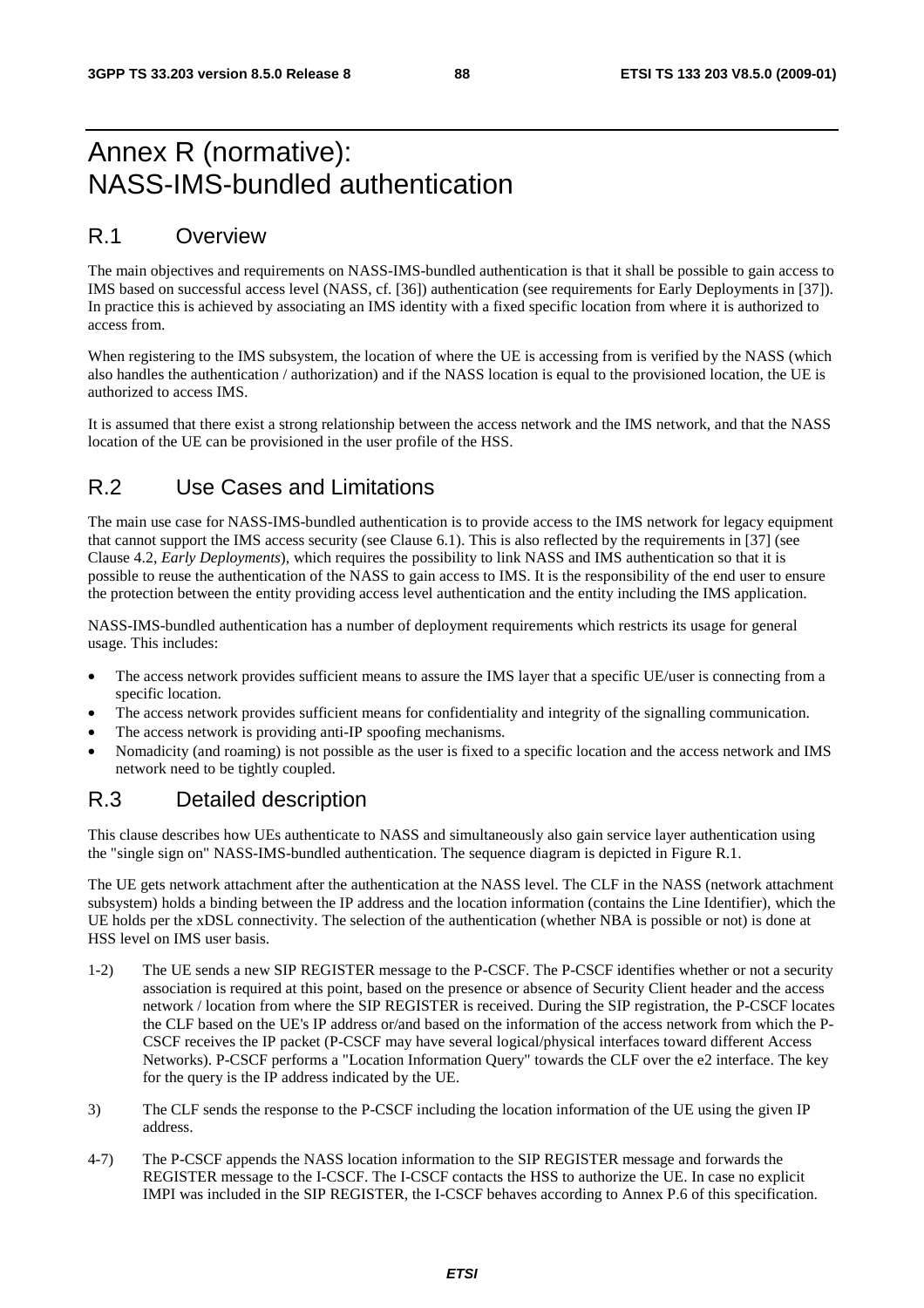# Annex R (normative): NASS-IMS-bundled authentication

## R.1 Overview

The main objectives and requirements on NASS-IMS-bundled authentication is that it shall be possible to gain access to IMS based on successful access level (NASS, cf. [36]) authentication (see requirements for Early Deployments in [37]). In practice this is achieved by associating an IMS identity with a fixed specific location from where it is authorized to access from.

When registering to the IMS subsystem, the location of where the UE is accessing from is verified by the NASS (which also handles the authentication / authorization) and if the NASS location is equal to the provisioned location, the UE is authorized to access IMS.

It is assumed that there exist a strong relationship between the access network and the IMS network, and that the NASS location of the UE can be provisioned in the user profile of the HSS.

## R.2 Use Cases and Limitations

The main use case for NASS-IMS-bundled authentication is to provide access to the IMS network for legacy equipment that cannot support the IMS access security (see Clause 6.1). This is also reflected by the requirements in [37] (see Clause 4.2, *Early Deployments*), which requires the possibility to link NASS and IMS authentication so that it is possible to reuse the authentication of the NASS to gain access to IMS. It is the responsibility of the end user to ensure the protection between the entity providing access level authentication and the entity including the IMS application.

NASS-IMS-bundled authentication has a number of deployment requirements which restricts its usage for general usage. This includes:

- The access network provides sufficient means to assure the IMS layer that a specific UE/user is connecting from a specific location.
- The access network provides sufficient means for confidentiality and integrity of the signalling communication.
- The access network is providing anti-IP spoofing mechanisms.
- Nomadicity (and roaming) is not possible as the user is fixed to a specific location and the access network and IMS network need to be tightly coupled.

## R.3 Detailed description

This clause describes how UEs authenticate to NASS and simultaneously also gain service layer authentication using the "single sign on" NASS-IMS-bundled authentication. The sequence diagram is depicted in Figure R.1.

The UE gets network attachment after the authentication at the NASS level. The CLF in the NASS (network attachment subsystem) holds a binding between the IP address and the location information (contains the Line Identifier), which the UE holds per the xDSL connectivity. The selection of the authentication (whether NBA is possible or not) is done at HSS level on IMS user basis.

1-2) The UE sends a new SIP REGISTER message to the P-CSCF. The P-CSCF identifies whether or not a security association is required at this point, based on the presence or absence of Security Client header and the access network / location from where the SIP REGISTER is received. During the SIP registration, the P-CSCF locates the CLF based on the UE's IP address or/and based on the information of the access network from which the P-CSCF receives the IP packet (P-CSCF may have several logical/physical interfaces toward different Access Networks). P-CSCF performs a "Location Information Query" towards the CLF over the e2 interface. The key for the query is the IP address indicated by the UE.

3) The CLF sends the response to the P-CSCF including the location information of the UE using the given IP address.

4-7) The P-CSCF appends the NASS location information to the SIP REGISTER message and forwards the REGISTER message to the I-CSCF. The I-CSCF contacts the HSS to authorize the UE. In case no explicit IMPI was included in the SIP REGISTER, the I-CSCF behaves according to Annex P.6 of this specification.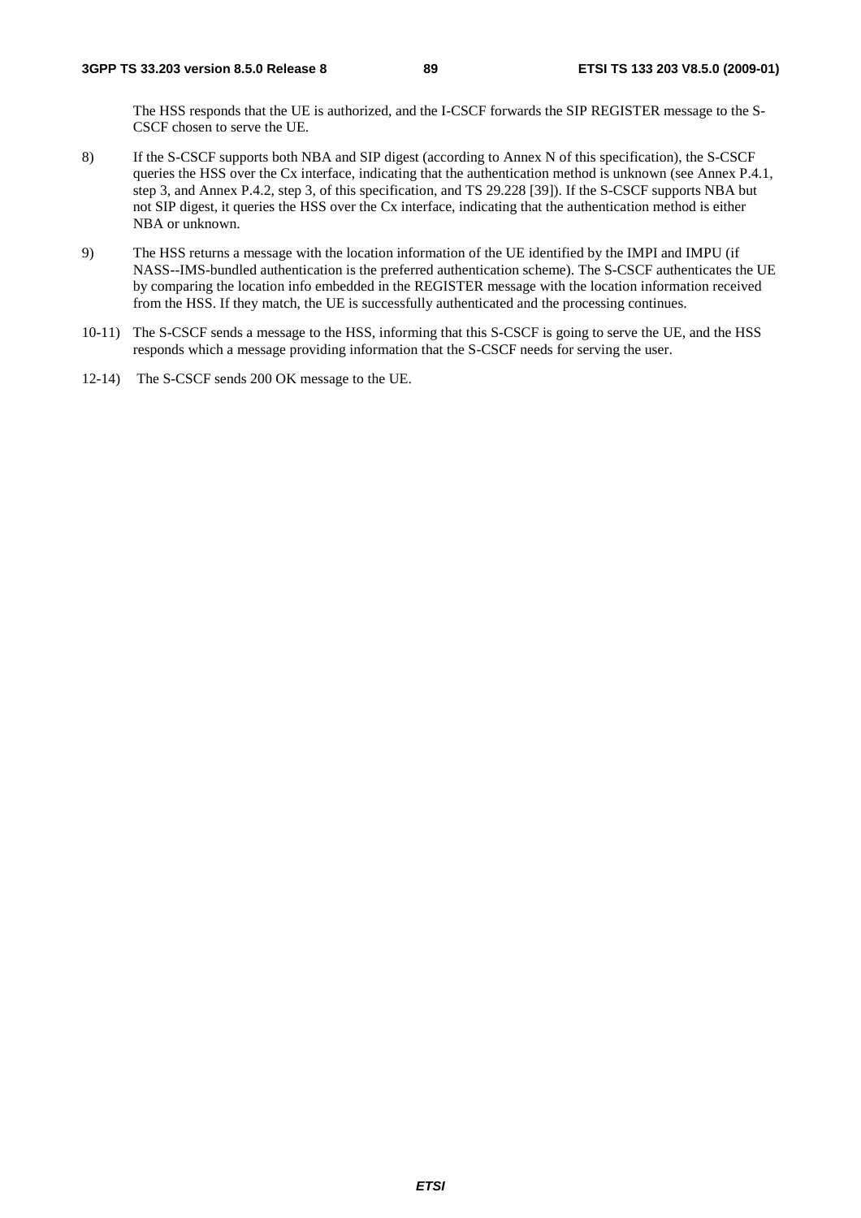The HSS responds that the UE is authorized, and the I-CSCF forwards the SIP REGISTER message to the S-CSCF chosen to serve the UE.

8) If the S-CSCF supports both NBA and SIP digest (according to Annex N of this specification), the S-CSCF queries the HSS over the Cx interface, indicating that the authentication method is unknown (see Annex P.4.1, step 3, and Annex P.4.2, step 3, of this specification, and TS 29.228 [39]). If the S-CSCF supports NBA but not SIP digest, it queries the HSS over the Cx interface, indicating that the authentication method is either NBA or unknown.

9) The HSS returns a message with the location information of the UE identified by the IMPI and IMPU (if NASS--IMS-bundled authentication is the preferred authentication scheme). The S-CSCF authenticates the UE by comparing the location info embedded in the REGISTER message with the location information received from the HSS. If they match, the UE is successfully authenticated and the processing continues.

10-11) The S-CSCF sends a message to the HSS, informing that this S-CSCF is going to serve the UE, and the HSS responds which a message providing information that the S-CSCF needs for serving the user.

12-14) The S-CSCF sends 200 OK message to the UE.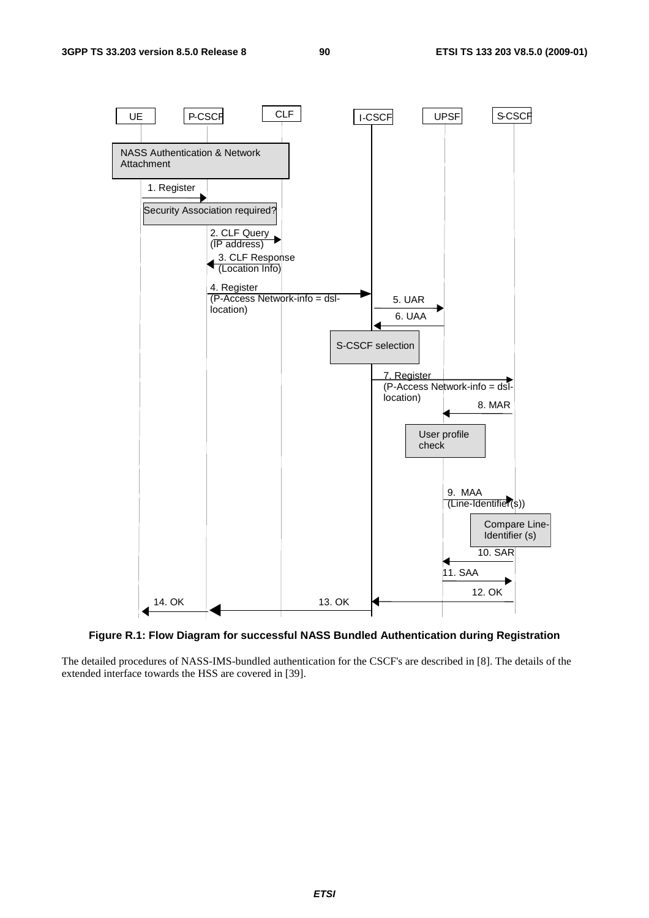**Figure R.1: Flow Diagram for successful NASS Bundled Authentication during Registration**

The detailed procedures of NASS-IMS-bundled authentication for the CSCF's are described in [8]. The details of the extended interface towards the HSS are covered in [39].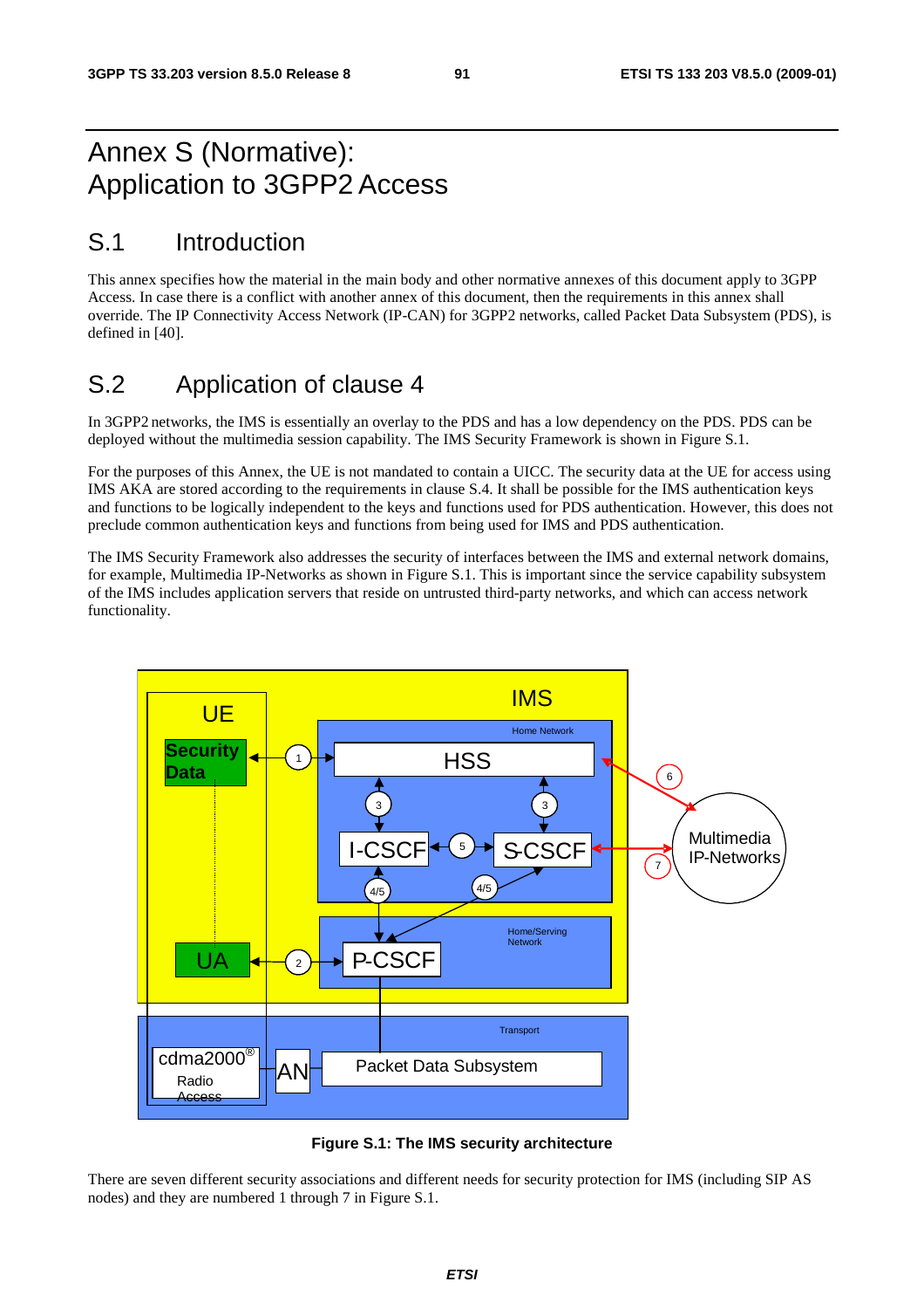# Annex S (Normative): Application to 3GPP2 Access

## S.1 Introduction

This annex specifies how the material in the main body and other normative annexes of this document apply to 3GPP Access. In case there is a conflict with another annex of this document, then the requirements in this annex shall override. The IP Connectivity Access Network (IP-CAN) for 3GPP2 networks, called Packet Data Subsystem (PDS), is defined in [40].

## S.2 Application of clause 4

In 3GPP2 networks, the IMS is essentially an overlay to the PDS and has a low dependency on the PDS. PDS can be deployed without the multimedia session capability. The IMS Security Framework is shown in Figure S.1.

For the purposes of this Annex, the UE is not mandated to contain a UICC. The security data at the UE for access using IMS AKA are stored according to the requirements in clause S.4. It shall be possible for the IMS authentication keys and functions to be logically independent to the keys and functions used for PDS authentication. However, this does not preclude common authentication keys and functions from being used for IMS and PDS authentication.

The IMS Security Framework also addresses the security of interfaces between the IMS and external network domains, for example, Multimedia IP-Networks as shown in Figure S.1. This is important since the service capability subsystem of the IMS includes application servers that reside on untrusted third-party networks, and which can access network functionality.

**Figure S.1: The IMS security architecture**

There are seven different security associations and different needs for security protection for IMS (including SIP AS nodes) and they are numbered 1 through 7 in Figure S.1.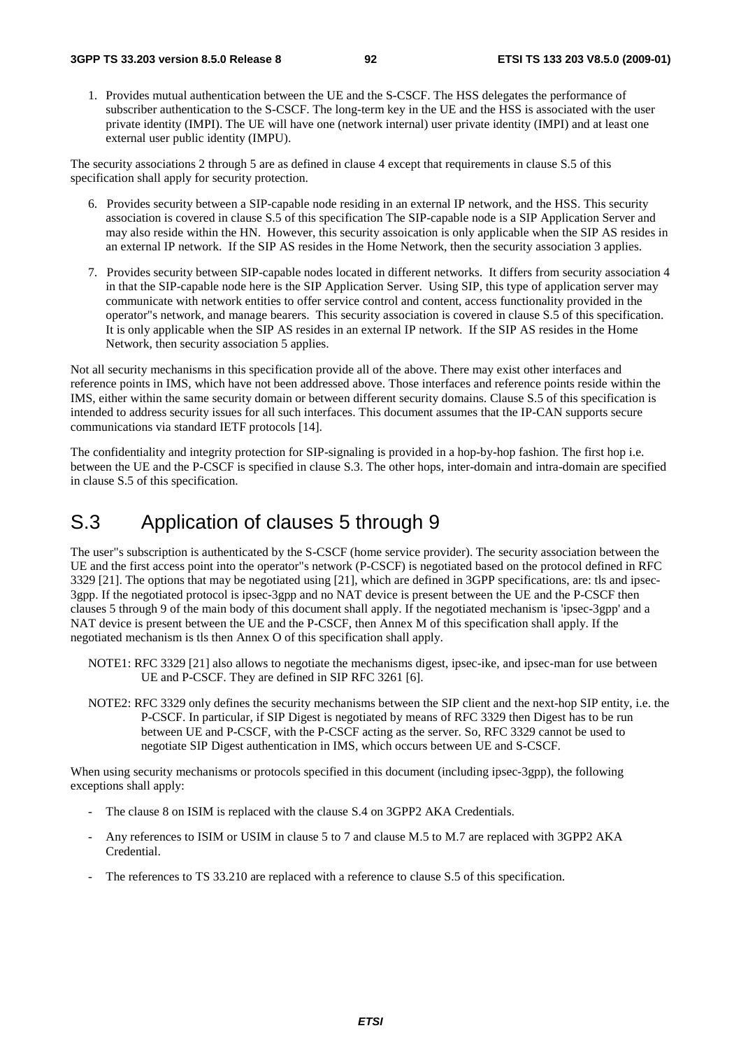1. Provides mutual authentication between the UE and the S-CSCF. The HSS delegates the performance of subscriber authentication to the S-CSCF. The long-term key in the UE and the HSS is associated with the user private identity (IMPI). The UE will have one (network internal) user private identity (IMPI) and at least one external user public identity (IMPU).

The security associations 2 through 5 are as defined in clause 4 except that requirements in clause S.5 of this specification shall apply for security protection.

6. Provides security between a SIP-capable node residing in an external IP network, and the HSS. This security association is covered in clause S.5 of this specification The SIP-capable node is a SIP Application Server and may also reside within the HN. However, this security assoication is only applicable when the SIP AS resides in an external IP network. If the SIP AS resides in the Home Network, then the security association 3 applies.

7. Provides security between SIP-capable nodes located in different networks. It differs from security association 4 in that the SIP-capable node here is the SIP Application Server. Using SIP, this type of application server may communicate with network entities to offer service control and content, access functionality provided in the operator"s network, and manage bearers. This security association is covered in clause S.5 of this specification. It is only applicable when the SIP AS resides in an external IP network. If the SIP AS resides in the Home Network, then security association 5 applies.

Not all security mechanisms in this specification provide all of the above. There may exist other interfaces and reference points in IMS, which have not been addressed above. Those interfaces and reference points reside within the IMS, either within the same security domain or between different security domains. Clause S.5 of this specification is intended to address security issues for all such interfaces. This document assumes that the IP-CAN supports secure communications via standard IETF protocols [14].

The confidentiality and integrity protection for SIP-signaling is provided in a hop-by-hop fashion. The first hop i.e. between the UE and the P-CSCF is specified in clause S.3. The other hops, inter-domain and intra-domain are specified in clause S.5 of this specification.

# S.3 Application of clauses 5 through 9

The user"s subscription is authenticated by the S-CSCF (home service provider). The security association between the UE and the first access point into the operator"s network (P-CSCF) is negotiated based on the protocol defined in RFC 3329 [21]. The options that may be negotiated using [21], which are defined in 3GPP specifications, are: tls and ipsec-3gpp. If the negotiated protocol is ipsec-3gpp and no NAT device is present between the UE and the P-CSCF then clauses 5 through 9 of the main body of this document shall apply. If the negotiated mechanism is 'ipsec-3gpp' and a NAT device is present between the UE and the P-CSCF, then Annex M of this specification shall apply. If the negotiated mechanism is tls then Annex O of this specification shall apply.

NOTE1: RFC 3329 [21] also allows to negotiate the mechanisms digest, ipsec-ike, and ipsec-man for use between UE and P-CSCF. They are defined in SIP RFC 3261 [6].

NOTE2: RFC 3329 only defines the security mechanisms between the SIP client and the next-hop SIP entity, i.e. the P-CSCF. In particular, if SIP Digest is negotiated by means of RFC 3329 then Digest has to be run between UE and P-CSCF, with the P-CSCF acting as the server. So, RFC 3329 cannot be used to negotiate SIP Digest authentication in IMS, which occurs between UE and S-CSCF.

When using security mechanisms or protocols specified in this document (including ipsec-3gpp), the following exceptions shall apply:

- The clause 8 on ISIM is replaced with the clause S.4 on 3GPP2 AKA Credentials.
- Any references to ISIM or USIM in clause 5 to 7 and clause M.5 to M.7 are replaced with 3GPP2 AKA Credential.
- The references to TS 33.210 are replaced with a reference to clause S.5 of this specification.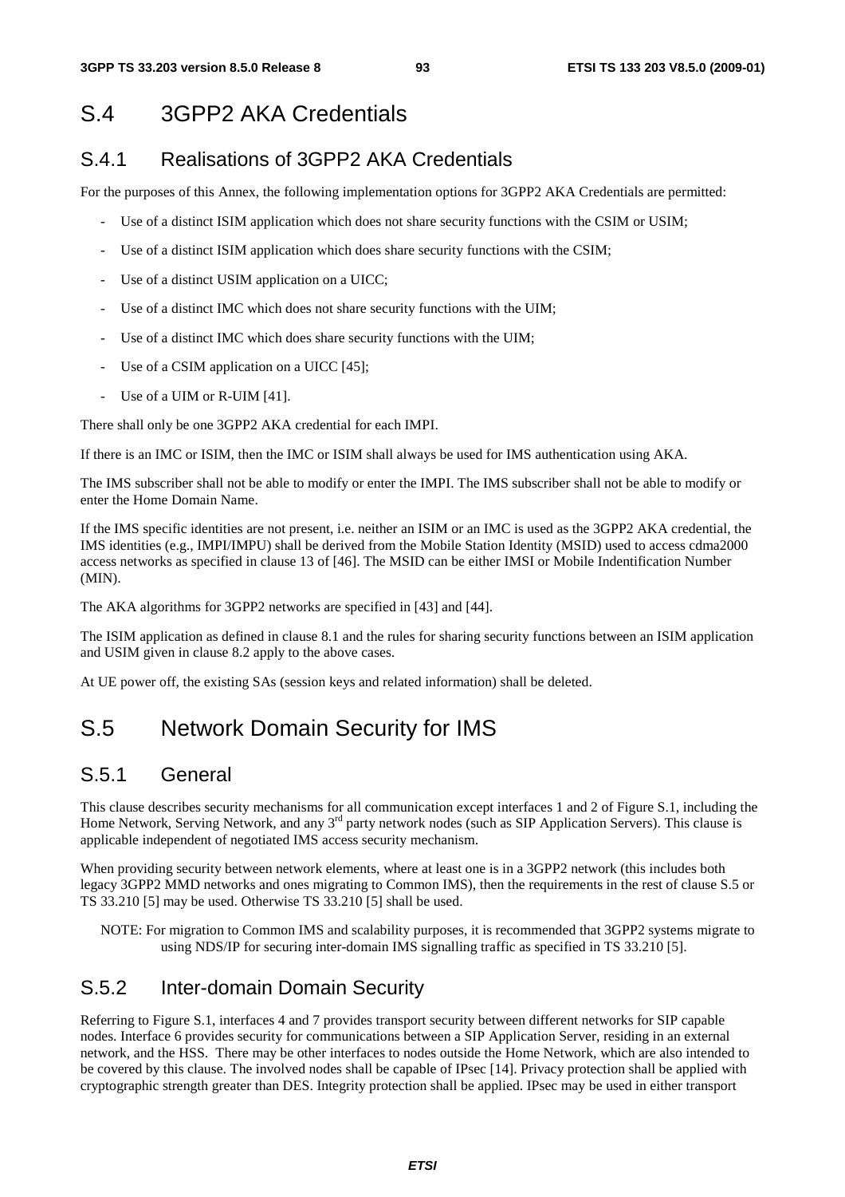# S.4 3GPP2 AKA Credentials

## S.4.1 Realisations of 3GPP2 AKA Credentials

For the purposes of this Annex, the following implementation options for 3GPP2 AKA Credentials are permitted:

- Use of a distinct ISIM application which does not share security functions with the CSIM or USIM;
- Use of a distinct ISIM application which does share security functions with the CSIM;
- Use of a distinct USIM application on a UICC;
- Use of a distinct IMC which does not share security functions with the UIM;
- Use of a distinct IMC which does share security functions with the UIM;
- Use of a CSIM application on a UICC [45];
- Use of a UIM or R-UIM [41].

There shall only be one 3GPP2 AKA credential for each IMPI.

If there is an IMC or ISIM, then the IMC or ISIM shall always be used for IMS authentication using AKA.

The IMS subscriber shall not be able to modify or enter the IMPI. The IMS subscriber shall not be able to modify or enter the Home Domain Name.

If the IMS specific identities are not present, i.e. neither an ISIM or an IMC is used as the 3GPP2 AKA credential, the IMS identities (e.g., IMPI/IMPU) shall be derived from the Mobile Station Identity (MSID) used to access cdma2000 access networks as specified in clause 13 of [46]. The MSID can be either IMSI or Mobile Indentification Number (MIN).

The AKA algorithms for 3GPP2 networks are specified in [43] and [44].

The ISIM application as defined in clause 8.1 and the rules for sharing security functions between an ISIM application and USIM given in clause 8.2 apply to the above cases.

At UE power off, the existing SAs (session keys and related information) shall be deleted.

# S.5 Network Domain Security for IMS

## S.5.1 General

This clause describes security mechanisms for all communication except interfaces 1 and 2 of Figure S.1, including the Home Network, Serving Network, and any 3rd party network nodes (such as SIP Application Servers). This clause is applicable independent of negotiated IMS access security mechanism.

When providing security between network elements, where at least one is in a 3GPP2 network (this includes both legacy 3GPP2 MMD networks and ones migrating to Common IMS), then the requirements in the rest of clause S.5 or TS 33.210 [5] may be used. Otherwise TS 33.210 [5] shall be used.

NOTE: For migration to Common IMS and scalability purposes, it is recommended that 3GPP2 systems migrate to using NDS/IP for securing inter-domain IMS signalling traffic as specified in TS 33.210 [5].

## S.5.2 Inter-domain Domain Security

Referring to Figure S.1, interfaces 4 and 7 provides transport security between different networks for SIP capable nodes. Interface 6 provides security for communications between a SIP Application Server, residing in an external network, and the HSS. There may be other interfaces to nodes outside the Home Network, which are also intended to be covered by this clause. The involved nodes shall be capable of IPsec [14]. Privacy protection shall be applied with cryptographic strength greater than DES. Integrity protection shall be applied. IPsec may be used in either transport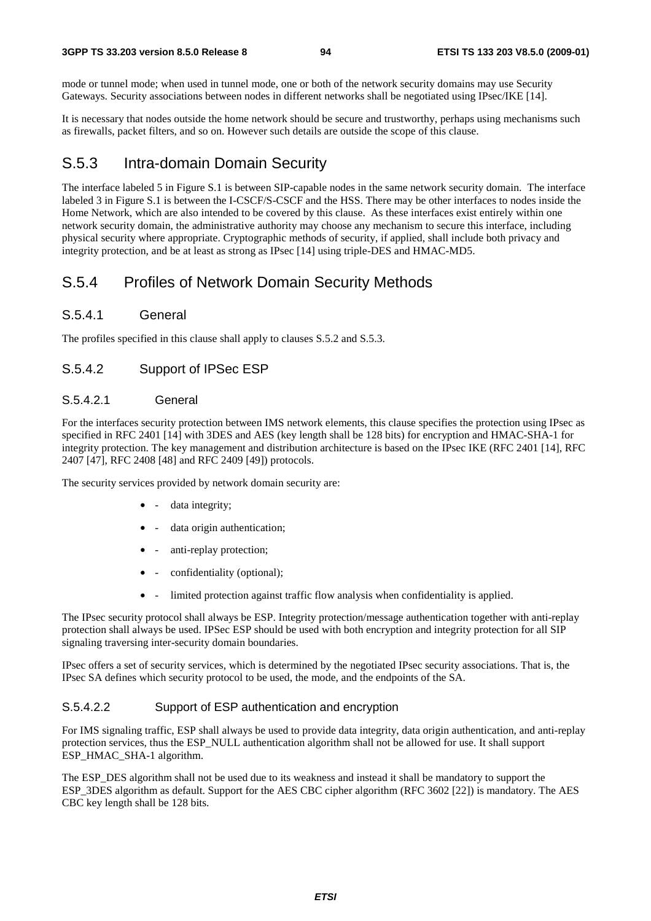mode or tunnel mode; when used in tunnel mode, one or both of the network security domains may use Security Gateways. Security associations between nodes in different networks shall be negotiated using IPsec/IKE [14].

It is necessary that nodes outside the home network should be secure and trustworthy, perhaps using mechanisms such as firewalls, packet filters, and so on. However such details are outside the scope of this clause.

## S.5.3 Intra-domain Domain Security

The interface labeled 5 in Figure S.1 is between SIP-capable nodes in the same network security domain. The interface labeled 3 in Figure S.1 is between the I-CSCF/S-CSCF and the HSS. There may be other interfaces to nodes inside the Home Network, which are also intended to be covered by this clause. As these interfaces exist entirely within one network security domain, the administrative authority may choose any mechanism to secure this interface, including physical security where appropriate. Cryptographic methods of security, if applied, shall include both privacy and integrity protection, and be at least as strong as IPsec [14] using triple-DES and HMAC-MD5.

## S.5.4 Profiles of Network Domain Security Methods

### S.5.4.1 General

The profiles specified in this clause shall apply to clauses S.5.2 and S.5.3.

### S.5.4.2 Support of IPSec ESP

#### S.5.4.2.1 General

For the interfaces security protection between IMS network elements, this clause specifies the protection using IPsec as specified in RFC 2401 [14] with 3DES and AES (key length shall be 128 bits) for encryption and HMAC-SHA-1 for integrity protection. The key management and distribution architecture is based on the IPsec IKE (RFC 2401 [14], RFC 2407 [47], RFC 2408 [48] and RFC 2409 [49]) protocols.

The security services provided by network domain security are:

- data integrity;
- data origin authentication;
- anti-replay protection;
- confidentiality (optional);
- limited protection against traffic flow analysis when confidentiality is applied.

The IPsec security protocol shall always be ESP. Integrity protection/message authentication together with anti-replay protection shall always be used. IPSec ESP should be used with both encryption and integrity protection for all SIP signaling traversing inter-security domain boundaries.

IPsec offers a set of security services, which is determined by the negotiated IPsec security associations. That is, the IPsec SA defines which security protocol to be used, the mode, and the endpoints of the SA.

#### S.5.4.2.2 Support of ESP authentication and encryption

For IMS signaling traffic, ESP shall always be used to provide data integrity, data origin authentication, and anti-replay protection services, thus the ESP_NULL authentication algorithm shall not be allowed for use. It shall support ESP_HMAC_SHA-1 algorithm.

The ESP_DES algorithm shall not be used due to its weakness and instead it shall be mandatory to support the ESP_3DES algorithm as default. Support for the AES CBC cipher algorithm (RFC 3602 [22]) is mandatory. The AES CBC key length shall be 128 bits.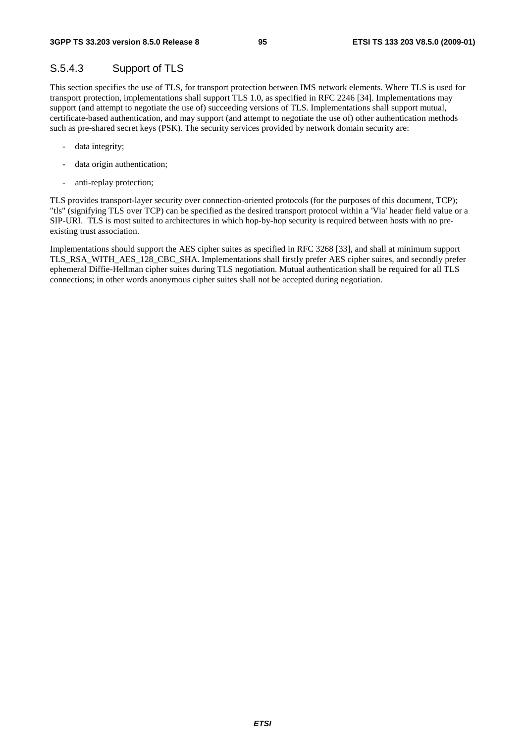### S.5.4.3 Support of TLS

This section specifies the use of TLS, for transport protection between IMS network elements. Where TLS is used for transport protection, implementations shall support TLS 1.0, as specified in RFC 2246 [34]. Implementations may support (and attempt to negotiate the use of) succeeding versions of TLS. Implementations shall support mutual, certificate-based authentication, and may support (and attempt to negotiate the use of) other authentication methods such as pre-shared secret keys (PSK). The security services provided by network domain security are:

- data integrity;
- data origin authentication;
- anti-replay protection;

TLS provides transport-layer security over connection-oriented protocols (for the purposes of this document, TCP); "tls" (signifying TLS over TCP) can be specified as the desired transport protocol within a 'Via' header field value or a SIP-URI. TLS is most suited to architectures in which hop-by-hop security is required between hosts with no pre-existing trust association.

Implementations should support the AES cipher suites as specified in RFC 3268 [33], and shall at minimum support TLS_RSA_WITH_AES_128_CBC_SHA. Implementations shall firstly prefer AES cipher suites, and secondly prefer ephemeral Diffie-Hellman cipher suites during TLS negotiation. Mutual authentication shall be required for all TLS connections; in other words anonymous cipher suites shall not be accepted during negotiation.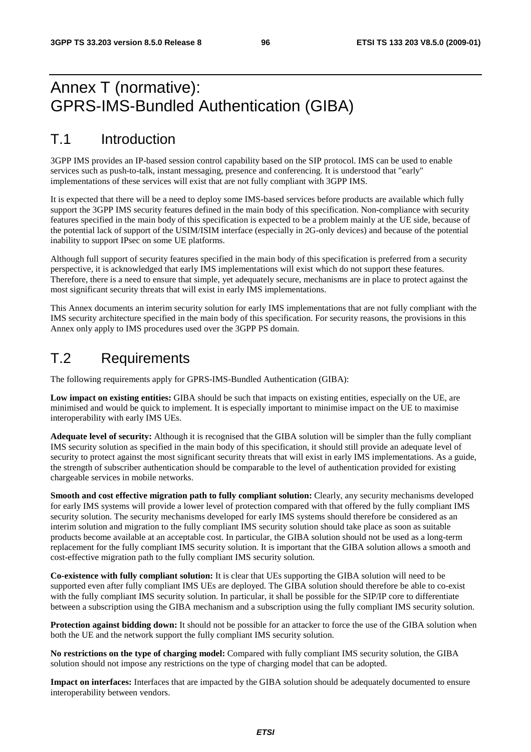# Annex T (normative): GPRS-IMS-Bundled Authentication (GIBA)

## T.1 Introduction

3GPP IMS provides an IP-based session control capability based on the SIP protocol. IMS can be used to enable services such as push-to-talk, instant messaging, presence and conferencing. It is understood that "early" implementations of these services will exist that are not fully compliant with 3GPP IMS.

It is expected that there will be a need to deploy some IMS-based services before products are available which fully support the 3GPP IMS security features defined in the main body of this specification. Non-compliance with security features specified in the main body of this specification is expected to be a problem mainly at the UE side, because of the potential lack of support of the USIM/ISIM interface (especially in 2G-only devices) and because of the potential inability to support IPsec on some UE platforms.

Although full support of security features specified in the main body of this specification is preferred from a security perspective, it is acknowledged that early IMS implementations will exist which do not support these features. Therefore, there is a need to ensure that simple, yet adequately secure, mechanisms are in place to protect against the most significant security threats that will exist in early IMS implementations.

This Annex documents an interim security solution for early IMS implementations that are not fully compliant with the IMS security architecture specified in the main body of this specification. For security reasons, the provisions in this Annex only apply to IMS procedures used over the 3GPP PS domain.

## T.2 Requirements

The following requirements apply for GPRS-IMS-Bundled Authentication (GIBA):

**Low impact on existing entities:** GIBA should be such that impacts on existing entities, especially on the UE, are minimised and would be quick to implement. It is especially important to minimise impact on the UE to maximise interoperability with early IMS UEs.

**Adequate level of security:** Although it is recognised that the GIBA solution will be simpler than the fully compliant IMS security solution as specified in the main body of this specification, it should still provide an adequate level of security to protect against the most significant security threats that will exist in early IMS implementations. As a guide, the strength of subscriber authentication should be comparable to the level of authentication provided for existing chargeable services in mobile networks.

**Smooth and cost effective migration path to fully compliant solution:** Clearly, any security mechanisms developed for early IMS systems will provide a lower level of protection compared with that offered by the fully compliant IMS security solution. The security mechanisms developed for early IMS systems should therefore be considered as an interim solution and migration to the fully compliant IMS security solution should take place as soon as suitable products become available at an acceptable cost. In particular, the GIBA solution should not be used as a long-term replacement for the fully compliant IMS security solution. It is important that the GIBA solution allows a smooth and cost-effective migration path to the fully compliant IMS security solution.

**Co-existence with fully compliant solution:** It is clear that UEs supporting the GIBA solution will need to be supported even after fully compliant IMS UEs are deployed. The GIBA solution should therefore be able to co-exist with the fully compliant IMS security solution. In particular, it shall be possible for the SIP/IP core to differentiate between a subscription using the GIBA mechanism and a subscription using the fully compliant IMS security solution.

**Protection against bidding down:** It should not be possible for an attacker to force the use of the GIBA solution when both the UE and the network support the fully compliant IMS security solution.

**No restrictions on the type of charging model:** Compared with fully compliant IMS security solution, the GIBA solution should not impose any restrictions on the type of charging model that can be adopted.

**Impact on interfaces:** Interfaces that are impacted by the GIBA solution should be adequately documented to ensure interoperability between vendors.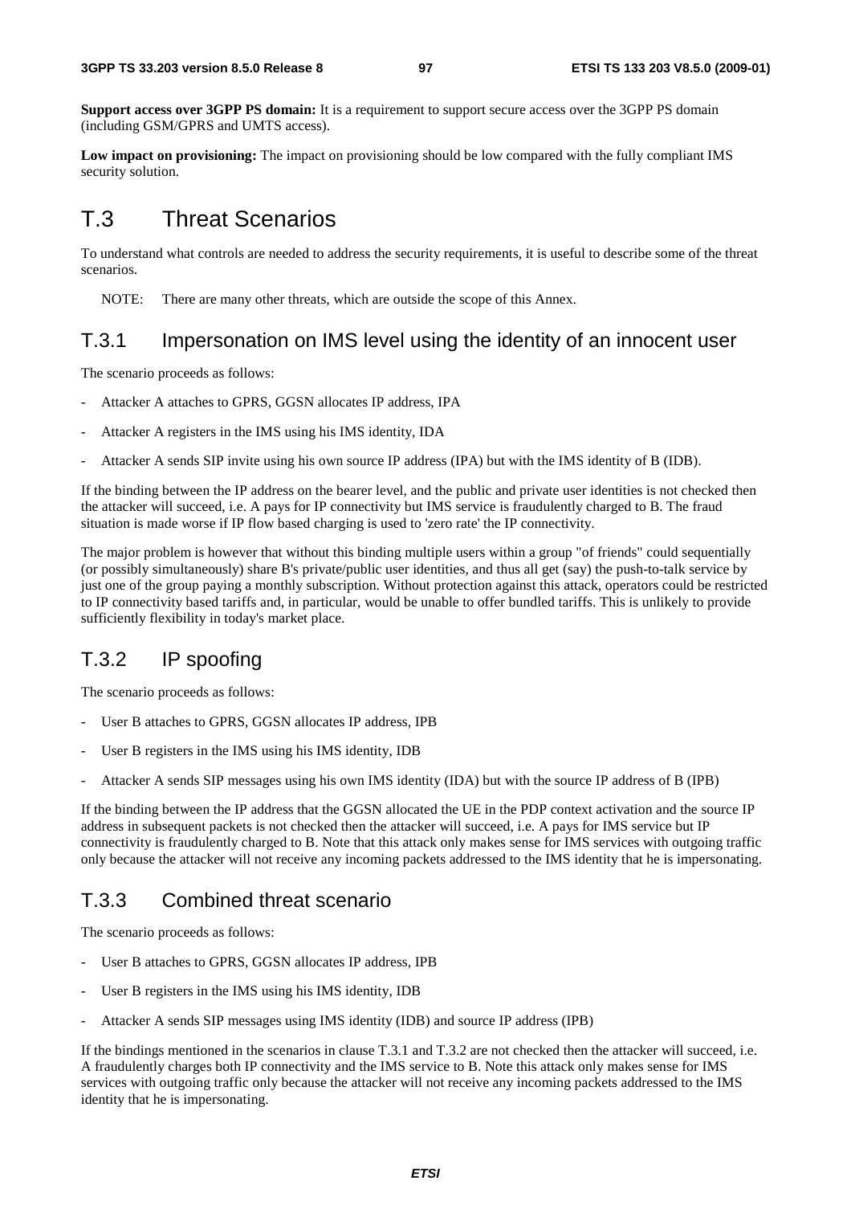**Support access over 3GPP PS domain:** It is a requirement to support secure access over the 3GPP PS domain (including GSM/GPRS and UMTS access).

**Low impact on provisioning:** The impact on provisioning should be low compared with the fully compliant IMS security solution.

# T.3 Threat Scenarios

To understand what controls are needed to address the security requirements, it is useful to describe some of the threat scenarios.

NOTE: There are many other threats, which are outside the scope of this Annex.

## T.3.1 Impersonation on IMS level using the identity of an innocent user

The scenario proceeds as follows:

- Attacker A attaches to GPRS, GGSN allocates IP address, IPA
- Attacker A registers in the IMS using his IMS identity, IDA
- Attacker A sends SIP invite using his own source IP address (IPA) but with the IMS identity of B (IDB).

If the binding between the IP address on the bearer level, and the public and private user identities is not checked then the attacker will succeed, i.e. A pays for IP connectivity but IMS service is fraudulently charged to B. The fraud situation is made worse if IP flow based charging is used to 'zero rate' the IP connectivity.

The major problem is however that without this binding multiple users within a group "of friends" could sequentially (or possibly simultaneously) share B's private/public user identities, and thus all get (say) the push-to-talk service by just one of the group paying a monthly subscription. Without protection against this attack, operators could be restricted to IP connectivity based tariffs and, in particular, would be unable to offer bundled tariffs. This is unlikely to provide sufficiently flexibility in today's market place.

## T.3.2 IP spoofing

The scenario proceeds as follows:

- User B attaches to GPRS, GGSN allocates IP address, IPB
- User B registers in the IMS using his IMS identity, IDB
- Attacker A sends SIP messages using his own IMS identity (IDA) but with the source IP address of B (IPB)

If the binding between the IP address that the GGSN allocated the UE in the PDP context activation and the source IP address in subsequent packets is not checked then the attacker will succeed, i.e. A pays for IMS service but IP connectivity is fraudulently charged to B. Note that this attack only makes sense for IMS services with outgoing traffic only because the attacker will not receive any incoming packets addressed to the IMS identity that he is impersonating.

## T.3.3 Combined threat scenario

The scenario proceeds as follows:

- User B attaches to GPRS, GGSN allocates IP address, IPB
- User B registers in the IMS using his IMS identity, IDB
- Attacker A sends SIP messages using IMS identity (IDB) and source IP address (IPB)

If the bindings mentioned in the scenarios in clause T.3.1 and T.3.2 are not checked then the attacker will succeed, i.e. A fraudulently charges both IP connectivity and the IMS service to B. Note this attack only makes sense for IMS services with outgoing traffic only because the attacker will not receive any incoming packets addressed to the IMS identity that he is impersonating.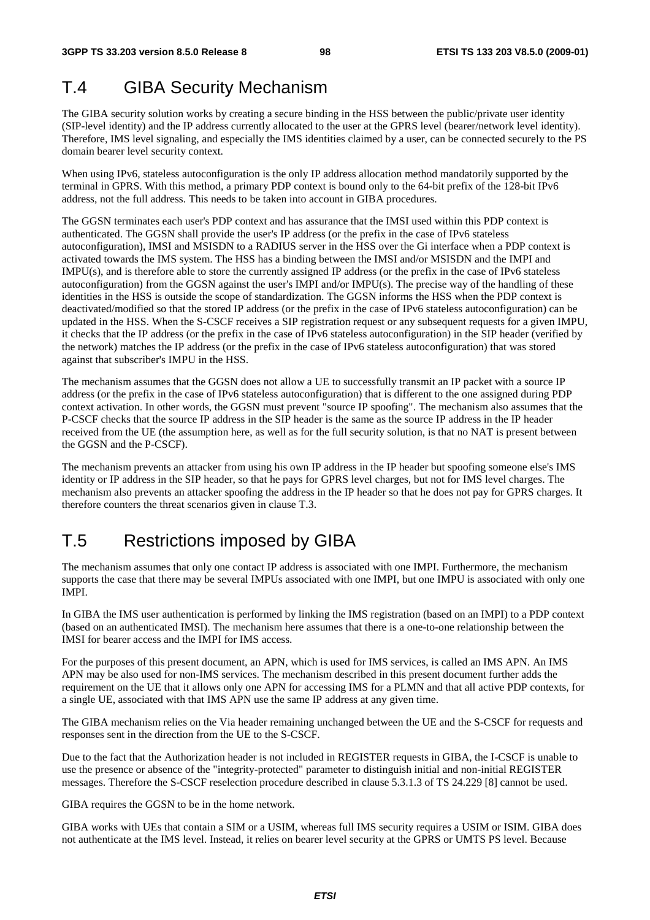# T.4 GIBA Security Mechanism

The GIBA security solution works by creating a secure binding in the HSS between the public/private user identity (SIP-level identity) and the IP address currently allocated to the user at the GPRS level (bearer/network level identity). Therefore, IMS level signaling, and especially the IMS identities claimed by a user, can be connected securely to the PS domain bearer level security context.

When using IPv6, stateless autoconfiguration is the only IP address allocation method mandatorily supported by the terminal in GPRS. With this method, a primary PDP context is bound only to the 64-bit prefix of the 128-bit IPv6 address, not the full address. This needs to be taken into account in GIBA procedures.

The GGSN terminates each user's PDP context and has assurance that the IMSI used within this PDP context is authenticated. The GGSN shall provide the user's IP address (or the prefix in the case of IPv6 stateless autoconfiguration), IMSI and MSISDN to a RADIUS server in the HSS over the Gi interface when a PDP context is activated towards the IMS system. The HSS has a binding between the IMSI and/or MSISDN and the IMPI and IMPU(s), and is therefore able to store the currently assigned IP address (or the prefix in the case of IPv6 stateless autoconfiguration) from the GGSN against the user's IMPI and/or IMPU(s). The precise way of the handling of these identities in the HSS is outside the scope of standardization. The GGSN informs the HSS when the PDP context is deactivated/modified so that the stored IP address (or the prefix in the case of IPv6 stateless autoconfiguration) can be updated in the HSS. When the S-CSCF receives a SIP registration request or any subsequent requests for a given IMPU, it checks that the IP address (or the prefix in the case of IPv6 stateless autoconfiguration) in the SIP header (verified by the network) matches the IP address (or the prefix in the case of IPv6 stateless autoconfiguration) that was stored against that subscriber's IMPU in the HSS.

The mechanism assumes that the GGSN does not allow a UE to successfully transmit an IP packet with a source IP address (or the prefix in the case of IPv6 stateless autoconfiguration) that is different to the one assigned during PDP context activation. In other words, the GGSN must prevent "source IP spoofing". The mechanism also assumes that the P-CSCF checks that the source IP address in the SIP header is the same as the source IP address in the IP header received from the UE (the assumption here, as well as for the full security solution, is that no NAT is present between the GGSN and the P-CSCF).

The mechanism prevents an attacker from using his own IP address in the IP header but spoofing someone else's IMS identity or IP address in the SIP header, so that he pays for GPRS level charges, but not for IMS level charges. The mechanism also prevents an attacker spoofing the address in the IP header so that he does not pay for GPRS charges. It therefore counters the threat scenarios given in clause T.3.

# T.5 Restrictions imposed by GIBA

The mechanism assumes that only one contact IP address is associated with one IMPI. Furthermore, the mechanism supports the case that there may be several IMPUs associated with one IMPI, but one IMPU is associated with only one IMPI.

In GIBA the IMS user authentication is performed by linking the IMS registration (based on an IMPI) to a PDP context (based on an authenticated IMSI). The mechanism here assumes that there is a one-to-one relationship between the IMSI for bearer access and the IMPI for IMS access.

For the purposes of this present document, an APN, which is used for IMS services, is called an IMS APN. An IMS APN may be also used for non-IMS services. The mechanism described in this present document further adds the requirement on the UE that it allows only one APN for accessing IMS for a PLMN and that all active PDP contexts, for a single UE, associated with that IMS APN use the same IP address at any given time.

The GIBA mechanism relies on the Via header remaining unchanged between the UE and the S-CSCF for requests and responses sent in the direction from the UE to the S-CSCF.

Due to the fact that the Authorization header is not included in REGISTER requests in GIBA, the I-CSCF is unable to use the presence or absence of the "integrity-protected" parameter to distinguish initial and non-initial REGISTER messages. Therefore the S-CSCF reselection procedure described in clause 5.3.1.3 of TS 24.229 [8] cannot be used.

GIBA requires the GGSN to be in the home network.

GIBA works with UEs that contain a SIM or a USIM, whereas full IMS security requires a USIM or ISIM. GIBA does not authenticate at the IMS level. Instead, it relies on bearer level security at the GPRS or UMTS PS level. Because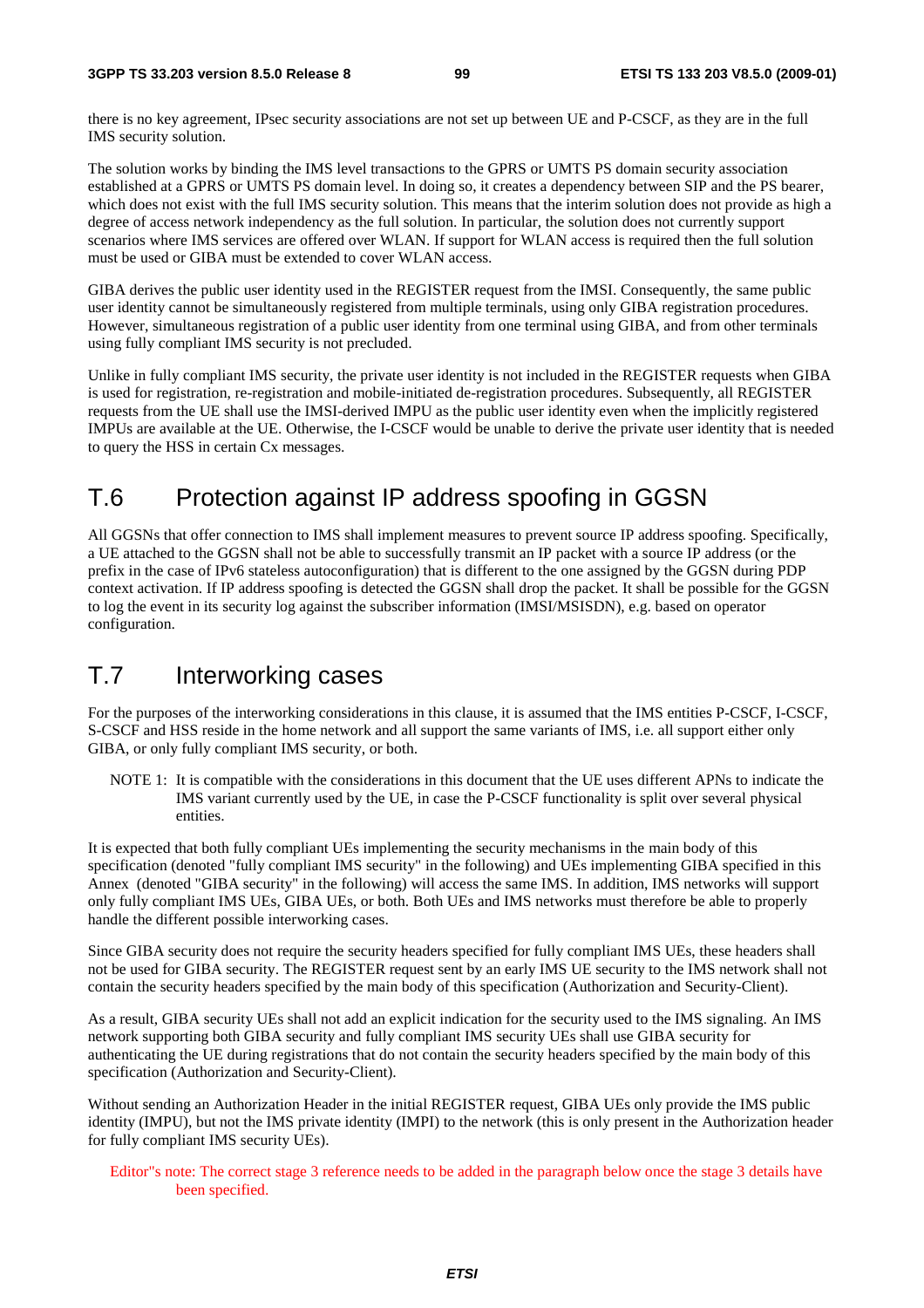there is no key agreement, IPsec security associations are not set up between UE and P-CSCF, as they are in the full IMS security solution.

The solution works by binding the IMS level transactions to the GPRS or UMTS PS domain security association established at a GPRS or UMTS PS domain level. In doing so, it creates a dependency between SIP and the PS bearer, which does not exist with the full IMS security solution. This means that the interim solution does not provide as high a degree of access network independency as the full solution. In particular, the solution does not currently support scenarios where IMS services are offered over WLAN. If support for WLAN access is required then the full solution must be used or GIBA must be extended to cover WLAN access.

GIBA derives the public user identity used in the REGISTER request from the IMSI. Consequently, the same public user identity cannot be simultaneously registered from multiple terminals, using only GIBA registration procedures. However, simultaneous registration of a public user identity from one terminal using GIBA, and from other terminals using fully compliant IMS security is not precluded.

Unlike in fully compliant IMS security, the private user identity is not included in the REGISTER requests when GIBA is used for registration, re-registration and mobile-initiated de-registration procedures. Subsequently, all REGISTER requests from the UE shall use the IMSI-derived IMPU as the public user identity even when the implicitly registered IMPUs are available at the UE. Otherwise, the I-CSCF would be unable to derive the private user identity that is needed to query the HSS in certain Cx messages.

# T.6 Protection against IP address spoofing in GGSN

All GGSNs that offer connection to IMS shall implement measures to prevent source IP address spoofing. Specifically, a UE attached to the GGSN shall not be able to successfully transmit an IP packet with a source IP address (or the prefix in the case of IPv6 stateless autoconfiguration) that is different to the one assigned by the GGSN during PDP context activation. If IP address spoofing is detected the GGSN shall drop the packet. It shall be possible for the GGSN to log the event in its security log against the subscriber information (IMSI/MSISDN), e.g. based on operator configuration.

# T.7 Interworking cases

For the purposes of the interworking considerations in this clause, it is assumed that the IMS entities P-CSCF, I-CSCF, S-CSCF and HSS reside in the home network and all support the same variants of IMS, i.e. all support either only GIBA, or only fully compliant IMS security, or both.

NOTE 1: It is compatible with the considerations in this document that the UE uses different APNs to indicate the IMS variant currently used by the UE, in case the P-CSCF functionality is split over several physical entities.

It is expected that both fully compliant UEs implementing the security mechanisms in the main body of this specification (denoted "fully compliant IMS security" in the following) and UEs implementing GIBA specified in this Annex (denoted "GIBA security" in the following) will access the same IMS. In addition, IMS networks will support only fully compliant IMS UEs, GIBA UEs, or both. Both UEs and IMS networks must therefore be able to properly handle the different possible interworking cases.

Since GIBA security does not require the security headers specified for fully compliant IMS UEs, these headers shall not be used for GIBA security. The REGISTER request sent by an early IMS UE security to the IMS network shall not contain the security headers specified by the main body of this specification (Authorization and Security-Client).

As a result, GIBA security UEs shall not add an explicit indication for the security used to the IMS signaling. An IMS network supporting both GIBA security and fully compliant IMS security UEs shall use GIBA security for authenticating the UE during registrations that do not contain the security headers specified by the main body of this specification (Authorization and Security-Client).

Without sending an Authorization Header in the initial REGISTER request, GIBA UEs only provide the IMS public identity (IMPU), but not the IMS private identity (IMPI) to the network (this is only present in the Authorization header for fully compliant IMS security UEs).

Editor"s note: The correct stage 3 reference needs to be added in the paragraph below once the stage 3 details have been specified.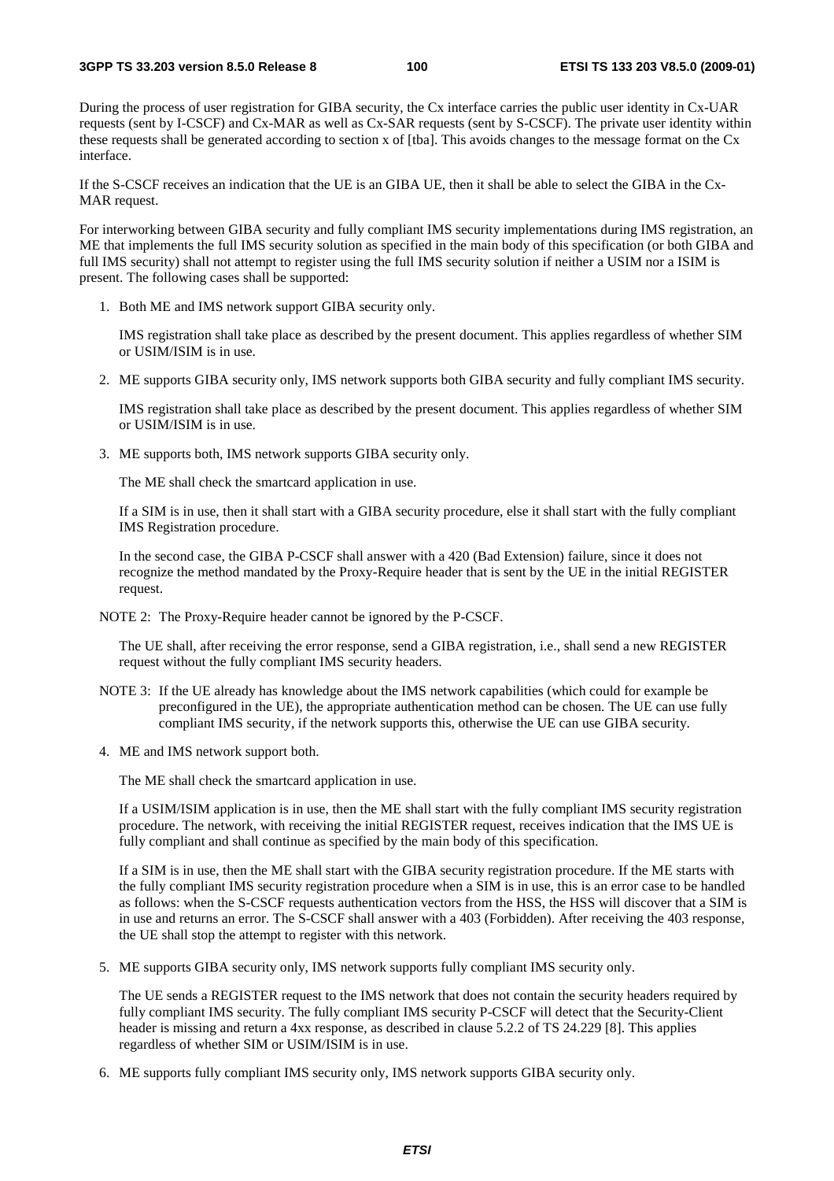During the process of user registration for GIBA security, the Cx interface carries the public user identity in Cx-UAR requests (sent by I-CSCF) and Cx-MAR as well as Cx-SAR requests (sent by S-CSCF). The private user identity within these requests shall be generated according to section x of [tba]. This avoids changes to the message format on the Cx interface.

If the S-CSCF receives an indication that the UE is an GIBA UE, then it shall be able to select the GIBA in the Cx-MAR request.

For interworking between GIBA security and fully compliant IMS security implementations during IMS registration, an ME that implements the full IMS security solution as specified in the main body of this specification (or both GIBA and full IMS security) shall not attempt to register using the full IMS security solution if neither a USIM nor a ISIM is present. The following cases shall be supported:

1. Both ME and IMS network support GIBA security only.

   IMS registration shall take place as described by the present document. This applies regardless of whether SIM or USIM/ISIM is in use.

2. ME supports GIBA security only, IMS network supports both GIBA security and fully compliant IMS security.

   IMS registration shall take place as described by the present document. This applies regardless of whether SIM or USIM/ISIM is in use.

3. ME supports both, IMS network supports GIBA security only.

   The ME shall check the smartcard application in use.

   If a SIM is in use, then it shall start with a GIBA security procedure, else it shall start with the fully compliant IMS Registration procedure.

   In the second case, the GIBA P-CSCF shall answer with a 420 (Bad Extension) failure, since it does not recognize the method mandated by the Proxy-Require header that is sent by the UE in the initial REGISTER request.

NOTE 2: The Proxy-Require header cannot be ignored by the P-CSCF.

   The UE shall, after receiving the error response, send a GIBA registration, i.e., shall send a new REGISTER request without the fully compliant IMS security headers.

NOTE 3: If the UE already has knowledge about the IMS network capabilities (which could for example be preconfigured in the UE), the appropriate authentication method can be chosen. The UE can use fully compliant IMS security, if the network supports this, otherwise the UE can use GIBA security.

4. ME and IMS network support both.

   The ME shall check the smartcard application in use.

   If a USIM/ISIM application is in use, then the ME shall start with the fully compliant IMS security registration procedure. The network, with receiving the initial REGISTER request, receives indication that the IMS UE is fully compliant and shall continue as specified by the main body of this specification.

   If a SIM is in use, then the ME shall start with the GIBA security registration procedure. If the ME starts with the fully compliant IMS security registration procedure when a SIM is in use, this is an error case to be handled as follows: when the S-CSCF requests authentication vectors from the HSS, the HSS will discover that a SIM is in use and returns an error. The S-CSCF shall answer with a 403 (Forbidden). After receiving the 403 response, the UE shall stop the attempt to register with this network.

5. ME supports GIBA security only, IMS network supports fully compliant IMS security only.

   The UE sends a REGISTER request to the IMS network that does not contain the security headers required by fully compliant IMS security. The fully compliant IMS security P-CSCF will detect that the Security-Client header is missing and return a 4xx response, as described in clause 5.2.2 of TS 24.229 [8]. This applies regardless of whether SIM or USIM/ISIM is in use.

6. ME supports fully compliant IMS security only, IMS network supports GIBA security only.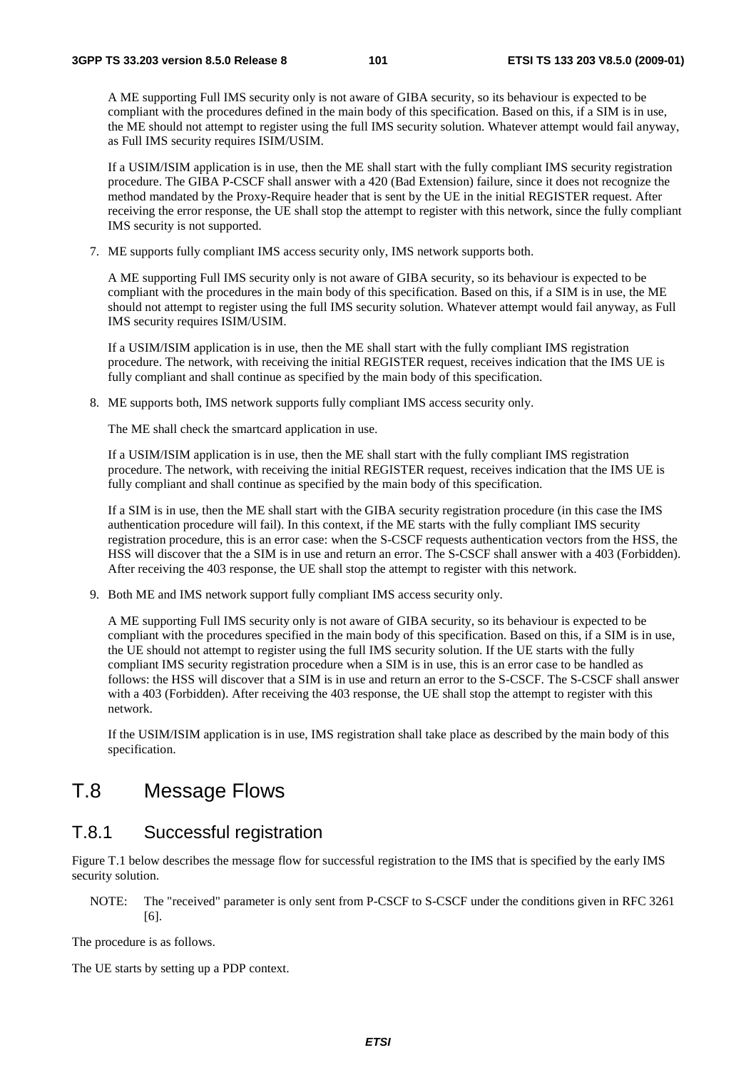A ME supporting Full IMS security only is not aware of GIBA security, so its behaviour is expected to be compliant with the procedures defined in the main body of this specification. Based on this, if a SIM is in use, the ME should not attempt to register using the full IMS security solution. Whatever attempt would fail anyway, as Full IMS security requires ISIM/USIM.

If a USIM/ISIM application is in use, then the ME shall start with the fully compliant IMS security registration procedure. The GIBA P-CSCF shall answer with a 420 (Bad Extension) failure, since it does not recognize the method mandated by the Proxy-Require header that is sent by the UE in the initial REGISTER request. After receiving the error response, the UE shall stop the attempt to register with this network, since the fully compliant IMS security is not supported.

7. ME supports fully compliant IMS access security only, IMS network supports both.

   A ME supporting Full IMS security only is not aware of GIBA security, so its behaviour is expected to be compliant with the procedures in the main body of this specification. Based on this, if a SIM is in use, the ME should not attempt to register using the full IMS security solution. Whatever attempt would fail anyway, as Full IMS security requires ISIM/USIM.

   If a USIM/ISIM application is in use, then the ME shall start with the fully compliant IMS registration procedure. The network, with receiving the initial REGISTER request, receives indication that the IMS UE is fully compliant and shall continue as specified by the main body of this specification.

8. ME supports both, IMS network supports fully compliant IMS access security only.

   The ME shall check the smartcard application in use.

   If a USIM/ISIM application is in use, then the ME shall start with the fully compliant IMS registration procedure. The network, with receiving the initial REGISTER request, receives indication that the IMS UE is fully compliant and shall continue as specified by the main body of this specification.

   If a SIM is in use, then the ME shall start with the GIBA security registration procedure (in this case the IMS authentication procedure will fail). In this context, if the ME starts with the fully compliant IMS security registration procedure, this is an error case: when the S-CSCF requests authentication vectors from the HSS, the HSS will discover that the a SIM is in use and return an error. The S-CSCF shall answer with a 403 (Forbidden). After receiving the 403 response, the UE shall stop the attempt to register with this network.

9. Both ME and IMS network support fully compliant IMS access security only.

   A ME supporting Full IMS security only is not aware of GIBA security, so its behaviour is expected to be compliant with the procedures specified in the main body of this specification. Based on this, if a SIM is in use, the UE should not attempt to register using the full IMS security solution. If the UE starts with the fully compliant IMS security registration procedure when a SIM is in use, this is an error case to be handled as follows: the HSS will discover that a SIM is in use and return an error to the S-CSCF. The S-CSCF shall answer with a 403 (Forbidden). After receiving the 403 response, the UE shall stop the attempt to register with this network.

   If the USIM/ISIM application is in use, IMS registration shall take place as described by the main body of this specification.

# T.8 Message Flows

## T.8.1 Successful registration

Figure T.1 below describes the message flow for successful registration to the IMS that is specified by the early IMS security solution.

NOTE: The "received" parameter is only sent from P-CSCF to S-CSCF under the conditions given in RFC 3261 [6].

The procedure is as follows.

The UE starts by setting up a PDP context.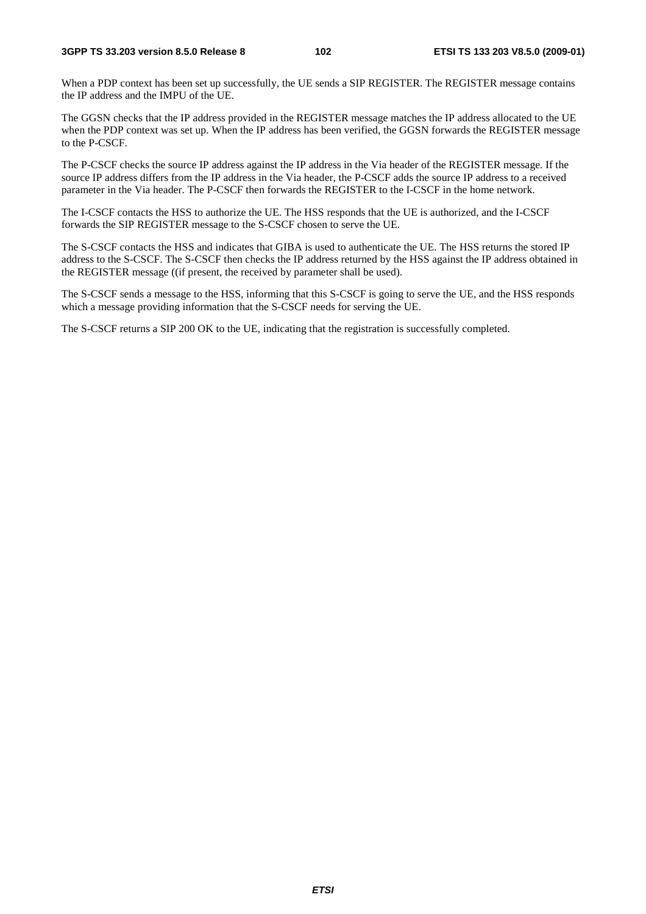When a PDP context has been set up successfully, the UE sends a SIP REGISTER. The REGISTER message contains the IP address and the IMPU of the UE.

The GGSN checks that the IP address provided in the REGISTER message matches the IP address allocated to the UE when the PDP context was set up. When the IP address has been verified, the GGSN forwards the REGISTER message to the P-CSCF.

The P-CSCF checks the source IP address against the IP address in the Via header of the REGISTER message. If the source IP address differs from the IP address in the Via header, the P-CSCF adds the source IP address to a received parameter in the Via header. The P-CSCF then forwards the REGISTER to the I-CSCF in the home network.

The I-CSCF contacts the HSS to authorize the UE. The HSS responds that the UE is authorized, and the I-CSCF forwards the SIP REGISTER message to the S-CSCF chosen to serve the UE.

The S-CSCF contacts the HSS and indicates that GIBA is used to authenticate the UE. The HSS returns the stored IP address to the S-CSCF. The S-CSCF then checks the IP address returned by the HSS against the IP address obtained in the REGISTER message ((if present, the received by parameter shall be used).

The S-CSCF sends a message to the HSS, informing that this S-CSCF is going to serve the UE, and the HSS responds which a message providing information that the S-CSCF needs for serving the UE.

The S-CSCF returns a SIP 200 OK to the UE, indicating that the registration is successfully completed.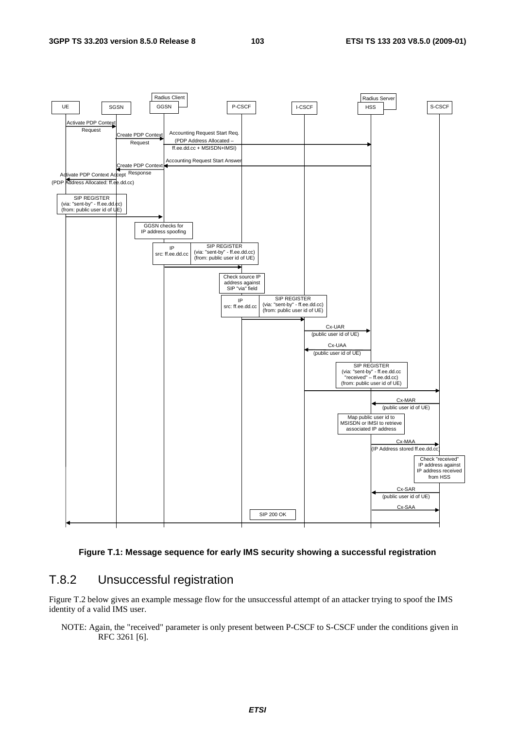Figure T.1: Message sequence for early IMS security showing a successful registration

### T.8.2 Unsuccessful registration

Figure T.2 below gives an example message flow for the unsuccessful attempt of an attacker trying to spoof the IMS identity of a valid IMS user.

NOTE: Again, the "received" parameter is only present between P-CSCF to S-CSCF under the conditions given in RFC 3261 [6].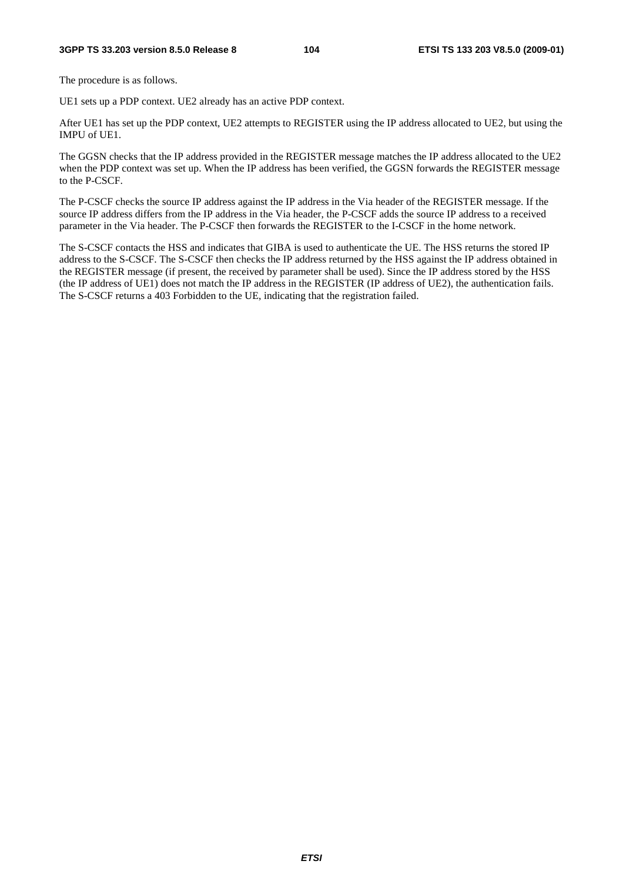The procedure is as follows.

UE1 sets up a PDP context. UE2 already has an active PDP context.

After UE1 has set up the PDP context, UE2 attempts to REGISTER using the IP address allocated to UE2, but using the IMPU of UE1.

The GGSN checks that the IP address provided in the REGISTER message matches the IP address allocated to the UE2 when the PDP context was set up. When the IP address has been verified, the GGSN forwards the REGISTER message to the P-CSCF.

The P-CSCF checks the source IP address against the IP address in the Via header of the REGISTER message. If the source IP address differs from the IP address in the Via header, the P-CSCF adds the source IP address to a received parameter in the Via header. The P-CSCF then forwards the REGISTER to the I-CSCF in the home network.

The S-CSCF contacts the HSS and indicates that GIBA is used to authenticate the UE. The HSS returns the stored IP address to the S-CSCF. The S-CSCF then checks the IP address returned by the HSS against the IP address obtained in the REGISTER message (if present, the received by parameter shall be used). Since the IP address stored by the HSS (the IP address of UE1) does not match the IP address in the REGISTER (IP address of UE2), the authentication fails. The S-CSCF returns a 403 Forbidden to the UE, indicating that the registration failed.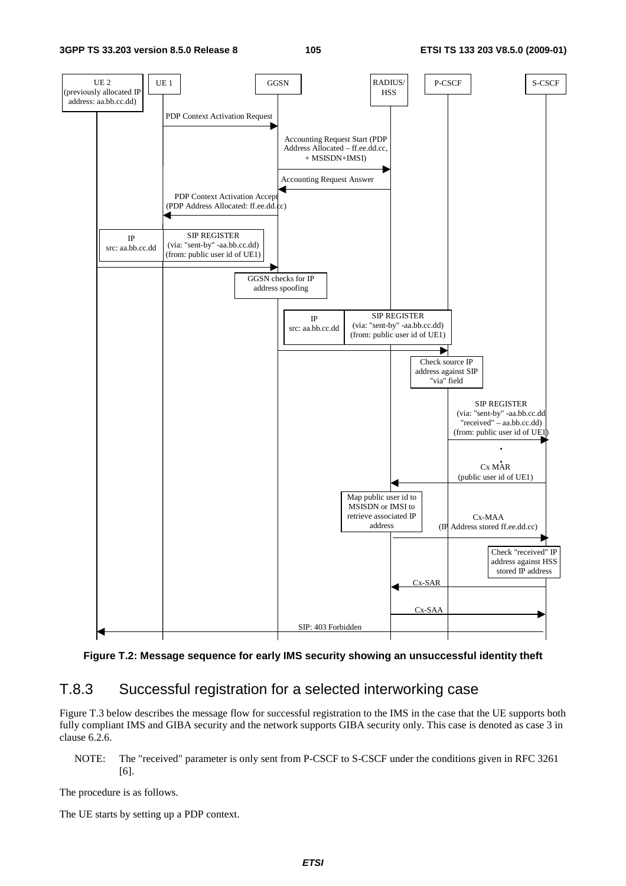Figure T.2: Message sequence for early IMS security showing an unsuccessful identity theft

## T.8.3 Successful registration for a selected interworking case

Figure T.3 below describes the message flow for successful registration to the IMS in the case that the UE supports both fully compliant IMS and GIBA security and the network supports GIBA security only. This case is denoted as case 3 in clause 6.2.6.

NOTE: The "received" parameter is only sent from P-CSCF to S-CSCF under the conditions given in RFC 3261 [6].

The procedure is as follows.

The UE starts by setting up a PDP context.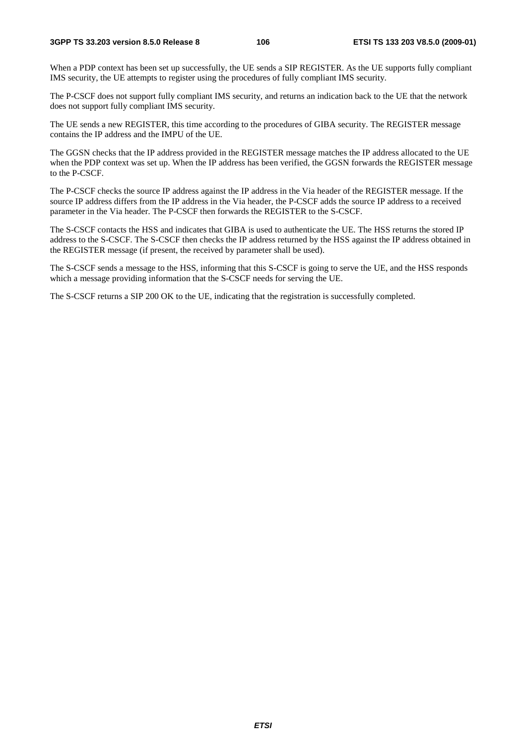When a PDP context has been set up successfully, the UE sends a SIP REGISTER. As the UE supports fully compliant IMS security, the UE attempts to register using the procedures of fully compliant IMS security.

The P-CSCF does not support fully compliant IMS security, and returns an indication back to the UE that the network does not support fully compliant IMS security.

The UE sends a new REGISTER, this time according to the procedures of GIBA security. The REGISTER message contains the IP address and the IMPU of the UE.

The GGSN checks that the IP address provided in the REGISTER message matches the IP address allocated to the UE when the PDP context was set up. When the IP address has been verified, the GGSN forwards the REGISTER message to the P-CSCF.

The P-CSCF checks the source IP address against the IP address in the Via header of the REGISTER message. If the source IP address differs from the IP address in the Via header, the P-CSCF adds the source IP address to a received parameter in the Via header. The P-CSCF then forwards the REGISTER to the S-CSCF.

The S-CSCF contacts the HSS and indicates that GIBA is used to authenticate the UE. The HSS returns the stored IP address to the S-CSCF. The S-CSCF then checks the IP address returned by the HSS against the IP address obtained in the REGISTER message (if present, the received by parameter shall be used).

The S-CSCF sends a message to the HSS, informing that this S-CSCF is going to serve the UE, and the HSS responds which a message providing information that the S-CSCF needs for serving the UE.

The S-CSCF returns a SIP 200 OK to the UE, indicating that the registration is successfully completed.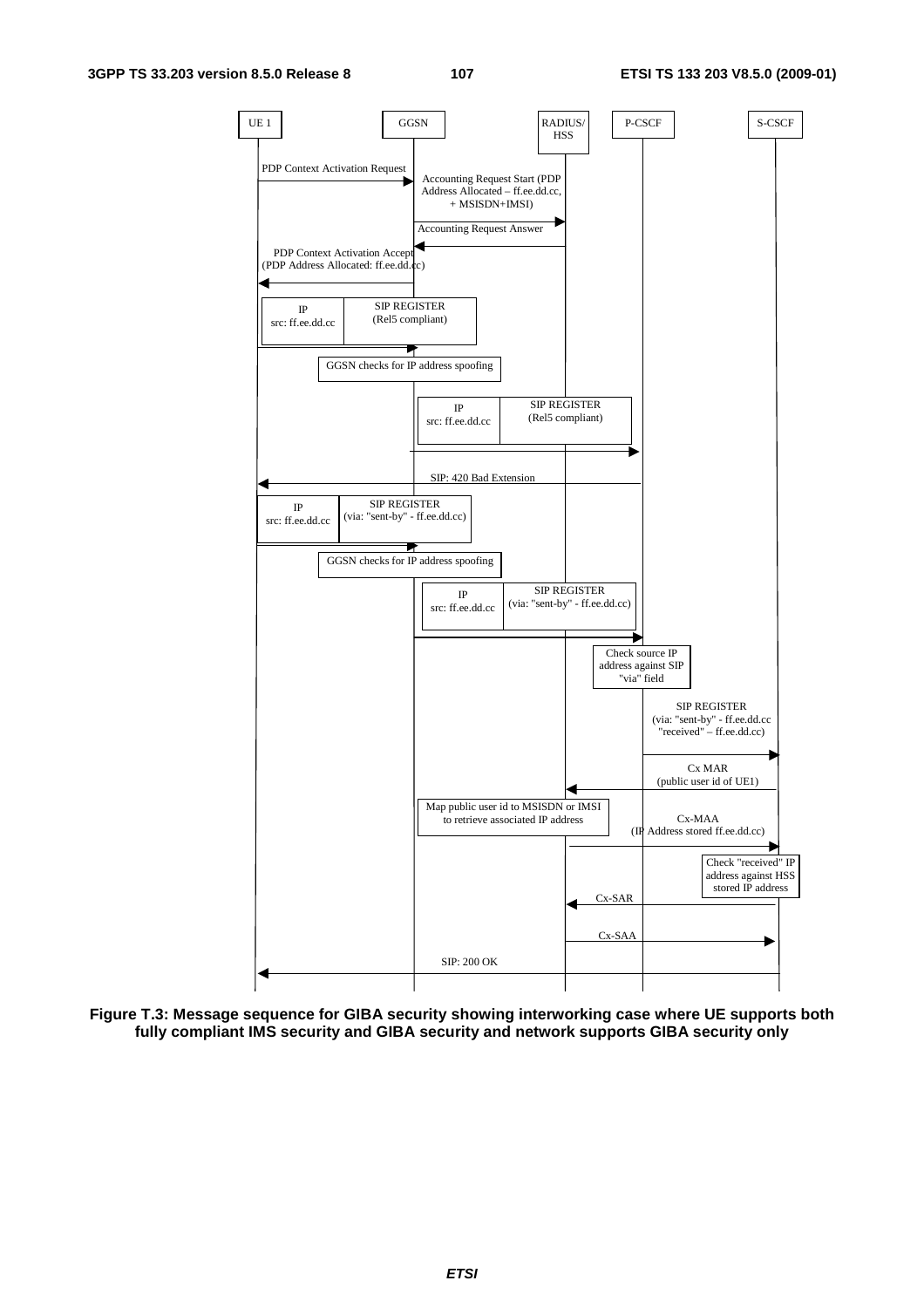UE 1 | GGSN | RADIUS/HSS | P-CSCF | S-CSCF

PDP Context Activation Request

Accounting Request Start (PDP Address Allocated – ff.ee.dd.cc, + MSISDN+IMSI)

Accounting Request Answer

PDP Context Activation Accept (PDP Address Allocated: ff.ee.dd.cc)

IP src: ff.ee.dd.cc | SIP REGISTER (Rel5 compliant)

GGSN checks for IP address spoofing

IP src: ff.ee.dd.cc | SIP REGISTER (Rel5 compliant)

SIP: 420 Bad Extension

IP src: ff.ee.dd.cc | SIP REGISTER (via: "sent-by" - ff.ee.dd.cc)

GGSN checks for IP address spoofing

IP src: ff.ee.dd.cc | SIP REGISTER (via: "sent-by" - ff.ee.dd.cc)

Check source IP address against SIP "via" field

SIP REGISTER (via: "sent-by" - ff.ee.dd.cc "received" – ff.ee.dd.cc)

Cx MAR (public user id of UE1)

Map public user id to MSISDN or IMSI to retrieve associated IP address

Cx-MAA (IP Address stored ff.ee.dd.cc)

Check "received" IP address against HSS stored IP address

Cx-SAR

Cx-SAA

SIP: 200 OK

**Figure T.3: Message sequence for GIBA security showing interworking case where UE supports both fully compliant IMS security and GIBA security and network supports GIBA security only**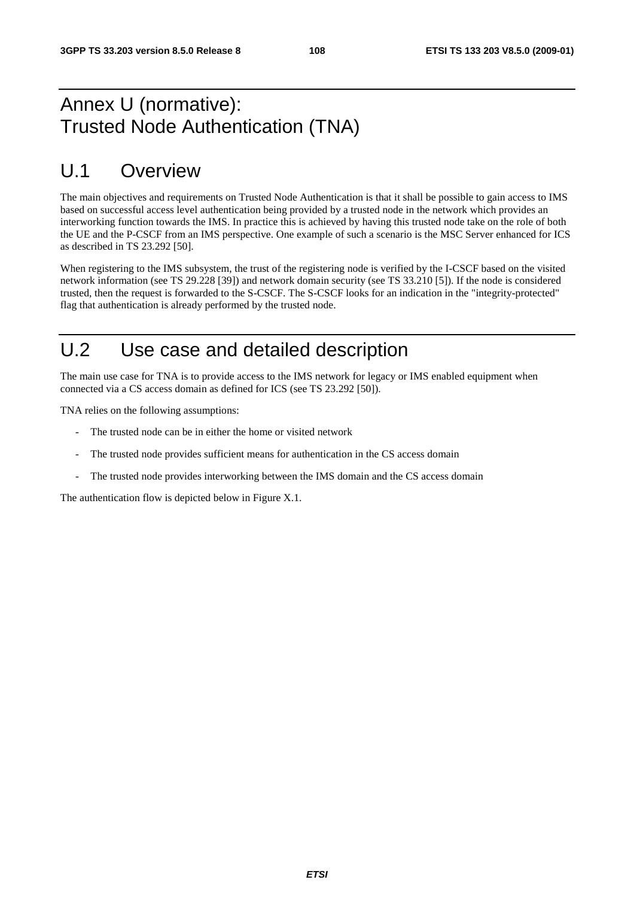# Annex U (normative): Trusted Node Authentication (TNA)

## U.1 Overview

The main objectives and requirements on Trusted Node Authentication is that it shall be possible to gain access to IMS based on successful access level authentication being provided by a trusted node in the network which provides an interworking function towards the IMS. In practice this is achieved by having this trusted node take on the role of both the UE and the P-CSCF from an IMS perspective. One example of such a scenario is the MSC Server enhanced for ICS as described in TS 23.292 [50].

When registering to the IMS subsystem, the trust of the registering node is verified by the I-CSCF based on the visited network information (see TS 29.228 [39]) and network domain security (see TS 33.210 [5]). If the node is considered trusted, then the request is forwarded to the S-CSCF. The S-CSCF looks for an indication in the "integrity-protected" flag that authentication is already performed by the trusted node.

## U.2 Use case and detailed description

The main use case for TNA is to provide access to the IMS network for legacy or IMS enabled equipment when connected via a CS access domain as defined for ICS (see TS 23.292 [50]).

TNA relies on the following assumptions:

- The trusted node can be in either the home or visited network
- The trusted node provides sufficient means for authentication in the CS access domain
- The trusted node provides interworking between the IMS domain and the CS access domain

The authentication flow is depicted below in Figure X.1.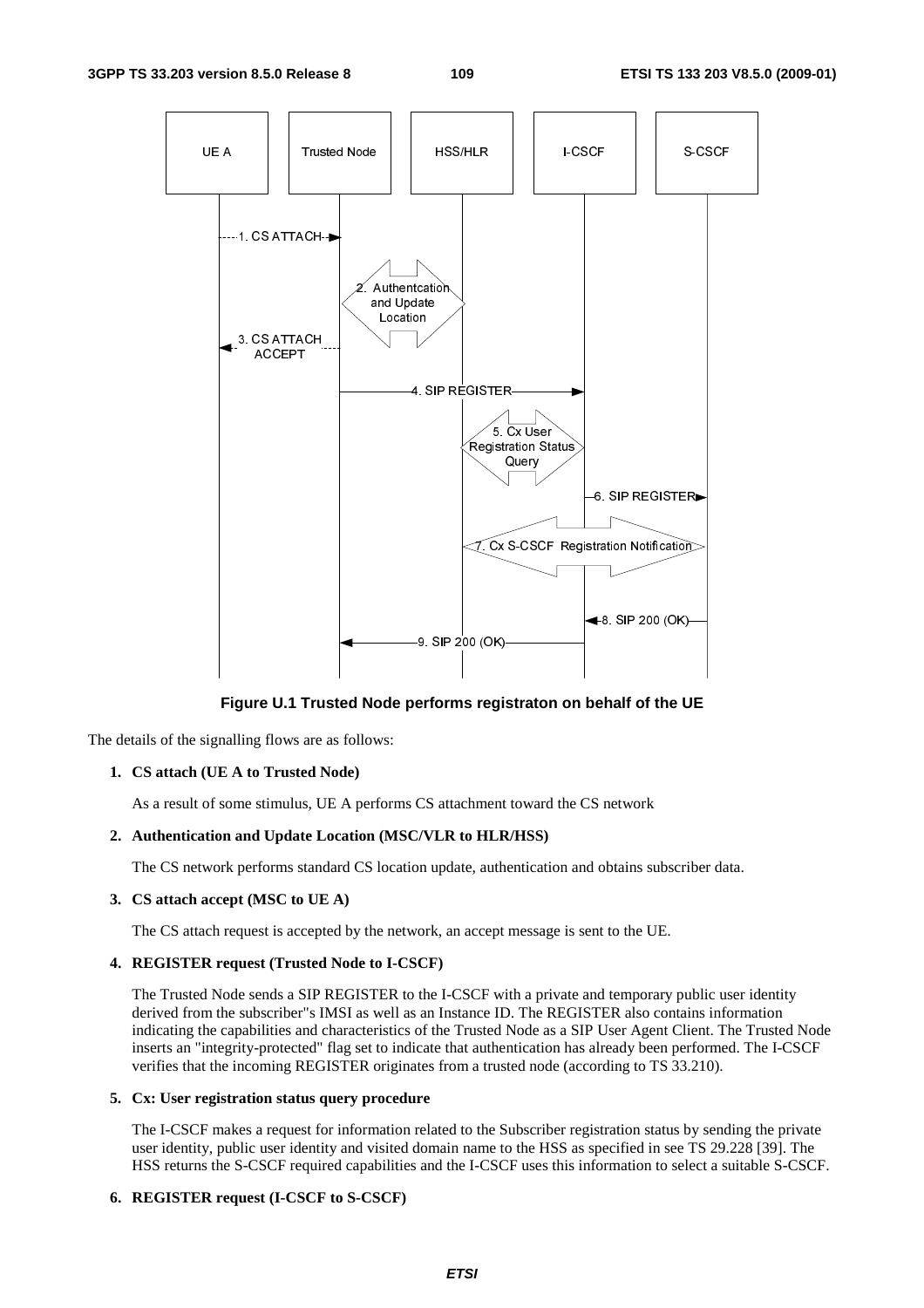**Figure U.1 Trusted Node performs registraton on behalf of the UE**

The details of the signalling flows are as follows:

**1. CS attach (UE A to Trusted Node)**

As a result of some stimulus, UE A performs CS attachment toward the CS network

**2. Authentication and Update Location (MSC/VLR to HLR/HSS)**

The CS network performs standard CS location update, authentication and obtains subscriber data.

**3. CS attach accept (MSC to UE A)**

The CS attach request is accepted by the network, an accept message is sent to the UE.

**4. REGISTER request (Trusted Node to I-CSCF)**

The Trusted Node sends a SIP REGISTER to the I-CSCF with a private and temporary public user identity derived from the subscriber"s IMSI as well as an Instance ID. The REGISTER also contains information indicating the capabilities and characteristics of the Trusted Node as a SIP User Agent Client. The Trusted Node inserts an "integrity-protected" flag set to indicate that authentication has already been performed. The I-CSCF verifies that the incoming REGISTER originates from a trusted node (according to TS 33.210).

**5. Cx: User registration status query procedure**

The I-CSCF makes a request for information related to the Subscriber registration status by sending the private user identity, public user identity and visited domain name to the HSS as specified in see TS 29.228 [39]. The HSS returns the S-CSCF required capabilities and the I-CSCF uses this information to select a suitable S-CSCF.

**6. REGISTER request (I-CSCF to S-CSCF)**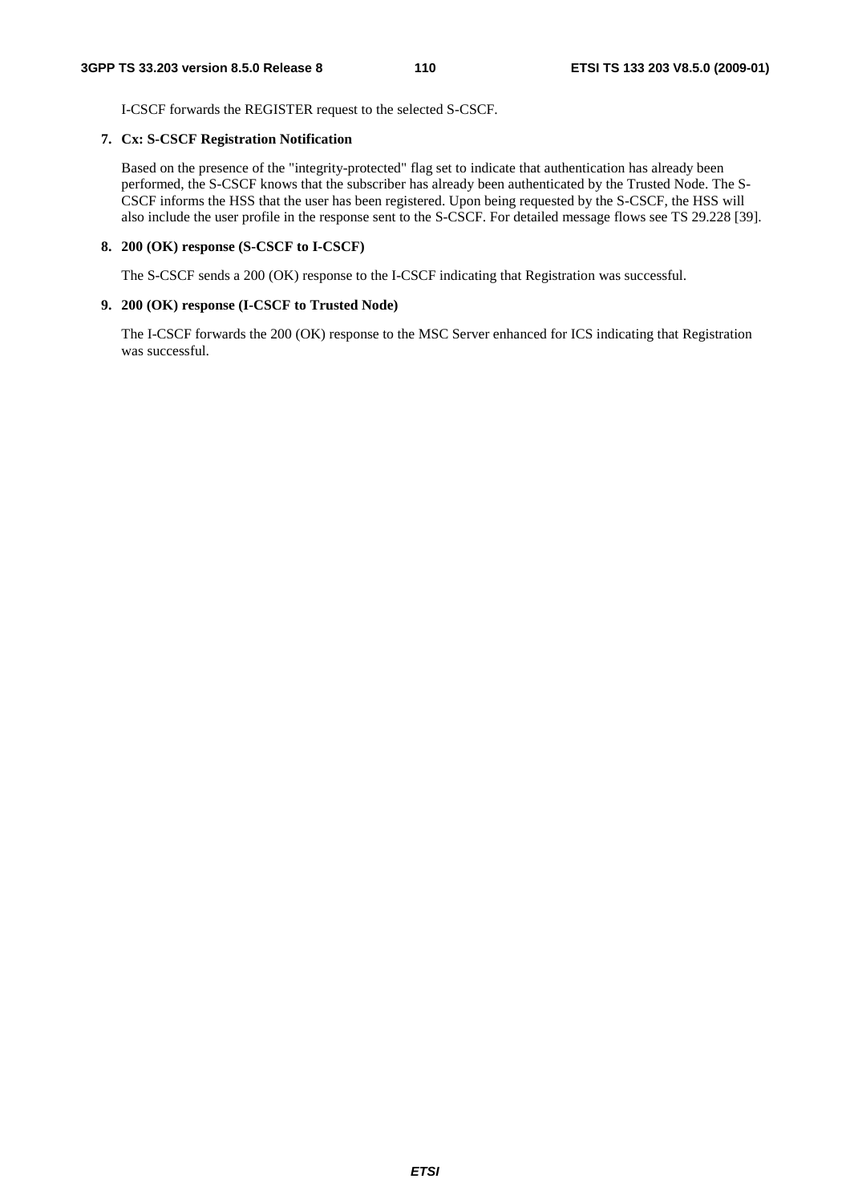I-CSCF forwards the REGISTER request to the selected S-CSCF.

**7. Cx: S-CSCF Registration Notification**

Based on the presence of the "integrity-protected" flag set to indicate that authentication has already been performed, the S-CSCF knows that the subscriber has already been authenticated by the Trusted Node. The S-CSCF informs the HSS that the user has been registered. Upon being requested by the S-CSCF, the HSS will also include the user profile in the response sent to the S-CSCF. For detailed message flows see TS 29.228 [39].

**8. 200 (OK) response (S-CSCF to I-CSCF)**

The S-CSCF sends a 200 (OK) response to the I-CSCF indicating that Registration was successful.

**9. 200 (OK) response (I-CSCF to Trusted Node)**

The I-CSCF forwards the 200 (OK) response to the MSC Server enhanced for ICS indicating that Registration was successful.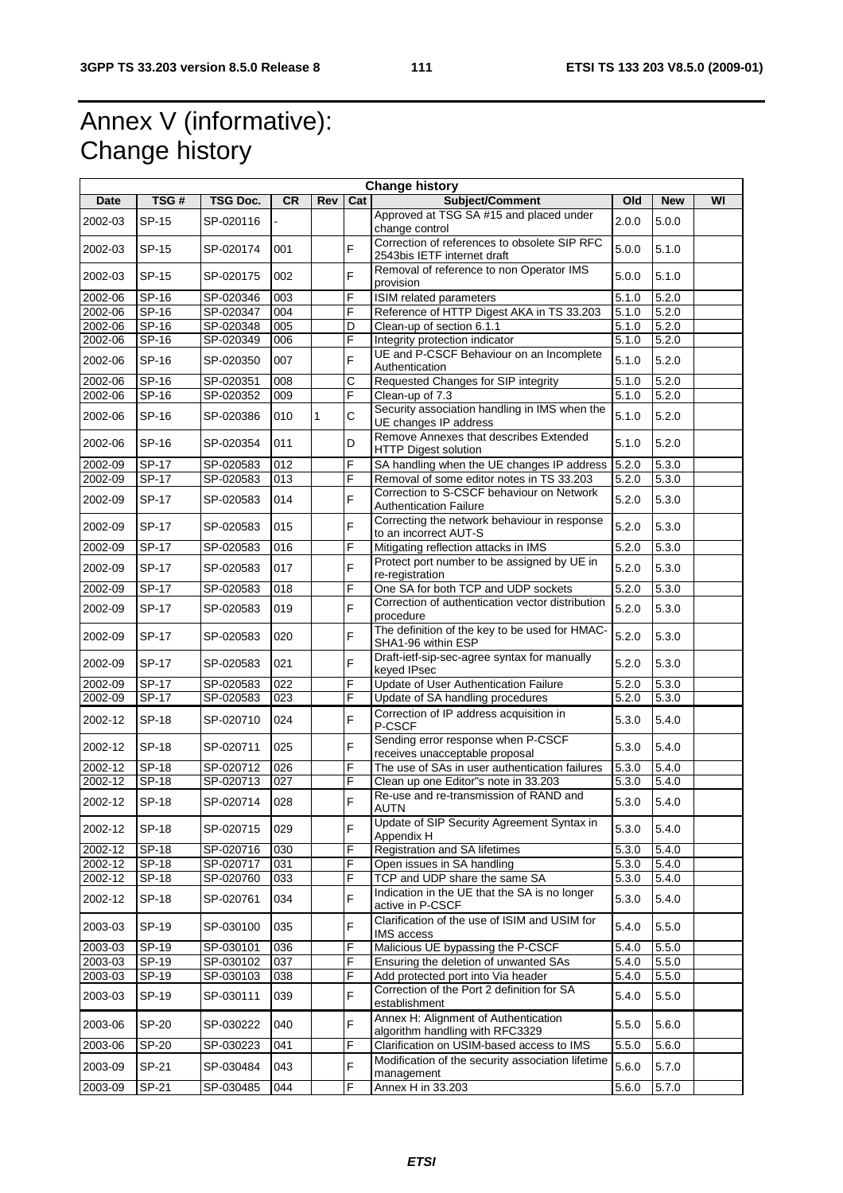# Annex V (informative): Change history

| Change history | | | | | | | | | |
|---|---|---|---|---|---|---|---|---|---|
| Date | TSG # | TSG Doc. | CR | Rev | Cat | Subject/Comment | Old | New | WI |
| 2002-03 | SP-15 | SP-020116 | - | | | Approved at TSG SA #15 and placed under change control | 2.0.0 | 5.0.0 | |
| 2002-03 | SP-15 | SP-020174 | 001 | | F | Correction of references to obsolete SIP RFC 2543bis IETF internet draft | 5.0.0 | 5.1.0 | |
| 2002-03 | SP-15 | SP-020175 | 002 | | F | Removal of reference to non Operator IMS provision | 5.0.0 | 5.1.0 | |
| 2002-06 | SP-16 | SP-020346 | 003 | | F | ISIM related parameters | 5.1.0 | 5.2.0 | |
| 2002-06 | SP-16 | SP-020347 | 004 | | F | Reference of HTTP Digest AKA in TS 33.203 | 5.1.0 | 5.2.0 | |
| 2002-06 | SP-16 | SP-020348 | 005 | | D | Clean-up of section 6.1.1 | 5.1.0 | 5.2.0 | |
| 2002-06 | SP-16 | SP-020349 | 006 | | F | Integrity protection indicator | 5.1.0 | 5.2.0 | |
| 2002-06 | SP-16 | SP-020350 | 007 | | F | UE and P-CSCF Behaviour on an Incomplete Authentication | 5.1.0 | 5.2.0 | |
| 2002-06 | SP-16 | SP-020351 | 008 | | C | Requested Changes for SIP integrity | 5.1.0 | 5.2.0 | |
| 2002-06 | SP-16 | SP-020352 | 009 | | F | Clean-up of 7.3 | 5.1.0 | 5.2.0 | |
| 2002-06 | SP-16 | SP-020386 | 010 | 1 | C | Security association handling in IMS when the UE changes IP address | 5.1.0 | 5.2.0 | |
| 2002-06 | SP-16 | SP-020354 | 011 | | D | Remove Annexes that describes Extended HTTP Digest solution | 5.1.0 | 5.2.0 | |
| 2002-09 | SP-17 | SP-020583 | 012 | | F | SA handling when the UE changes IP address | 5.2.0 | 5.3.0 | |
| 2002-09 | SP-17 | SP-020583 | 013 | | F | Removal of some editor notes in TS 33.203 | 5.2.0 | 5.3.0 | |
| 2002-09 | SP-17 | SP-020583 | 014 | | F | Correction to S-CSCF behaviour on Network Authentication Failure | 5.2.0 | 5.3.0 | |
| 2002-09 | SP-17 | SP-020583 | 015 | | F | Correcting the network behaviour in response to an incorrect AUT-S | 5.2.0 | 5.3.0 | |
| 2002-09 | SP-17 | SP-020583 | 016 | | F | Mitigating reflection attacks in IMS | 5.2.0 | 5.3.0 | |
| 2002-09 | SP-17 | SP-020583 | 017 | | F | Protect port number to be assigned by UE in re-registration | 5.2.0 | 5.3.0 | |
| 2002-09 | SP-17 | SP-020583 | 018 | | F | One SA for both TCP and UDP sockets | 5.2.0 | 5.3.0 | |
| 2002-09 | SP-17 | SP-020583 | 019 | | F | Correction of authentication vector distribution procedure | 5.2.0 | 5.3.0 | |
| 2002-09 | SP-17 | SP-020583 | 020 | | F | The definition of the key to be used for HMAC-SHA1-96 within ESP | 5.2.0 | 5.3.0 | |
| 2002-09 | SP-17 | SP-020583 | 021 | | F | Draft-ietf-sip-sec-agree syntax for manually keyed IPsec | 5.2.0 | 5.3.0 | |
| 2002-09 | SP-17 | SP-020583 | 022 | | F | Update of User Authentication Failure | 5.2.0 | 5.3.0 | |
| 2002-09 | SP-17 | SP-020583 | 023 | | F | Update of SA handling procedures | 5.2.0 | 5.3.0 | |
| 2002-12 | SP-18 | SP-020710 | 024 | | F | Correction of IP address acquisition in P-CSCF | 5.3.0 | 5.4.0 | |
| 2002-12 | SP-18 | SP-020711 | 025 | | F | Sending error response when P-CSCF receives unacceptable proposal | 5.3.0 | 5.4.0 | |
| 2002-12 | SP-18 | SP-020712 | 026 | | F | The use of SAs in user authentication failures | 5.3.0 | 5.4.0 | |
| 2002-12 | SP-18 | SP-020713 | 027 | | F | Clean up one Editor"s note in 33.203 | 5.3.0 | 5.4.0 | |
| 2002-12 | SP-18 | SP-020714 | 028 | | F | Re-use and re-transmission of RAND and AUTN | 5.3.0 | 5.4.0 | |
| 2002-12 | SP-18 | SP-020715 | 029 | | F | Update of SIP Security Agreement Syntax in Appendix H | 5.3.0 | 5.4.0 | |
| 2002-12 | SP-18 | SP-020716 | 030 | | F | Registration and SA lifetimes | 5.3.0 | 5.4.0 | |
| 2002-12 | SP-18 | SP-020717 | 031 | | F | Open issues in SA handling | 5.3.0 | 5.4.0 | |
| 2002-12 | SP-18 | SP-020760 | 033 | | F | TCP and UDP share the same SA | 5.3.0 | 5.4.0 | |
| 2002-12 | SP-18 | SP-020761 | 034 | | F | Indication in the UE that the SA is no longer active in P-CSCF | 5.3.0 | 5.4.0 | |
| 2003-03 | SP-19 | SP-030100 | 035 | | F | Clarification of the use of ISIM and USIM for IMS access | 5.4.0 | 5.5.0 | |
| 2003-03 | SP-19 | SP-030101 | 036 | | F | Malicious UE bypassing the P-CSCF | 5.4.0 | 5.5.0 | |
| 2003-03 | SP-19 | SP-030102 | 037 | | F | Ensuring the deletion of unwanted SAs | 5.4.0 | 5.5.0 | |
| 2003-03 | SP-19 | SP-030103 | 038 | | F | Add protected port into Via header | 5.4.0 | 5.5.0 | |
| 2003-03 | SP-19 | SP-030111 | 039 | | F | Correction of the Port 2 definition for SA establishment | 5.4.0 | 5.5.0 | |
| 2003-06 | SP-20 | SP-030222 | 040 | | F | Annex H: Alignment of Authentication algorithm handling with RFC3329 | 5.5.0 | 5.6.0 | |
| 2003-06 | SP-20 | SP-030223 | 041 | | F | Clarification on USIM-based access to IMS | 5.5.0 | 5.6.0 | |
| 2003-09 | SP-21 | SP-030484 | 043 | | F | Modification of the security association lifetime management | 5.6.0 | 5.7.0 | |
| 2003-09 | SP-21 | SP-030485 | 044 | | F | Annex H in 33.203 | 5.6.0 | 5.7.0 | |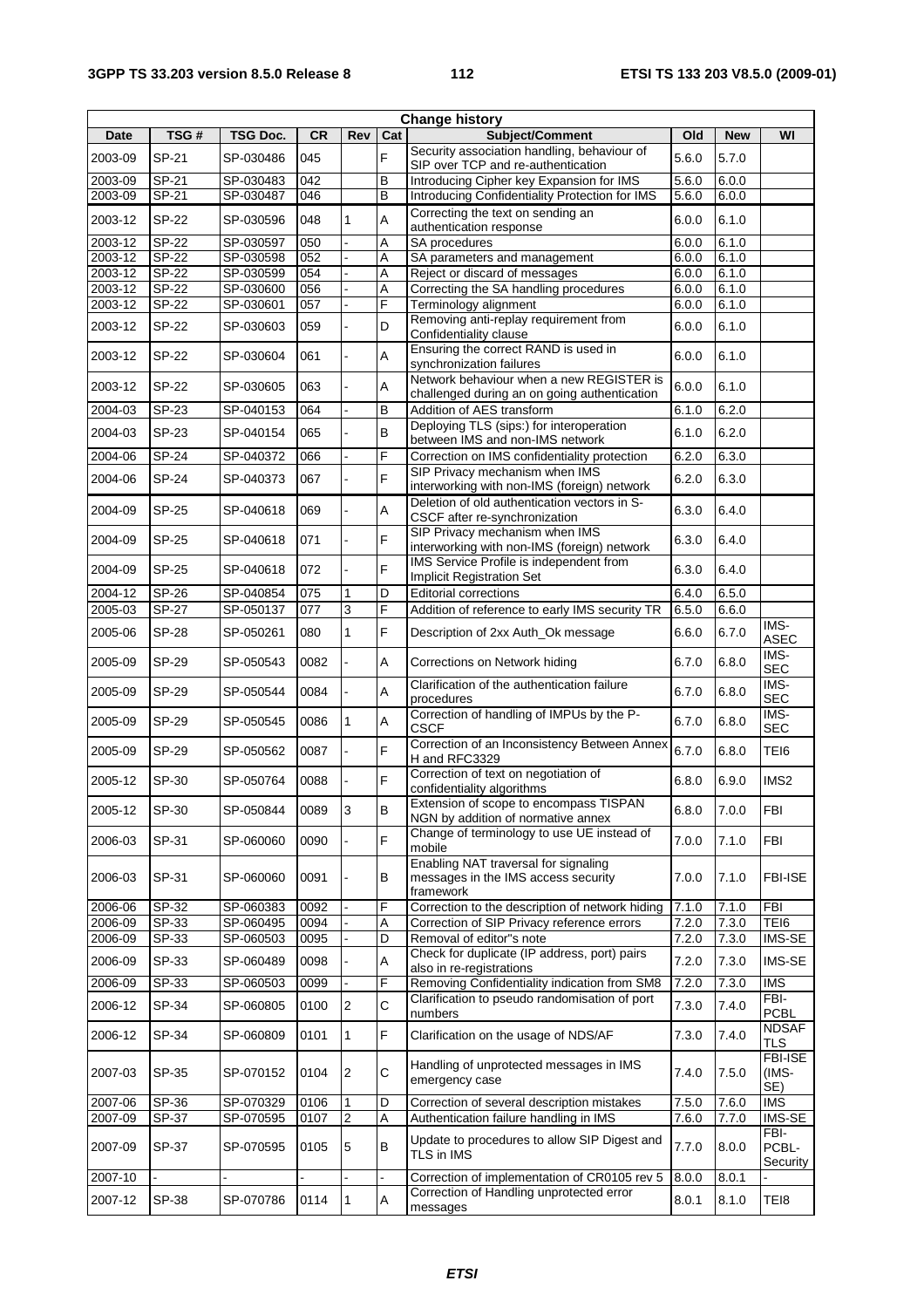| Change history | | | | | | | | | |
|---|---|---|---|---|---|---|---|---|---|
| Date | TSG # | TSG Doc. | CR | Rev | Cat | Subject/Comment | Old | New | WI |
| 2003-09 | SP-21 | SP-030486 | 045 | | F | Security association handling, behaviour of SIP over TCP and re-authentication | 5.6.0 | 5.7.0 | |
| 2003-09 | SP-21 | SP-030483 | 042 | | B | Introducing Cipher key Expansion for IMS | 5.6.0 | 6.0.0 | |
| 2003-09 | SP-21 | SP-030487 | 046 | | B | Introducing Confidentiality Protection for IMS | 5.6.0 | 6.0.0 | |
| 2003-12 | SP-22 | SP-030596 | 048 | 1 | A | Correcting the text on sending an authentication response | 6.0.0 | 6.1.0 | |
| 2003-12 | SP-22 | SP-030597 | 050 | - | A | SA procedures | 6.0.0 | 6.1.0 | |
| 2003-12 | SP-22 | SP-030598 | 052 | - | A | SA parameters and management | 6.0.0 | 6.1.0 | |
| 2003-12 | SP-22 | SP-030599 | 054 | - | A | Reject or discard of messages | 6.0.0 | 6.1.0 | |
| 2003-12 | SP-22 | SP-030600 | 056 | - | A | Correcting the SA handling procedures | 6.0.0 | 6.1.0 | |
| 2003-12 | SP-22 | SP-030601 | 057 | - | F | Terminology alignment | 6.0.0 | 6.1.0 | |
| 2003-12 | SP-22 | SP-030603 | 059 | - | D | Removing anti-replay requirement from Confidentiality clause | 6.0.0 | 6.1.0 | |
| 2003-12 | SP-22 | SP-030604 | 061 | - | A | Ensuring the correct RAND is used in synchronization failures | 6.0.0 | 6.1.0 | |
| 2003-12 | SP-22 | SP-030605 | 063 | - | A | Network behaviour when a new REGISTER is challenged during an on going authentication | 6.0.0 | 6.1.0 | |
| 2004-03 | SP-23 | SP-040153 | 064 | - | B | Addition of AES transform | 6.1.0 | 6.2.0 | |
| 2004-03 | SP-23 | SP-040154 | 065 | - | B | Deploying TLS (sips:) for interoperation between IMS and non-IMS network | 6.1.0 | 6.2.0 | |
| 2004-06 | SP-24 | SP-040372 | 066 | - | F | Correction on IMS confidentiality protection | 6.2.0 | 6.3.0 | |
| 2004-06 | SP-24 | SP-040373 | 067 | - | F | SIP Privacy mechanism when IMS interworking with non-IMS (foreign) network | 6.2.0 | 6.3.0 | |
| 2004-09 | SP-25 | SP-040618 | 069 | - | A | Deletion of old authentication vectors in S-CSCF after re-synchronization | 6.3.0 | 6.4.0 | |
| 2004-09 | SP-25 | SP-040618 | 071 | - | F | SIP Privacy mechanism when IMS interworking with non-IMS (foreign) network | 6.3.0 | 6.4.0 | |
| 2004-09 | SP-25 | SP-040618 | 072 | - | F | IMS Service Profile is independent from Implicit Registration Set | 6.3.0 | 6.4.0 | |
| 2004-12 | SP-26 | SP-040854 | 075 | 1 | D | Editorial corrections | 6.4.0 | 6.5.0 | |
| 2005-03 | SP-27 | SP-050137 | 077 | 3 | F | Addition of reference to early IMS security TR | 6.5.0 | 6.6.0 | |
| 2005-06 | SP-28 | SP-050261 | 080 | 1 | F | Description of 2xx Auth_Ok message | 6.6.0 | 6.7.0 | IMS-ASEC |
| 2005-09 | SP-29 | SP-050543 | 0082 | - | A | Corrections on Network hiding | 6.7.0 | 6.8.0 | IMS-SEC |
| 2005-09 | SP-29 | SP-050544 | 0084 | - | A | Clarification of the authentication failure procedures | 6.7.0 | 6.8.0 | IMS-SEC |
| 2005-09 | SP-29 | SP-050545 | 0086 | 1 | A | Correction of handling of IMPUs by the P-CSCF | 6.7.0 | 6.8.0 | IMS-SEC |
| 2005-09 | SP-29 | SP-050562 | 0087 | - | F | Correction of an Inconsistency Between Annex H and RFC3329 | 6.7.0 | 6.8.0 | TEI6 |
| 2005-12 | SP-30 | SP-050764 | 0088 | - | F | Correction of text on negotiation of confidentiality algorithms | 6.8.0 | 6.9.0 | IMS2 |
| 2005-12 | SP-30 | SP-050844 | 0089 | 3 | B | Extension of scope to encompass TISPAN NGN by addition of normative annex | 6.8.0 | 7.0.0 | FBI |
| 2006-03 | SP-31 | SP-060060 | 0090 | - | F | Change of terminology to use UE instead of mobile | 7.0.0 | 7.1.0 | FBI |
| 2006-03 | SP-31 | SP-060060 | 0091 | - | B | Enabling NAT traversal for signaling messages in the IMS access security framework | 7.0.0 | 7.1.0 | FBI-ISE |
| 2006-06 | SP-32 | SP-060383 | 0092 | - | F | Correction to the description of network hiding | 7.1.0 | 7.1.0 | FBI |
| 2006-09 | SP-33 | SP-060495 | 0094 | - | A | Correction of SIP Privacy reference errors | 7.2.0 | 7.3.0 | TEI6 |
| 2006-09 | SP-33 | SP-060503 | 0095 | - | D | Removal of editor"s note | 7.2.0 | 7.3.0 | IMS-SE |
| 2006-09 | SP-33 | SP-060489 | 0098 | - | A | Check for duplicate (IP address, port) pairs also in re-registrations | 7.2.0 | 7.3.0 | IMS-SE |
| 2006-09 | SP-33 | SP-060503 | 0099 | - | F | Removing Confidentiality indication from SM8 | 7.2.0 | 7.3.0 | IMS |
| 2006-12 | SP-34 | SP-060805 | 0100 | 2 | C | Clarification to pseudo randomisation of port numbers | 7.3.0 | 7.4.0 | FBI-PCBL |
| 2006-12 | SP-34 | SP-060809 | 0101 | 1 | F | Clarification on the usage of NDS/AF | 7.3.0 | 7.4.0 | NDSAF TLS |
| 2007-03 | SP-35 | SP-070152 | 0104 | 2 | C | Handling of unprotected messages in IMS emergency case | 7.4.0 | 7.5.0 | FBI-ISE (IMS-SE) |
| 2007-06 | SP-36 | SP-070329 | 0106 | 1 | D | Correction of several description mistakes | 7.5.0 | 7.6.0 | IMS |
| 2007-09 | SP-37 | SP-070595 | 0107 | 2 | A | Authentication failure handling in IMS | 7.6.0 | 7.7.0 | IMS-SE |
| 2007-09 | SP-37 | SP-070595 | 0105 | 5 | B | Update to procedures to allow SIP Digest and TLS in IMS | 7.7.0 | 8.0.0 | FBI-PCBL-Security |
| 2007-10 | - | - | - | - | - | Correction of implementation of CR0105 rev 5 | 8.0.0 | 8.0.1 | - |
| 2007-12 | SP-38 | SP-070786 | 0114 | 1 | A | Correction of Handling unprotected error messages | 8.0.1 | 8.1.0 | TEI8 |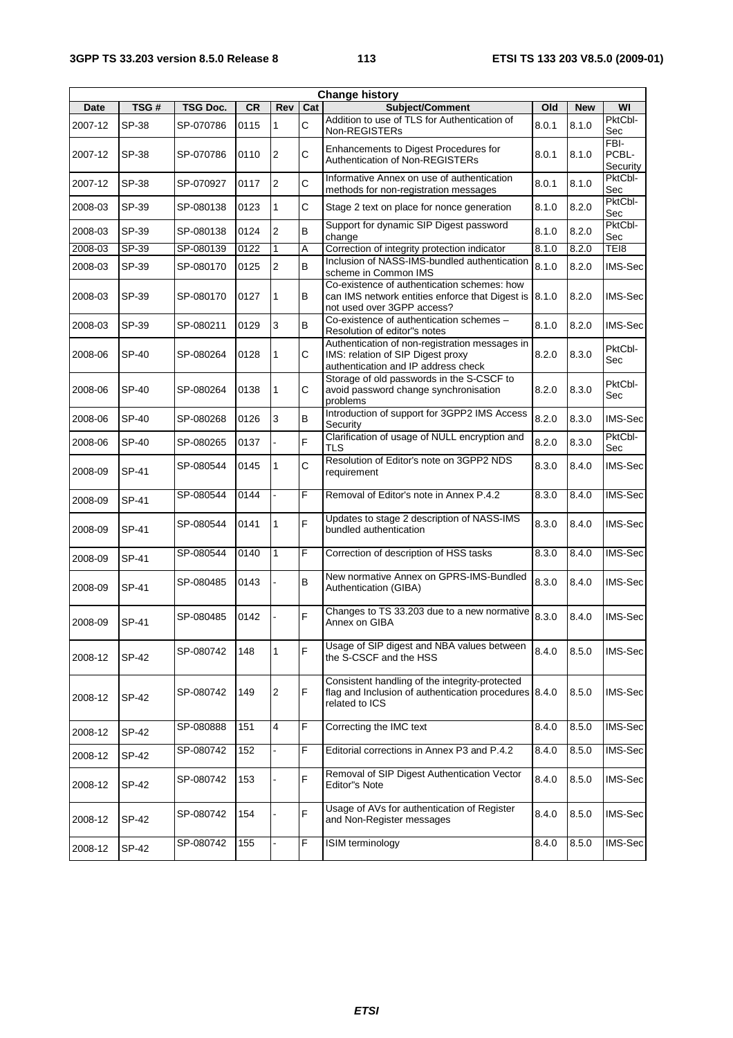| Change history | | | | | | | | | |
|---|---|---|---|---|---|---|---|---|---|
| Date | TSG # | TSG Doc. | CR | Rev | Cat | Subject/Comment | Old | New | WI |
| 2007-12 | SP-38 | SP-070786 | 0115 | 1 | C | Addition to use of TLS for Authentication of Non-REGISTERs | 8.0.1 | 8.1.0 | PktCbl-Sec |
| 2007-12 | SP-38 | SP-070786 | 0110 | 2 | C | Enhancements to Digest Procedures for Authentication of Non-REGISTERs | 8.0.1 | 8.1.0 | FBI-PCBL-Security |
| 2007-12 | SP-38 | SP-070927 | 0117 | 2 | C | Informative Annex on use of authentication methods for non-registration messages | 8.0.1 | 8.1.0 | PktCbl-Sec |
| 2008-03 | SP-39 | SP-080138 | 0123 | 1 | C | Stage 2 text on place for nonce generation | 8.1.0 | 8.2.0 | PktCbl-Sec |
| 2008-03 | SP-39 | SP-080138 | 0124 | 2 | B | Support for dynamic SIP Digest password change | 8.1.0 | 8.2.0 | PktCbl-Sec |
| 2008-03 | SP-39 | SP-080139 | 0122 | 1 | A | Correction of integrity protection indicator | 8.1.0 | 8.2.0 | TEI8 |
| 2008-03 | SP-39 | SP-080170 | 0125 | 2 | B | Inclusion of NASS-IMS-bundled authentication scheme in Common IMS | 8.1.0 | 8.2.0 | IMS-Sec |
| 2008-03 | SP-39 | SP-080170 | 0127 | 1 | B | Co-existence of authentication schemes: how can IMS network entities enforce that Digest is not used over 3GPP access? | 8.1.0 | 8.2.0 | IMS-Sec |
| 2008-03 | SP-39 | SP-080211 | 0129 | 3 | B | Co-existence of authentication schemes – Resolution of editor"s notes | 8.1.0 | 8.2.0 | IMS-Sec |
| 2008-06 | SP-40 | SP-080264 | 0128 | 1 | C | Authentication of non-registration messages in IMS: relation of SIP Digest proxy authentication and IP address check | 8.2.0 | 8.3.0 | PktCbl-Sec |
| 2008-06 | SP-40 | SP-080264 | 0138 | 1 | C | Storage of old passwords in the S-CSCF to avoid password change synchronisation problems | 8.2.0 | 8.3.0 | PktCbl-Sec |
| 2008-06 | SP-40 | SP-080268 | 0126 | 3 | B | Introduction of support for 3GPP2 IMS Access Security | 8.2.0 | 8.3.0 | IMS-Sec |
| 2008-06 | SP-40 | SP-080265 | 0137 | - | F | Clarification of usage of NULL encryption and TLS | 8.2.0 | 8.3.0 | PktCbl-Sec |
| 2008-09 | SP-41 | SP-080544 | 0145 | 1 | C | Resolution of Editor's note on 3GPP2 NDS requirement | 8.3.0 | 8.4.0 | IMS-Sec |
| 2008-09 | SP-41 | SP-080544 | 0144 | - | F | Removal of Editor's note in Annex P.4.2 | 8.3.0 | 8.4.0 | IMS-Sec |
| 2008-09 | SP-41 | SP-080544 | 0141 | 1 | F | Updates to stage 2 description of NASS-IMS bundled authentication | 8.3.0 | 8.4.0 | IMS-Sec |
| 2008-09 | SP-41 | SP-080544 | 0140 | 1 | F | Correction of description of HSS tasks | 8.3.0 | 8.4.0 | IMS-Sec |
| 2008-09 | SP-41 | SP-080485 | 0143 | - | B | New normative Annex on GPRS-IMS-Bundled Authentication (GIBA) | 8.3.0 | 8.4.0 | IMS-Sec |
| 2008-09 | SP-41 | SP-080485 | 0142 | - | F | Changes to TS 33.203 due to a new normative Annex on GIBA | 8.3.0 | 8.4.0 | IMS-Sec |
| 2008-12 | SP-42 | SP-080742 | 148 | 1 | F | Usage of SIP digest and NBA values between the S-CSCF and the HSS | 8.4.0 | 8.5.0 | IMS-Sec |
| 2008-12 | SP-42 | SP-080742 | 149 | 2 | F | Consistent handling of the integrity-protected flag and Inclusion of authentication procedures related to ICS | 8.4.0 | 8.5.0 | IMS-Sec |
| 2008-12 | SP-42 | SP-080888 | 151 | 4 | F | Correcting the IMC text | 8.4.0 | 8.5.0 | IMS-Sec |
| 2008-12 | SP-42 | SP-080742 | 152 | - | F | Editorial corrections in Annex P3 and P.4.2 | 8.4.0 | 8.5.0 | IMS-Sec |
| 2008-12 | SP-42 | SP-080742 | 153 | - | F | Removal of SIP Digest Authentication Vector Editor"s Note | 8.4.0 | 8.5.0 | IMS-Sec |
| 2008-12 | SP-42 | SP-080742 | 154 | - | F | Usage of AVs for authentication of Register and Non-Register messages | 8.4.0 | 8.5.0 | IMS-Sec |
| 2008-12 | SP-42 | SP-080742 | 155 | - | F | ISIM terminology | 8.4.0 | 8.5.0 | IMS-Sec |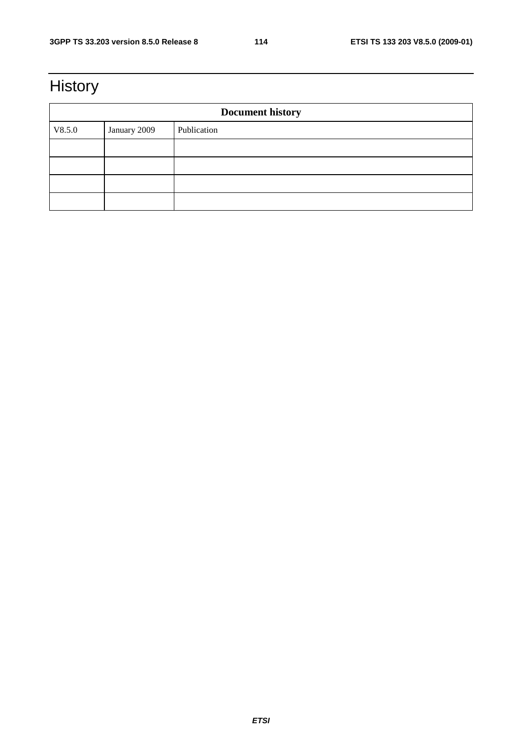# History

| Document history | | |
|---|---|---|
| V8.5.0 | January 2009 | Publication |
| | | |
| | | |
| | | |
| | | |